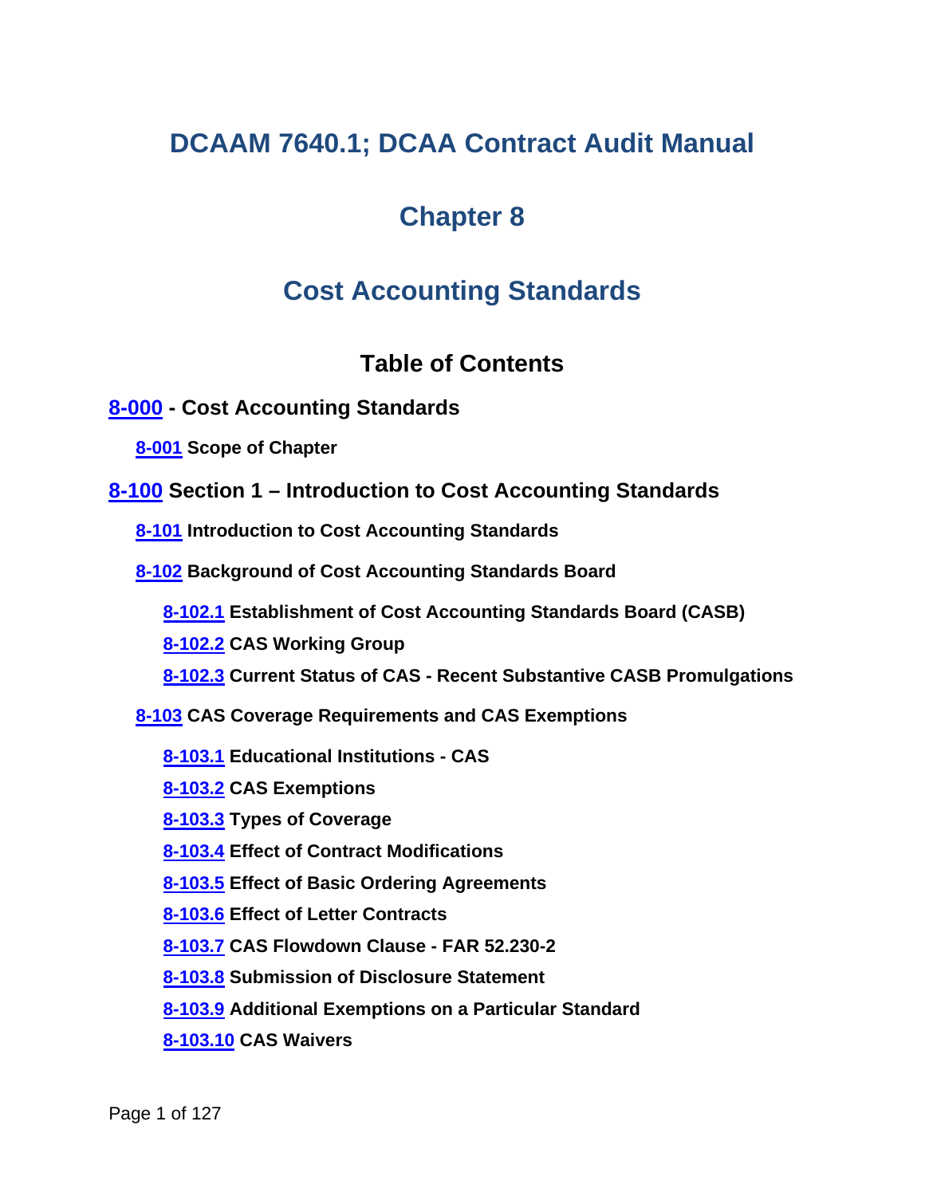# DCAAM 7640.1; DCAA Contract Audit Manual

# Chapter 8

# Cost Accounting Standards

## Table of Contents

**8-000 - Cost Accounting Standards**

- **8-001 Scope of Chapter**

**8-100 Section 1 – Introduction to Cost Accounting Standards**

- **8-101 Introduction to Cost Accounting Standards**
- **8-102 Background of Cost Accounting Standards Board**
  - **8-102.1 Establishment of Cost Accounting Standards Board (CASB)**
  - **8-102.2 CAS Working Group**
  - **8-102.3 Current Status of CAS - Recent Substantive CASB Promulgations**
- **8-103 CAS Coverage Requirements and CAS Exemptions**
  - **8-103.1 Educational Institutions - CAS**
  - **8-103.2 CAS Exemptions**
  - **8-103.3 Types of Coverage**
  - **8-103.4 Effect of Contract Modifications**
  - **8-103.5 Effect of Basic Ordering Agreements**
  - **8-103.6 Effect of Letter Contracts**
  - **8-103.7 CAS Flowdown Clause - FAR 52.230-2**
  - **8-103.8 Submission of Disclosure Statement**
  - **8-103.9 Additional Exemptions on a Particular Standard**
  - **8-103.10 CAS Waivers**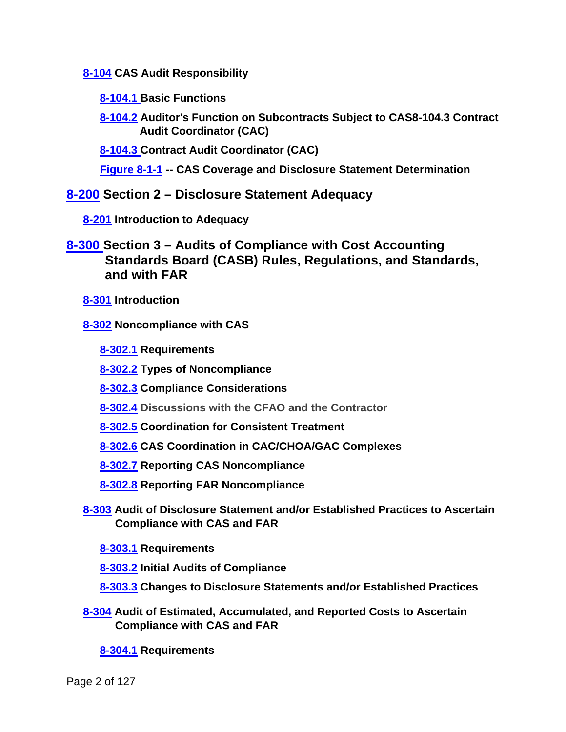**8-104 CAS Audit Responsibility**

**8-104.1 Basic Functions**

**8-104.2 Auditor's Function on Subcontracts Subject to CAS8-104.3 Contract Audit Coordinator (CAC)**

**8-104.3 Contract Audit Coordinator (CAC)**

**Figure 8-1-1 -- CAS Coverage and Disclosure Statement Determination**

## 8-200 Section 2 – Disclosure Statement Adequacy

**8-201 Introduction to Adequacy**

## 8-300 Section 3 – Audits of Compliance with Cost Accounting Standards Board (CASB) Rules, Regulations, and Standards, and with FAR

**8-301 Introduction**

**8-302 Noncompliance with CAS**

**8-302.1 Requirements**

**8-302.2 Types of Noncompliance**

**8-302.3 Compliance Considerations**

**8-302.4 Discussions with the CFAO and the Contractor**

**8-302.5 Coordination for Consistent Treatment**

**8-302.6 CAS Coordination in CAC/CHOA/GAC Complexes**

**8-302.7 Reporting CAS Noncompliance**

**8-302.8 Reporting FAR Noncompliance**

**8-303 Audit of Disclosure Statement and/or Established Practices to Ascertain Compliance with CAS and FAR**

**8-303.1 Requirements**

**8-303.2 Initial Audits of Compliance**

**8-303.3 Changes to Disclosure Statements and/or Established Practices**

**8-304 Audit of Estimated, Accumulated, and Reported Costs to Ascertain Compliance with CAS and FAR**

**8-304.1 Requirements**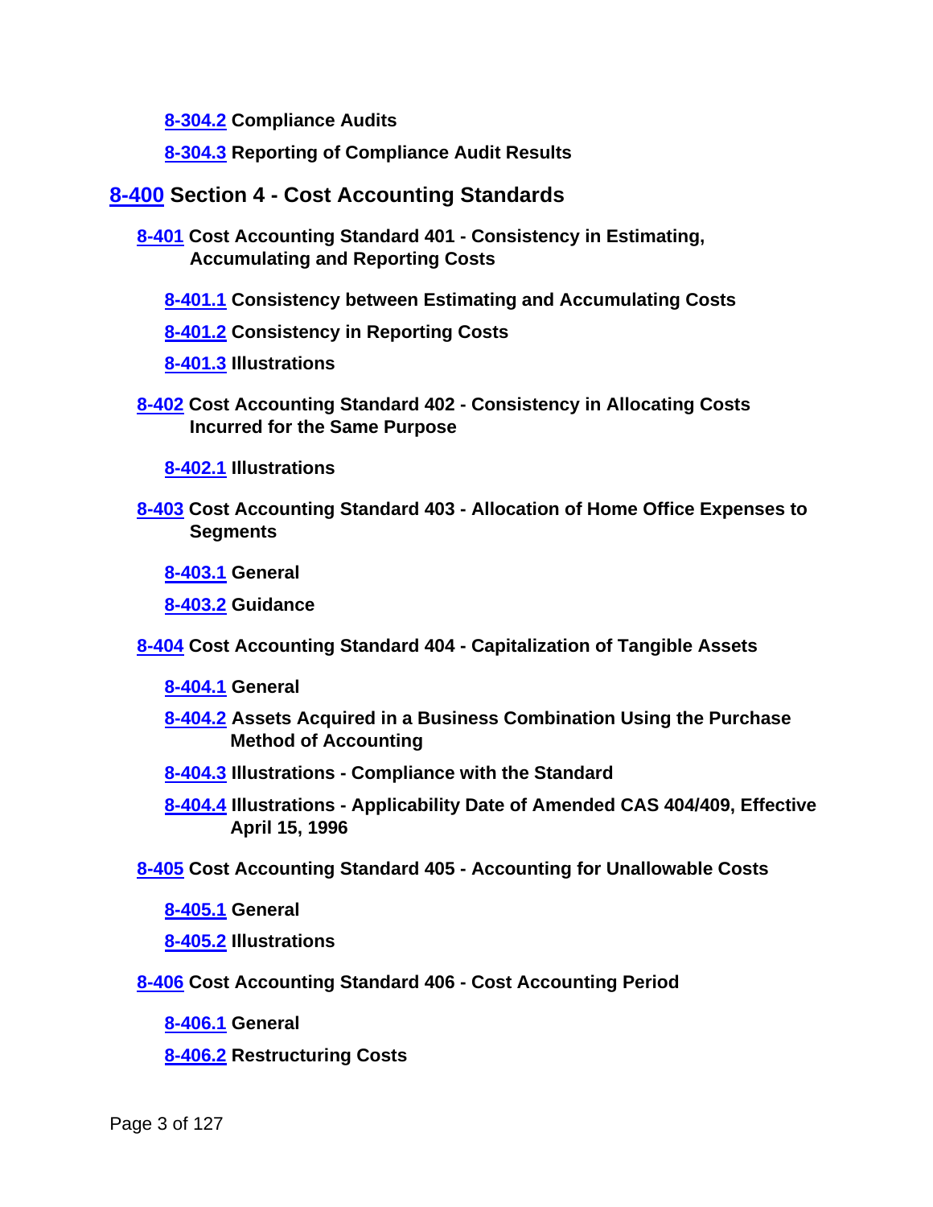**8-304.2 Compliance Audits**

**8-304.3 Reporting of Compliance Audit Results**

## 8-400 Section 4 - Cost Accounting Standards

**8-401 Cost Accounting Standard 401 - Consistency in Estimating, Accumulating and Reporting Costs**

**8-401.1 Consistency between Estimating and Accumulating Costs**

**8-401.2 Consistency in Reporting Costs**

**8-401.3 Illustrations**

**8-402 Cost Accounting Standard 402 - Consistency in Allocating Costs Incurred for the Same Purpose**

**8-402.1 Illustrations**

**8-403 Cost Accounting Standard 403 - Allocation of Home Office Expenses to Segments**

**8-403.1 General**

**8-403.2 Guidance**

**8-404 Cost Accounting Standard 404 - Capitalization of Tangible Assets**

**8-404.1 General**

**8-404.2 Assets Acquired in a Business Combination Using the Purchase Method of Accounting**

**8-404.3 Illustrations - Compliance with the Standard**

**8-404.4 Illustrations - Applicability Date of Amended CAS 404/409, Effective April 15, 1996**

**8-405 Cost Accounting Standard 405 - Accounting for Unallowable Costs**

**8-405.1 General**

**8-405.2 Illustrations**

**8-406 Cost Accounting Standard 406 - Cost Accounting Period**

**8-406.1 General**

**8-406.2 Restructuring Costs**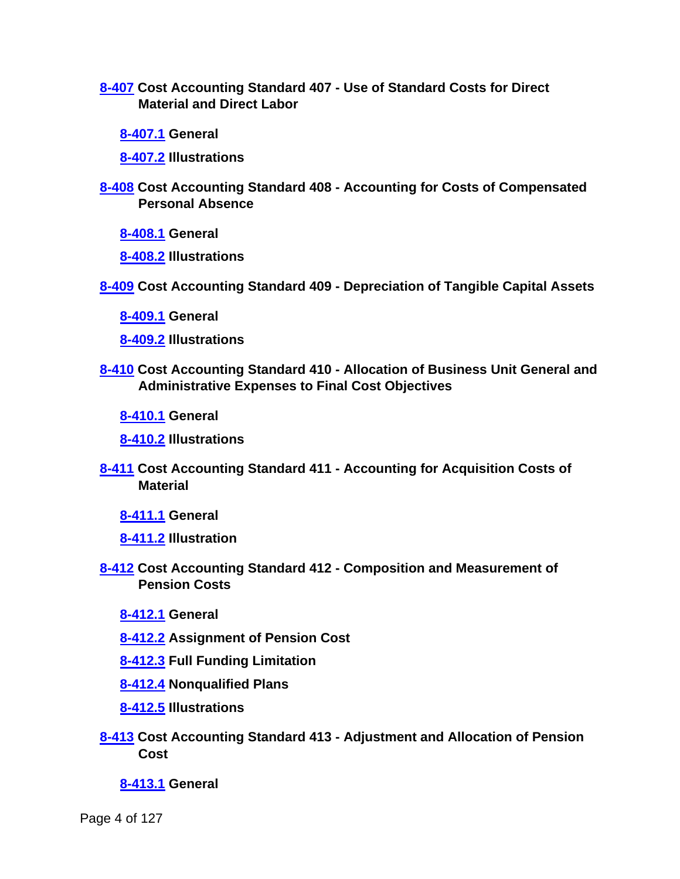**8-407 Cost Accounting Standard 407 - Use of Standard Costs for Direct Material and Direct Labor**

- **8-407.1 General**
- **8-407.2 Illustrations**

**8-408 Cost Accounting Standard 408 - Accounting for Costs of Compensated Personal Absence**

- **8-408.1 General**
- **8-408.2 Illustrations**

**8-409 Cost Accounting Standard 409 - Depreciation of Tangible Capital Assets**

- **8-409.1 General**
- **8-409.2 Illustrations**

**8-410 Cost Accounting Standard 410 - Allocation of Business Unit General and Administrative Expenses to Final Cost Objectives**

- **8-410.1 General**
- **8-410.2 Illustrations**

**8-411 Cost Accounting Standard 411 - Accounting for Acquisition Costs of Material**

- **8-411.1 General**
- **8-411.2 Illustration**

**8-412 Cost Accounting Standard 412 - Composition and Measurement of Pension Costs**

- **8-412.1 General**
- **8-412.2 Assignment of Pension Cost**
- **8-412.3 Full Funding Limitation**
- **8-412.4 Nonqualified Plans**
- **8-412.5 Illustrations**

**8-413 Cost Accounting Standard 413 - Adjustment and Allocation of Pension Cost**

- **8-413.1 General**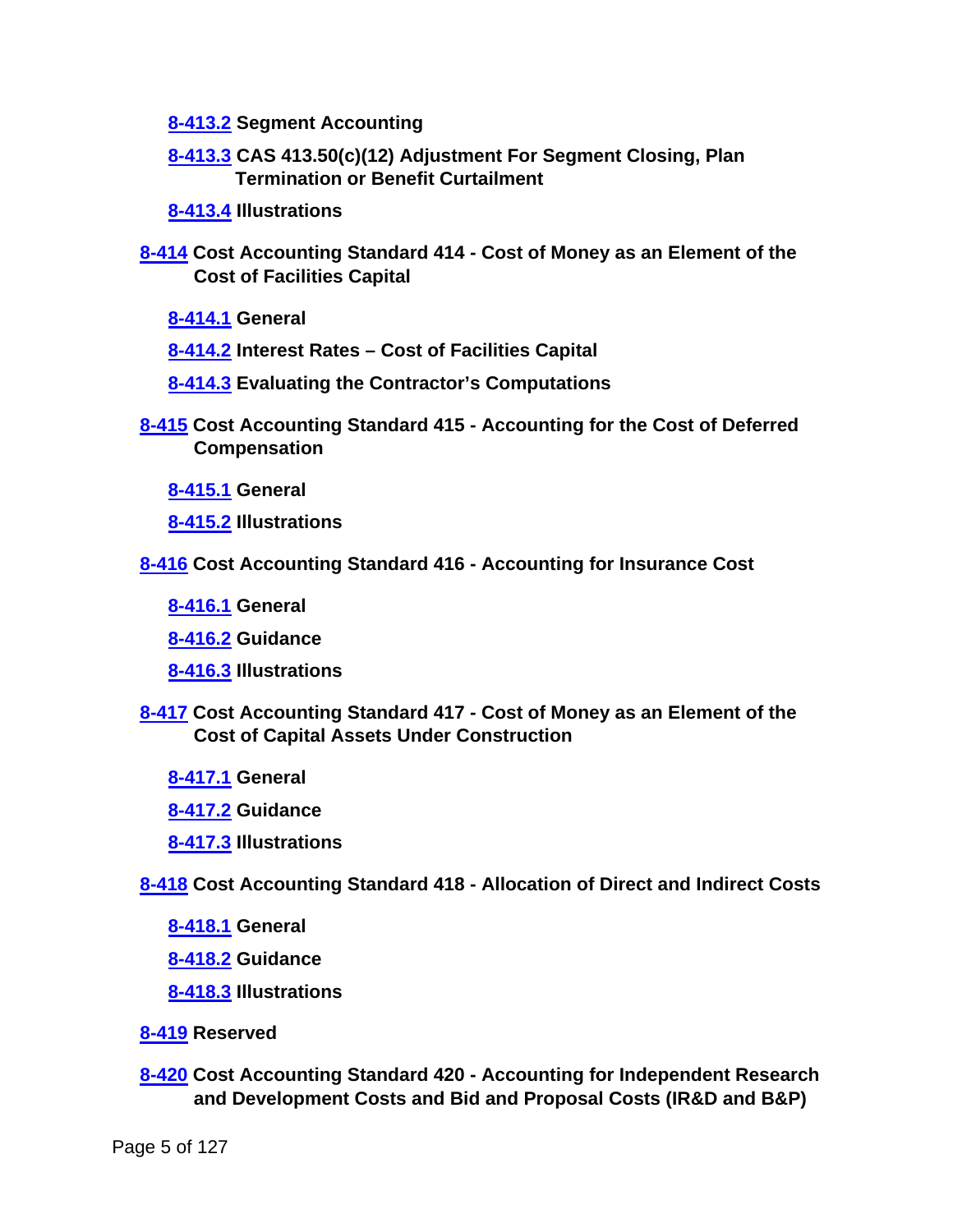**8-413.2 Segment Accounting**

**8-413.3 CAS 413.50(c)(12) Adjustment For Segment Closing, Plan Termination or Benefit Curtailment**

**8-413.4 Illustrations**

**8-414 Cost Accounting Standard 414 - Cost of Money as an Element of the Cost of Facilities Capital**

**8-414.1 General**

**8-414.2 Interest Rates – Cost of Facilities Capital**

**8-414.3 Evaluating the Contractor's Computations**

**8-415 Cost Accounting Standard 415 - Accounting for the Cost of Deferred Compensation**

**8-415.1 General**

**8-415.2 Illustrations**

**8-416 Cost Accounting Standard 416 - Accounting for Insurance Cost**

**8-416.1 General**

**8-416.2 Guidance**

**8-416.3 Illustrations**

**8-417 Cost Accounting Standard 417 - Cost of Money as an Element of the Cost of Capital Assets Under Construction**

**8-417.1 General**

**8-417.2 Guidance**

**8-417.3 Illustrations**

**8-418 Cost Accounting Standard 418 - Allocation of Direct and Indirect Costs**

**8-418.1 General**

**8-418.2 Guidance**

**8-418.3 Illustrations**

**8-419 Reserved**

**8-420 Cost Accounting Standard 420 - Accounting for Independent Research and Development Costs and Bid and Proposal Costs (IR&D and B&P)**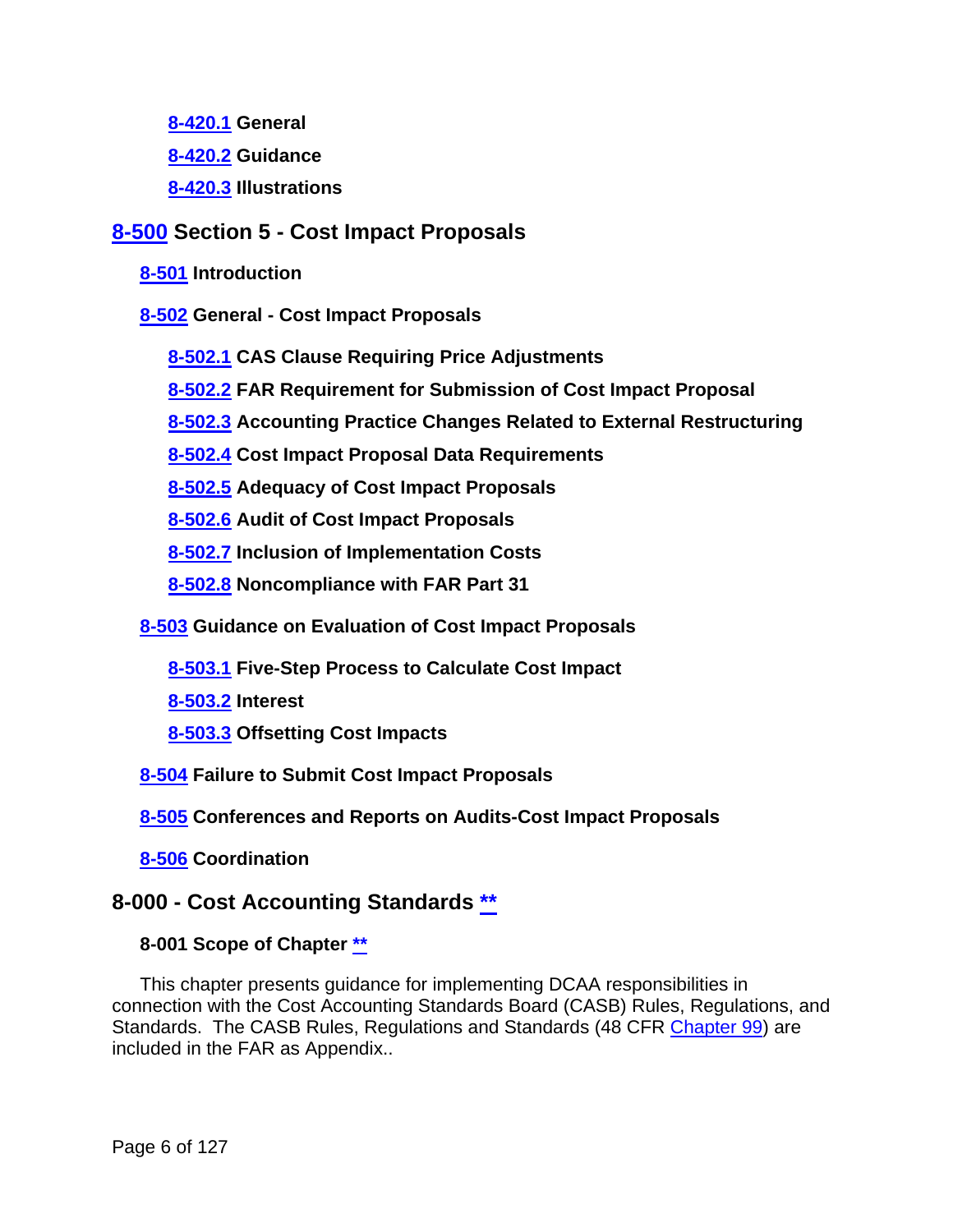[8-420.1](#) **General**

[8-420.2](#) **Guidance**

[8-420.3](#) **Illustrations**

## [8-500](#) Section 5 - Cost Impact Proposals

**[8-501](#) Introduction**

**[8-502](#) General - Cost Impact Proposals**

[8-502.1](#) **CAS Clause Requiring Price Adjustments**

[8-502.2](#) **FAR Requirement for Submission of Cost Impact Proposal**

[8-502.3](#) **Accounting Practice Changes Related to External Restructuring**

[8-502.4](#) **Cost Impact Proposal Data Requirements**

[8-502.5](#) **Adequacy of Cost Impact Proposals**

[8-502.6](#) **Audit of Cost Impact Proposals**

[8-502.7](#) **Inclusion of Implementation Costs**

[8-502.8](#) **Noncompliance with FAR Part 31**

**[8-503](#) Guidance on Evaluation of Cost Impact Proposals**

[8-503.1](#) **Five-Step Process to Calculate Cost Impact**

[8-503.2](#) **Interest**

[8-503.3](#) **Offsetting Cost Impacts**

**[8-504](#) Failure to Submit Cost Impact Proposals**

**[8-505](#) Conferences and Reports on Audits-Cost Impact Proposals**

**[8-506](#) Coordination**

## 8-000 - Cost Accounting Standards [**](#)

### 8-001 Scope of Chapter [**](#)

This chapter presents guidance for implementing DCAA responsibilities in connection with the Cost Accounting Standards Board (CASB) Rules, Regulations, and Standards. The CASB Rules, Regulations and Standards (48 CFR [Chapter 99](#)) are included in the FAR as Appendix..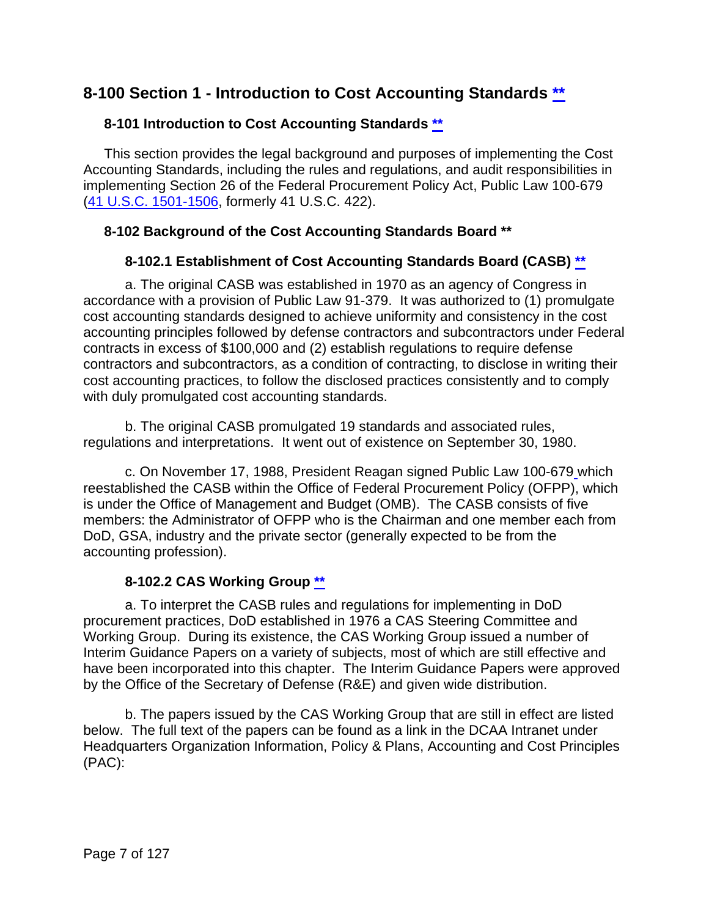# 8-100 Section 1 - Introduction to Cost Accounting Standards **

## 8-101 Introduction to Cost Accounting Standards **

This section provides the legal background and purposes of implementing the Cost Accounting Standards, including the rules and regulations, and audit responsibilities in implementing Section 26 of the Federal Procurement Policy Act, Public Law 100-679 (41 U.S.C. 1501-1506, formerly 41 U.S.C. 422).

## 8-102 Background of the Cost Accounting Standards Board **

### 8-102.1 Establishment of Cost Accounting Standards Board (CASB) **

a. The original CASB was established in 1970 as an agency of Congress in accordance with a provision of Public Law 91-379. It was authorized to (1) promulgate cost accounting standards designed to achieve uniformity and consistency in the cost accounting principles followed by defense contractors and subcontractors under Federal contracts in excess of $100,000 and (2) establish regulations to require defense contractors and subcontractors, as a condition of contracting, to disclose in writing their cost accounting practices, to follow the disclosed practices consistently and to comply with duly promulgated cost accounting standards.

b. The original CASB promulgated 19 standards and associated rules, regulations and interpretations. It went out of existence on September 30, 1980.

c. On November 17, 1988, President Reagan signed Public Law 100-679 which reestablished the CASB within the Office of Federal Procurement Policy (OFPP), which is under the Office of Management and Budget (OMB). The CASB consists of five members: the Administrator of OFPP who is the Chairman and one member each from DoD, GSA, industry and the private sector (generally expected to be from the accounting profession).

### 8-102.2 CAS Working Group **

a. To interpret the CASB rules and regulations for implementing in DoD procurement practices, DoD established in 1976 a CAS Steering Committee and Working Group. During its existence, the CAS Working Group issued a number of Interim Guidance Papers on a variety of subjects, most of which are still effective and have been incorporated into this chapter. The Interim Guidance Papers were approved by the Office of the Secretary of Defense (R&E) and given wide distribution.

b. The papers issued by the CAS Working Group that are still in effect are listed below. The full text of the papers can be found as a link in the DCAA Intranet under Headquarters Organization Information, Policy & Plans, Accounting and Cost Principles (PAC):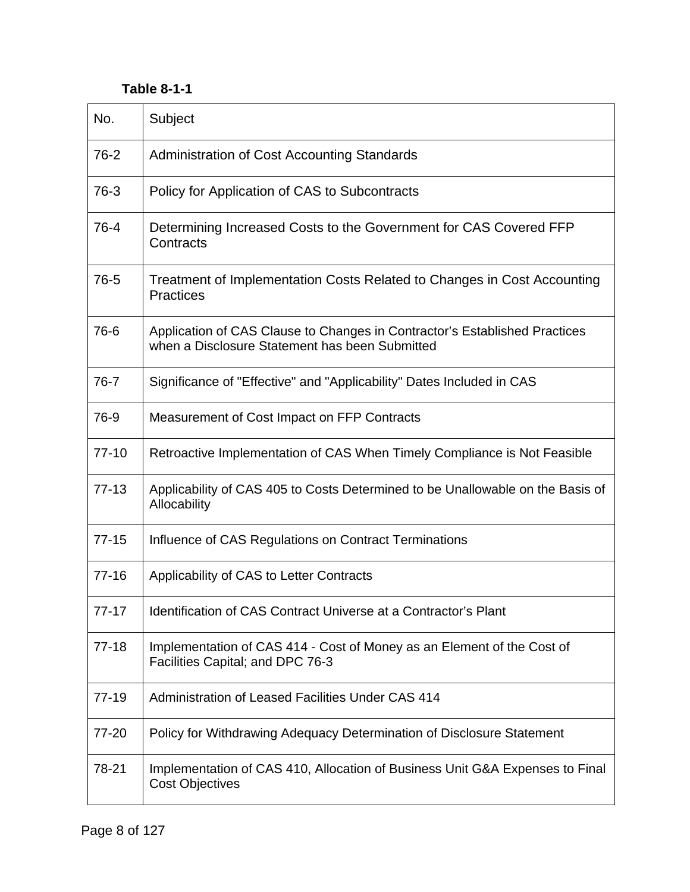**Table 8-1-1**

| No. | Subject |
|---|---|
| 76-2 | Administration of Cost Accounting Standards |
| 76-3 | Policy for Application of CAS to Subcontracts |
| 76-4 | Determining Increased Costs to the Government for CAS Covered FFP Contracts |
| 76-5 | Treatment of Implementation Costs Related to Changes in Cost Accounting Practices |
| 76-6 | Application of CAS Clause to Changes in Contractor's Established Practices when a Disclosure Statement has been Submitted |
| 76-7 | Significance of "Effective" and "Applicability" Dates Included in CAS |
| 76-9 | Measurement of Cost Impact on FFP Contracts |
| 77-10 | Retroactive Implementation of CAS When Timely Compliance is Not Feasible |
| 77-13 | Applicability of CAS 405 to Costs Determined to be Unallowable on the Basis of Allocability |
| 77-15 | Influence of CAS Regulations on Contract Terminations |
| 77-16 | Applicability of CAS to Letter Contracts |
| 77-17 | Identification of CAS Contract Universe at a Contractor's Plant |
| 77-18 | Implementation of CAS 414 - Cost of Money as an Element of the Cost of Facilities Capital; and DPC 76-3 |
| 77-19 | Administration of Leased Facilities Under CAS 414 |
| 77-20 | Policy for Withdrawing Adequacy Determination of Disclosure Statement |
| 78-21 | Implementation of CAS 410, Allocation of Business Unit G&A Expenses to Final Cost Objectives |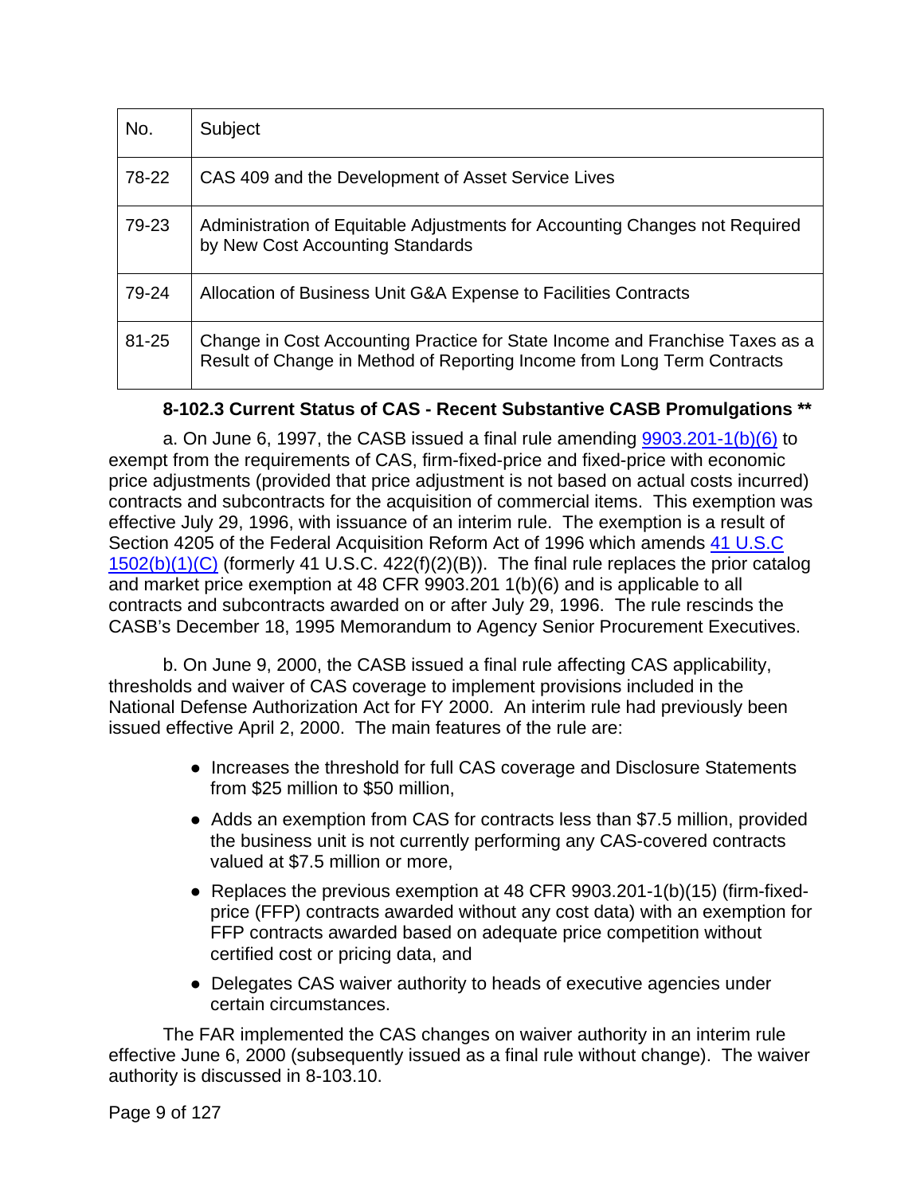| No. | Subject |
|---|---|
| 78-22 | CAS 409 and the Development of Asset Service Lives |
| 79-23 | Administration of Equitable Adjustments for Accounting Changes not Required by New Cost Accounting Standards |
| 79-24 | Allocation of Business Unit G&A Expense to Facilities Contracts |
| 81-25 | Change in Cost Accounting Practice for State Income and Franchise Taxes as a Result of Change in Method of Reporting Income from Long Term Contracts |

### 8-102.3 Current Status of CAS - Recent Substantive CASB Promulgations **

a. On June 6, 1997, the CASB issued a final rule amending 9903.201-1(b)(6) to exempt from the requirements of CAS, firm-fixed-price and fixed-price with economic price adjustments (provided that price adjustment is not based on actual costs incurred) contracts and subcontracts for the acquisition of commercial items. This exemption was effective July 29, 1996, with issuance of an interim rule. The exemption is a result of Section 4205 of the Federal Acquisition Reform Act of 1996 which amends 41 U.S.C 1502(b)(1)(C) (formerly 41 U.S.C. 422(f)(2)(B)). The final rule replaces the prior catalog and market price exemption at 48 CFR 9903.201 1(b)(6) and is applicable to all contracts and subcontracts awarded on or after July 29, 1996. The rule rescinds the CASB's December 18, 1995 Memorandum to Agency Senior Procurement Executives.

b. On June 9, 2000, the CASB issued a final rule affecting CAS applicability, thresholds and waiver of CAS coverage to implement provisions included in the National Defense Authorization Act for FY 2000. An interim rule had previously been issued effective April 2, 2000. The main features of the rule are:

- Increases the threshold for full CAS coverage and Disclosure Statements from $25 million to $50 million,
- Adds an exemption from CAS for contracts less than $7.5 million, provided the business unit is not currently performing any CAS-covered contracts valued at $7.5 million or more,
- Replaces the previous exemption at 48 CFR 9903.201-1(b)(15) (firm-fixed-price (FFP) contracts awarded without any cost data) with an exemption for FFP contracts awarded based on adequate price competition without certified cost or pricing data, and
- Delegates CAS waiver authority to heads of executive agencies under certain circumstances.

The FAR implemented the CAS changes on waiver authority in an interim rule effective June 6, 2000 (subsequently issued as a final rule without change). The waiver authority is discussed in 8-103.10.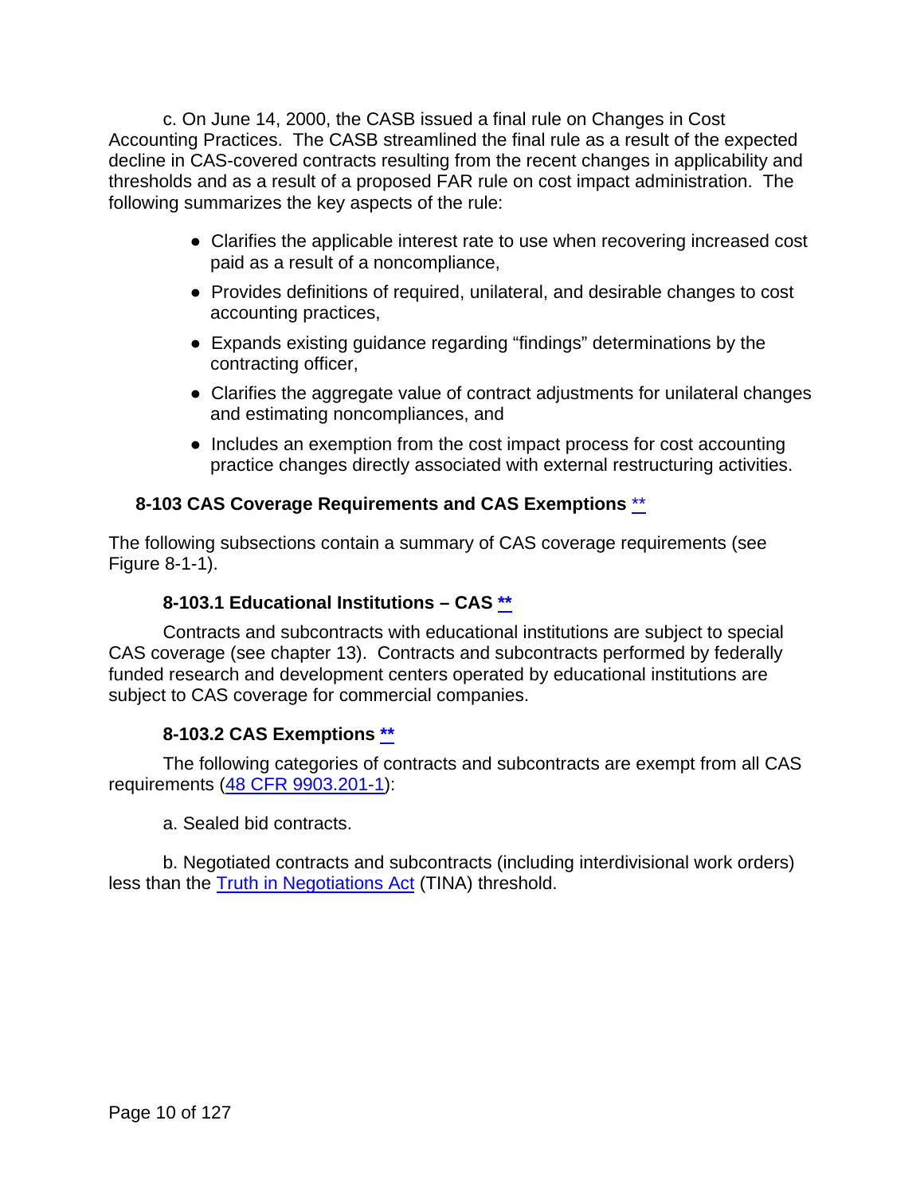c. On June 14, 2000, the CASB issued a final rule on Changes in Cost Accounting Practices. The CASB streamlined the final rule as a result of the expected decline in CAS-covered contracts resulting from the recent changes in applicability and thresholds and as a result of a proposed FAR rule on cost impact administration. The following summarizes the key aspects of the rule:

- Clarifies the applicable interest rate to use when recovering increased cost paid as a result of a noncompliance,
- Provides definitions of required, unilateral, and desirable changes to cost accounting practices,
- Expands existing guidance regarding "findings" determinations by the contracting officer,
- Clarifies the aggregate value of contract adjustments for unilateral changes and estimating noncompliances, and
- Includes an exemption from the cost impact process for cost accounting practice changes directly associated with external restructuring activities.

## 8-103 CAS Coverage Requirements and CAS Exemptions **

The following subsections contain a summary of CAS coverage requirements (see Figure 8-1-1).

### 8-103.1 Educational Institutions – CAS **

Contracts and subcontracts with educational institutions are subject to special CAS coverage (see chapter 13). Contracts and subcontracts performed by federally funded research and development centers operated by educational institutions are subject to CAS coverage for commercial companies.

### 8-103.2 CAS Exemptions **

The following categories of contracts and subcontracts are exempt from all CAS requirements (48 CFR 9903.201-1):

a. Sealed bid contracts.

b. Negotiated contracts and subcontracts (including interdivisional work orders) less than the Truth in Negotiations Act (TINA) threshold.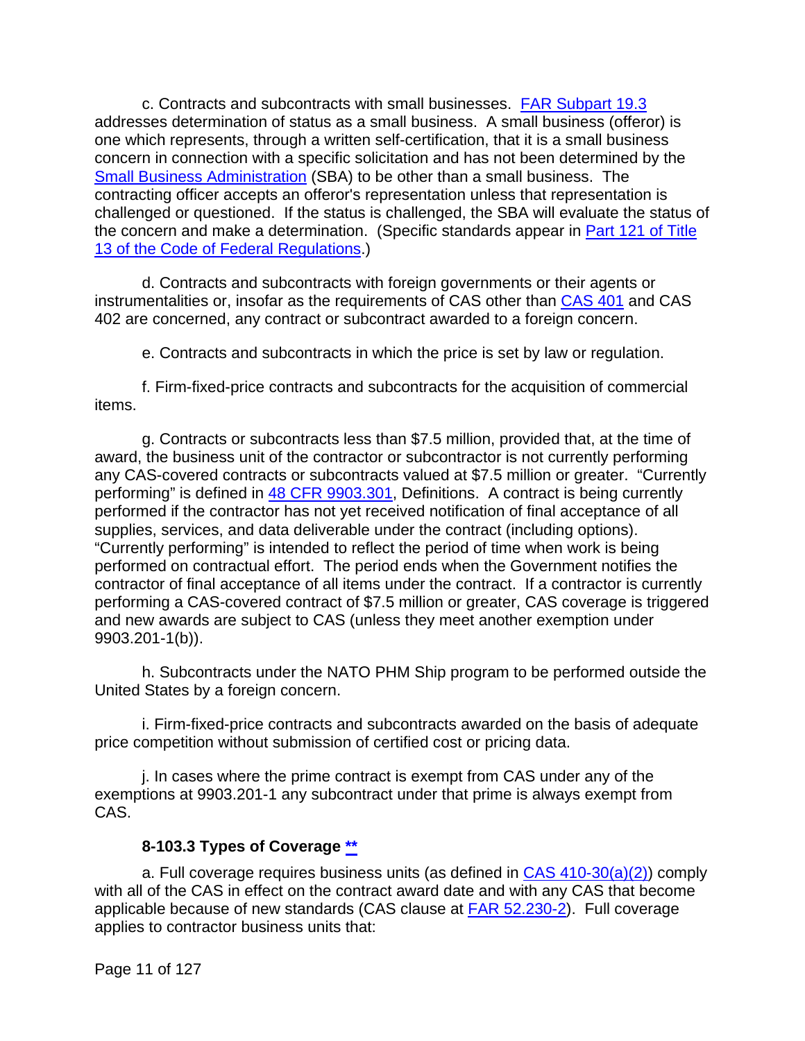c. Contracts and subcontracts with small businesses. FAR Subpart 19.3 addresses determination of status as a small business. A small business (offeror) is one which represents, through a written self-certification, that it is a small business concern in connection with a specific solicitation and has not been determined by the Small Business Administration (SBA) to be other than a small business. The contracting officer accepts an offeror's representation unless that representation is challenged or questioned. If the status is challenged, the SBA will evaluate the status of the concern and make a determination. (Specific standards appear in Part 121 of Title 13 of the Code of Federal Regulations.)

d. Contracts and subcontracts with foreign governments or their agents or instrumentalities or, insofar as the requirements of CAS other than CAS 401 and CAS 402 are concerned, any contract or subcontract awarded to a foreign concern.

e. Contracts and subcontracts in which the price is set by law or regulation.

f. Firm-fixed-price contracts and subcontracts for the acquisition of commercial items.

g. Contracts or subcontracts less than $7.5 million, provided that, at the time of award, the business unit of the contractor or subcontractor is not currently performing any CAS-covered contracts or subcontracts valued at $7.5 million or greater. "Currently performing" is defined in 48 CFR 9903.301, Definitions. A contract is being currently performed if the contractor has not yet received notification of final acceptance of all supplies, services, and data deliverable under the contract (including options). "Currently performing" is intended to reflect the period of time when work is being performed on contractual effort. The period ends when the Government notifies the contractor of final acceptance of all items under the contract. If a contractor is currently performing a CAS-covered contract of $7.5 million or greater, CAS coverage is triggered and new awards are subject to CAS (unless they meet another exemption under 9903.201-1(b)).

h. Subcontracts under the NATO PHM Ship program to be performed outside the United States by a foreign concern.

i. Firm-fixed-price contracts and subcontracts awarded on the basis of adequate price competition without submission of certified cost or pricing data.

j. In cases where the prime contract is exempt from CAS under any of the exemptions at 9903.201-1 any subcontract under that prime is always exempt from CAS.

### 8-103.3 Types of Coverage **

a. Full coverage requires business units (as defined in CAS 410-30(a)(2)) comply with all of the CAS in effect on the contract award date and with any CAS that become applicable because of new standards (CAS clause at FAR 52.230-2). Full coverage applies to contractor business units that: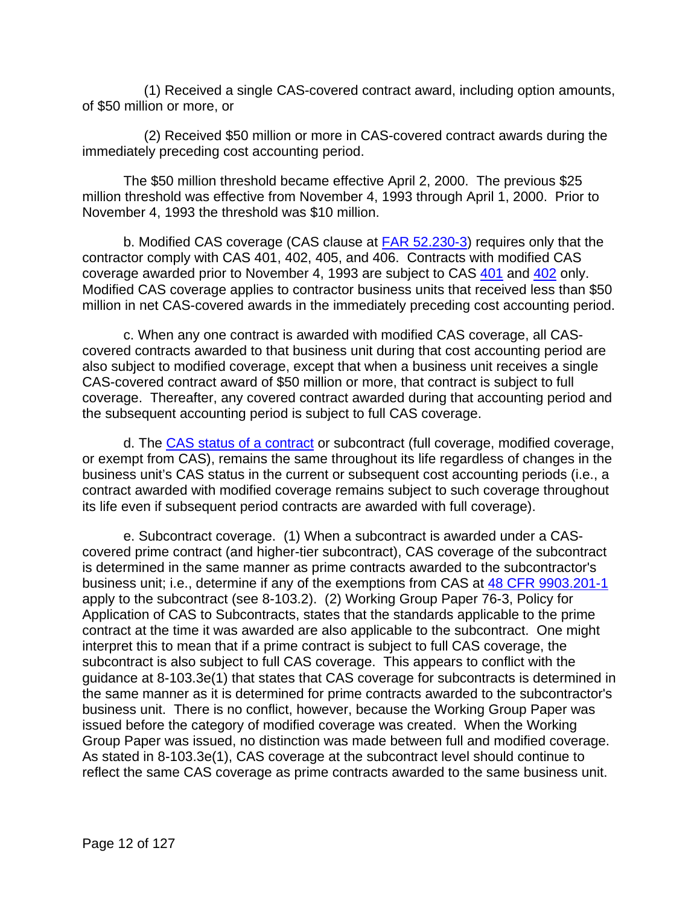(1) Received a single CAS-covered contract award, including option amounts, of $50 million or more, or

(2) Received $50 million or more in CAS-covered contract awards during the immediately preceding cost accounting period.

The $50 million threshold became effective April 2, 2000. The previous $25 million threshold was effective from November 4, 1993 through April 1, 2000. Prior to November 4, 1993 the threshold was $10 million.

b. Modified CAS coverage (CAS clause at [FAR 52.230-3](FAR 52.230-3)) requires only that the contractor comply with CAS 401, 402, 405, and 406. Contracts with modified CAS coverage awarded prior to November 4, 1993 are subject to CAS [401](401) and [402](402) only. Modified CAS coverage applies to contractor business units that received less than $50 million in net CAS-covered awards in the immediately preceding cost accounting period.

c. When any one contract is awarded with modified CAS coverage, all CAS-covered contracts awarded to that business unit during that cost accounting period are also subject to modified coverage, except that when a business unit receives a single CAS-covered contract award of $50 million or more, that contract is subject to full coverage. Thereafter, any covered contract awarded during that accounting period and the subsequent accounting period is subject to full CAS coverage.

d. The [CAS status of a contract](CAS status of a contract) or subcontract (full coverage, modified coverage, or exempt from CAS), remains the same throughout its life regardless of changes in the business unit's CAS status in the current or subsequent cost accounting periods (i.e., a contract awarded with modified coverage remains subject to such coverage throughout its life even if subsequent period contracts are awarded with full coverage).

e. Subcontract coverage. (1) When a subcontract is awarded under a CAS-covered prime contract (and higher-tier subcontract), CAS coverage of the subcontract is determined in the same manner as prime contracts awarded to the subcontractor's business unit; i.e., determine if any of the exemptions from CAS at [48 CFR 9903.201-1](48 CFR 9903.201-1) apply to the subcontract (see 8-103.2). (2) Working Group Paper 76-3, Policy for Application of CAS to Subcontracts, states that the standards applicable to the prime contract at the time it was awarded are also applicable to the subcontract. One might interpret this to mean that if a prime contract is subject to full CAS coverage, the subcontract is also subject to full CAS coverage. This appears to conflict with the guidance at 8-103.3e(1) that states that CAS coverage for subcontracts is determined in the same manner as it is determined for prime contracts awarded to the subcontractor's business unit. There is no conflict, however, because the Working Group Paper was issued before the category of modified coverage was created. When the Working Group Paper was issued, no distinction was made between full and modified coverage. As stated in 8-103.3e(1), CAS coverage at the subcontract level should continue to reflect the same CAS coverage as prime contracts awarded to the same business unit.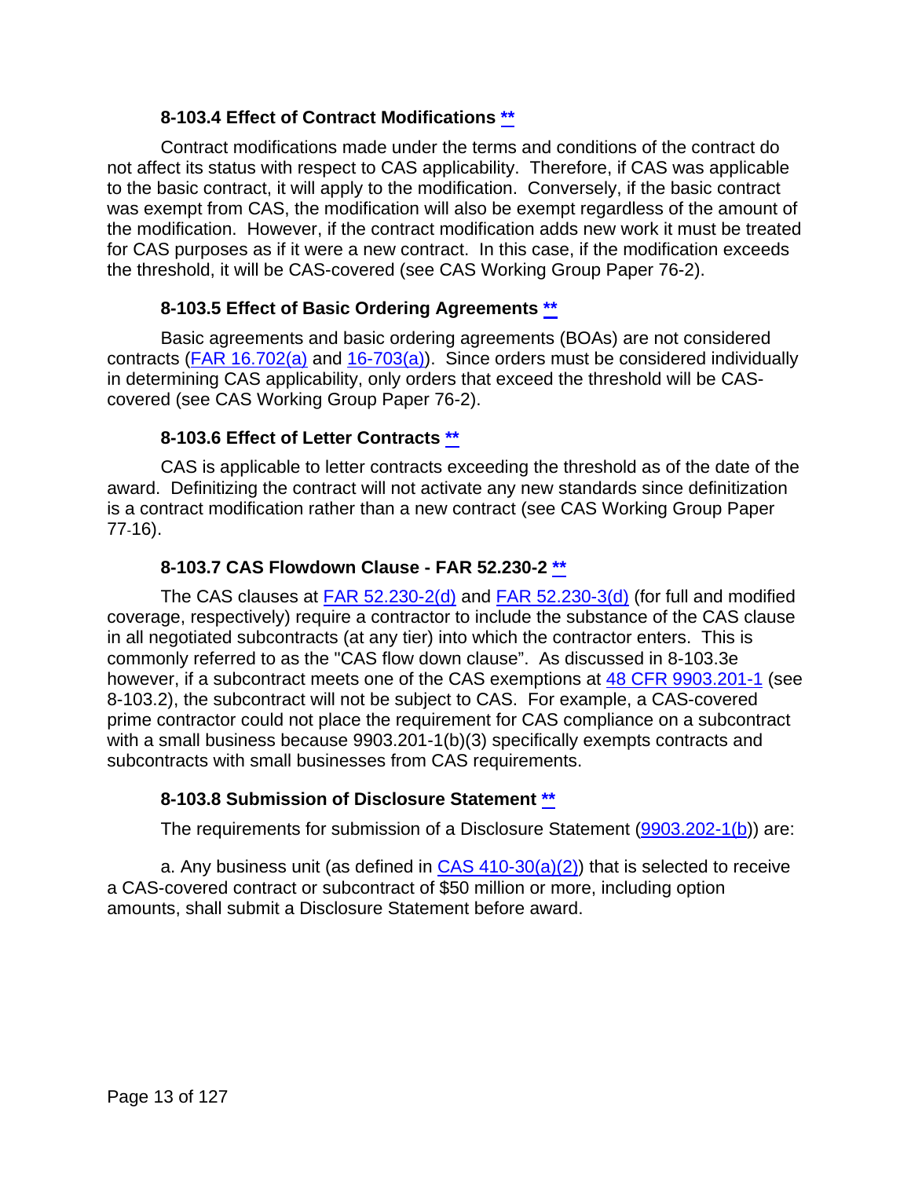#### 8-103.4 Effect of Contract Modifications **

Contract modifications made under the terms and conditions of the contract do not affect its status with respect to CAS applicability. Therefore, if CAS was applicable to the basic contract, it will apply to the modification. Conversely, if the basic contract was exempt from CAS, the modification will also be exempt regardless of the amount of the modification. However, if the contract modification adds new work it must be treated for CAS purposes as if it were a new contract. In this case, if the modification exceeds the threshold, it will be CAS-covered (see CAS Working Group Paper 76-2).

#### 8-103.5 Effect of Basic Ordering Agreements **

Basic agreements and basic ordering agreements (BOAs) are not considered contracts (FAR 16.702(a) and 16-703(a)). Since orders must be considered individually in determining CAS applicability, only orders that exceed the threshold will be CAS-covered (see CAS Working Group Paper 76-2).

#### 8-103.6 Effect of Letter Contracts **

CAS is applicable to letter contracts exceeding the threshold as of the date of the award. Definitizing the contract will not activate any new standards since definitization is a contract modification rather than a new contract (see CAS Working Group Paper 77-16).

#### 8-103.7 CAS Flowdown Clause - FAR 52.230-2 **

The CAS clauses at FAR 52.230-2(d) and FAR 52.230-3(d) (for full and modified coverage, respectively) require a contractor to include the substance of the CAS clause in all negotiated subcontracts (at any tier) into which the contractor enters. This is commonly referred to as the "CAS flow down clause". As discussed in 8-103.3e however, if a subcontract meets one of the CAS exemptions at 48 CFR 9903.201-1 (see 8-103.2), the subcontract will not be subject to CAS. For example, a CAS-covered prime contractor could not place the requirement for CAS compliance on a subcontract with a small business because 9903.201-1(b)(3) specifically exempts contracts and subcontracts with small businesses from CAS requirements.

#### 8-103.8 Submission of Disclosure Statement **

The requirements for submission of a Disclosure Statement (9903.202-1(b)) are:

a. Any business unit (as defined in CAS 410-30(a)(2)) that is selected to receive a CAS-covered contract or subcontract of $50 million or more, including option amounts, shall submit a Disclosure Statement before award.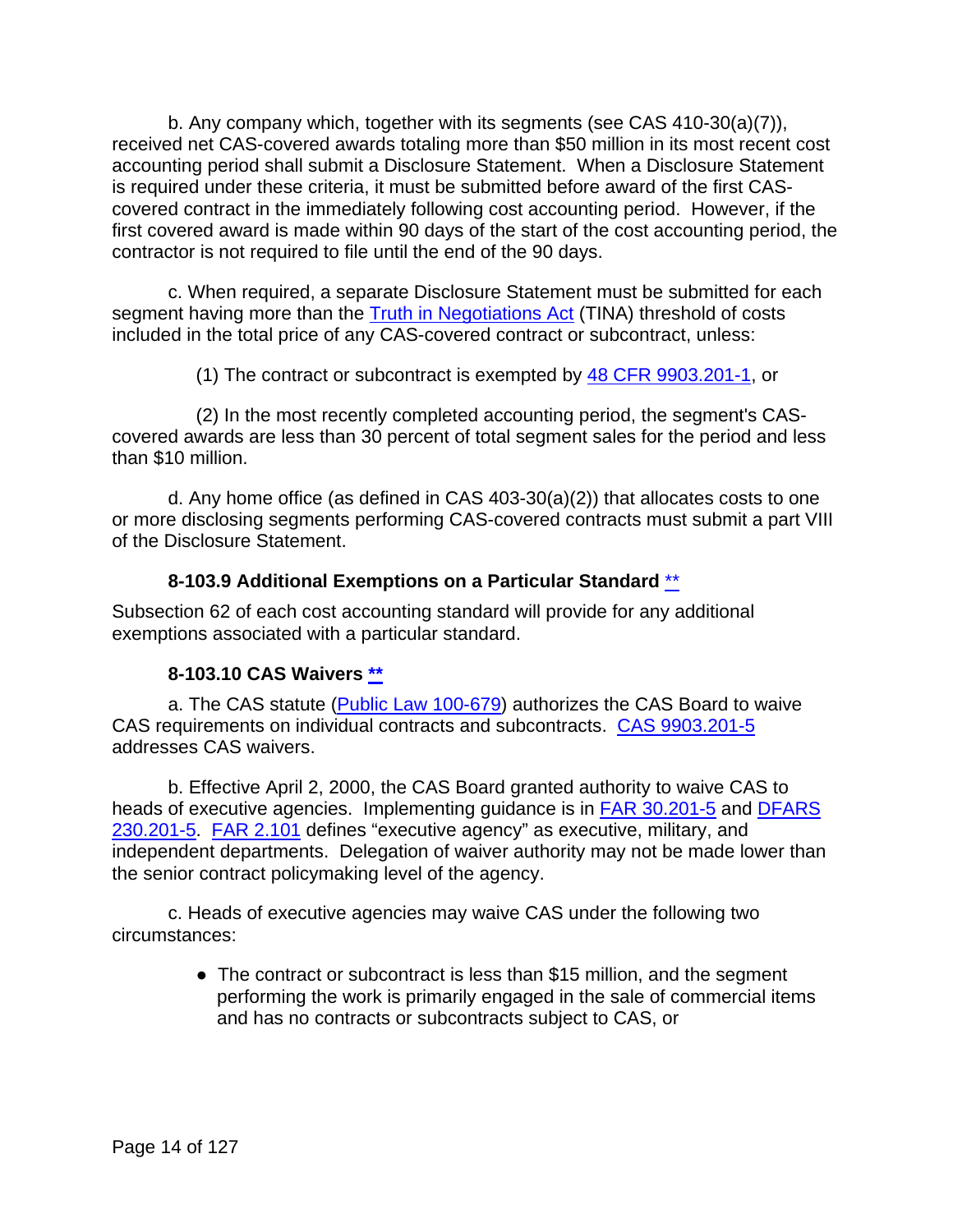b. Any company which, together with its segments (see CAS 410-30(a)(7)), received net CAS-covered awards totaling more than $50 million in its most recent cost accounting period shall submit a Disclosure Statement. When a Disclosure Statement is required under these criteria, it must be submitted before award of the first CAS-covered contract in the immediately following cost accounting period. However, if the first covered award is made within 90 days of the start of the cost accounting period, the contractor is not required to file until the end of the 90 days.

c. When required, a separate Disclosure Statement must be submitted for each segment having more than the [Truth in Negotiations Act](#) (TINA) threshold of costs included in the total price of any CAS-covered contract or subcontract, unless:

(1) The contract or subcontract is exempted by [48 CFR 9903.201-1](#), or

(2) In the most recently completed accounting period, the segment's CAS-covered awards are less than 30 percent of total segment sales for the period and less than $10 million.

d. Any home office (as defined in CAS 403-30(a)(2)) that allocates costs to one or more disclosing segments performing CAS-covered contracts must submit a part VIII of the Disclosure Statement.

#### 8-103.9 Additional Exemptions on a Particular Standard [**](#)

Subsection 62 of each cost accounting standard will provide for any additional exemptions associated with a particular standard.

#### 8-103.10 CAS Waivers [**](#)

a. The CAS statute ([Public Law 100-679](#)) authorizes the CAS Board to waive CAS requirements on individual contracts and subcontracts. [CAS 9903.201-5](#) addresses CAS waivers.

b. Effective April 2, 2000, the CAS Board granted authority to waive CAS to heads of executive agencies. Implementing guidance is in [FAR 30.201-5](#) and [DFARS 230.201-5](#). [FAR 2.101](#) defines "executive agency" as executive, military, and independent departments. Delegation of waiver authority may not be made lower than the senior contract policymaking level of the agency.

c. Heads of executive agencies may waive CAS under the following two circumstances:

- The contract or subcontract is less than $15 million, and the segment performing the work is primarily engaged in the sale of commercial items and has no contracts or subcontracts subject to CAS, or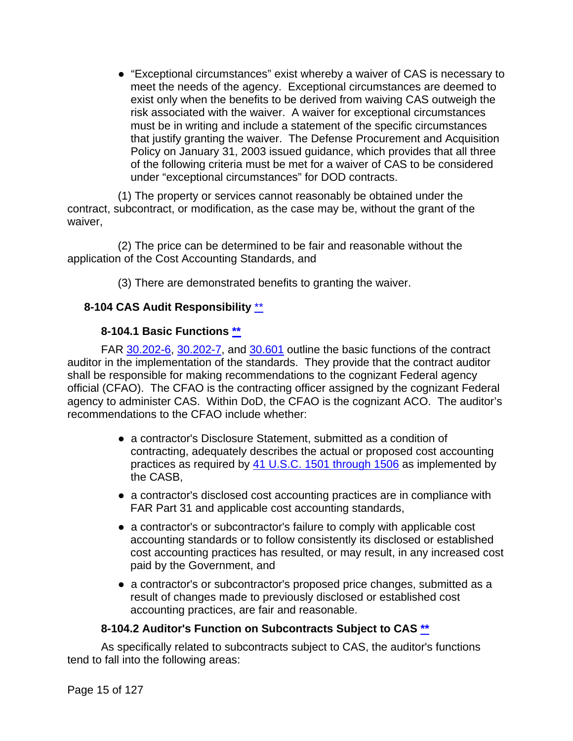- "Exceptional circumstances" exist whereby a waiver of CAS is necessary to meet the needs of the agency. Exceptional circumstances are deemed to exist only when the benefits to be derived from waiving CAS outweigh the risk associated with the waiver. A waiver for exceptional circumstances must be in writing and include a statement of the specific circumstances that justify granting the waiver. The Defense Procurement and Acquisition Policy on January 31, 2003 issued guidance, which provides that all three of the following criteria must be met for a waiver of CAS to be considered under "exceptional circumstances" for DOD contracts.

(1) The property or services cannot reasonably be obtained under the contract, subcontract, or modification, as the case may be, without the grant of the waiver,

(2) The price can be determined to be fair and reasonable without the application of the Cost Accounting Standards, and

(3) There are demonstrated benefits to granting the waiver.

## 8-104 CAS Audit Responsibility **

### 8-104.1 Basic Functions **

FAR 30.202-6, 30.202-7, and 30.601 outline the basic functions of the contract auditor in the implementation of the standards. They provide that the contract auditor shall be responsible for making recommendations to the cognizant Federal agency official (CFAO). The CFAO is the contracting officer assigned by the cognizant Federal agency to administer CAS. Within DoD, the CFAO is the cognizant ACO. The auditor's recommendations to the CFAO include whether:

- a contractor's Disclosure Statement, submitted as a condition of contracting, adequately describes the actual or proposed cost accounting practices as required by 41 U.S.C. 1501 through 1506 as implemented by the CASB,
- a contractor's disclosed cost accounting practices are in compliance with FAR Part 31 and applicable cost accounting standards,
- a contractor's or subcontractor's failure to comply with applicable cost accounting standards or to follow consistently its disclosed or established cost accounting practices has resulted, or may result, in any increased cost paid by the Government, and
- a contractor's or subcontractor's proposed price changes, submitted as a result of changes made to previously disclosed or established cost accounting practices, are fair and reasonable.

### 8-104.2 Auditor's Function on Subcontracts Subject to CAS **

As specifically related to subcontracts subject to CAS, the auditor's functions tend to fall into the following areas: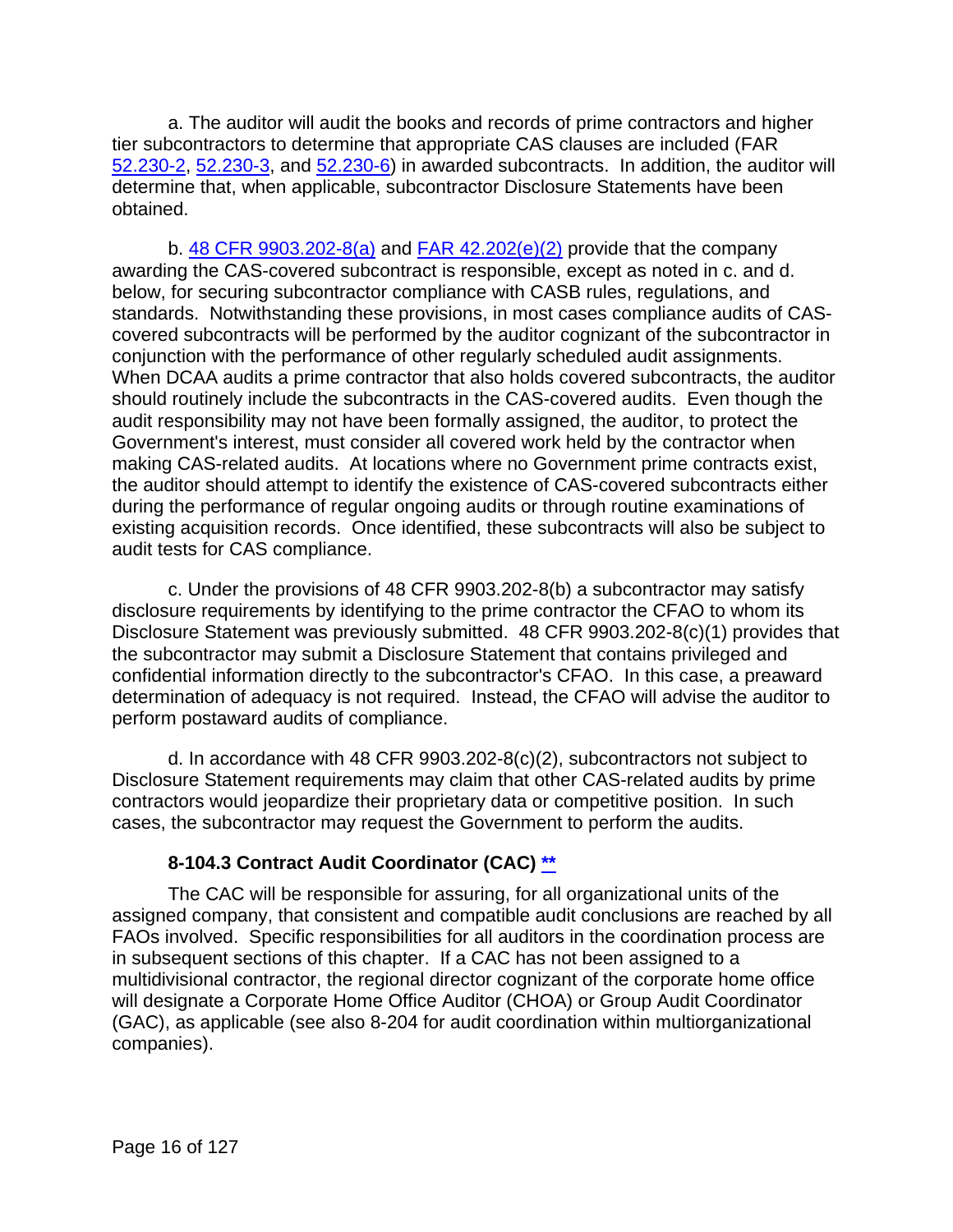a. The auditor will audit the books and records of prime contractors and higher tier subcontractors to determine that appropriate CAS clauses are included (FAR 52.230-2, 52.230-3, and 52.230-6) in awarded subcontracts. In addition, the auditor will determine that, when applicable, subcontractor Disclosure Statements have been obtained.

b. 48 CFR 9903.202-8(a) and FAR 42.202(e)(2) provide that the company awarding the CAS-covered subcontract is responsible, except as noted in c. and d. below, for securing subcontractor compliance with CASB rules, regulations, and standards. Notwithstanding these provisions, in most cases compliance audits of CAS-covered subcontracts will be performed by the auditor cognizant of the subcontractor in conjunction with the performance of other regularly scheduled audit assignments. When DCAA audits a prime contractor that also holds covered subcontracts, the auditor should routinely include the subcontracts in the CAS-covered audits. Even though the audit responsibility may not have been formally assigned, the auditor, to protect the Government's interest, must consider all covered work held by the contractor when making CAS-related audits. At locations where no Government prime contracts exist, the auditor should attempt to identify the existence of CAS-covered subcontracts either during the performance of regular ongoing audits or through routine examinations of existing acquisition records. Once identified, these subcontracts will also be subject to audit tests for CAS compliance.

c. Under the provisions of 48 CFR 9903.202-8(b) a subcontractor may satisfy disclosure requirements by identifying to the prime contractor the CFAO to whom its Disclosure Statement was previously submitted. 48 CFR 9903.202-8(c)(1) provides that the subcontractor may submit a Disclosure Statement that contains privileged and confidential information directly to the subcontractor's CFAO. In this case, a preaward determination of adequacy is not required. Instead, the CFAO will advise the auditor to perform postaward audits of compliance.

d. In accordance with 48 CFR 9903.202-8(c)(2), subcontractors not subject to Disclosure Statement requirements may claim that other CAS-related audits by prime contractors would jeopardize their proprietary data or competitive position. In such cases, the subcontractor may request the Government to perform the audits.

### 8-104.3 Contract Audit Coordinator (CAC) **

The CAC will be responsible for assuring, for all organizational units of the assigned company, that consistent and compatible audit conclusions are reached by all FAOs involved. Specific responsibilities for all auditors in the coordination process are in subsequent sections of this chapter. If a CAC has not been assigned to a multidivisional contractor, the regional director cognizant of the corporate home office will designate a Corporate Home Office Auditor (CHOA) or Group Audit Coordinator (GAC), as applicable (see also 8-204 for audit coordination within multiorganizational companies).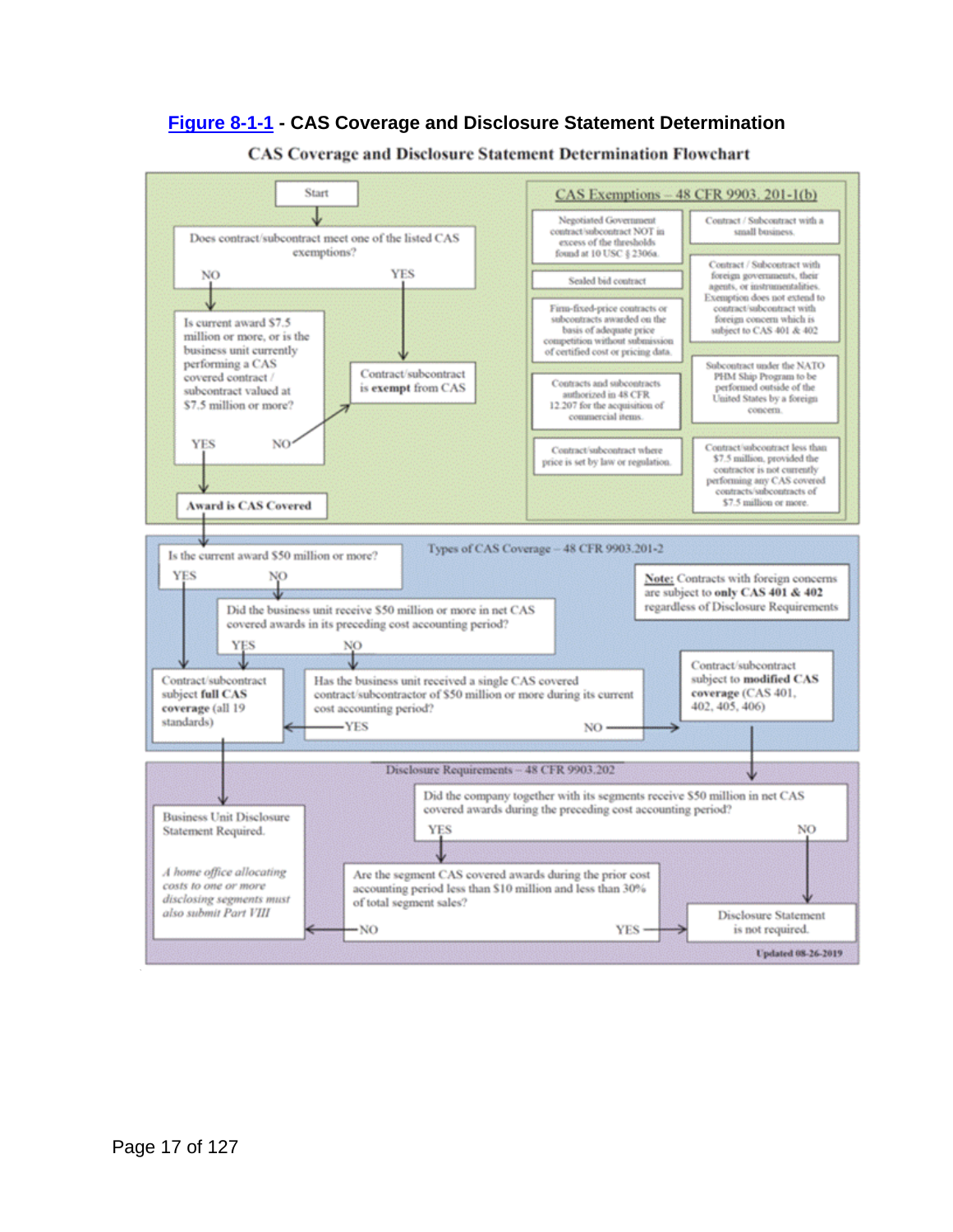**[Figure 8-1-1](#) - CAS Coverage and Disclosure Statement Determination**

**CAS Coverage and Disclosure Statement Determination Flowchart**

Start

Does contract/subcontract meet one of the listed CAS exemptions?

NO YES

Is current award $7.5 million or more, or is the business unit currently performing a CAS covered contract / subcontract valued at $7.5 million or more?

YES NO

Contract/subcontract is **exempt** from CAS

**Award is CAS Covered**

CAS Exemptions – 48 CFR 9903. 201-1(b)

- Negotiated Government contract/subcontract NOT in excess of the thresholds found at 10 USC § 2306a.
- Contract / Subcontract with a small business.
- Sealed bid contract
- Contract / Subcontract with foreign governments, their agents, or instrumentalities. Exemption does not extend to contract/subcontract with foreign concern which is subject to CAS 401 & 402
- Firm-fixed-price contracts or subcontracts awarded on the basis of adequate price competition without submission of certified cost or pricing data.
- Subcontract under the NATO PHM Ship Program to be performed outside of the United States by a foreign concern.
- Contracts and subcontracts authorized in 48 CFR 12.207 for the acquisition of commercial items.
- Contract/subcontract where price is set by law or regulation.
- Contract/subcontract less than $7.5 million, provided the contractor is not currently performing any CAS covered contracts/subcontracts of $7.5 million or more.

Types of CAS Coverage – 48 CFR 9903.201-2

Is the current award $50 million or more?

YES NO

Did the business unit receive $50 million or more in net CAS covered awards in its preceding cost accounting period?

YES NO

**Note:** Contracts with foreign concerns are subject to **only CAS 401 & 402** regardless of Disclosure Requirements

Contract/subcontract subject **full CAS coverage** (all 19 standards)

Has the business unit received a single CAS covered contract/subcontractor of $50 million or more during its current cost accounting period?

YES NO

Contract/subcontract subject to **modified CAS coverage** (CAS 401, 402, 405, 406)

Disclosure Requirements – 48 CFR 9903.202

Did the company together with its segments receive $50 million in net CAS covered awards during the preceding cost accounting period?

YES NO

Business Unit Disclosure Statement Required.

*A home office allocating costs to one or more disclosing segments must also submit Part VIII*

Are the segment CAS covered awards during the prior cost accounting period less than $10 million and less than 30% of total segment sales?

NO YES

Disclosure Statement is not required.

Updated 08-26-2019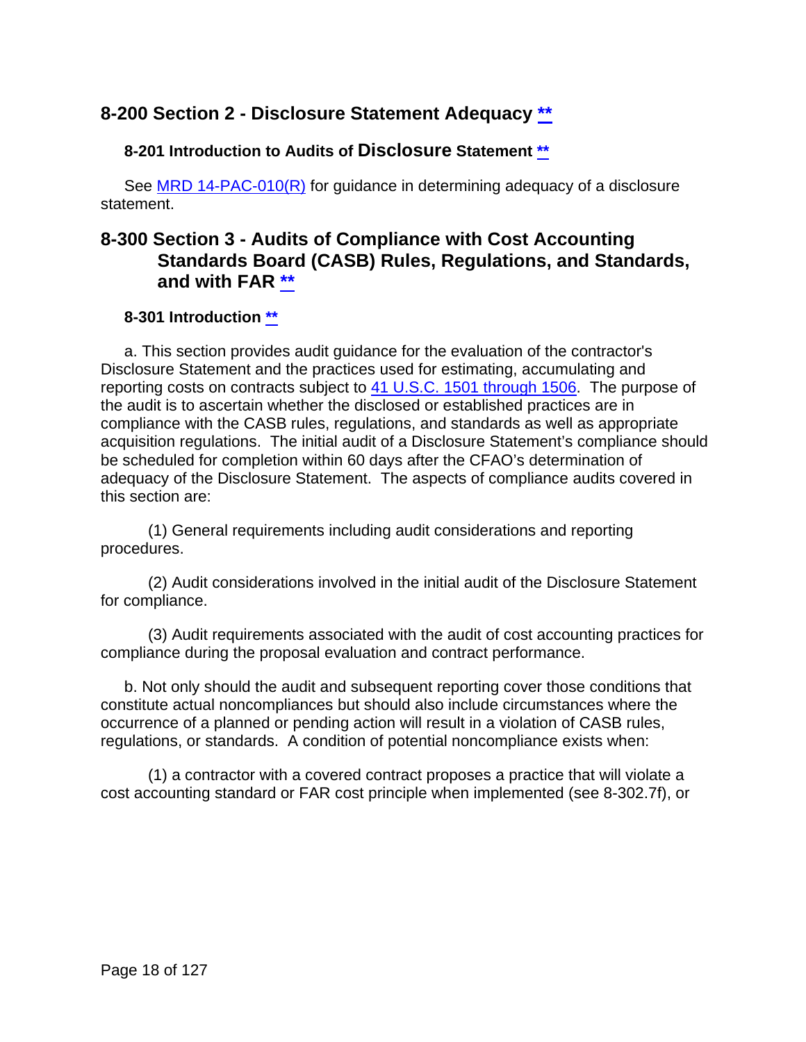## 8-200 Section 2 - Disclosure Statement Adequacy [**]

### 8-201 Introduction to Audits of Disclosure Statement [**]

See [MRD 14-PAC-010(R)] for guidance in determining adequacy of a disclosure statement.

## 8-300 Section 3 - Audits of Compliance with Cost Accounting Standards Board (CASB) Rules, Regulations, and Standards, and with FAR [**]

### 8-301 Introduction [**]

a. This section provides audit guidance for the evaluation of the contractor's Disclosure Statement and the practices used for estimating, accumulating and reporting costs on contracts subject to [41 U.S.C. 1501 through 1506]. The purpose of the audit is to ascertain whether the disclosed or established practices are in compliance with the CASB rules, regulations, and standards as well as appropriate acquisition regulations. The initial audit of a Disclosure Statement's compliance should be scheduled for completion within 60 days after the CFAO's determination of adequacy of the Disclosure Statement. The aspects of compliance audits covered in this section are:

(1) General requirements including audit considerations and reporting procedures.

(2) Audit considerations involved in the initial audit of the Disclosure Statement for compliance.

(3) Audit requirements associated with the audit of cost accounting practices for compliance during the proposal evaluation and contract performance.

b. Not only should the audit and subsequent reporting cover those conditions that constitute actual noncompliances but should also include circumstances where the occurrence of a planned or pending action will result in a violation of CASB rules, regulations, or standards. A condition of potential noncompliance exists when:

(1) a contractor with a covered contract proposes a practice that will violate a cost accounting standard or FAR cost principle when implemented (see 8-302.7f), or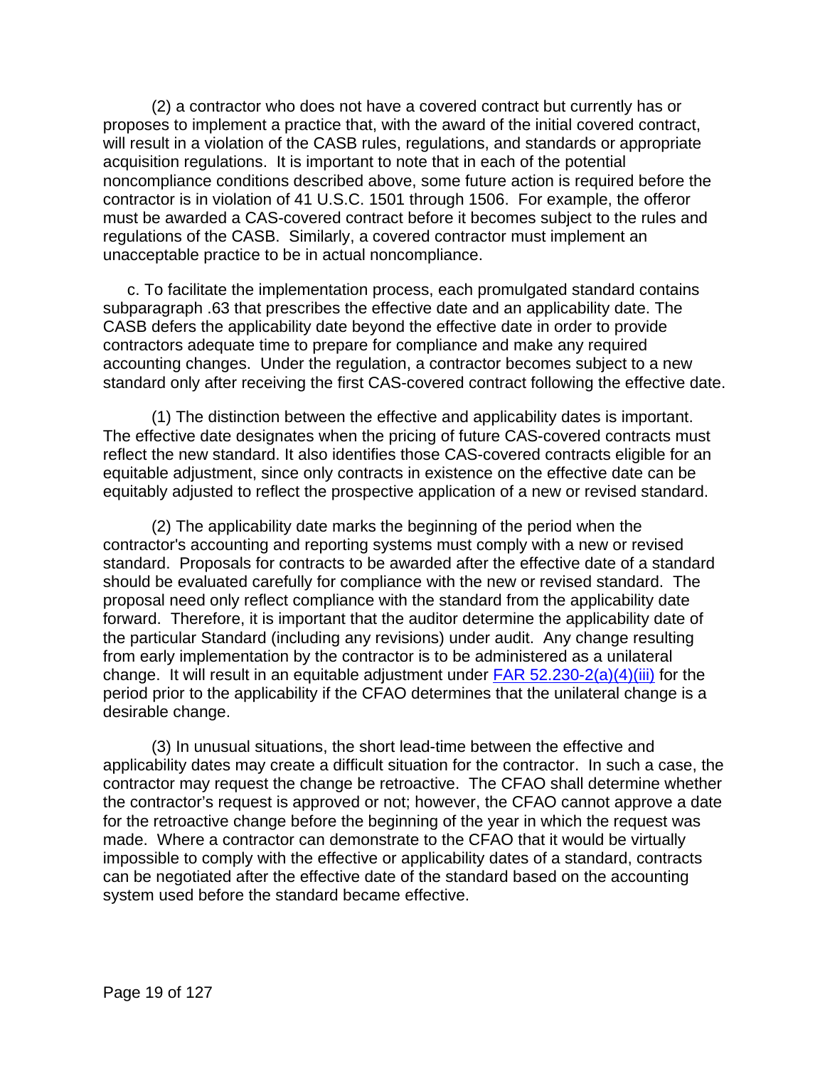(2) a contractor who does not have a covered contract but currently has or proposes to implement a practice that, with the award of the initial covered contract, will result in a violation of the CASB rules, regulations, and standards or appropriate acquisition regulations. It is important to note that in each of the potential noncompliance conditions described above, some future action is required before the contractor is in violation of 41 U.S.C. 1501 through 1506. For example, the offeror must be awarded a CAS-covered contract before it becomes subject to the rules and regulations of the CASB. Similarly, a covered contractor must implement an unacceptable practice to be in actual noncompliance.

c. To facilitate the implementation process, each promulgated standard contains subparagraph .63 that prescribes the effective date and an applicability date. The CASB defers the applicability date beyond the effective date in order to provide contractors adequate time to prepare for compliance and make any required accounting changes. Under the regulation, a contractor becomes subject to a new standard only after receiving the first CAS-covered contract following the effective date.

(1) The distinction between the effective and applicability dates is important. The effective date designates when the pricing of future CAS-covered contracts must reflect the new standard. It also identifies those CAS-covered contracts eligible for an equitable adjustment, since only contracts in existence on the effective date can be equitably adjusted to reflect the prospective application of a new or revised standard.

(2) The applicability date marks the beginning of the period when the contractor's accounting and reporting systems must comply with a new or revised standard. Proposals for contracts to be awarded after the effective date of a standard should be evaluated carefully for compliance with the new or revised standard. The proposal need only reflect compliance with the standard from the applicability date forward. Therefore, it is important that the auditor determine the applicability date of the particular Standard (including any revisions) under audit. Any change resulting from early implementation by the contractor is to be administered as a unilateral change. It will result in an equitable adjustment under FAR 52.230-2(a)(4)(iii) for the period prior to the applicability if the CFAO determines that the unilateral change is a desirable change.

(3) In unusual situations, the short lead-time between the effective and applicability dates may create a difficult situation for the contractor. In such a case, the contractor may request the change be retroactive. The CFAO shall determine whether the contractor's request is approved or not; however, the CFAO cannot approve a date for the retroactive change before the beginning of the year in which the request was made. Where a contractor can demonstrate to the CFAO that it would be virtually impossible to comply with the effective or applicability dates of a standard, contracts can be negotiated after the effective date of the standard based on the accounting system used before the standard became effective.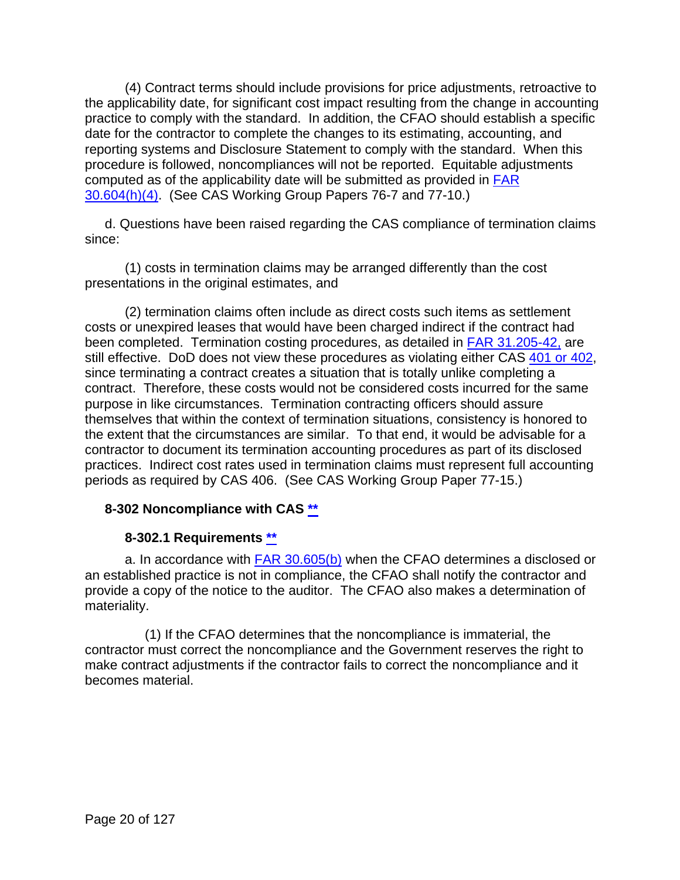(4) Contract terms should include provisions for price adjustments, retroactive to the applicability date, for significant cost impact resulting from the change in accounting practice to comply with the standard. In addition, the CFAO should establish a specific date for the contractor to complete the changes to its estimating, accounting, and reporting systems and Disclosure Statement to comply with the standard. When this procedure is followed, noncompliances will not be reported. Equitable adjustments computed as of the applicability date will be submitted as provided in FAR 30.604(h)(4). (See CAS Working Group Papers 76-7 and 77-10.)

d. Questions have been raised regarding the CAS compliance of termination claims since:

(1) costs in termination claims may be arranged differently than the cost presentations in the original estimates, and

(2) termination claims often include as direct costs such items as settlement costs or unexpired leases that would have been charged indirect if the contract had been completed. Termination costing procedures, as detailed in FAR 31.205-42, are still effective. DoD does not view these procedures as violating either CAS 401 or 402, since terminating a contract creates a situation that is totally unlike completing a contract. Therefore, these costs would not be considered costs incurred for the same purpose in like circumstances. Termination contracting officers should assure themselves that within the context of termination situations, consistency is honored to the extent that the circumstances are similar. To that end, it would be advisable for a contractor to document its termination accounting procedures as part of its disclosed practices. Indirect cost rates used in termination claims must represent full accounting periods as required by CAS 406. (See CAS Working Group Paper 77-15.)

### 8-302 Noncompliance with CAS **

#### 8-302.1 Requirements **

a. In accordance with FAR 30.605(b) when the CFAO determines a disclosed or an established practice is not in compliance, the CFAO shall notify the contractor and provide a copy of the notice to the auditor. The CFAO also makes a determination of materiality.

(1) If the CFAO determines that the noncompliance is immaterial, the contractor must correct the noncompliance and the Government reserves the right to make contract adjustments if the contractor fails to correct the noncompliance and it becomes material.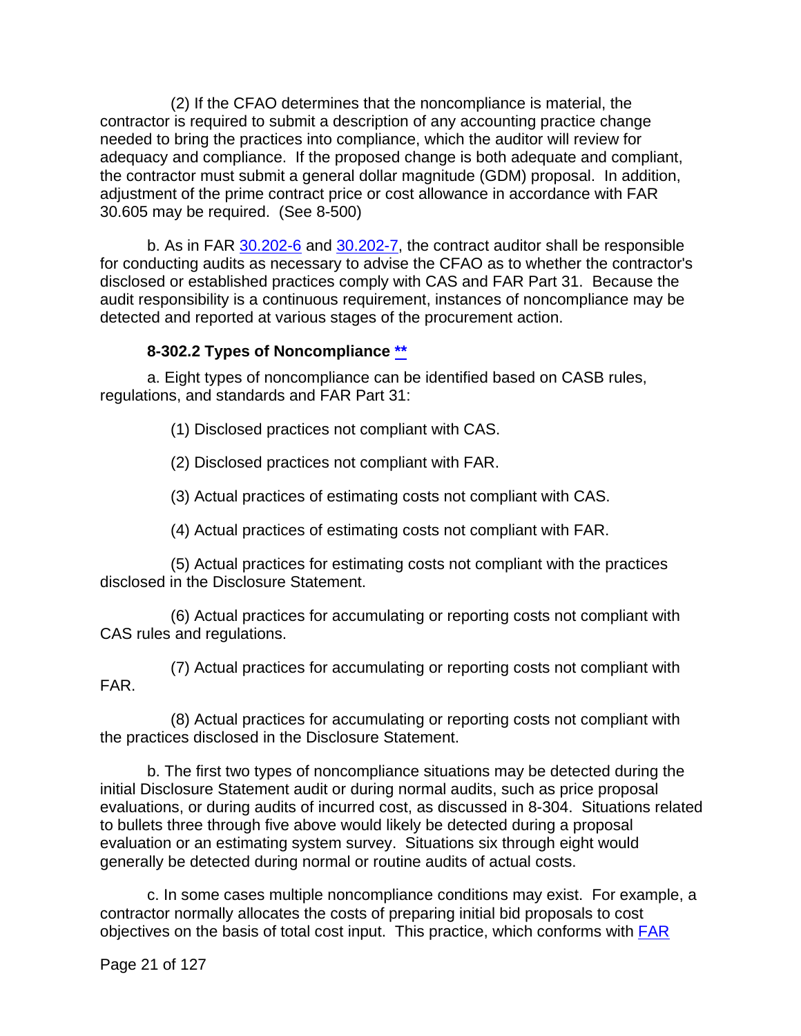(2) If the CFAO determines that the noncompliance is material, the contractor is required to submit a description of any accounting practice change needed to bring the practices into compliance, which the auditor will review for adequacy and compliance. If the proposed change is both adequate and compliant, the contractor must submit a general dollar magnitude (GDM) proposal. In addition, adjustment of the prime contract price or cost allowance in accordance with FAR 30.605 may be required. (See 8-500)

b. As in FAR 30.202-6 and 30.202-7, the contract auditor shall be responsible for conducting audits as necessary to advise the CFAO as to whether the contractor's disclosed or established practices comply with CAS and FAR Part 31. Because the audit responsibility is a continuous requirement, instances of noncompliance may be detected and reported at various stages of the procurement action.

### 8-302.2 Types of Noncompliance **

a. Eight types of noncompliance can be identified based on CASB rules, regulations, and standards and FAR Part 31:

(1) Disclosed practices not compliant with CAS.

(2) Disclosed practices not compliant with FAR.

(3) Actual practices of estimating costs not compliant with CAS.

(4) Actual practices of estimating costs not compliant with FAR.

(5) Actual practices for estimating costs not compliant with the practices disclosed in the Disclosure Statement.

(6) Actual practices for accumulating or reporting costs not compliant with CAS rules and regulations.

(7) Actual practices for accumulating or reporting costs not compliant with FAR.

(8) Actual practices for accumulating or reporting costs not compliant with the practices disclosed in the Disclosure Statement.

b. The first two types of noncompliance situations may be detected during the initial Disclosure Statement audit or during normal audits, such as price proposal evaluations, or during audits of incurred cost, as discussed in 8-304. Situations related to bullets three through five above would likely be detected during a proposal evaluation or an estimating system survey. Situations six through eight would generally be detected during normal or routine audits of actual costs.

c. In some cases multiple noncompliance conditions may exist. For example, a contractor normally allocates the costs of preparing initial bid proposals to cost objectives on the basis of total cost input. This practice, which conforms with FAR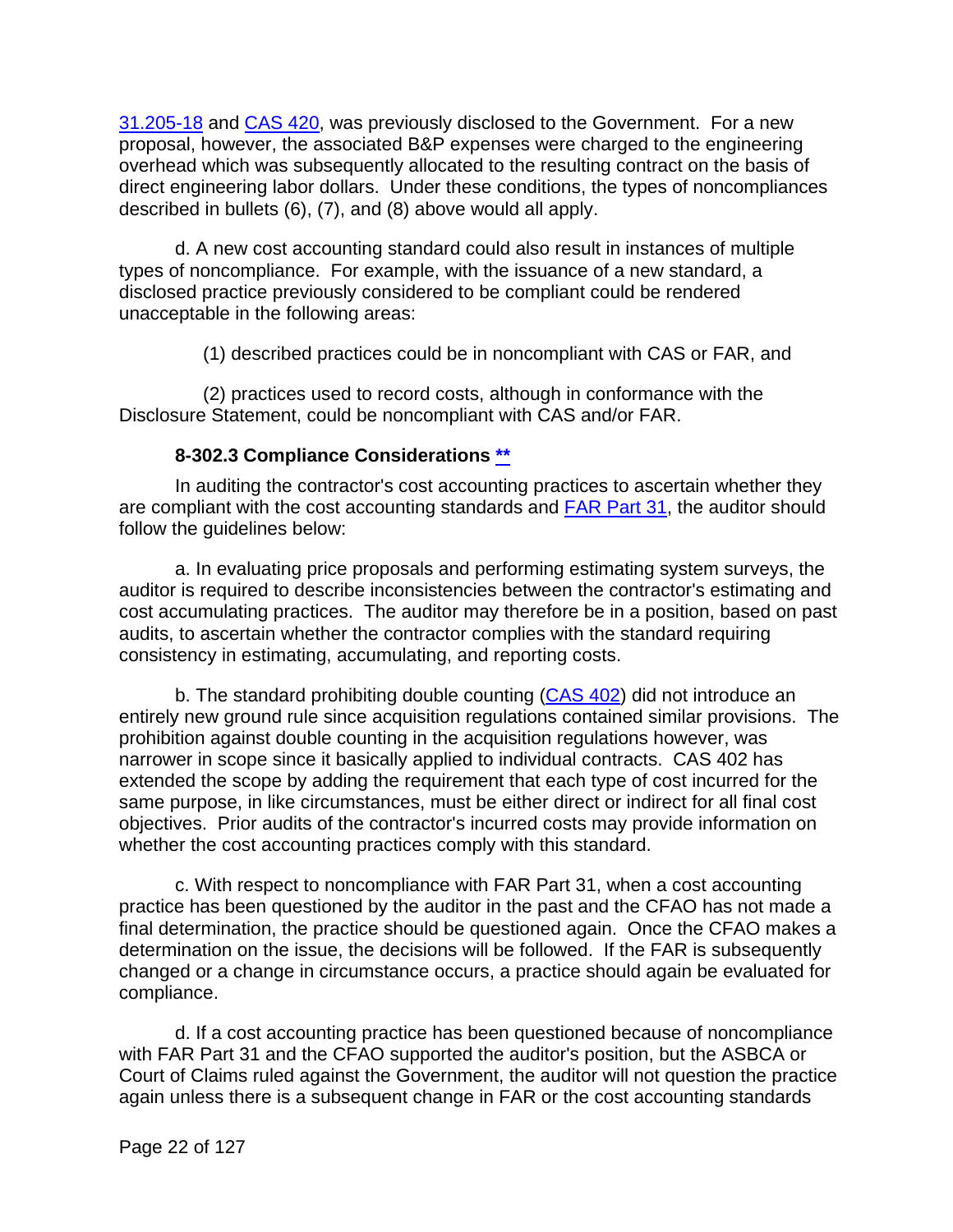31.205-18 and CAS 420, was previously disclosed to the Government. For a new proposal, however, the associated B&P expenses were charged to the engineering overhead which was subsequently allocated to the resulting contract on the basis of direct engineering labor dollars. Under these conditions, the types of noncompliances described in bullets (6), (7), and (8) above would all apply.

d. A new cost accounting standard could also result in instances of multiple types of noncompliance. For example, with the issuance of a new standard, a disclosed practice previously considered to be compliant could be rendered unacceptable in the following areas:

(1) described practices could be in noncompliant with CAS or FAR, and

(2) practices used to record costs, although in conformance with the Disclosure Statement, could be noncompliant with CAS and/or FAR.

### 8-302.3 Compliance Considerations **

In auditing the contractor's cost accounting practices to ascertain whether they are compliant with the cost accounting standards and FAR Part 31, the auditor should follow the guidelines below:

a. In evaluating price proposals and performing estimating system surveys, the auditor is required to describe inconsistencies between the contractor's estimating and cost accumulating practices. The auditor may therefore be in a position, based on past audits, to ascertain whether the contractor complies with the standard requiring consistency in estimating, accumulating, and reporting costs.

b. The standard prohibiting double counting (CAS 402) did not introduce an entirely new ground rule since acquisition regulations contained similar provisions. The prohibition against double counting in the acquisition regulations however, was narrower in scope since it basically applied to individual contracts. CAS 402 has extended the scope by adding the requirement that each type of cost incurred for the same purpose, in like circumstances, must be either direct or indirect for all final cost objectives. Prior audits of the contractor's incurred costs may provide information on whether the cost accounting practices comply with this standard.

c. With respect to noncompliance with FAR Part 31, when a cost accounting practice has been questioned by the auditor in the past and the CFAO has not made a final determination, the practice should be questioned again. Once the CFAO makes a determination on the issue, the decisions will be followed. If the FAR is subsequently changed or a change in circumstance occurs, a practice should again be evaluated for compliance.

d. If a cost accounting practice has been questioned because of noncompliance with FAR Part 31 and the CFAO supported the auditor's position, but the ASBCA or Court of Claims ruled against the Government, the auditor will not question the practice again unless there is a subsequent change in FAR or the cost accounting standards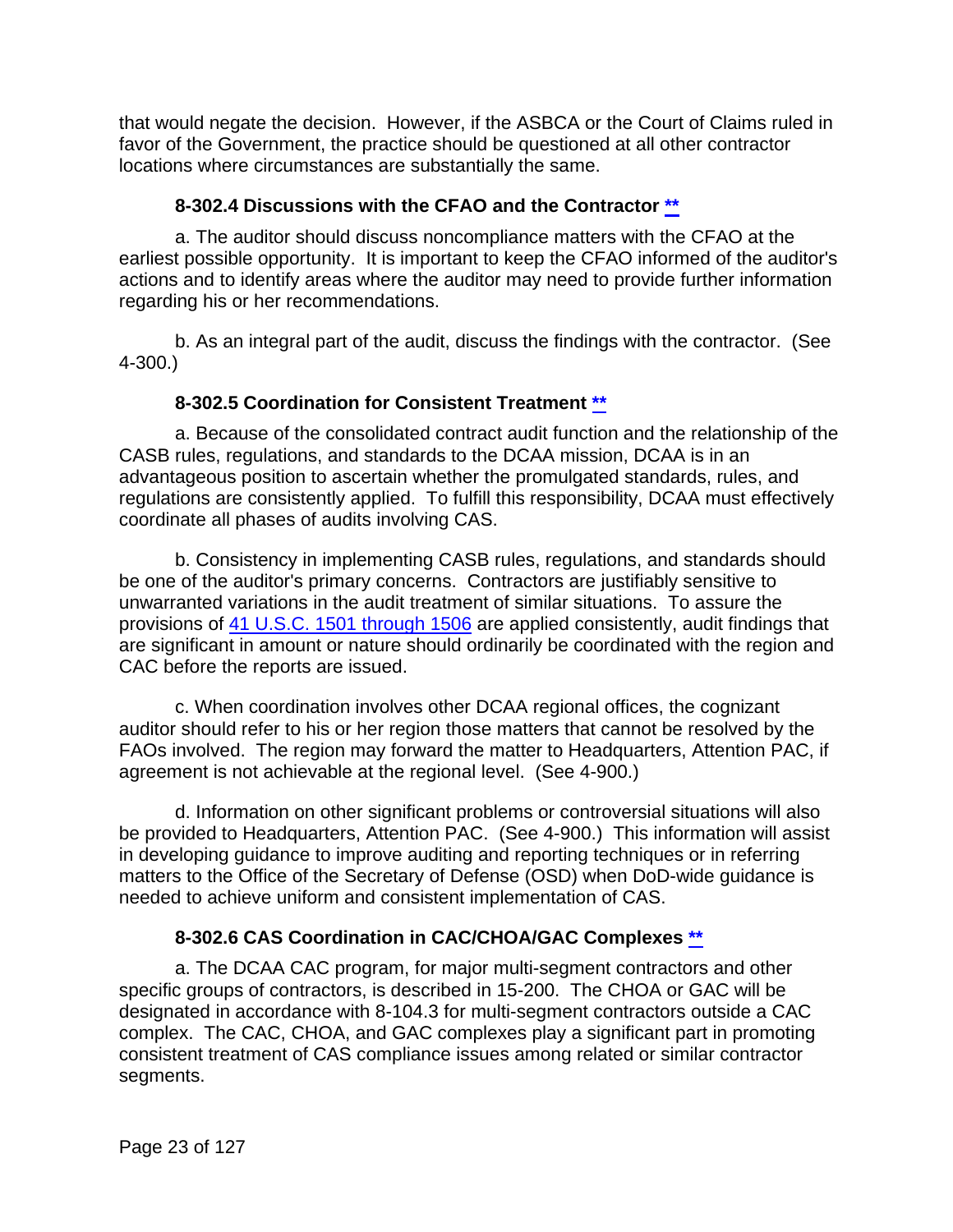that would negate the decision. However, if the ASBCA or the Court of Claims ruled in favor of the Government, the practice should be questioned at all other contractor locations where circumstances are substantially the same.

### 8-302.4 Discussions with the CFAO and the Contractor **

a. The auditor should discuss noncompliance matters with the CFAO at the earliest possible opportunity. It is important to keep the CFAO informed of the auditor's actions and to identify areas where the auditor may need to provide further information regarding his or her recommendations.

b. As an integral part of the audit, discuss the findings with the contractor. (See 4-300.)

### 8-302.5 Coordination for Consistent Treatment **

a. Because of the consolidated contract audit function and the relationship of the CASB rules, regulations, and standards to the DCAA mission, DCAA is in an advantageous position to ascertain whether the promulgated standards, rules, and regulations are consistently applied. To fulfill this responsibility, DCAA must effectively coordinate all phases of audits involving CAS.

b. Consistency in implementing CASB rules, regulations, and standards should be one of the auditor's primary concerns. Contractors are justifiably sensitive to unwarranted variations in the audit treatment of similar situations. To assure the provisions of 41 U.S.C. 1501 through 1506 are applied consistently, audit findings that are significant in amount or nature should ordinarily be coordinated with the region and CAC before the reports are issued.

c. When coordination involves other DCAA regional offices, the cognizant auditor should refer to his or her region those matters that cannot be resolved by the FAOs involved. The region may forward the matter to Headquarters, Attention PAC, if agreement is not achievable at the regional level. (See 4-900.)

d. Information on other significant problems or controversial situations will also be provided to Headquarters, Attention PAC. (See 4-900.) This information will assist in developing guidance to improve auditing and reporting techniques or in referring matters to the Office of the Secretary of Defense (OSD) when DoD-wide guidance is needed to achieve uniform and consistent implementation of CAS.

### 8-302.6 CAS Coordination in CAC/CHOA/GAC Complexes **

a. The DCAA CAC program, for major multi-segment contractors and other specific groups of contractors, is described in 15-200. The CHOA or GAC will be designated in accordance with 8-104.3 for multi-segment contractors outside a CAC complex. The CAC, CHOA, and GAC complexes play a significant part in promoting consistent treatment of CAS compliance issues among related or similar contractor segments.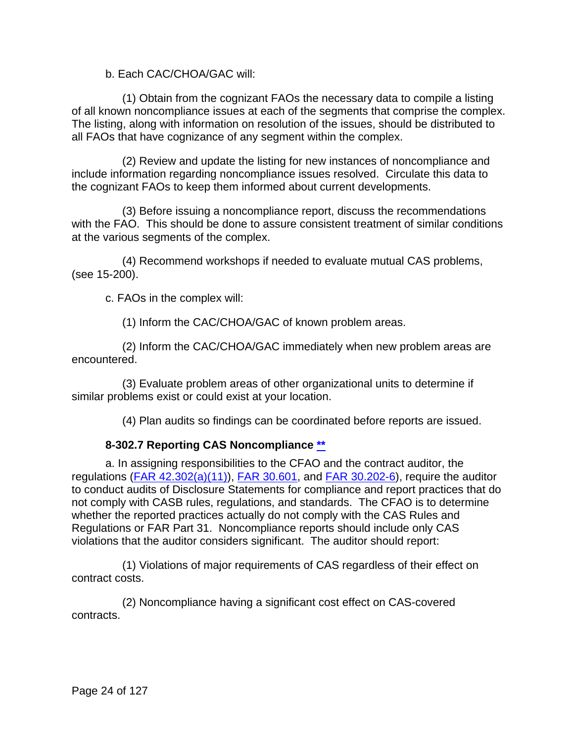b. Each CAC/CHOA/GAC will:

(1) Obtain from the cognizant FAOs the necessary data to compile a listing of all known noncompliance issues at each of the segments that comprise the complex. The listing, along with information on resolution of the issues, should be distributed to all FAOs that have cognizance of any segment within the complex.

(2) Review and update the listing for new instances of noncompliance and include information regarding noncompliance issues resolved. Circulate this data to the cognizant FAOs to keep them informed about current developments.

(3) Before issuing a noncompliance report, discuss the recommendations with the FAO. This should be done to assure consistent treatment of similar conditions at the various segments of the complex.

(4) Recommend workshops if needed to evaluate mutual CAS problems, (see 15-200).

c. FAOs in the complex will:

(1) Inform the CAC/CHOA/GAC of known problem areas.

(2) Inform the CAC/CHOA/GAC immediately when new problem areas are encountered.

(3) Evaluate problem areas of other organizational units to determine if similar problems exist or could exist at your location.

(4) Plan audits so findings can be coordinated before reports are issued.

### 8-302.7 Reporting CAS Noncompliance **

a. In assigning responsibilities to the CFAO and the contract auditor, the regulations (FAR 42.302(a)(11)), FAR 30.601, and FAR 30.202-6), require the auditor to conduct audits of Disclosure Statements for compliance and report practices that do not comply with CASB rules, regulations, and standards. The CFAO is to determine whether the reported practices actually do not comply with the CAS Rules and Regulations or FAR Part 31. Noncompliance reports should include only CAS violations that the auditor considers significant. The auditor should report:

(1) Violations of major requirements of CAS regardless of their effect on contract costs.

(2) Noncompliance having a significant cost effect on CAS-covered contracts.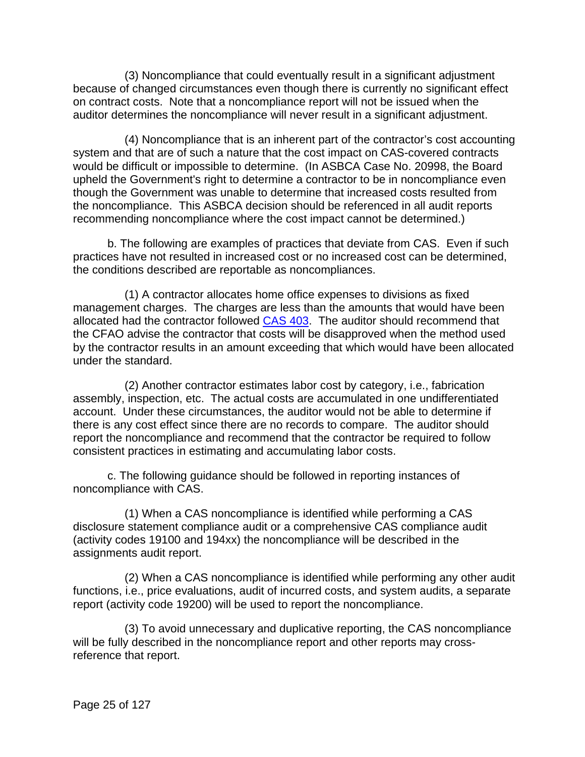(3) Noncompliance that could eventually result in a significant adjustment because of changed circumstances even though there is currently no significant effect on contract costs. Note that a noncompliance report will not be issued when the auditor determines the noncompliance will never result in a significant adjustment.

(4) Noncompliance that is an inherent part of the contractor's cost accounting system and that are of such a nature that the cost impact on CAS-covered contracts would be difficult or impossible to determine. (In ASBCA Case No. 20998, the Board upheld the Government's right to determine a contractor to be in noncompliance even though the Government was unable to determine that increased costs resulted from the noncompliance. This ASBCA decision should be referenced in all audit reports recommending noncompliance where the cost impact cannot be determined.)

b. The following are examples of practices that deviate from CAS. Even if such practices have not resulted in increased cost or no increased cost can be determined, the conditions described are reportable as noncompliances.

(1) A contractor allocates home office expenses to divisions as fixed management charges. The charges are less than the amounts that would have been allocated had the contractor followed CAS 403. The auditor should recommend that the CFAO advise the contractor that costs will be disapproved when the method used by the contractor results in an amount exceeding that which would have been allocated under the standard.

(2) Another contractor estimates labor cost by category, i.e., fabrication assembly, inspection, etc. The actual costs are accumulated in one undifferentiated account. Under these circumstances, the auditor would not be able to determine if there is any cost effect since there are no records to compare. The auditor should report the noncompliance and recommend that the contractor be required to follow consistent practices in estimating and accumulating labor costs.

c. The following guidance should be followed in reporting instances of noncompliance with CAS.

(1) When a CAS noncompliance is identified while performing a CAS disclosure statement compliance audit or a comprehensive CAS compliance audit (activity codes 19100 and 194xx) the noncompliance will be described in the assignments audit report.

(2) When a CAS noncompliance is identified while performing any other audit functions, i.e., price evaluations, audit of incurred costs, and system audits, a separate report (activity code 19200) will be used to report the noncompliance.

(3) To avoid unnecessary and duplicative reporting, the CAS noncompliance will be fully described in the noncompliance report and other reports may cross-reference that report.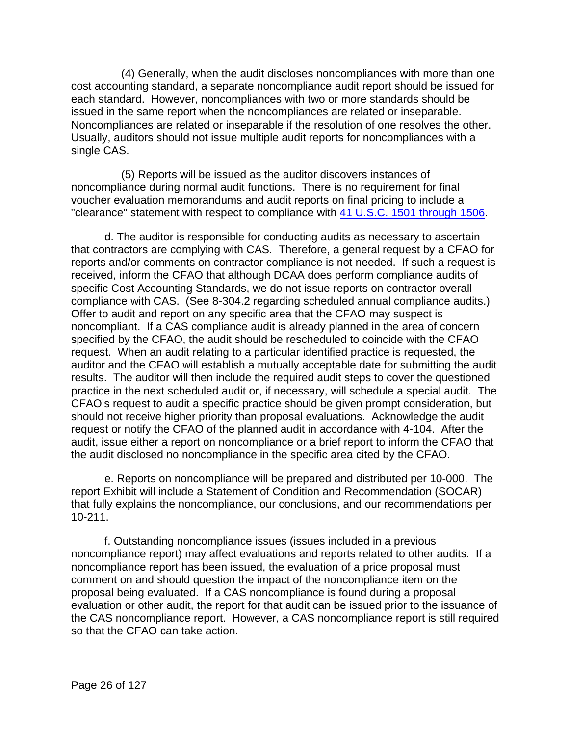(4) Generally, when the audit discloses noncompliances with more than one cost accounting standard, a separate noncompliance audit report should be issued for each standard. However, noncompliances with two or more standards should be issued in the same report when the noncompliances are related or inseparable. Noncompliances are related or inseparable if the resolution of one resolves the other. Usually, auditors should not issue multiple audit reports for noncompliances with a single CAS.

(5) Reports will be issued as the auditor discovers instances of noncompliance during normal audit functions. There is no requirement for final voucher evaluation memorandums and audit reports on final pricing to include a "clearance" statement with respect to compliance with 41 U.S.C. 1501 through 1506.

d. The auditor is responsible for conducting audits as necessary to ascertain that contractors are complying with CAS. Therefore, a general request by a CFAO for reports and/or comments on contractor compliance is not needed. If such a request is received, inform the CFAO that although DCAA does perform compliance audits of specific Cost Accounting Standards, we do not issue reports on contractor overall compliance with CAS. (See 8-304.2 regarding scheduled annual compliance audits.) Offer to audit and report on any specific area that the CFAO may suspect is noncompliant. If a CAS compliance audit is already planned in the area of concern specified by the CFAO, the audit should be rescheduled to coincide with the CFAO request. When an audit relating to a particular identified practice is requested, the auditor and the CFAO will establish a mutually acceptable date for submitting the audit results. The auditor will then include the required audit steps to cover the questioned practice in the next scheduled audit or, if necessary, will schedule a special audit. The CFAO's request to audit a specific practice should be given prompt consideration, but should not receive higher priority than proposal evaluations. Acknowledge the audit request or notify the CFAO of the planned audit in accordance with 4-104. After the audit, issue either a report on noncompliance or a brief report to inform the CFAO that the audit disclosed no noncompliance in the specific area cited by the CFAO.

e. Reports on noncompliance will be prepared and distributed per 10-000. The report Exhibit will include a Statement of Condition and Recommendation (SOCAR) that fully explains the noncompliance, our conclusions, and our recommendations per 10-211.

f. Outstanding noncompliance issues (issues included in a previous noncompliance report) may affect evaluations and reports related to other audits. If a noncompliance report has been issued, the evaluation of a price proposal must comment on and should question the impact of the noncompliance item on the proposal being evaluated. If a CAS noncompliance is found during a proposal evaluation or other audit, the report for that audit can be issued prior to the issuance of the CAS noncompliance report. However, a CAS noncompliance report is still required so that the CFAO can take action.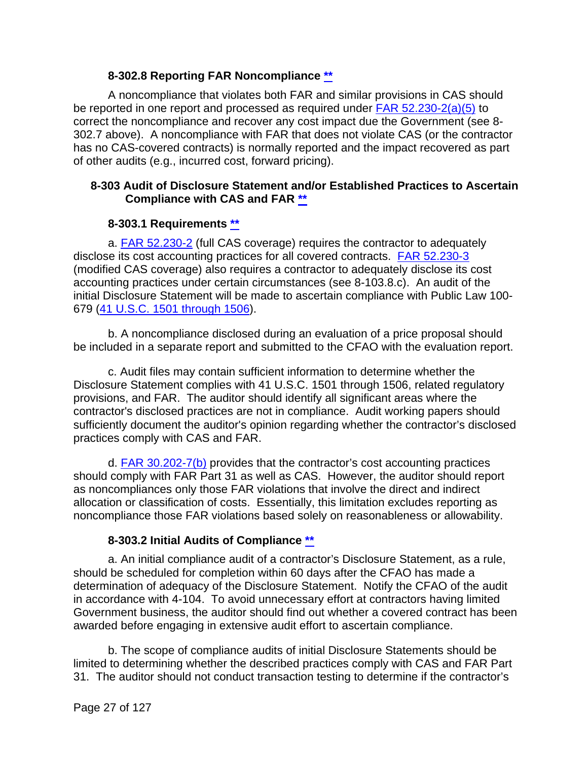### 8-302.8 Reporting FAR Noncompliance **

A noncompliance that violates both FAR and similar provisions in CAS should be reported in one report and processed as required under FAR 52.230-2(a)(5) to correct the noncompliance and recover any cost impact due the Government (see 8-302.7 above). A noncompliance with FAR that does not violate CAS (or the contractor has no CAS-covered contracts) is normally reported and the impact recovered as part of other audits (e.g., incurred cost, forward pricing).

## 8-303 Audit of Disclosure Statement and/or Established Practices to Ascertain Compliance with CAS and FAR **

### 8-303.1 Requirements **

a. FAR 52.230-2 (full CAS coverage) requires the contractor to adequately disclose its cost accounting practices for all covered contracts. FAR 52.230-3 (modified CAS coverage) also requires a contractor to adequately disclose its cost accounting practices under certain circumstances (see 8-103.8.c). An audit of the initial Disclosure Statement will be made to ascertain compliance with Public Law 100-679 (41 U.S.C. 1501 through 1506).

b. A noncompliance disclosed during an evaluation of a price proposal should be included in a separate report and submitted to the CFAO with the evaluation report.

c. Audit files may contain sufficient information to determine whether the Disclosure Statement complies with 41 U.S.C. 1501 through 1506, related regulatory provisions, and FAR. The auditor should identify all significant areas where the contractor's disclosed practices are not in compliance. Audit working papers should sufficiently document the auditor's opinion regarding whether the contractor's disclosed practices comply with CAS and FAR.

d. FAR 30.202-7(b) provides that the contractor's cost accounting practices should comply with FAR Part 31 as well as CAS. However, the auditor should report as noncompliances only those FAR violations that involve the direct and indirect allocation or classification of costs. Essentially, this limitation excludes reporting as noncompliance those FAR violations based solely on reasonableness or allowability.

### 8-303.2 Initial Audits of Compliance **

a. An initial compliance audit of a contractor's Disclosure Statement, as a rule, should be scheduled for completion within 60 days after the CFAO has made a determination of adequacy of the Disclosure Statement. Notify the CFAO of the audit in accordance with 4-104. To avoid unnecessary effort at contractors having limited Government business, the auditor should find out whether a covered contract has been awarded before engaging in extensive audit effort to ascertain compliance.

b. The scope of compliance audits of initial Disclosure Statements should be limited to determining whether the described practices comply with CAS and FAR Part 31. The auditor should not conduct transaction testing to determine if the contractor's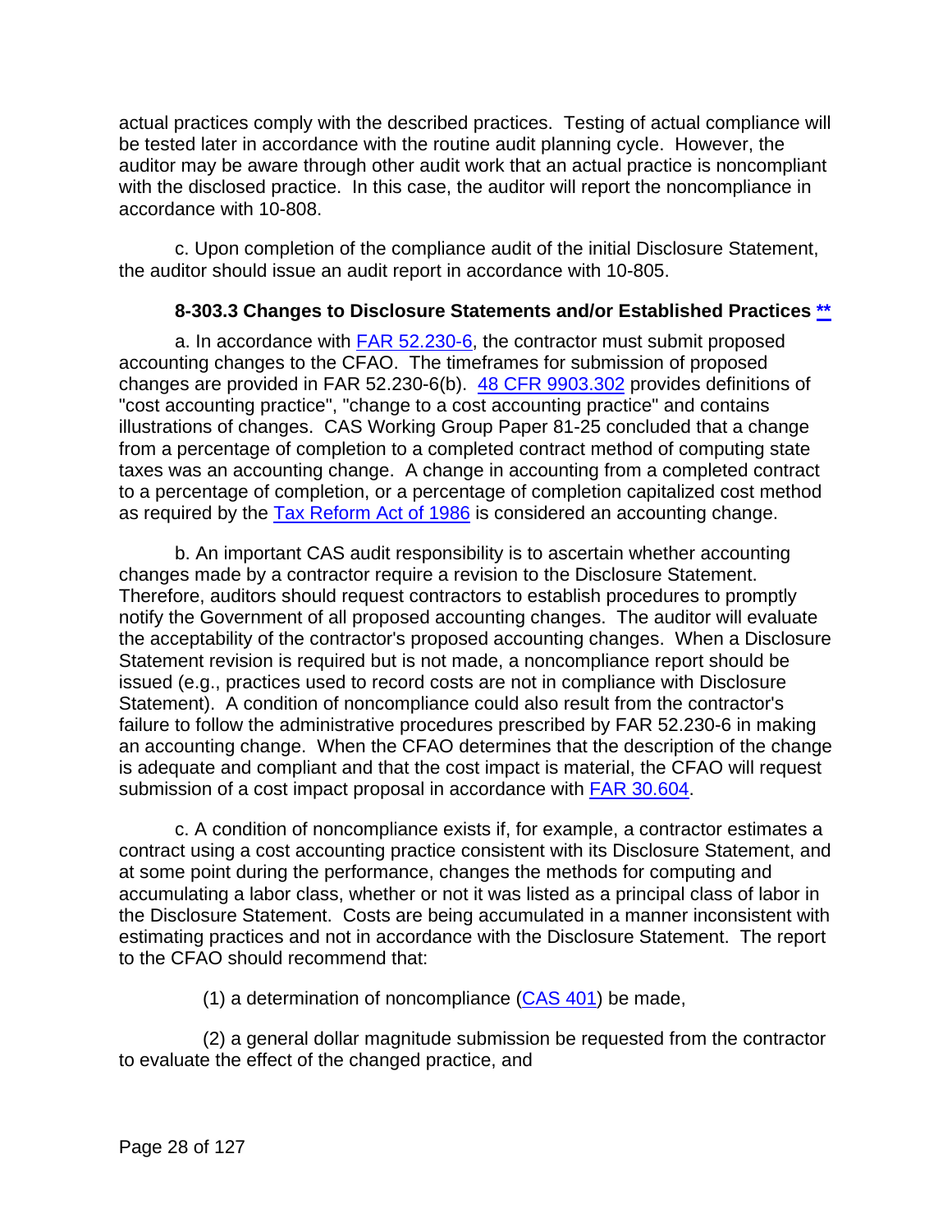actual practices comply with the described practices. Testing of actual compliance will be tested later in accordance with the routine audit planning cycle. However, the auditor may be aware through other audit work that an actual practice is noncompliant with the disclosed practice. In this case, the auditor will report the noncompliance in accordance with 10-808.

c. Upon completion of the compliance audit of the initial Disclosure Statement, the auditor should issue an audit report in accordance with 10-805.

### 8-303.3 Changes to Disclosure Statements and/or Established Practices **

a. In accordance with FAR 52.230-6, the contractor must submit proposed accounting changes to the CFAO. The timeframes for submission of proposed changes are provided in FAR 52.230-6(b). 48 CFR 9903.302 provides definitions of "cost accounting practice", "change to a cost accounting practice" and contains illustrations of changes. CAS Working Group Paper 81-25 concluded that a change from a percentage of completion to a completed contract method of computing state taxes was an accounting change. A change in accounting from a completed contract to a percentage of completion, or a percentage of completion capitalized cost method as required by the Tax Reform Act of 1986 is considered an accounting change.

b. An important CAS audit responsibility is to ascertain whether accounting changes made by a contractor require a revision to the Disclosure Statement. Therefore, auditors should request contractors to establish procedures to promptly notify the Government of all proposed accounting changes. The auditor will evaluate the acceptability of the contractor's proposed accounting changes. When a Disclosure Statement revision is required but is not made, a noncompliance report should be issued (e.g., practices used to record costs are not in compliance with Disclosure Statement). A condition of noncompliance could also result from the contractor's failure to follow the administrative procedures prescribed by FAR 52.230-6 in making an accounting change. When the CFAO determines that the description of the change is adequate and compliant and that the cost impact is material, the CFAO will request submission of a cost impact proposal in accordance with FAR 30.604.

c. A condition of noncompliance exists if, for example, a contractor estimates a contract using a cost accounting practice consistent with its Disclosure Statement, and at some point during the performance, changes the methods for computing and accumulating a labor class, whether or not it was listed as a principal class of labor in the Disclosure Statement. Costs are being accumulated in a manner inconsistent with estimating practices and not in accordance with the Disclosure Statement. The report to the CFAO should recommend that:

(1) a determination of noncompliance (CAS 401) be made,

(2) a general dollar magnitude submission be requested from the contractor to evaluate the effect of the changed practice, and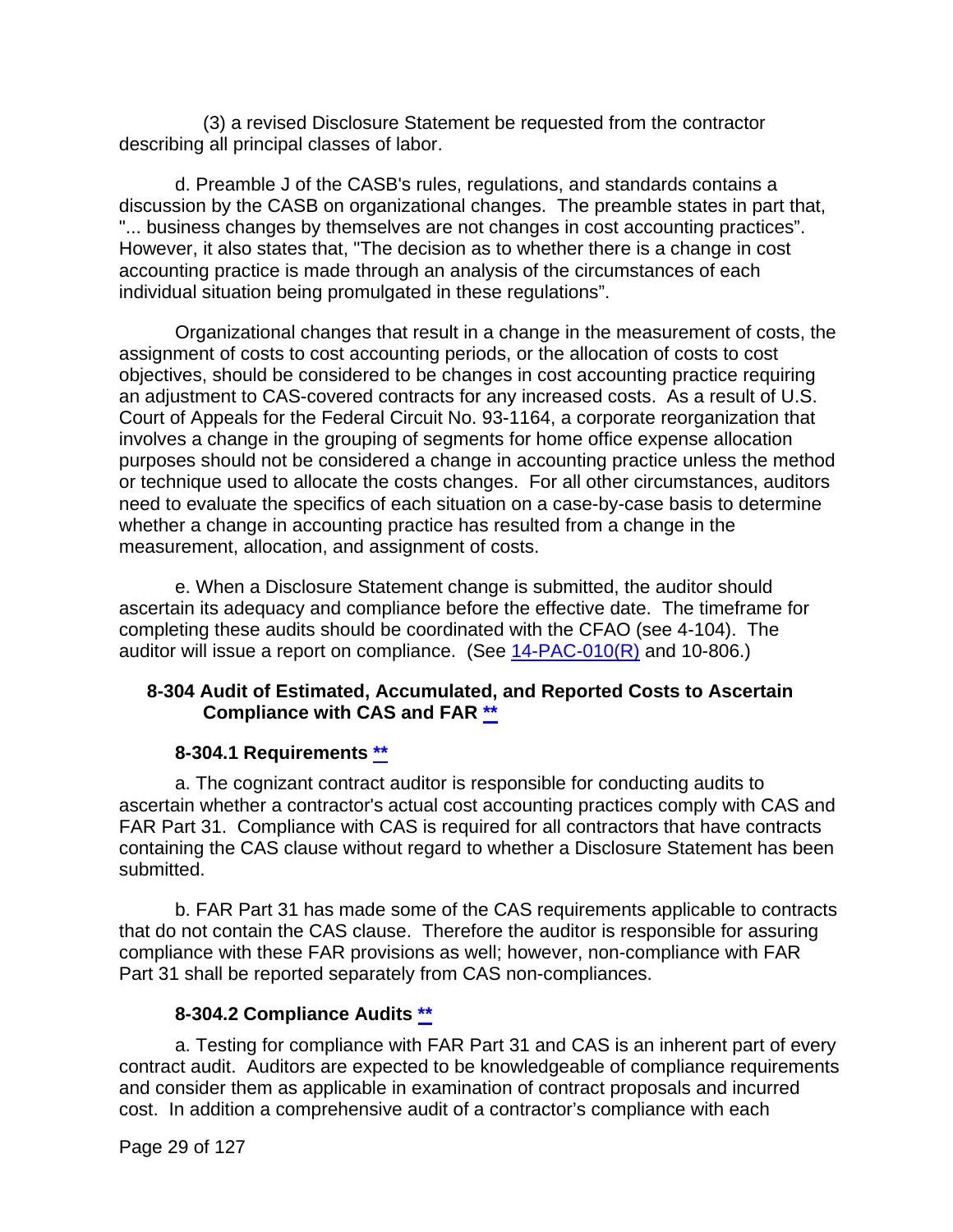(3) a revised Disclosure Statement be requested from the contractor describing all principal classes of labor.

d. Preamble J of the CASB's rules, regulations, and standards contains a discussion by the CASB on organizational changes. The preamble states in part that, "... business changes by themselves are not changes in cost accounting practices". However, it also states that, "The decision as to whether there is a change in cost accounting practice is made through an analysis of the circumstances of each individual situation being promulgated in these regulations".

Organizational changes that result in a change in the measurement of costs, the assignment of costs to cost accounting periods, or the allocation of costs to cost objectives, should be considered to be changes in cost accounting practice requiring an adjustment to CAS-covered contracts for any increased costs. As a result of U.S. Court of Appeals for the Federal Circuit No. 93-1164, a corporate reorganization that involves a change in the grouping of segments for home office expense allocation purposes should not be considered a change in accounting practice unless the method or technique used to allocate the costs changes. For all other circumstances, auditors need to evaluate the specifics of each situation on a case-by-case basis to determine whether a change in accounting practice has resulted from a change in the measurement, allocation, and assignment of costs.

e. When a Disclosure Statement change is submitted, the auditor should ascertain its adequacy and compliance before the effective date. The timeframe for completing these audits should be coordinated with the CFAO (see 4-104). The auditor will issue a report on compliance. (See 14-PAC-010(R) and 10-806.)

## 8-304 Audit of Estimated, Accumulated, and Reported Costs to Ascertain Compliance with CAS and FAR **

### 8-304.1 Requirements **

a. The cognizant contract auditor is responsible for conducting audits to ascertain whether a contractor's actual cost accounting practices comply with CAS and FAR Part 31. Compliance with CAS is required for all contractors that have contracts containing the CAS clause without regard to whether a Disclosure Statement has been submitted.

b. FAR Part 31 has made some of the CAS requirements applicable to contracts that do not contain the CAS clause. Therefore the auditor is responsible for assuring compliance with these FAR provisions as well; however, non-compliance with FAR Part 31 shall be reported separately from CAS non-compliances.

### 8-304.2 Compliance Audits **

a. Testing for compliance with FAR Part 31 and CAS is an inherent part of every contract audit. Auditors are expected to be knowledgeable of compliance requirements and consider them as applicable in examination of contract proposals and incurred cost. In addition a comprehensive audit of a contractor's compliance with each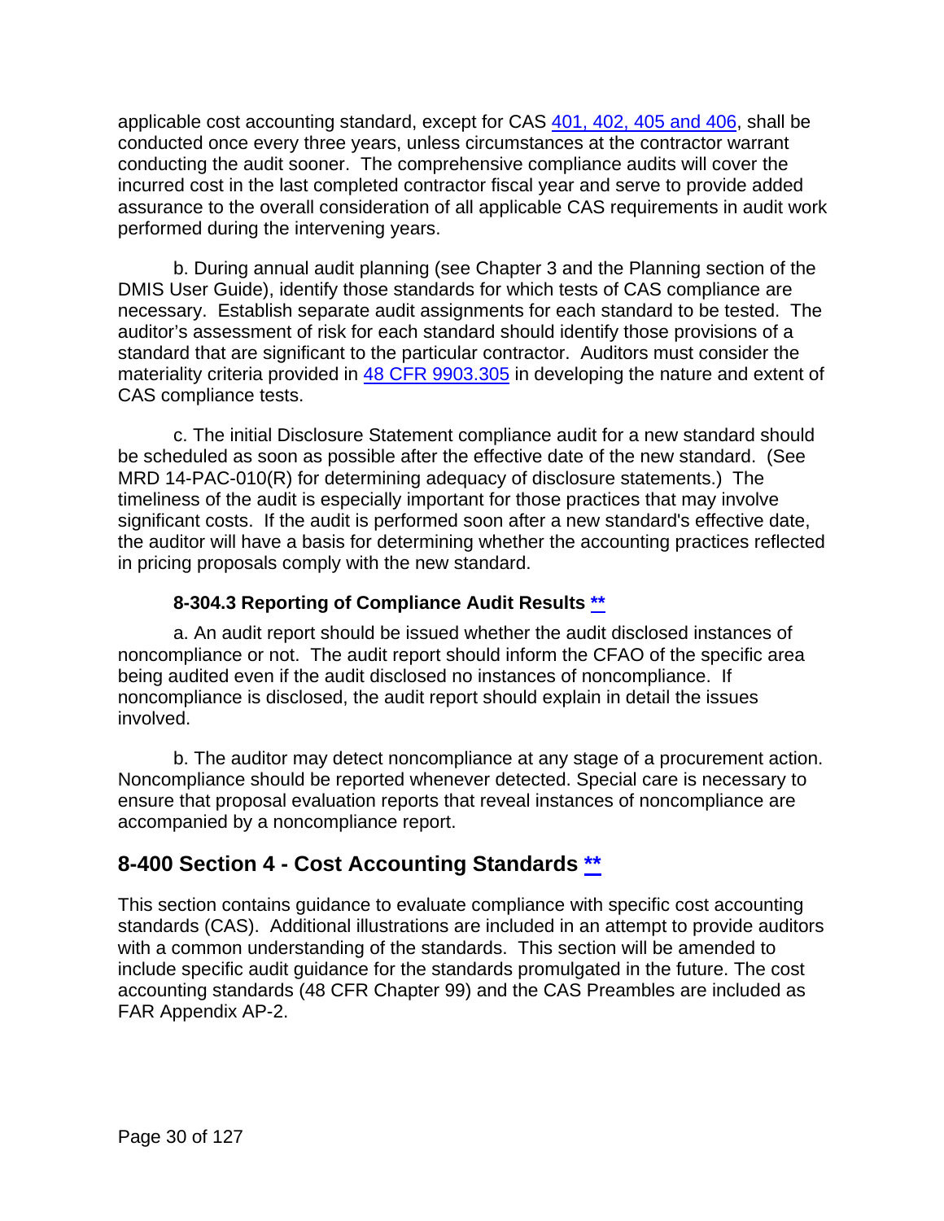applicable cost accounting standard, except for CAS [401, 402, 405 and 406](), shall be conducted once every three years, unless circumstances at the contractor warrant conducting the audit sooner. The comprehensive compliance audits will cover the incurred cost in the last completed contractor fiscal year and serve to provide added assurance to the overall consideration of all applicable CAS requirements in audit work performed during the intervening years.

b. During annual audit planning (see Chapter 3 and the Planning section of the DMIS User Guide), identify those standards for which tests of CAS compliance are necessary. Establish separate audit assignments for each standard to be tested. The auditor's assessment of risk for each standard should identify those provisions of a standard that are significant to the particular contractor. Auditors must consider the materiality criteria provided in [48 CFR 9903.305]() in developing the nature and extent of CAS compliance tests.

c. The initial Disclosure Statement compliance audit for a new standard should be scheduled as soon as possible after the effective date of the new standard. (See MRD 14-PAC-010(R) for determining adequacy of disclosure statements.) The timeliness of the audit is especially important for those practices that may involve significant costs. If the audit is performed soon after a new standard's effective date, the auditor will have a basis for determining whether the accounting practices reflected in pricing proposals comply with the new standard.

### 8-304.3 Reporting of Compliance Audit Results [**]()

a. An audit report should be issued whether the audit disclosed instances of noncompliance or not. The audit report should inform the CFAO of the specific area being audited even if the audit disclosed no instances of noncompliance. If noncompliance is disclosed, the audit report should explain in detail the issues involved.

b. The auditor may detect noncompliance at any stage of a procurement action. Noncompliance should be reported whenever detected. Special care is necessary to ensure that proposal evaluation reports that reveal instances of noncompliance are accompanied by a noncompliance report.

## 8-400 Section 4 - Cost Accounting Standards [**]()

This section contains guidance to evaluate compliance with specific cost accounting standards (CAS). Additional illustrations are included in an attempt to provide auditors with a common understanding of the standards. This section will be amended to include specific audit guidance for the standards promulgated in the future. The cost accounting standards (48 CFR Chapter 99) and the CAS Preambles are included as FAR Appendix AP-2.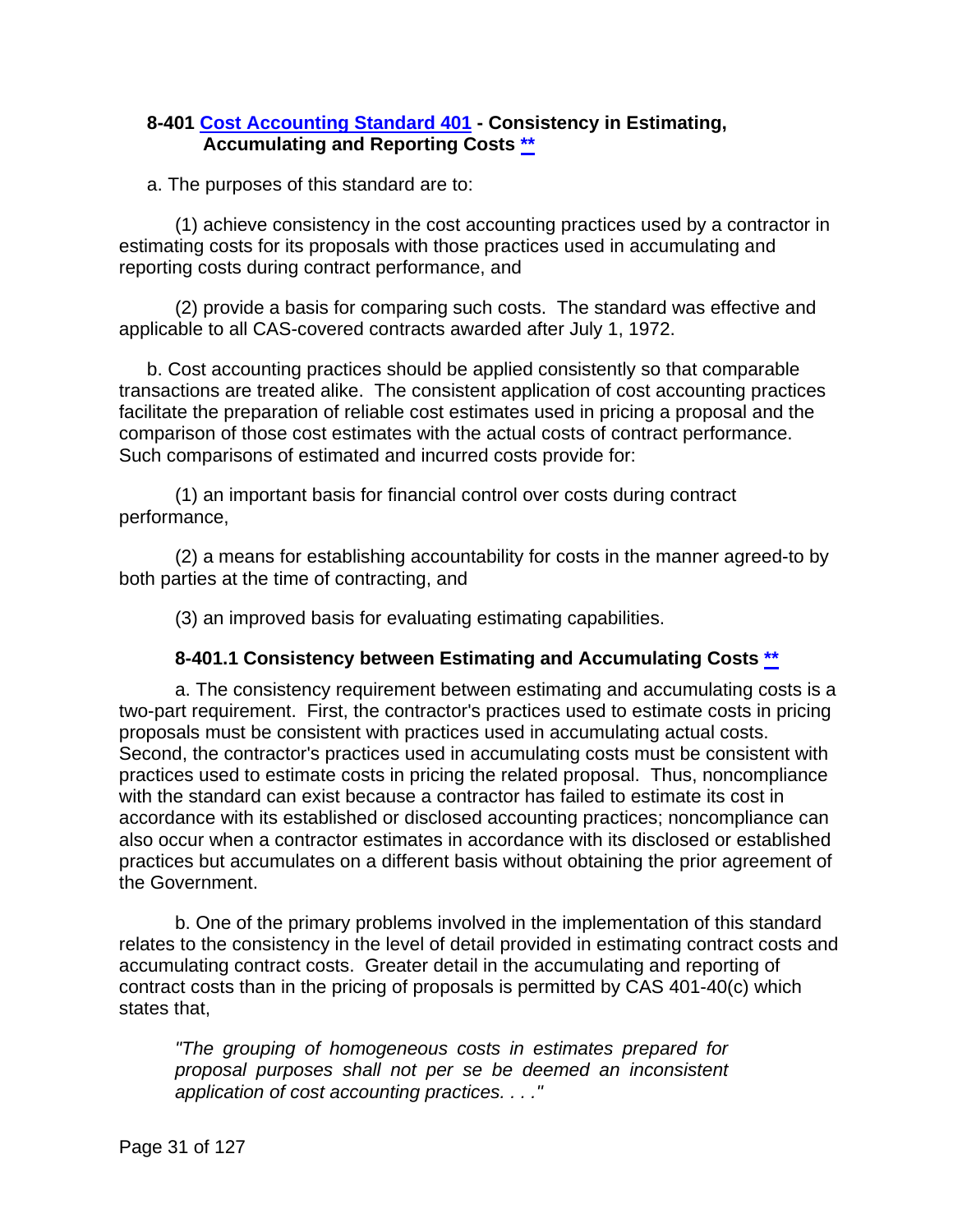### 8-401 [Cost Accounting Standard 401](#) - Consistency in Estimating, Accumulating and Reporting Costs [**](#)

a. The purposes of this standard are to:

(1) achieve consistency in the cost accounting practices used by a contractor in estimating costs for its proposals with those practices used in accumulating and reporting costs during contract performance, and

(2) provide a basis for comparing such costs. The standard was effective and applicable to all CAS-covered contracts awarded after July 1, 1972.

b. Cost accounting practices should be applied consistently so that comparable transactions are treated alike. The consistent application of cost accounting practices facilitate the preparation of reliable cost estimates used in pricing a proposal and the comparison of those cost estimates with the actual costs of contract performance. Such comparisons of estimated and incurred costs provide for:

(1) an important basis for financial control over costs during contract performance,

(2) a means for establishing accountability for costs in the manner agreed-to by both parties at the time of contracting, and

(3) an improved basis for evaluating estimating capabilities.

#### 8-401.1 Consistency between Estimating and Accumulating Costs [**](#)

a. The consistency requirement between estimating and accumulating costs is a two-part requirement. First, the contractor's practices used to estimate costs in pricing proposals must be consistent with practices used in accumulating actual costs. Second, the contractor's practices used in accumulating costs must be consistent with practices used to estimate costs in pricing the related proposal. Thus, noncompliance with the standard can exist because a contractor has failed to estimate its cost in accordance with its established or disclosed accounting practices; noncompliance can also occur when a contractor estimates in accordance with its disclosed or established practices but accumulates on a different basis without obtaining the prior agreement of the Government.

b. One of the primary problems involved in the implementation of this standard relates to the consistency in the level of detail provided in estimating contract costs and accumulating contract costs. Greater detail in the accumulating and reporting of contract costs than in the pricing of proposals is permitted by CAS 401-40(c) which states that,

> *"The grouping of homogeneous costs in estimates prepared for proposal purposes shall not per se be deemed an inconsistent application of cost accounting practices. . . ."*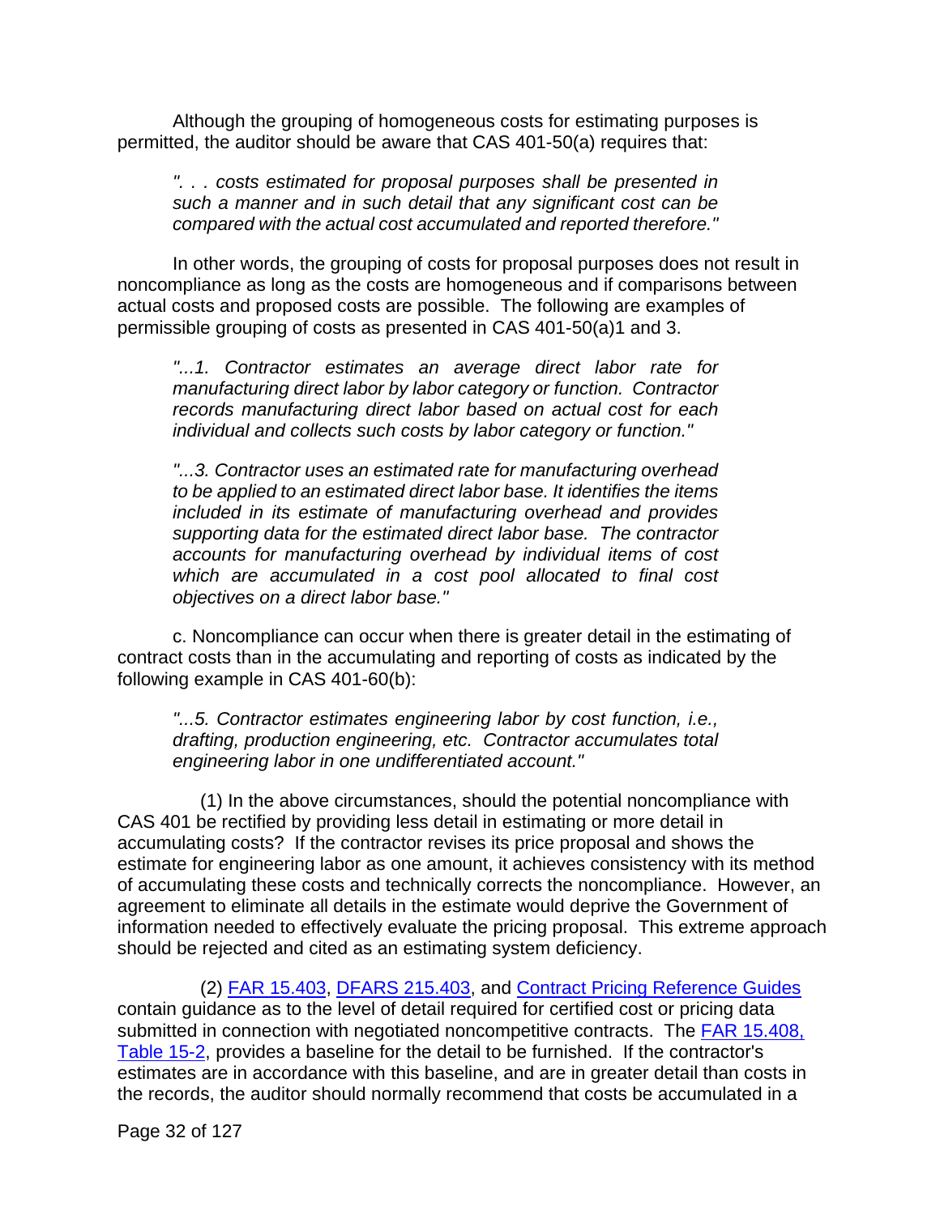Although the grouping of homogeneous costs for estimating purposes is permitted, the auditor should be aware that CAS 401-50(a) requires that:

> *". . . costs estimated for proposal purposes shall be presented in such a manner and in such detail that any significant cost can be compared with the actual cost accumulated and reported therefore."*

In other words, the grouping of costs for proposal purposes does not result in noncompliance as long as the costs are homogeneous and if comparisons between actual costs and proposed costs are possible. The following are examples of permissible grouping of costs as presented in CAS 401-50(a)1 and 3.

> *"...1. Contractor estimates an average direct labor rate for manufacturing direct labor by labor category or function. Contractor records manufacturing direct labor based on actual cost for each individual and collects such costs by labor category or function."*

> *"...3. Contractor uses an estimated rate for manufacturing overhead to be applied to an estimated direct labor base. It identifies the items included in its estimate of manufacturing overhead and provides supporting data for the estimated direct labor base. The contractor accounts for manufacturing overhead by individual items of cost which are accumulated in a cost pool allocated to final cost objectives on a direct labor base."*

c. Noncompliance can occur when there is greater detail in the estimating of contract costs than in the accumulating and reporting of costs as indicated by the following example in CAS 401-60(b):

> *"...5. Contractor estimates engineering labor by cost function, i.e., drafting, production engineering, etc. Contractor accumulates total engineering labor in one undifferentiated account."*

(1) In the above circumstances, should the potential noncompliance with CAS 401 be rectified by providing less detail in estimating or more detail in accumulating costs? If the contractor revises its price proposal and shows the estimate for engineering labor as one amount, it achieves consistency with its method of accumulating these costs and technically corrects the noncompliance. However, an agreement to eliminate all details in the estimate would deprive the Government of information needed to effectively evaluate the pricing proposal. This extreme approach should be rejected and cited as an estimating system deficiency.

(2) FAR 15.403, DFARS 215.403, and Contract Pricing Reference Guides contain guidance as to the level of detail required for certified cost or pricing data submitted in connection with negotiated noncompetitive contracts. The FAR 15.408, Table 15-2, provides a baseline for the detail to be furnished. If the contractor's estimates are in accordance with this baseline, and are in greater detail than costs in the records, the auditor should normally recommend that costs be accumulated in a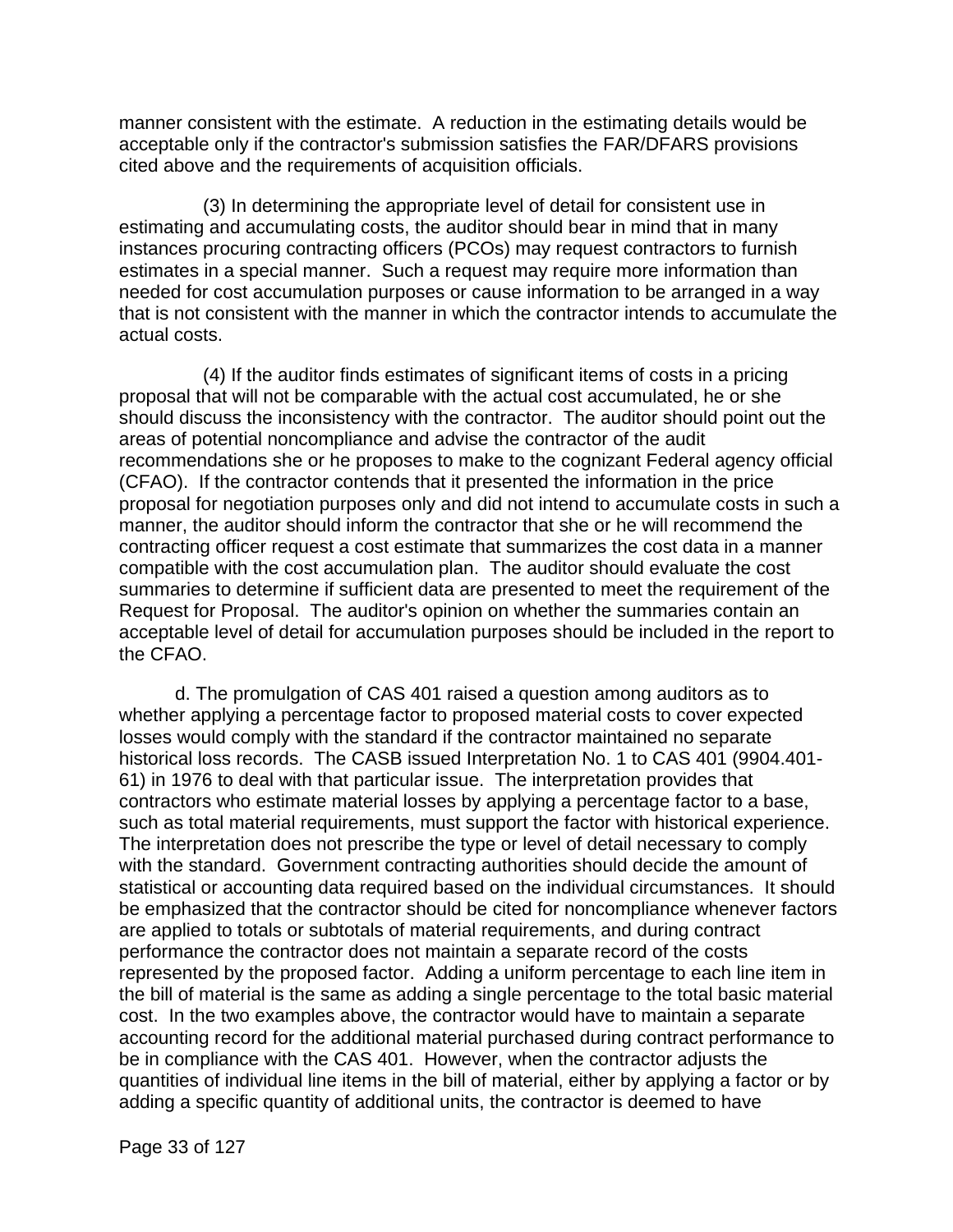manner consistent with the estimate. A reduction in the estimating details would be acceptable only if the contractor's submission satisfies the FAR/DFARS provisions cited above and the requirements of acquisition officials.

(3) In determining the appropriate level of detail for consistent use in estimating and accumulating costs, the auditor should bear in mind that in many instances procuring contracting officers (PCOs) may request contractors to furnish estimates in a special manner. Such a request may require more information than needed for cost accumulation purposes or cause information to be arranged in a way that is not consistent with the manner in which the contractor intends to accumulate the actual costs.

(4) If the auditor finds estimates of significant items of costs in a pricing proposal that will not be comparable with the actual cost accumulated, he or she should discuss the inconsistency with the contractor. The auditor should point out the areas of potential noncompliance and advise the contractor of the audit recommendations she or he proposes to make to the cognizant Federal agency official (CFAO). If the contractor contends that it presented the information in the price proposal for negotiation purposes only and did not intend to accumulate costs in such a manner, the auditor should inform the contractor that she or he will recommend the contracting officer request a cost estimate that summarizes the cost data in a manner compatible with the cost accumulation plan. The auditor should evaluate the cost summaries to determine if sufficient data are presented to meet the requirement of the Request for Proposal. The auditor's opinion on whether the summaries contain an acceptable level of detail for accumulation purposes should be included in the report to the CFAO.

d. The promulgation of CAS 401 raised a question among auditors as to whether applying a percentage factor to proposed material costs to cover expected losses would comply with the standard if the contractor maintained no separate historical loss records. The CASB issued Interpretation No. 1 to CAS 401 (9904.401-61) in 1976 to deal with that particular issue. The interpretation provides that contractors who estimate material losses by applying a percentage factor to a base, such as total material requirements, must support the factor with historical experience. The interpretation does not prescribe the type or level of detail necessary to comply with the standard. Government contracting authorities should decide the amount of statistical or accounting data required based on the individual circumstances. It should be emphasized that the contractor should be cited for noncompliance whenever factors are applied to totals or subtotals of material requirements, and during contract performance the contractor does not maintain a separate record of the costs represented by the proposed factor. Adding a uniform percentage to each line item in the bill of material is the same as adding a single percentage to the total basic material cost. In the two examples above, the contractor would have to maintain a separate accounting record for the additional material purchased during contract performance to be in compliance with the CAS 401. However, when the contractor adjusts the quantities of individual line items in the bill of material, either by applying a factor or by adding a specific quantity of additional units, the contractor is deemed to have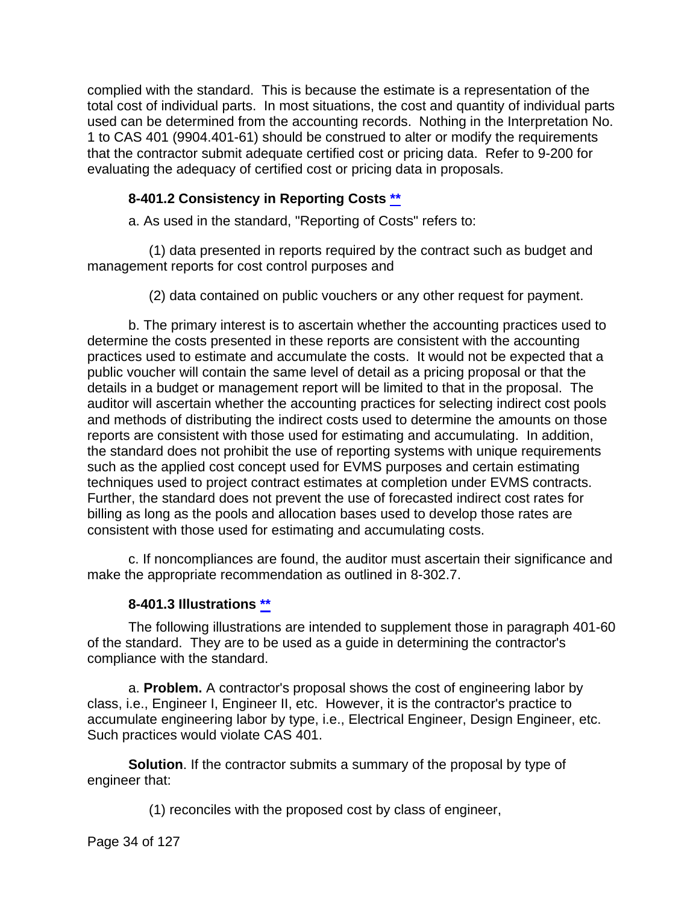complied with the standard. This is because the estimate is a representation of the total cost of individual parts. In most situations, the cost and quantity of individual parts used can be determined from the accounting records. Nothing in the Interpretation No. 1 to CAS 401 (9904.401-61) should be construed to alter or modify the requirements that the contractor submit adequate certified cost or pricing data. Refer to 9-200 for evaluating the adequacy of certified cost or pricing data in proposals.

### 8-401.2 Consistency in Reporting Costs **

a. As used in the standard, "Reporting of Costs" refers to:

(1) data presented in reports required by the contract such as budget and management reports for cost control purposes and

(2) data contained on public vouchers or any other request for payment.

b. The primary interest is to ascertain whether the accounting practices used to determine the costs presented in these reports are consistent with the accounting practices used to estimate and accumulate the costs. It would not be expected that a public voucher will contain the same level of detail as a pricing proposal or that the details in a budget or management report will be limited to that in the proposal. The auditor will ascertain whether the accounting practices for selecting indirect cost pools and methods of distributing the indirect costs used to determine the amounts on those reports are consistent with those used for estimating and accumulating. In addition, the standard does not prohibit the use of reporting systems with unique requirements such as the applied cost concept used for EVMS purposes and certain estimating techniques used to project contract estimates at completion under EVMS contracts. Further, the standard does not prevent the use of forecasted indirect cost rates for billing as long as the pools and allocation bases used to develop those rates are consistent with those used for estimating and accumulating costs.

c. If noncompliances are found, the auditor must ascertain their significance and make the appropriate recommendation as outlined in 8-302.7.

### 8-401.3 Illustrations **

The following illustrations are intended to supplement those in paragraph 401-60 of the standard. They are to be used as a guide in determining the contractor's compliance with the standard.

a. **Problem.** A contractor's proposal shows the cost of engineering labor by class, i.e., Engineer I, Engineer II, etc. However, it is the contractor's practice to accumulate engineering labor by type, i.e., Electrical Engineer, Design Engineer, etc. Such practices would violate CAS 401.

**Solution**. If the contractor submits a summary of the proposal by type of engineer that:

(1) reconciles with the proposed cost by class of engineer,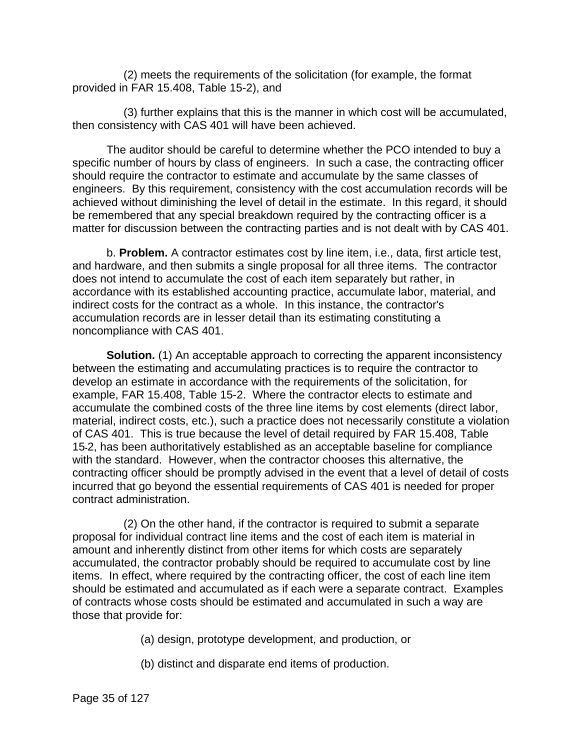(2) meets the requirements of the solicitation (for example, the format provided in FAR 15.408, Table 15-2), and

(3) further explains that this is the manner in which cost will be accumulated, then consistency with CAS 401 will have been achieved.

The auditor should be careful to determine whether the PCO intended to buy a specific number of hours by class of engineers. In such a case, the contracting officer should require the contractor to estimate and accumulate by the same classes of engineers. By this requirement, consistency with the cost accumulation records will be achieved without diminishing the level of detail in the estimate. In this regard, it should be remembered that any special breakdown required by the contracting officer is a matter for discussion between the contracting parties and is not dealt with by CAS 401.

b. **Problem.** A contractor estimates cost by line item, i.e., data, first article test, and hardware, and then submits a single proposal for all three items. The contractor does not intend to accumulate the cost of each item separately but rather, in accordance with its established accounting practice, accumulate labor, material, and indirect costs for the contract as a whole. In this instance, the contractor's accumulation records are in lesser detail than its estimating constituting a noncompliance with CAS 401.

**Solution.** (1) An acceptable approach to correcting the apparent inconsistency between the estimating and accumulating practices is to require the contractor to develop an estimate in accordance with the requirements of the solicitation, for example, FAR 15.408, Table 15-2. Where the contractor elects to estimate and accumulate the combined costs of the three line items by cost elements (direct labor, material, indirect costs, etc.), such a practice does not necessarily constitute a violation of CAS 401. This is true because the level of detail required by FAR 15.408, Table 15-2, has been authoritatively established as an acceptable baseline for compliance with the standard. However, when the contractor chooses this alternative, the contracting officer should be promptly advised in the event that a level of detail of costs incurred that go beyond the essential requirements of CAS 401 is needed for proper contract administration.

(2) On the other hand, if the contractor is required to submit a separate proposal for individual contract line items and the cost of each item is material in amount and inherently distinct from other items for which costs are separately accumulated, the contractor probably should be required to accumulate cost by line items. In effect, where required by the contracting officer, the cost of each line item should be estimated and accumulated as if each were a separate contract. Examples of contracts whose costs should be estimated and accumulated in such a way are those that provide for:

(a) design, prototype development, and production, or

(b) distinct and disparate end items of production.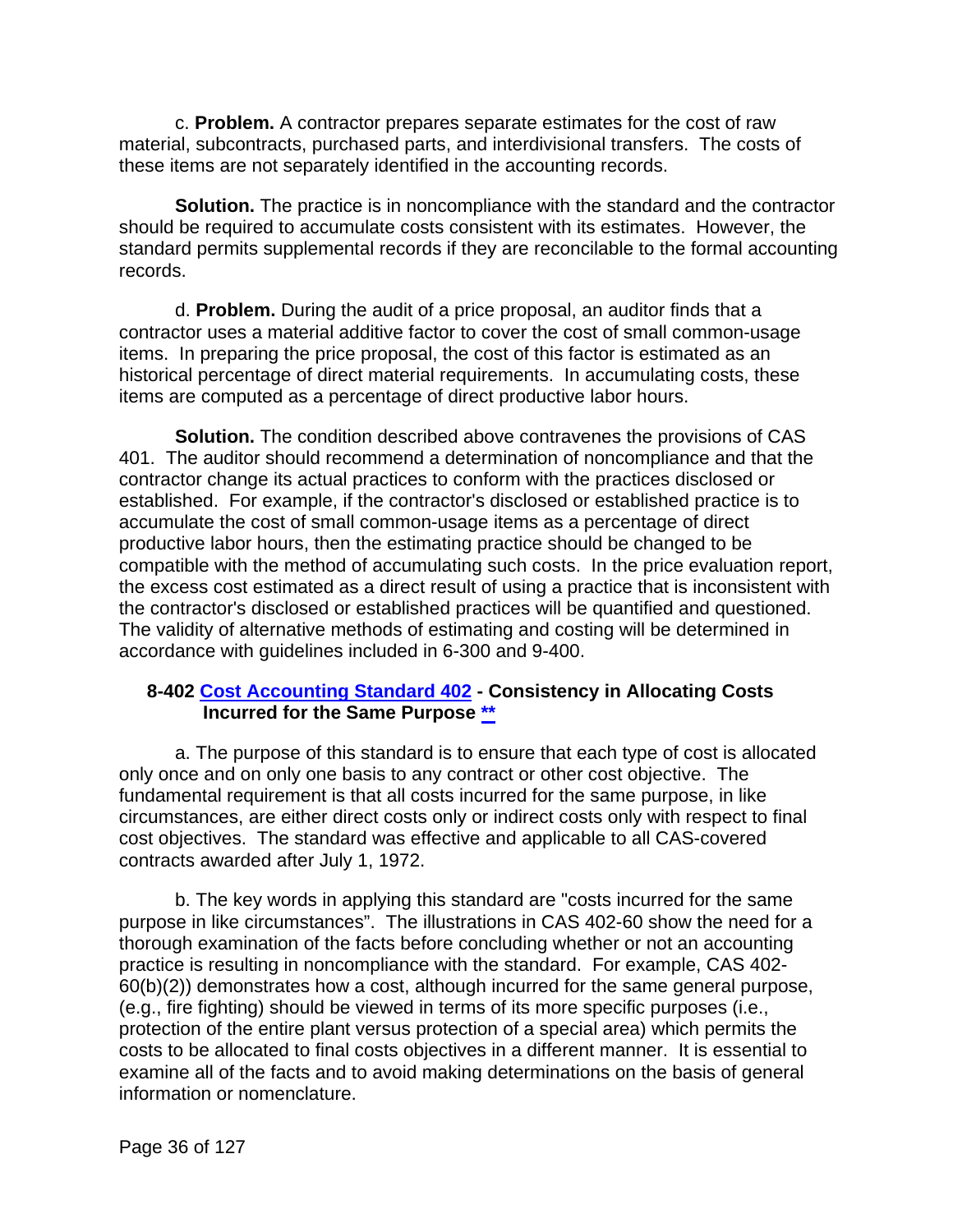c. **Problem.** A contractor prepares separate estimates for the cost of raw material, subcontracts, purchased parts, and interdivisional transfers. The costs of these items are not separately identified in the accounting records.

**Solution.** The practice is in noncompliance with the standard and the contractor should be required to accumulate costs consistent with its estimates. However, the standard permits supplemental records if they are reconcilable to the formal accounting records.

d. **Problem.** During the audit of a price proposal, an auditor finds that a contractor uses a material additive factor to cover the cost of small common-usage items. In preparing the price proposal, the cost of this factor is estimated as an historical percentage of direct material requirements. In accumulating costs, these items are computed as a percentage of direct productive labor hours.

**Solution.** The condition described above contravenes the provisions of CAS 401. The auditor should recommend a determination of noncompliance and that the contractor change its actual practices to conform with the practices disclosed or established. For example, if the contractor's disclosed or established practice is to accumulate the cost of small common-usage items as a percentage of direct productive labor hours, then the estimating practice should be changed to be compatible with the method of accumulating such costs. In the price evaluation report, the excess cost estimated as a direct result of using a practice that is inconsistent with the contractor's disclosed or established practices will be quantified and questioned. The validity of alternative methods of estimating and costing will be determined in accordance with guidelines included in 6-300 and 9-400.

### 8-402 Cost Accounting Standard 402 - Consistency in Allocating Costs Incurred for the Same Purpose **

a. The purpose of this standard is to ensure that each type of cost is allocated only once and on only one basis to any contract or other cost objective. The fundamental requirement is that all costs incurred for the same purpose, in like circumstances, are either direct costs only or indirect costs only with respect to final cost objectives. The standard was effective and applicable to all CAS-covered contracts awarded after July 1, 1972.

b. The key words in applying this standard are "costs incurred for the same purpose in like circumstances". The illustrations in CAS 402-60 show the need for a thorough examination of the facts before concluding whether or not an accounting practice is resulting in noncompliance with the standard. For example, CAS 402-60(b)(2)) demonstrates how a cost, although incurred for the same general purpose, (e.g., fire fighting) should be viewed in terms of its more specific purposes (i.e., protection of the entire plant versus protection of a special area) which permits the costs to be allocated to final costs objectives in a different manner. It is essential to examine all of the facts and to avoid making determinations on the basis of general information or nomenclature.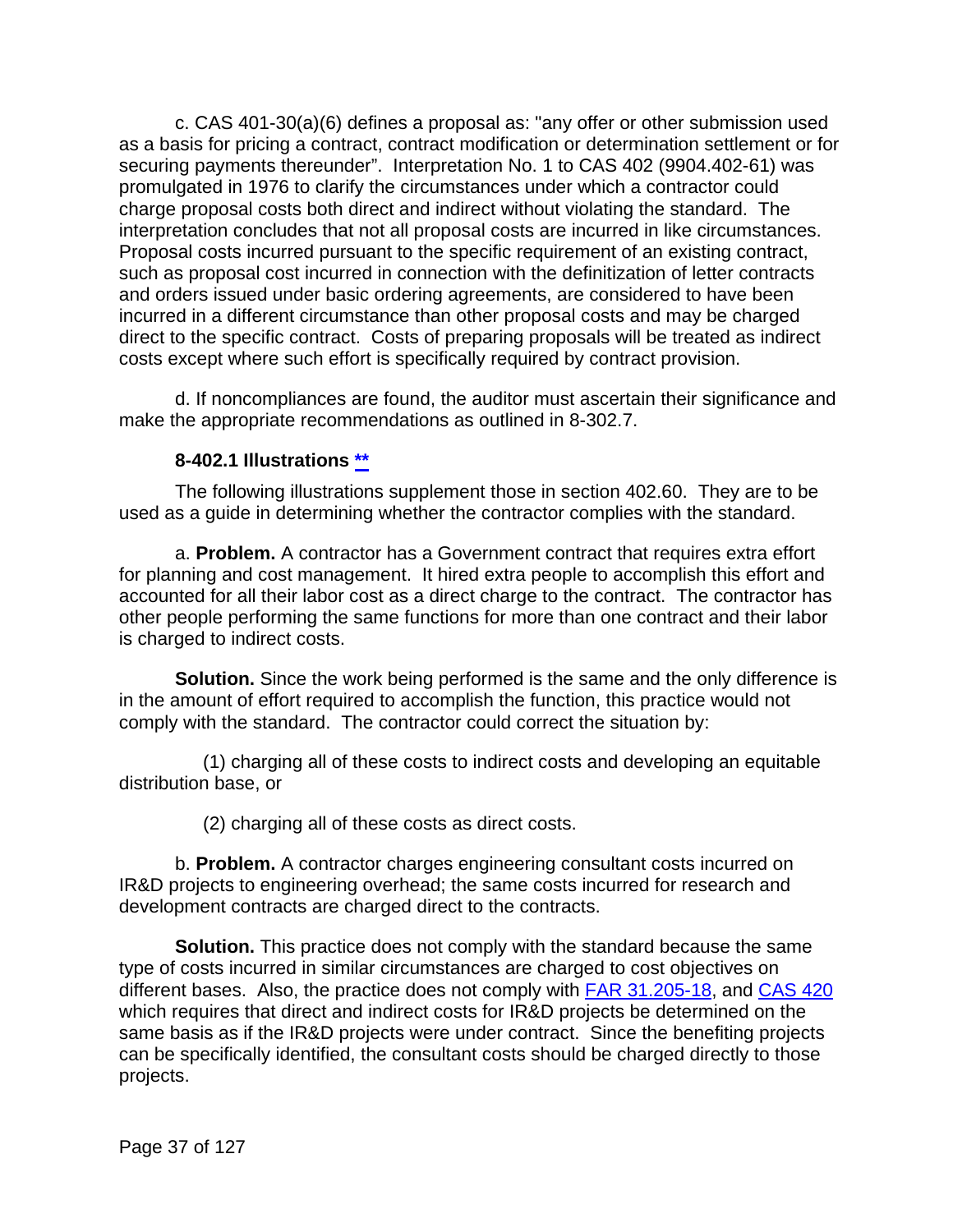c. CAS 401-30(a)(6) defines a proposal as: "any offer or other submission used as a basis for pricing a contract, contract modification or determination settlement or for securing payments thereunder". Interpretation No. 1 to CAS 402 (9904.402-61) was promulgated in 1976 to clarify the circumstances under which a contractor could charge proposal costs both direct and indirect without violating the standard. The interpretation concludes that not all proposal costs are incurred in like circumstances. Proposal costs incurred pursuant to the specific requirement of an existing contract, such as proposal cost incurred in connection with the definitization of letter contracts and orders issued under basic ordering agreements, are considered to have been incurred in a different circumstance than other proposal costs and may be charged direct to the specific contract. Costs of preparing proposals will be treated as indirect costs except where such effort is specifically required by contract provision.

d. If noncompliances are found, the auditor must ascertain their significance and make the appropriate recommendations as outlined in 8-302.7.

### 8-402.1 Illustrations **

The following illustrations supplement those in section 402.60. They are to be used as a guide in determining whether the contractor complies with the standard.

a. **Problem.** A contractor has a Government contract that requires extra effort for planning and cost management. It hired extra people to accomplish this effort and accounted for all their labor cost as a direct charge to the contract. The contractor has other people performing the same functions for more than one contract and their labor is charged to indirect costs.

**Solution.** Since the work being performed is the same and the only difference is in the amount of effort required to accomplish the function, this practice would not comply with the standard. The contractor could correct the situation by:

(1) charging all of these costs to indirect costs and developing an equitable distribution base, or

(2) charging all of these costs as direct costs.

b. **Problem.** A contractor charges engineering consultant costs incurred on IR&D projects to engineering overhead; the same costs incurred for research and development contracts are charged direct to the contracts.

**Solution.** This practice does not comply with the standard because the same type of costs incurred in similar circumstances are charged to cost objectives on different bases. Also, the practice does not comply with FAR 31.205-18, and CAS 420 which requires that direct and indirect costs for IR&D projects be determined on the same basis as if the IR&D projects were under contract. Since the benefiting projects can be specifically identified, the consultant costs should be charged directly to those projects.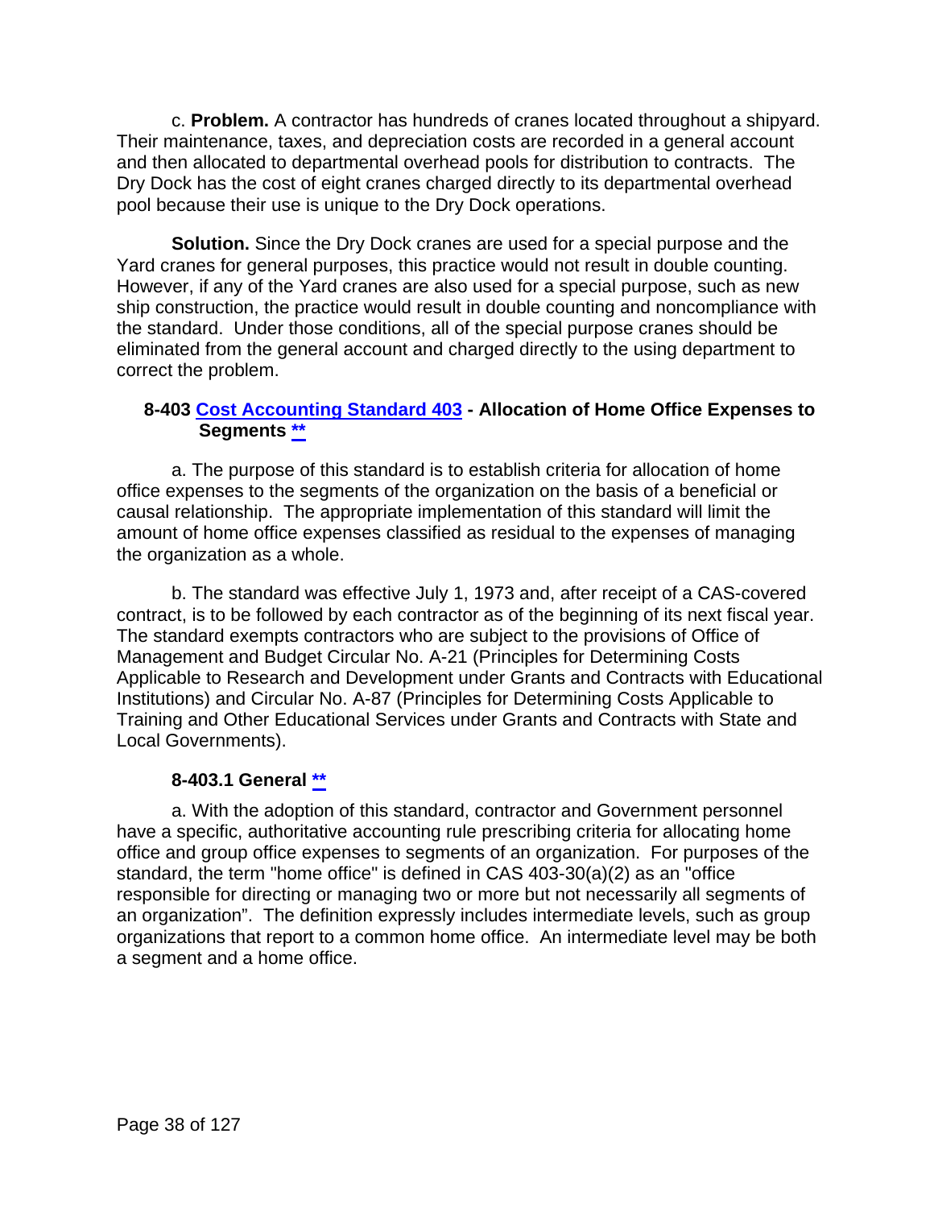c. **Problem.** A contractor has hundreds of cranes located throughout a shipyard. Their maintenance, taxes, and depreciation costs are recorded in a general account and then allocated to departmental overhead pools for distribution to contracts. The Dry Dock has the cost of eight cranes charged directly to its departmental overhead pool because their use is unique to the Dry Dock operations.

**Solution.** Since the Dry Dock cranes are used for a special purpose and the Yard cranes for general purposes, this practice would not result in double counting. However, if any of the Yard cranes are also used for a special purpose, such as new ship construction, the practice would result in double counting and noncompliance with the standard. Under those conditions, all of the special purpose cranes should be eliminated from the general account and charged directly to the using department to correct the problem.

### 8-403 Cost Accounting Standard 403 - Allocation of Home Office Expenses to Segments **

a. The purpose of this standard is to establish criteria for allocation of home office expenses to the segments of the organization on the basis of a beneficial or causal relationship. The appropriate implementation of this standard will limit the amount of home office expenses classified as residual to the expenses of managing the organization as a whole.

b. The standard was effective July 1, 1973 and, after receipt of a CAS-covered contract, is to be followed by each contractor as of the beginning of its next fiscal year. The standard exempts contractors who are subject to the provisions of Office of Management and Budget Circular No. A-21 (Principles for Determining Costs Applicable to Research and Development under Grants and Contracts with Educational Institutions) and Circular No. A-87 (Principles for Determining Costs Applicable to Training and Other Educational Services under Grants and Contracts with State and Local Governments).

#### 8-403.1 General **

a. With the adoption of this standard, contractor and Government personnel have a specific, authoritative accounting rule prescribing criteria for allocating home office and group office expenses to segments of an organization. For purposes of the standard, the term "home office" is defined in CAS 403-30(a)(2) as an "office responsible for directing or managing two or more but not necessarily all segments of an organization". The definition expressly includes intermediate levels, such as group organizations that report to a common home office. An intermediate level may be both a segment and a home office.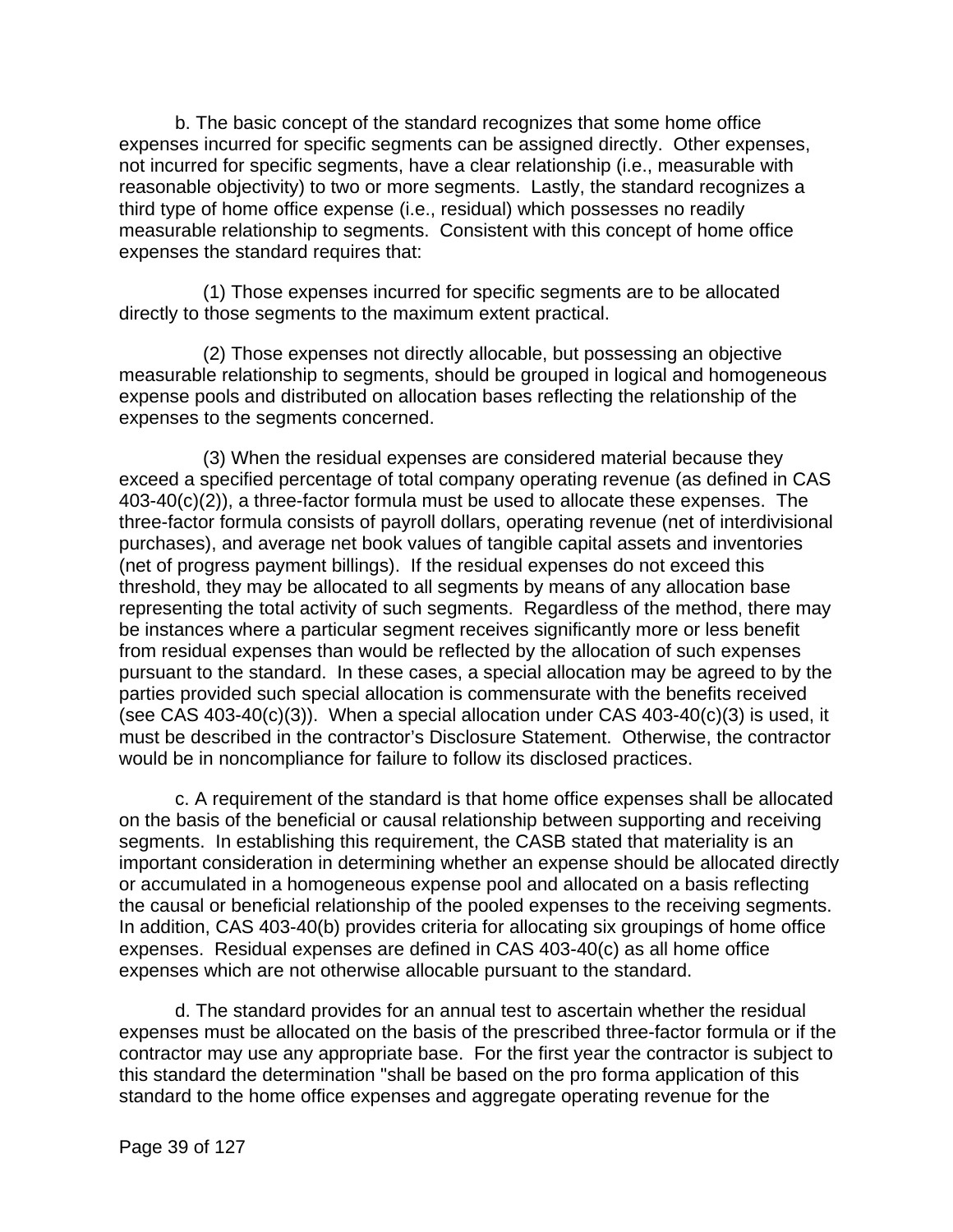b. The basic concept of the standard recognizes that some home office expenses incurred for specific segments can be assigned directly. Other expenses, not incurred for specific segments, have a clear relationship (i.e., measurable with reasonable objectivity) to two or more segments. Lastly, the standard recognizes a third type of home office expense (i.e., residual) which possesses no readily measurable relationship to segments. Consistent with this concept of home office expenses the standard requires that:

(1) Those expenses incurred for specific segments are to be allocated directly to those segments to the maximum extent practical.

(2) Those expenses not directly allocable, but possessing an objective measurable relationship to segments, should be grouped in logical and homogeneous expense pools and distributed on allocation bases reflecting the relationship of the expenses to the segments concerned.

(3) When the residual expenses are considered material because they exceed a specified percentage of total company operating revenue (as defined in CAS 403-40(c)(2)), a three-factor formula must be used to allocate these expenses. The three-factor formula consists of payroll dollars, operating revenue (net of interdivisional purchases), and average net book values of tangible capital assets and inventories (net of progress payment billings). If the residual expenses do not exceed this threshold, they may be allocated to all segments by means of any allocation base representing the total activity of such segments. Regardless of the method, there may be instances where a particular segment receives significantly more or less benefit from residual expenses than would be reflected by the allocation of such expenses pursuant to the standard. In these cases, a special allocation may be agreed to by the parties provided such special allocation is commensurate with the benefits received (see CAS 403-40(c)(3)). When a special allocation under CAS 403-40(c)(3) is used, it must be described in the contractor's Disclosure Statement. Otherwise, the contractor would be in noncompliance for failure to follow its disclosed practices.

c. A requirement of the standard is that home office expenses shall be allocated on the basis of the beneficial or causal relationship between supporting and receiving segments. In establishing this requirement, the CASB stated that materiality is an important consideration in determining whether an expense should be allocated directly or accumulated in a homogeneous expense pool and allocated on a basis reflecting the causal or beneficial relationship of the pooled expenses to the receiving segments. In addition, CAS 403-40(b) provides criteria for allocating six groupings of home office expenses. Residual expenses are defined in CAS 403-40(c) as all home office expenses which are not otherwise allocable pursuant to the standard.

d. The standard provides for an annual test to ascertain whether the residual expenses must be allocated on the basis of the prescribed three-factor formula or if the contractor may use any appropriate base. For the first year the contractor is subject to this standard the determination "shall be based on the pro forma application of this standard to the home office expenses and aggregate operating revenue for the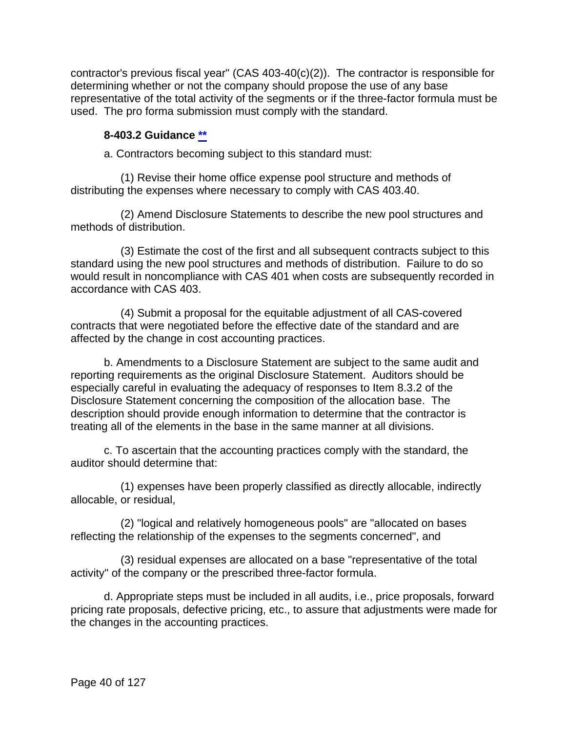contractor's previous fiscal year" (CAS 403-40(c)(2)). The contractor is responsible for determining whether or not the company should propose the use of any base representative of the total activity of the segments or if the three-factor formula must be used. The pro forma submission must comply with the standard.

### 8-403.2 Guidance **

a. Contractors becoming subject to this standard must:

(1) Revise their home office expense pool structure and methods of distributing the expenses where necessary to comply with CAS 403.40.

(2) Amend Disclosure Statements to describe the new pool structures and methods of distribution.

(3) Estimate the cost of the first and all subsequent contracts subject to this standard using the new pool structures and methods of distribution. Failure to do so would result in noncompliance with CAS 401 when costs are subsequently recorded in accordance with CAS 403.

(4) Submit a proposal for the equitable adjustment of all CAS-covered contracts that were negotiated before the effective date of the standard and are affected by the change in cost accounting practices.

b. Amendments to a Disclosure Statement are subject to the same audit and reporting requirements as the original Disclosure Statement. Auditors should be especially careful in evaluating the adequacy of responses to Item 8.3.2 of the Disclosure Statement concerning the composition of the allocation base. The description should provide enough information to determine that the contractor is treating all of the elements in the base in the same manner at all divisions.

c. To ascertain that the accounting practices comply with the standard, the auditor should determine that:

(1) expenses have been properly classified as directly allocable, indirectly allocable, or residual,

(2) "logical and relatively homogeneous pools" are "allocated on bases reflecting the relationship of the expenses to the segments concerned", and

(3) residual expenses are allocated on a base "representative of the total activity" of the company or the prescribed three-factor formula.

d. Appropriate steps must be included in all audits, i.e., price proposals, forward pricing rate proposals, defective pricing, etc., to assure that adjustments were made for the changes in the accounting practices.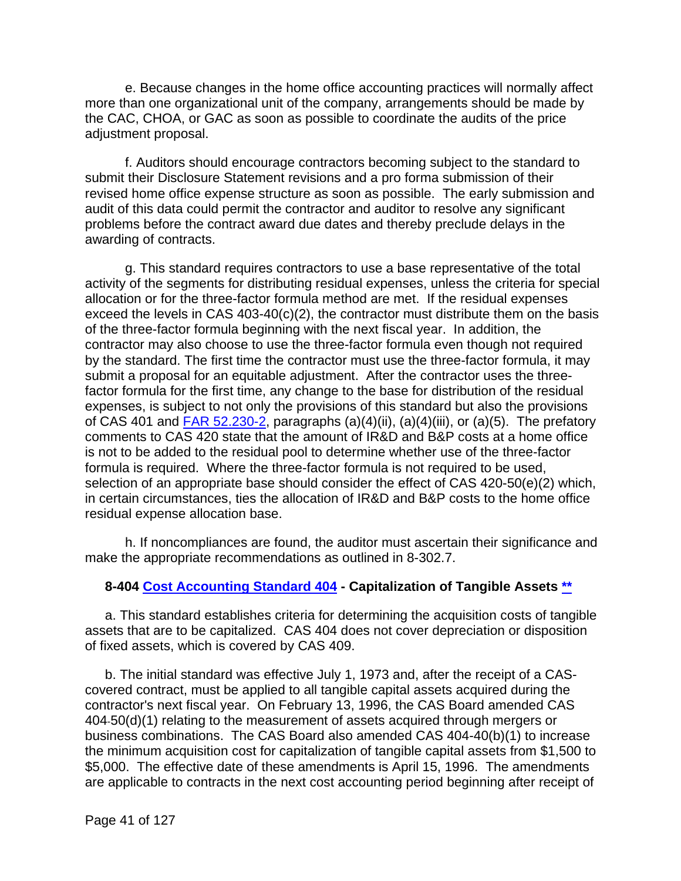e. Because changes in the home office accounting practices will normally affect more than one organizational unit of the company, arrangements should be made by the CAC, CHOA, or GAC as soon as possible to coordinate the audits of the price adjustment proposal.

f. Auditors should encourage contractors becoming subject to the standard to submit their Disclosure Statement revisions and a pro forma submission of their revised home office expense structure as soon as possible. The early submission and audit of this data could permit the contractor and auditor to resolve any significant problems before the contract award due dates and thereby preclude delays in the awarding of contracts.

g. This standard requires contractors to use a base representative of the total activity of the segments for distributing residual expenses, unless the criteria for special allocation or for the three-factor formula method are met. If the residual expenses exceed the levels in CAS 403-40(c)(2), the contractor must distribute them on the basis of the three-factor formula beginning with the next fiscal year. In addition, the contractor may also choose to use the three-factor formula even though not required by the standard. The first time the contractor must use the three-factor formula, it may submit a proposal for an equitable adjustment. After the contractor uses the three-factor formula for the first time, any change to the base for distribution of the residual expenses, is subject to not only the provisions of this standard but also the provisions of CAS 401 and [FAR 52.230-2](), paragraphs (a)(4)(ii), (a)(4)(iii), or (a)(5). The prefatory comments to CAS 420 state that the amount of IR&D and B&P costs at a home office is not to be added to the residual pool to determine whether use of the three-factor formula is required. Where the three-factor formula is not required to be used, selection of an appropriate base should consider the effect of CAS 420-50(e)(2) which, in certain circumstances, ties the allocation of IR&D and B&P costs to the home office residual expense allocation base.

h. If noncompliances are found, the auditor must ascertain their significance and make the appropriate recommendations as outlined in 8-302.7.

### 8-404 [Cost Accounting Standard 404]() - Capitalization of Tangible Assets [**]()

a. This standard establishes criteria for determining the acquisition costs of tangible assets that are to be capitalized. CAS 404 does not cover depreciation or disposition of fixed assets, which is covered by CAS 409.

b. The initial standard was effective July 1, 1973 and, after the receipt of a CAS-covered contract, must be applied to all tangible capital assets acquired during the contractor's next fiscal year. On February 13, 1996, the CAS Board amended CAS 404-50(d)(1) relating to the measurement of assets acquired through mergers or business combinations. The CAS Board also amended CAS 404-40(b)(1) to increase the minimum acquisition cost for capitalization of tangible capital assets from $1,500 to $5,000. The effective date of these amendments is April 15, 1996. The amendments are applicable to contracts in the next cost accounting period beginning after receipt of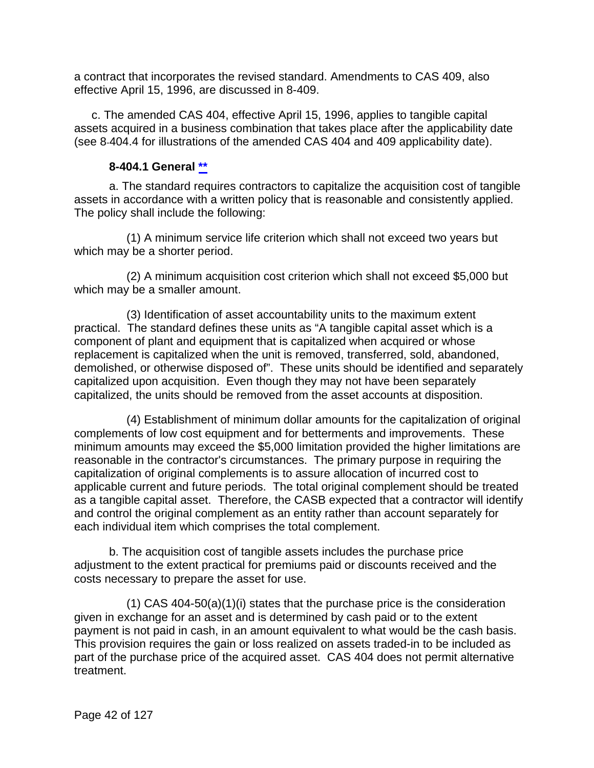a contract that incorporates the revised standard. Amendments to CAS 409, also effective April 15, 1996, are discussed in 8-409.

c. The amended CAS 404, effective April 15, 1996, applies to tangible capital assets acquired in a business combination that takes place after the applicability date (see 8-404.4 for illustrations of the amended CAS 404 and 409 applicability date).

#### 8-404.1 General **

a. The standard requires contractors to capitalize the acquisition cost of tangible assets in accordance with a written policy that is reasonable and consistently applied. The policy shall include the following:

(1) A minimum service life criterion which shall not exceed two years but which may be a shorter period.

(2) A minimum acquisition cost criterion which shall not exceed $5,000 but which may be a smaller amount.

(3) Identification of asset accountability units to the maximum extent practical. The standard defines these units as "A tangible capital asset which is a component of plant and equipment that is capitalized when acquired or whose replacement is capitalized when the unit is removed, transferred, sold, abandoned, demolished, or otherwise disposed of". These units should be identified and separately capitalized upon acquisition. Even though they may not have been separately capitalized, the units should be removed from the asset accounts at disposition.

(4) Establishment of minimum dollar amounts for the capitalization of original complements of low cost equipment and for betterments and improvements. These minimum amounts may exceed the $5,000 limitation provided the higher limitations are reasonable in the contractor's circumstances. The primary purpose in requiring the capitalization of original complements is to assure allocation of incurred cost to applicable current and future periods. The total original complement should be treated as a tangible capital asset. Therefore, the CASB expected that a contractor will identify and control the original complement as an entity rather than account separately for each individual item which comprises the total complement.

b. The acquisition cost of tangible assets includes the purchase price adjustment to the extent practical for premiums paid or discounts received and the costs necessary to prepare the asset for use.

(1) CAS 404-50(a)(1)(i) states that the purchase price is the consideration given in exchange for an asset and is determined by cash paid or to the extent payment is not paid in cash, in an amount equivalent to what would be the cash basis. This provision requires the gain or loss realized on assets traded-in to be included as part of the purchase price of the acquired asset. CAS 404 does not permit alternative treatment.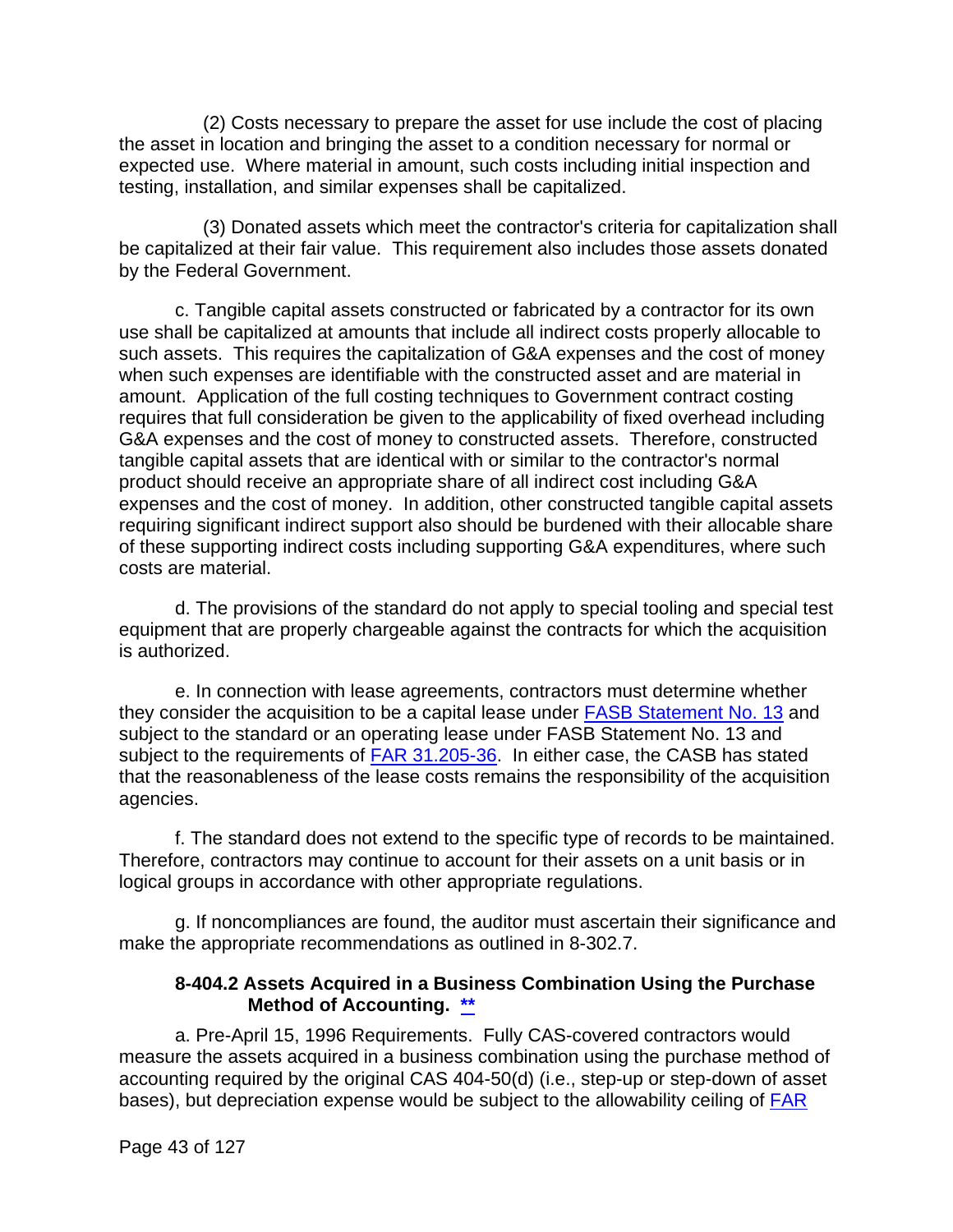(2) Costs necessary to prepare the asset for use include the cost of placing the asset in location and bringing the asset to a condition necessary for normal or expected use. Where material in amount, such costs including initial inspection and testing, installation, and similar expenses shall be capitalized.

(3) Donated assets which meet the contractor's criteria for capitalization shall be capitalized at their fair value. This requirement also includes those assets donated by the Federal Government.

c. Tangible capital assets constructed or fabricated by a contractor for its own use shall be capitalized at amounts that include all indirect costs properly allocable to such assets. This requires the capitalization of G&A expenses and the cost of money when such expenses are identifiable with the constructed asset and are material in amount. Application of the full costing techniques to Government contract costing requires that full consideration be given to the applicability of fixed overhead including G&A expenses and the cost of money to constructed assets. Therefore, constructed tangible capital assets that are identical with or similar to the contractor's normal product should receive an appropriate share of all indirect cost including G&A expenses and the cost of money. In addition, other constructed tangible capital assets requiring significant indirect support also should be burdened with their allocable share of these supporting indirect costs including supporting G&A expenditures, where such costs are material.

d. The provisions of the standard do not apply to special tooling and special test equipment that are properly chargeable against the contracts for which the acquisition is authorized.

e. In connection with lease agreements, contractors must determine whether they consider the acquisition to be a capital lease under FASB Statement No. 13 and subject to the standard or an operating lease under FASB Statement No. 13 and subject to the requirements of FAR 31.205-36. In either case, the CASB has stated that the reasonableness of the lease costs remains the responsibility of the acquisition agencies.

f. The standard does not extend to the specific type of records to be maintained. Therefore, contractors may continue to account for their assets on a unit basis or in logical groups in accordance with other appropriate regulations.

g. If noncompliances are found, the auditor must ascertain their significance and make the appropriate recommendations as outlined in 8-302.7.

### 8-404.2 Assets Acquired in a Business Combination Using the Purchase Method of Accounting. **

a. Pre-April 15, 1996 Requirements. Fully CAS-covered contractors would measure the assets acquired in a business combination using the purchase method of accounting required by the original CAS 404-50(d) (i.e., step-up or step-down of asset bases), but depreciation expense would be subject to the allowability ceiling of FAR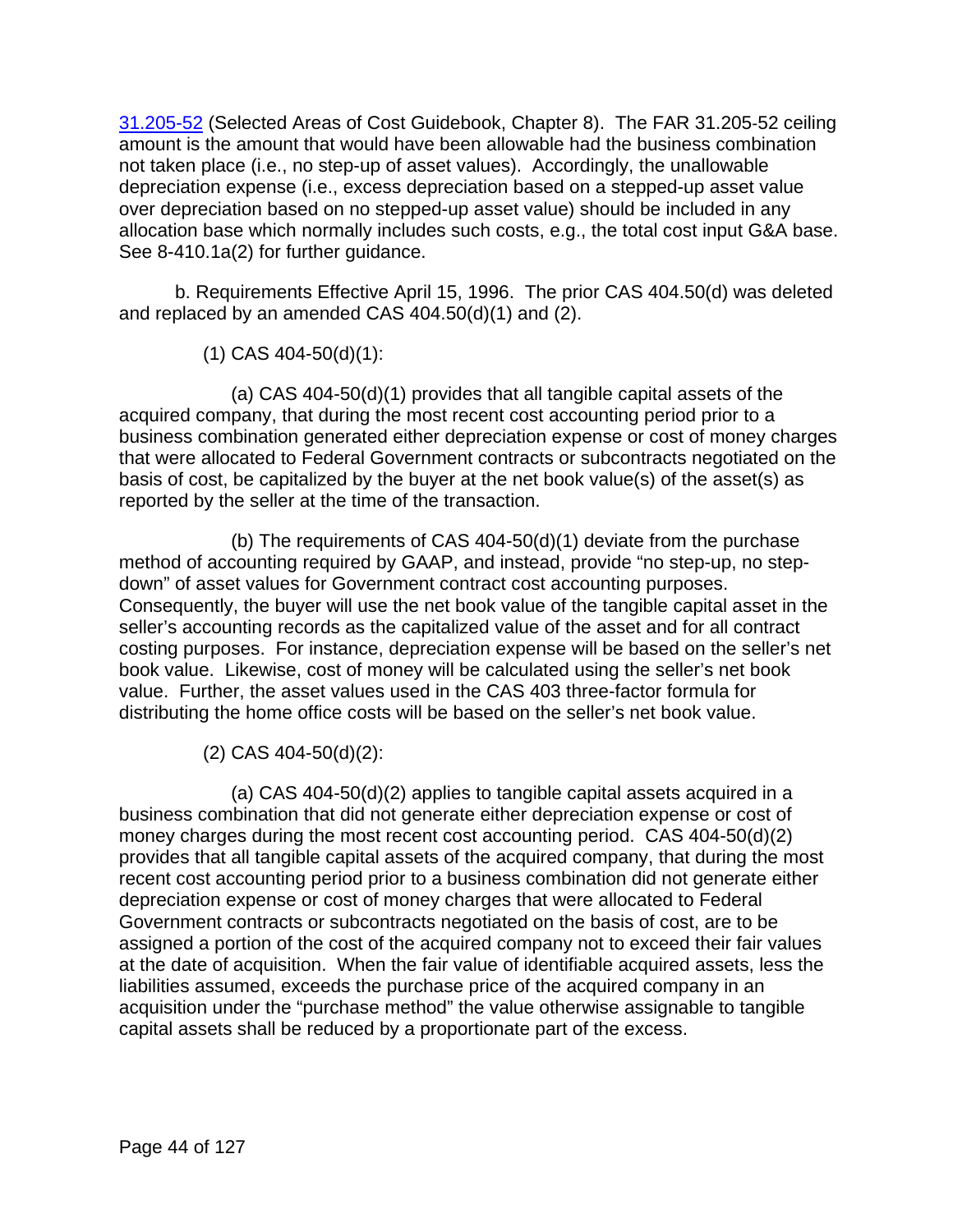31.205-52 (Selected Areas of Cost Guidebook, Chapter 8). The FAR 31.205-52 ceiling amount is the amount that would have been allowable had the business combination not taken place (i.e., no step-up of asset values). Accordingly, the unallowable depreciation expense (i.e., excess depreciation based on a stepped-up asset value over depreciation based on no stepped-up asset value) should be included in any allocation base which normally includes such costs, e.g., the total cost input G&A base. See 8-410.1a(2) for further guidance.

b. Requirements Effective April 15, 1996. The prior CAS 404.50(d) was deleted and replaced by an amended CAS 404.50(d)(1) and (2).

(1) CAS 404-50(d)(1):

(a) CAS 404-50(d)(1) provides that all tangible capital assets of the acquired company, that during the most recent cost accounting period prior to a business combination generated either depreciation expense or cost of money charges that were allocated to Federal Government contracts or subcontracts negotiated on the basis of cost, be capitalized by the buyer at the net book value(s) of the asset(s) as reported by the seller at the time of the transaction.

(b) The requirements of CAS 404-50(d)(1) deviate from the purchase method of accounting required by GAAP, and instead, provide "no step-up, no step-down" of asset values for Government contract cost accounting purposes. Consequently, the buyer will use the net book value of the tangible capital asset in the seller's accounting records as the capitalized value of the asset and for all contract costing purposes. For instance, depreciation expense will be based on the seller's net book value. Likewise, cost of money will be calculated using the seller's net book value. Further, the asset values used in the CAS 403 three-factor formula for distributing the home office costs will be based on the seller's net book value.

(2) CAS 404-50(d)(2):

(a) CAS 404-50(d)(2) applies to tangible capital assets acquired in a business combination that did not generate either depreciation expense or cost of money charges during the most recent cost accounting period. CAS 404-50(d)(2) provides that all tangible capital assets of the acquired company, that during the most recent cost accounting period prior to a business combination did not generate either depreciation expense or cost of money charges that were allocated to Federal Government contracts or subcontracts negotiated on the basis of cost, are to be assigned a portion of the cost of the acquired company not to exceed their fair values at the date of acquisition. When the fair value of identifiable acquired assets, less the liabilities assumed, exceeds the purchase price of the acquired company in an acquisition under the "purchase method" the value otherwise assignable to tangible capital assets shall be reduced by a proportionate part of the excess.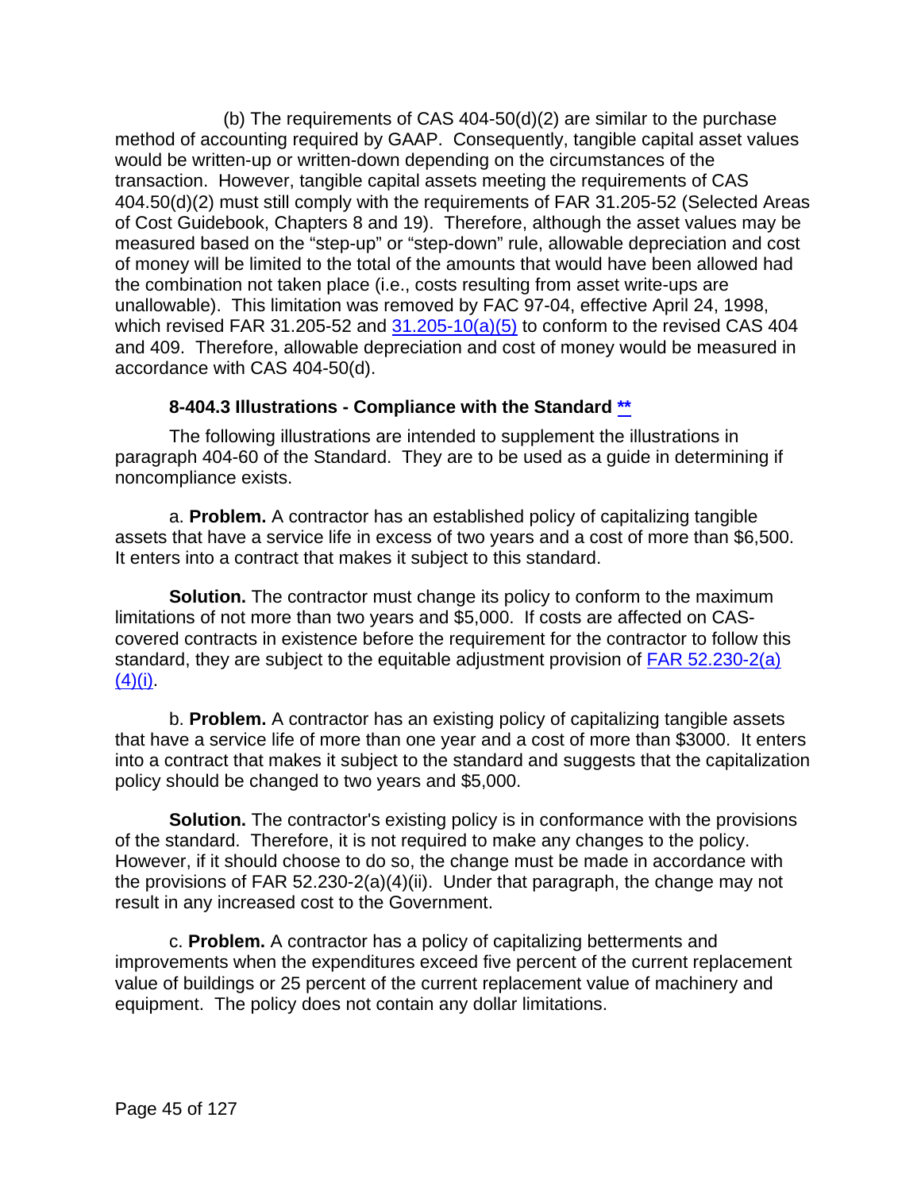(b) The requirements of CAS 404-50(d)(2) are similar to the purchase method of accounting required by GAAP. Consequently, tangible capital asset values would be written-up or written-down depending on the circumstances of the transaction. However, tangible capital assets meeting the requirements of CAS 404.50(d)(2) must still comply with the requirements of FAR 31.205-52 (Selected Areas of Cost Guidebook, Chapters 8 and 19). Therefore, although the asset values may be measured based on the "step-up" or "step-down" rule, allowable depreciation and cost of money will be limited to the total of the amounts that would have been allowed had the combination not taken place (i.e., costs resulting from asset write-ups are unallowable). This limitation was removed by FAC 97-04, effective April 24, 1998, which revised FAR 31.205-52 and 31.205-10(a)(5) to conform to the revised CAS 404 and 409. Therefore, allowable depreciation and cost of money would be measured in accordance with CAS 404-50(d).

### 8-404.3 Illustrations - Compliance with the Standard **

The following illustrations are intended to supplement the illustrations in paragraph 404-60 of the Standard. They are to be used as a guide in determining if noncompliance exists.

a. **Problem.** A contractor has an established policy of capitalizing tangible assets that have a service life in excess of two years and a cost of more than $6,500. It enters into a contract that makes it subject to this standard.

**Solution.** The contractor must change its policy to conform to the maximum limitations of not more than two years and $5,000. If costs are affected on CAS-covered contracts in existence before the requirement for the contractor to follow this standard, they are subject to the equitable adjustment provision of FAR 52.230-2(a)(4)(i).

b. **Problem.** A contractor has an existing policy of capitalizing tangible assets that have a service life of more than one year and a cost of more than $3000. It enters into a contract that makes it subject to the standard and suggests that the capitalization policy should be changed to two years and $5,000.

**Solution.** The contractor's existing policy is in conformance with the provisions of the standard. Therefore, it is not required to make any changes to the policy. However, if it should choose to do so, the change must be made in accordance with the provisions of FAR 52.230-2(a)(4)(ii). Under that paragraph, the change may not result in any increased cost to the Government.

c. **Problem.** A contractor has a policy of capitalizing betterments and improvements when the expenditures exceed five percent of the current replacement value of buildings or 25 percent of the current replacement value of machinery and equipment. The policy does not contain any dollar limitations.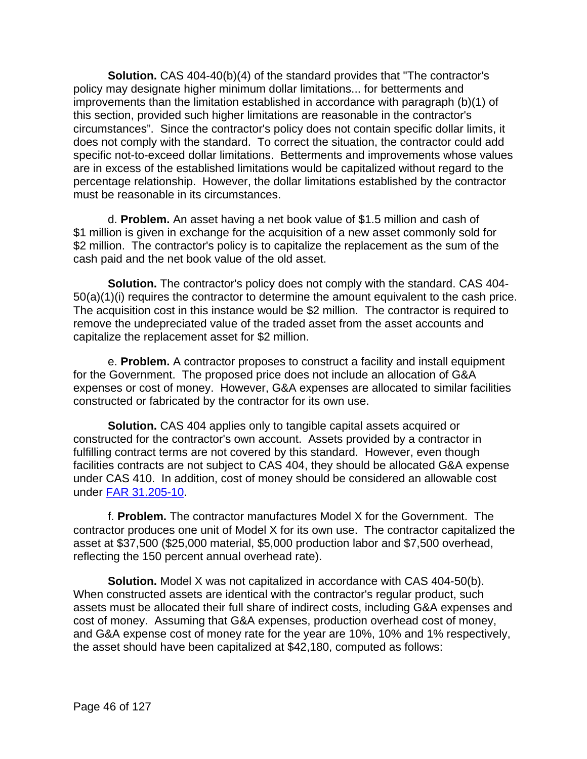**Solution.** CAS 404-40(b)(4) of the standard provides that "The contractor's policy may designate higher minimum dollar limitations... for betterments and improvements than the limitation established in accordance with paragraph (b)(1) of this section, provided such higher limitations are reasonable in the contractor's circumstances". Since the contractor's policy does not contain specific dollar limits, it does not comply with the standard. To correct the situation, the contractor could add specific not-to-exceed dollar limitations. Betterments and improvements whose values are in excess of the established limitations would be capitalized without regard to the percentage relationship. However, the dollar limitations established by the contractor must be reasonable in its circumstances.

d. **Problem.** An asset having a net book value of $1.5 million and cash of $1 million is given in exchange for the acquisition of a new asset commonly sold for $2 million. The contractor's policy is to capitalize the replacement as the sum of the cash paid and the net book value of the old asset.

**Solution.** The contractor's policy does not comply with the standard. CAS 404-50(a)(1)(i) requires the contractor to determine the amount equivalent to the cash price. The acquisition cost in this instance would be $2 million. The contractor is required to remove the undepreciated value of the traded asset from the asset accounts and capitalize the replacement asset for $2 million.

e. **Problem.** A contractor proposes to construct a facility and install equipment for the Government. The proposed price does not include an allocation of G&A expenses or cost of money. However, G&A expenses are allocated to similar facilities constructed or fabricated by the contractor for its own use.

**Solution.** CAS 404 applies only to tangible capital assets acquired or constructed for the contractor's own account. Assets provided by a contractor in fulfilling contract terms are not covered by this standard. However, even though facilities contracts are not subject to CAS 404, they should be allocated G&A expense under CAS 410. In addition, cost of money should be considered an allowable cost under [FAR 31.205-10](FAR 31.205-10).

f. **Problem.** The contractor manufactures Model X for the Government. The contractor produces one unit of Model X for its own use. The contractor capitalized the asset at $37,500 ($25,000 material, $5,000 production labor and $7,500 overhead, reflecting the 150 percent annual overhead rate).

**Solution.** Model X was not capitalized in accordance with CAS 404-50(b). When constructed assets are identical with the contractor's regular product, such assets must be allocated their full share of indirect costs, including G&A expenses and cost of money. Assuming that G&A expenses, production overhead cost of money, and G&A expense cost of money rate for the year are 10%, 10% and 1% respectively, the asset should have been capitalized at $42,180, computed as follows: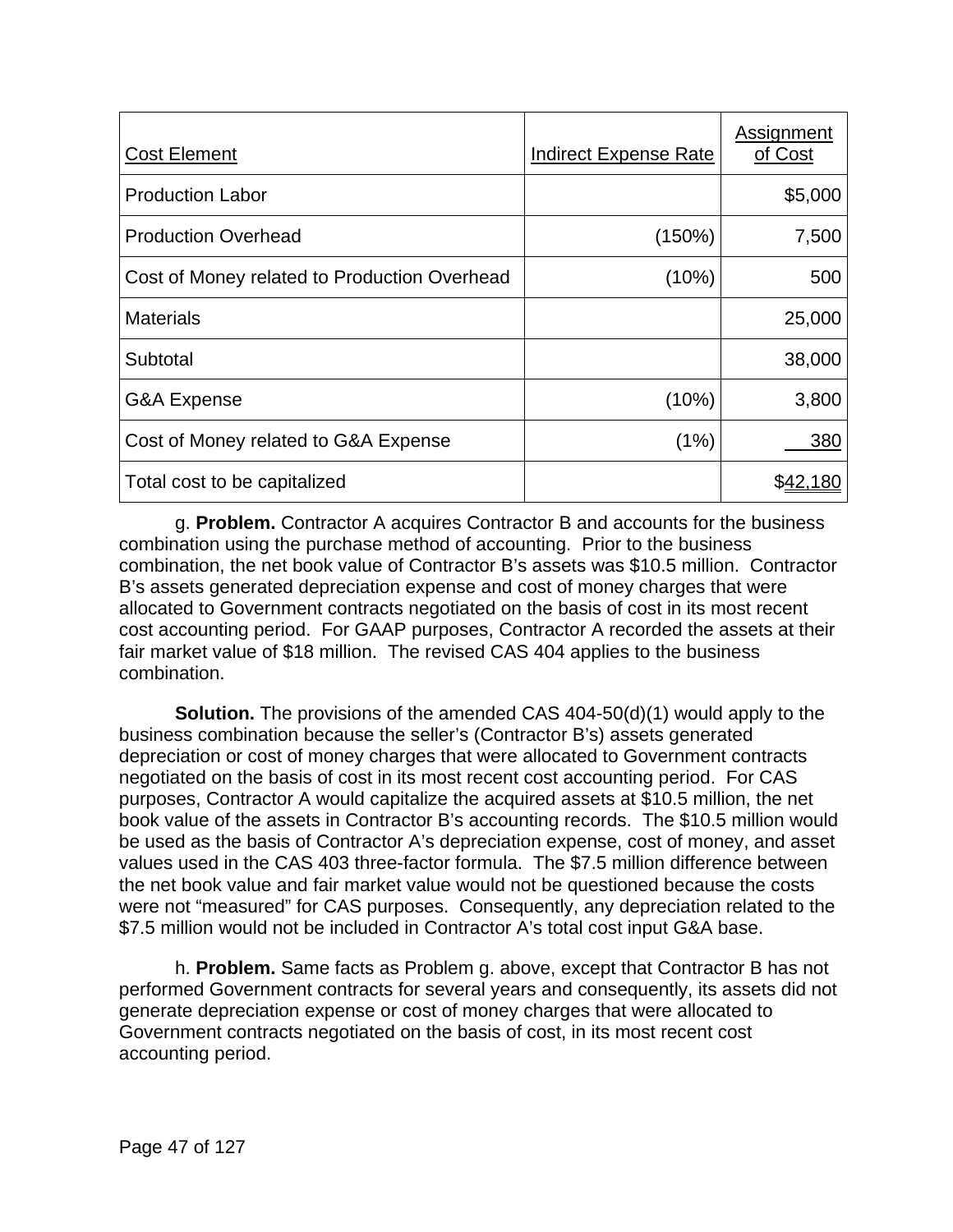| Cost Element | Indirect Expense Rate | Assignment of Cost |
|---|---|---|
| Production Labor | | $5,000 |
| Production Overhead | (150%) | 7,500 |
| Cost of Money related to Production Overhead | (10%) | 500 |
| Materials | | 25,000 |
| Subtotal | | 38,000 |
| G&A Expense | (10%) | 3,800 |
| Cost of Money related to G&A Expense | (1%) | 380 |
| Total cost to be capitalized | | $42,180 |

g. **Problem.** Contractor A acquires Contractor B and accounts for the business combination using the purchase method of accounting. Prior to the business combination, the net book value of Contractor B's assets was $10.5 million. Contractor B's assets generated depreciation expense and cost of money charges that were allocated to Government contracts negotiated on the basis of cost in its most recent cost accounting period. For GAAP purposes, Contractor A recorded the assets at their fair market value of $18 million. The revised CAS 404 applies to the business combination.

**Solution.** The provisions of the amended CAS 404-50(d)(1) would apply to the business combination because the seller's (Contractor B's) assets generated depreciation or cost of money charges that were allocated to Government contracts negotiated on the basis of cost in its most recent cost accounting period. For CAS purposes, Contractor A would capitalize the acquired assets at $10.5 million, the net book value of the assets in Contractor B's accounting records. The $10.5 million would be used as the basis of Contractor A's depreciation expense, cost of money, and asset values used in the CAS 403 three-factor formula. The $7.5 million difference between the net book value and fair market value would not be questioned because the costs were not "measured" for CAS purposes. Consequently, any depreciation related to the $7.5 million would not be included in Contractor A's total cost input G&A base.

h. **Problem.** Same facts as Problem g. above, except that Contractor B has not performed Government contracts for several years and consequently, its assets did not generate depreciation expense or cost of money charges that were allocated to Government contracts negotiated on the basis of cost, in its most recent cost accounting period.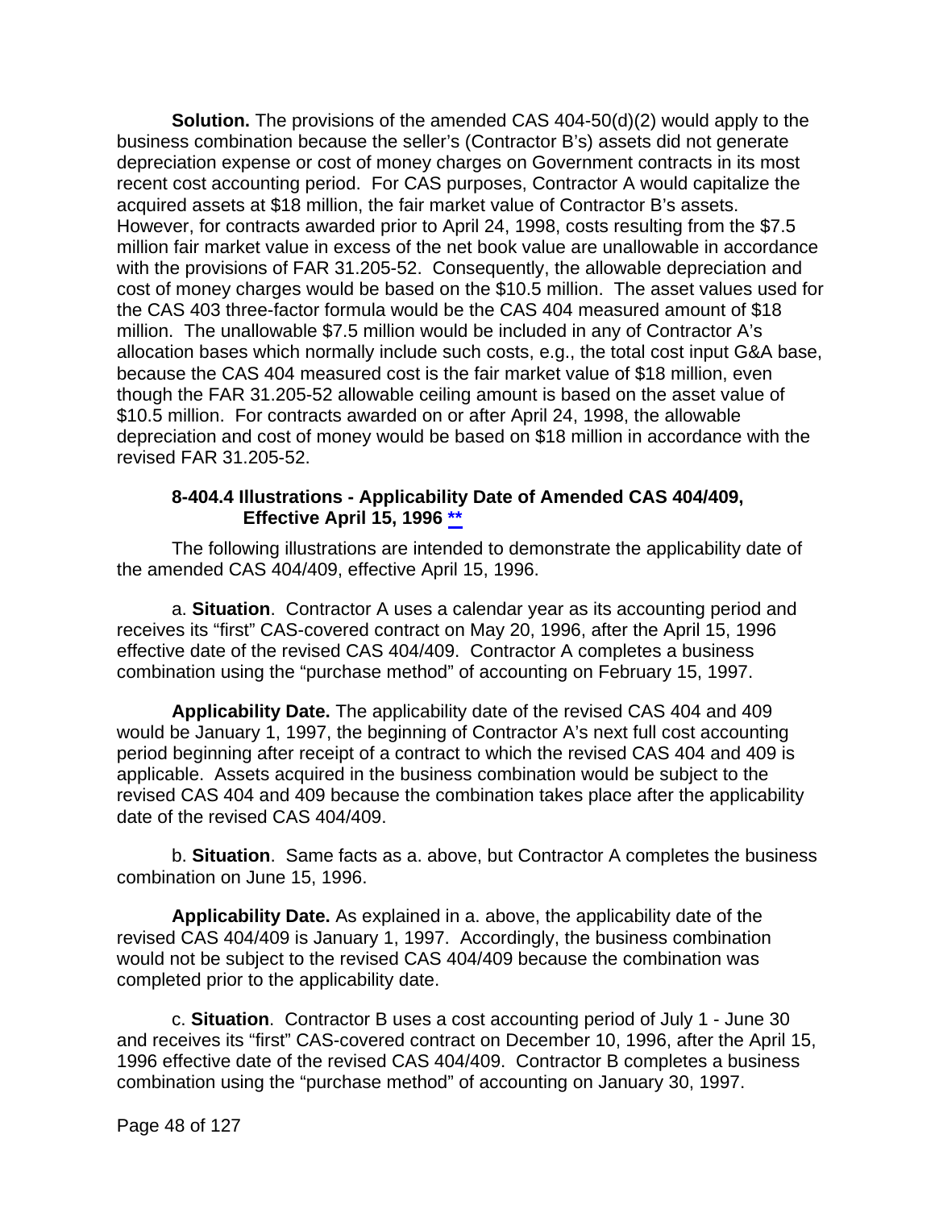**Solution.** The provisions of the amended CAS 404-50(d)(2) would apply to the business combination because the seller's (Contractor B's) assets did not generate depreciation expense or cost of money charges on Government contracts in its most recent cost accounting period. For CAS purposes, Contractor A would capitalize the acquired assets at $18 million, the fair market value of Contractor B's assets. However, for contracts awarded prior to April 24, 1998, costs resulting from the $7.5 million fair market value in excess of the net book value are unallowable in accordance with the provisions of FAR 31.205-52. Consequently, the allowable depreciation and cost of money charges would be based on the $10.5 million. The asset values used for the CAS 403 three-factor formula would be the CAS 404 measured amount of $18 million. The unallowable $7.5 million would be included in any of Contractor A's allocation bases which normally include such costs, e.g., the total cost input G&A base, because the CAS 404 measured cost is the fair market value of $18 million, even though the FAR 31.205-52 allowable ceiling amount is based on the asset value of $10.5 million. For contracts awarded on or after April 24, 1998, the allowable depreciation and cost of money would be based on $18 million in accordance with the revised FAR 31.205-52.

### 8-404.4 Illustrations - Applicability Date of Amended CAS 404/409, Effective April 15, 1996 **

The following illustrations are intended to demonstrate the applicability date of the amended CAS 404/409, effective April 15, 1996.

a. **Situation**. Contractor A uses a calendar year as its accounting period and receives its "first" CAS-covered contract on May 20, 1996, after the April 15, 1996 effective date of the revised CAS 404/409. Contractor A completes a business combination using the "purchase method" of accounting on February 15, 1997.

**Applicability Date.** The applicability date of the revised CAS 404 and 409 would be January 1, 1997, the beginning of Contractor A's next full cost accounting period beginning after receipt of a contract to which the revised CAS 404 and 409 is applicable. Assets acquired in the business combination would be subject to the revised CAS 404 and 409 because the combination takes place after the applicability date of the revised CAS 404/409.

b. **Situation**. Same facts as a. above, but Contractor A completes the business combination on June 15, 1996.

**Applicability Date.** As explained in a. above, the applicability date of the revised CAS 404/409 is January 1, 1997. Accordingly, the business combination would not be subject to the revised CAS 404/409 because the combination was completed prior to the applicability date.

c. **Situation**. Contractor B uses a cost accounting period of July 1 - June 30 and receives its "first" CAS-covered contract on December 10, 1996, after the April 15, 1996 effective date of the revised CAS 404/409. Contractor B completes a business combination using the "purchase method" of accounting on January 30, 1997.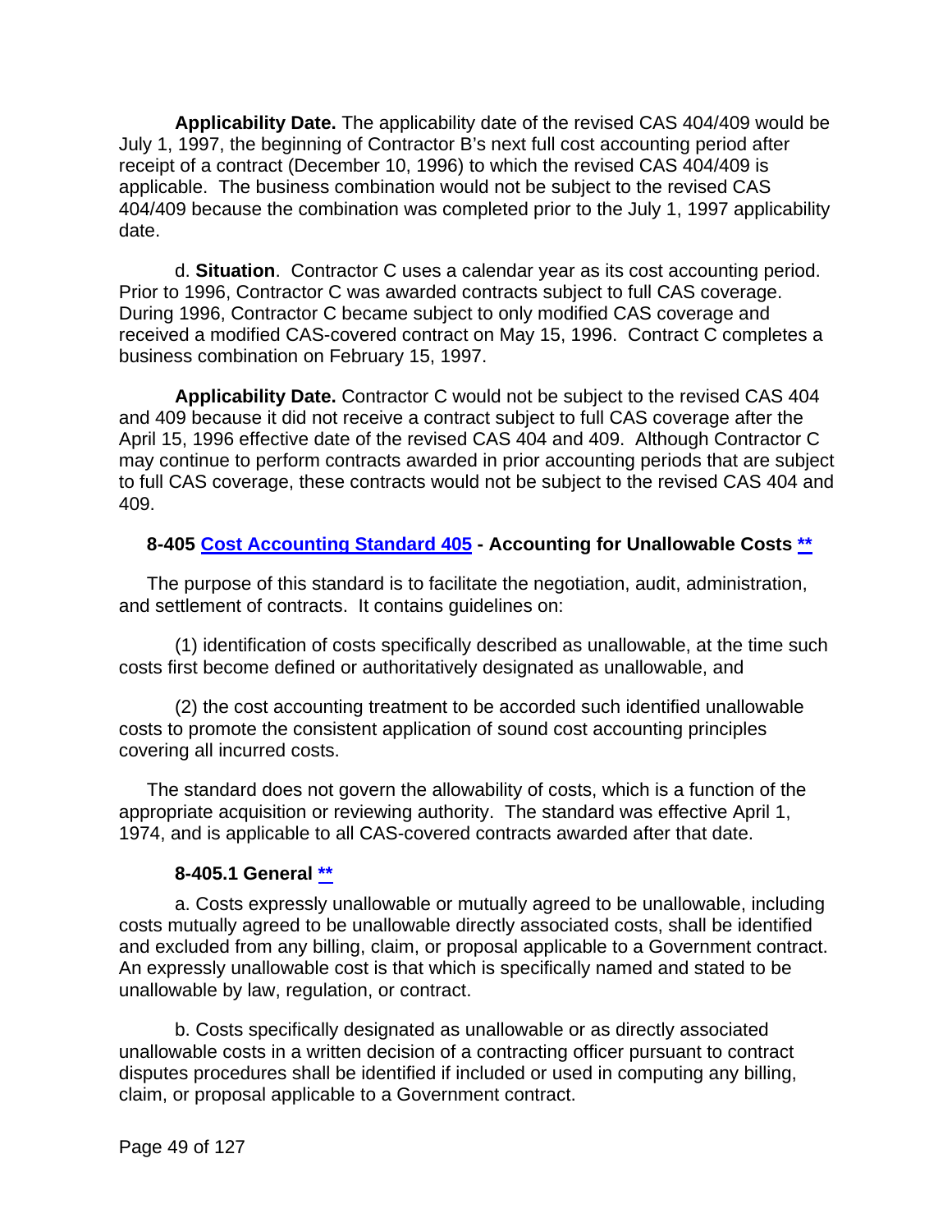**Applicability Date.** The applicability date of the revised CAS 404/409 would be July 1, 1997, the beginning of Contractor B's next full cost accounting period after receipt of a contract (December 10, 1996) to which the revised CAS 404/409 is applicable. The business combination would not be subject to the revised CAS 404/409 because the combination was completed prior to the July 1, 1997 applicability date.

d. **Situation**. Contractor C uses a calendar year as its cost accounting period. Prior to 1996, Contractor C was awarded contracts subject to full CAS coverage. During 1996, Contractor C became subject to only modified CAS coverage and received a modified CAS-covered contract on May 15, 1996. Contract C completes a business combination on February 15, 1997.

**Applicability Date.** Contractor C would not be subject to the revised CAS 404 and 409 because it did not receive a contract subject to full CAS coverage after the April 15, 1996 effective date of the revised CAS 404 and 409. Although Contractor C may continue to perform contracts awarded in prior accounting periods that are subject to full CAS coverage, these contracts would not be subject to the revised CAS 404 and 409.

### 8-405 Cost Accounting Standard 405 - Accounting for Unallowable Costs **

The purpose of this standard is to facilitate the negotiation, audit, administration, and settlement of contracts. It contains guidelines on:

(1) identification of costs specifically described as unallowable, at the time such costs first become defined or authoritatively designated as unallowable, and

(2) the cost accounting treatment to be accorded such identified unallowable costs to promote the consistent application of sound cost accounting principles covering all incurred costs.

The standard does not govern the allowability of costs, which is a function of the appropriate acquisition or reviewing authority. The standard was effective April 1, 1974, and is applicable to all CAS-covered contracts awarded after that date.

#### 8-405.1 General **

a. Costs expressly unallowable or mutually agreed to be unallowable, including costs mutually agreed to be unallowable directly associated costs, shall be identified and excluded from any billing, claim, or proposal applicable to a Government contract. An expressly unallowable cost is that which is specifically named and stated to be unallowable by law, regulation, or contract.

b. Costs specifically designated as unallowable or as directly associated unallowable costs in a written decision of a contracting officer pursuant to contract disputes procedures shall be identified if included or used in computing any billing, claim, or proposal applicable to a Government contract.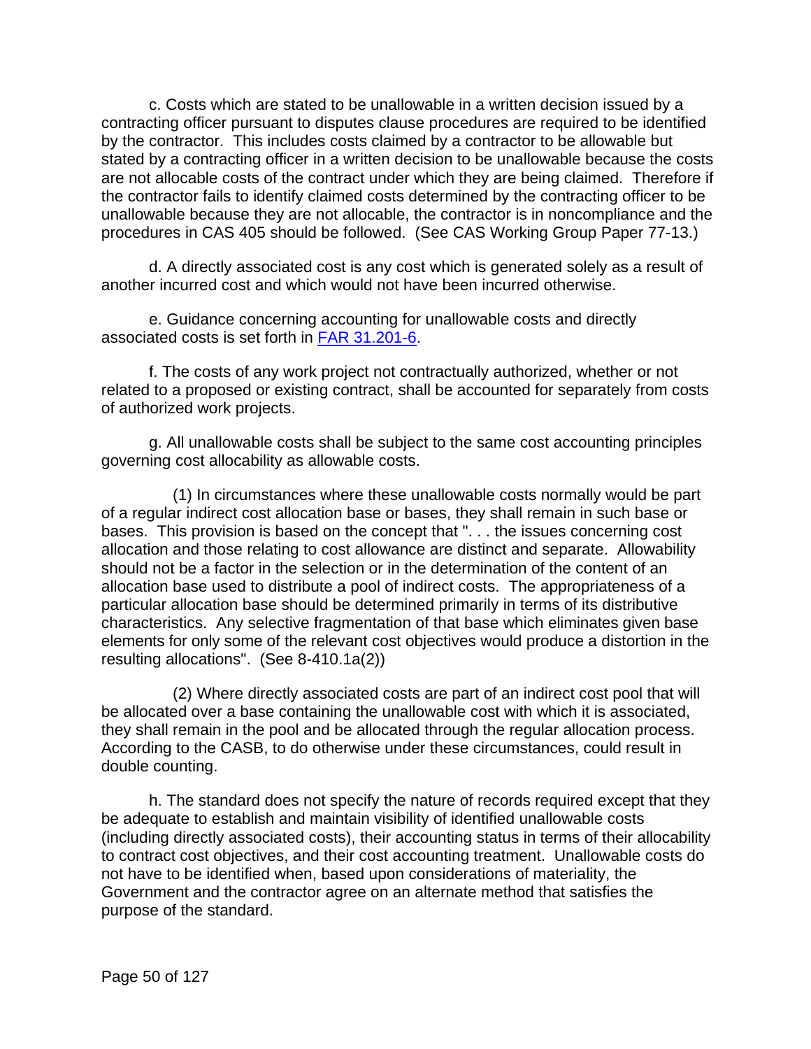c. Costs which are stated to be unallowable in a written decision issued by a contracting officer pursuant to disputes clause procedures are required to be identified by the contractor. This includes costs claimed by a contractor to be allowable but stated by a contracting officer in a written decision to be unallowable because the costs are not allocable costs of the contract under which they are being claimed. Therefore if the contractor fails to identify claimed costs determined by the contracting officer to be unallowable because they are not allocable, the contractor is in noncompliance and the procedures in CAS 405 should be followed. (See CAS Working Group Paper 77-13.)

d. A directly associated cost is any cost which is generated solely as a result of another incurred cost and which would not have been incurred otherwise.

e. Guidance concerning accounting for unallowable costs and directly associated costs is set forth in [FAR 31.201-6](#).

f. The costs of any work project not contractually authorized, whether or not related to a proposed or existing contract, shall be accounted for separately from costs of authorized work projects.

g. All unallowable costs shall be subject to the same cost accounting principles governing cost allocability as allowable costs.

(1) In circumstances where these unallowable costs normally would be part of a regular indirect cost allocation base or bases, they shall remain in such base or bases. This provision is based on the concept that ". . . the issues concerning cost allocation and those relating to cost allowance are distinct and separate. Allowability should not be a factor in the selection or in the determination of the content of an allocation base used to distribute a pool of indirect costs. The appropriateness of a particular allocation base should be determined primarily in terms of its distributive characteristics. Any selective fragmentation of that base which eliminates given base elements for only some of the relevant cost objectives would produce a distortion in the resulting allocations". (See 8-410.1a(2))

(2) Where directly associated costs are part of an indirect cost pool that will be allocated over a base containing the unallowable cost with which it is associated, they shall remain in the pool and be allocated through the regular allocation process. According to the CASB, to do otherwise under these circumstances, could result in double counting.

h. The standard does not specify the nature of records required except that they be adequate to establish and maintain visibility of identified unallowable costs (including directly associated costs), their accounting status in terms of their allocability to contract cost objectives, and their cost accounting treatment. Unallowable costs do not have to be identified when, based upon considerations of materiality, the Government and the contractor agree on an alternate method that satisfies the purpose of the standard.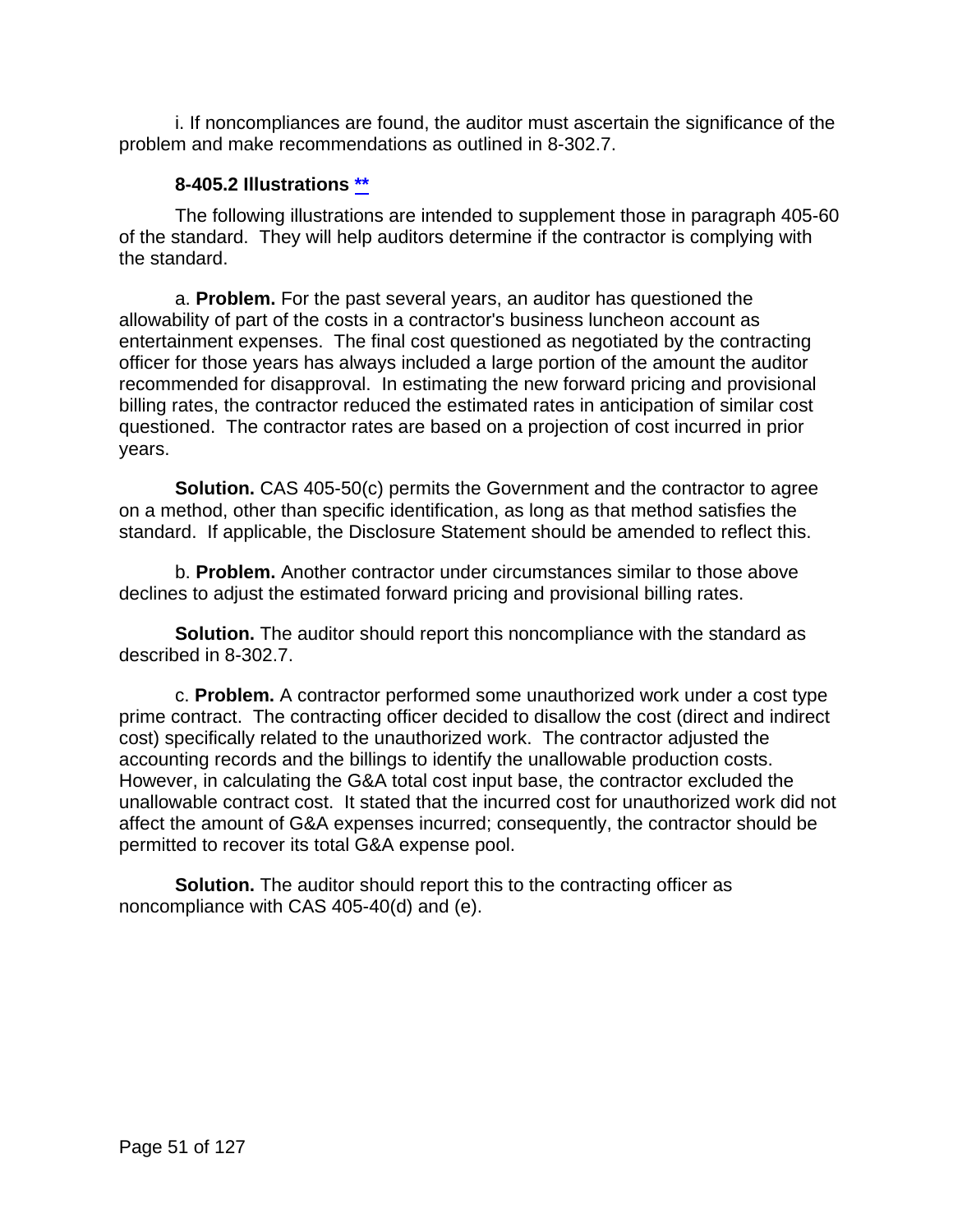i. If noncompliances are found, the auditor must ascertain the significance of the problem and make recommendations as outlined in 8-302.7.

### 8-405.2 Illustrations **

The following illustrations are intended to supplement those in paragraph 405-60 of the standard. They will help auditors determine if the contractor is complying with the standard.

a. **Problem.** For the past several years, an auditor has questioned the allowability of part of the costs in a contractor's business luncheon account as entertainment expenses. The final cost questioned as negotiated by the contracting officer for those years has always included a large portion of the amount the auditor recommended for disapproval. In estimating the new forward pricing and provisional billing rates, the contractor reduced the estimated rates in anticipation of similar cost questioned. The contractor rates are based on a projection of cost incurred in prior years.

**Solution.** CAS 405-50(c) permits the Government and the contractor to agree on a method, other than specific identification, as long as that method satisfies the standard. If applicable, the Disclosure Statement should be amended to reflect this.

b. **Problem.** Another contractor under circumstances similar to those above declines to adjust the estimated forward pricing and provisional billing rates.

**Solution.** The auditor should report this noncompliance with the standard as described in 8-302.7.

c. **Problem.** A contractor performed some unauthorized work under a cost type prime contract. The contracting officer decided to disallow the cost (direct and indirect cost) specifically related to the unauthorized work. The contractor adjusted the accounting records and the billings to identify the unallowable production costs. However, in calculating the G&A total cost input base, the contractor excluded the unallowable contract cost. It stated that the incurred cost for unauthorized work did not affect the amount of G&A expenses incurred; consequently, the contractor should be permitted to recover its total G&A expense pool.

**Solution.** The auditor should report this to the contracting officer as noncompliance with CAS 405-40(d) and (e).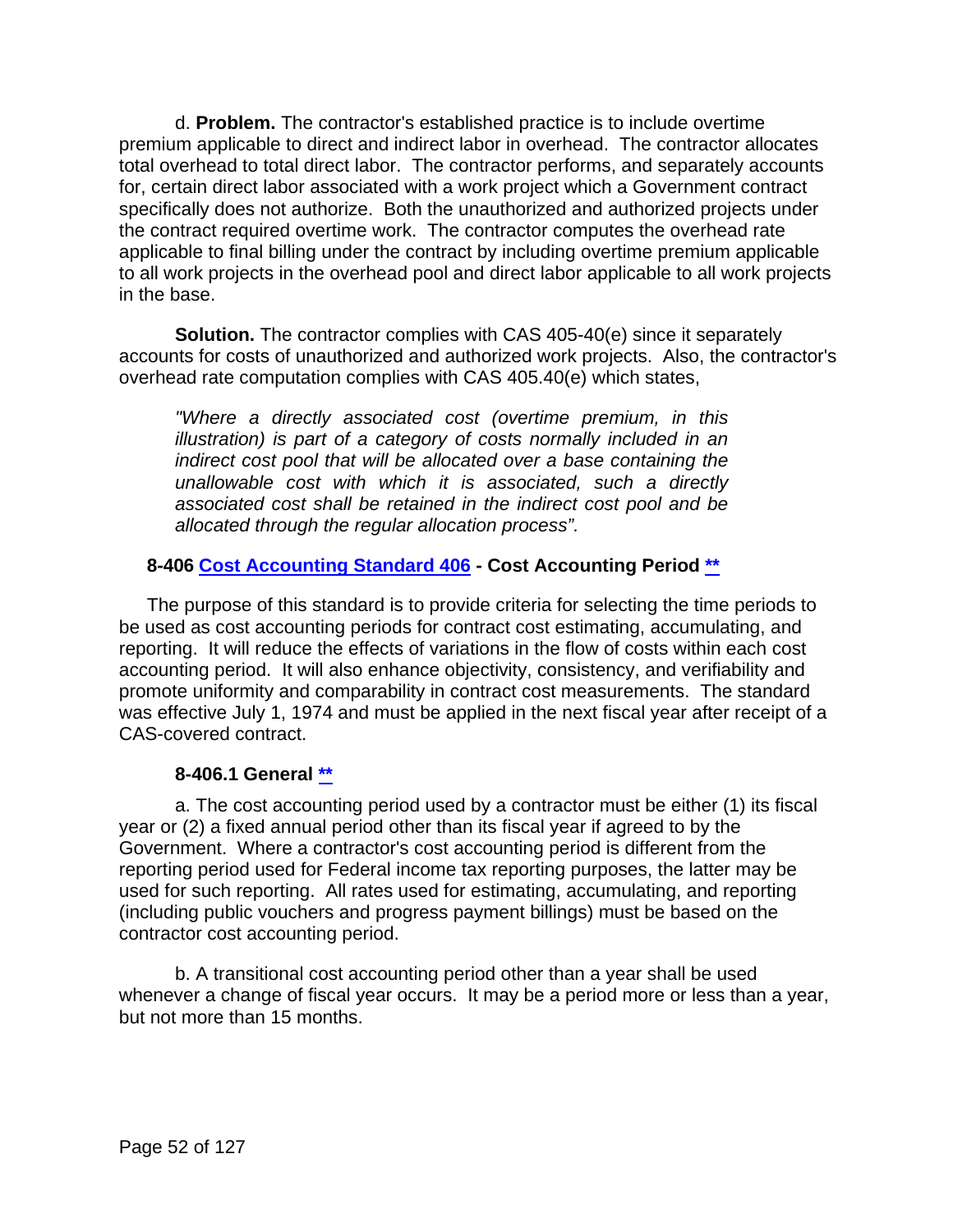d. **Problem.** The contractor's established practice is to include overtime premium applicable to direct and indirect labor in overhead. The contractor allocates total overhead to total direct labor. The contractor performs, and separately accounts for, certain direct labor associated with a work project which a Government contract specifically does not authorize. Both the unauthorized and authorized projects under the contract required overtime work. The contractor computes the overhead rate applicable to final billing under the contract by including overtime premium applicable to all work projects in the overhead pool and direct labor applicable to all work projects in the base.

**Solution.** The contractor complies with CAS 405-40(e) since it separately accounts for costs of unauthorized and authorized work projects. Also, the contractor's overhead rate computation complies with CAS 405.40(e) which states,

> *"Where a directly associated cost (overtime premium, in this illustration) is part of a category of costs normally included in an indirect cost pool that will be allocated over a base containing the unallowable cost with which it is associated, such a directly associated cost shall be retained in the indirect cost pool and be allocated through the regular allocation process".*

### 8-406 [Cost Accounting Standard 406](#) - Cost Accounting Period [**](#)

The purpose of this standard is to provide criteria for selecting the time periods to be used as cost accounting periods for contract cost estimating, accumulating, and reporting. It will reduce the effects of variations in the flow of costs within each cost accounting period. It will also enhance objectivity, consistency, and verifiability and promote uniformity and comparability in contract cost measurements. The standard was effective July 1, 1974 and must be applied in the next fiscal year after receipt of a CAS-covered contract.

#### 8-406.1 General [**](#)

a. The cost accounting period used by a contractor must be either (1) its fiscal year or (2) a fixed annual period other than its fiscal year if agreed to by the Government. Where a contractor's cost accounting period is different from the reporting period used for Federal income tax reporting purposes, the latter may be used for such reporting. All rates used for estimating, accumulating, and reporting (including public vouchers and progress payment billings) must be based on the contractor cost accounting period.

b. A transitional cost accounting period other than a year shall be used whenever a change of fiscal year occurs. It may be a period more or less than a year, but not more than 15 months.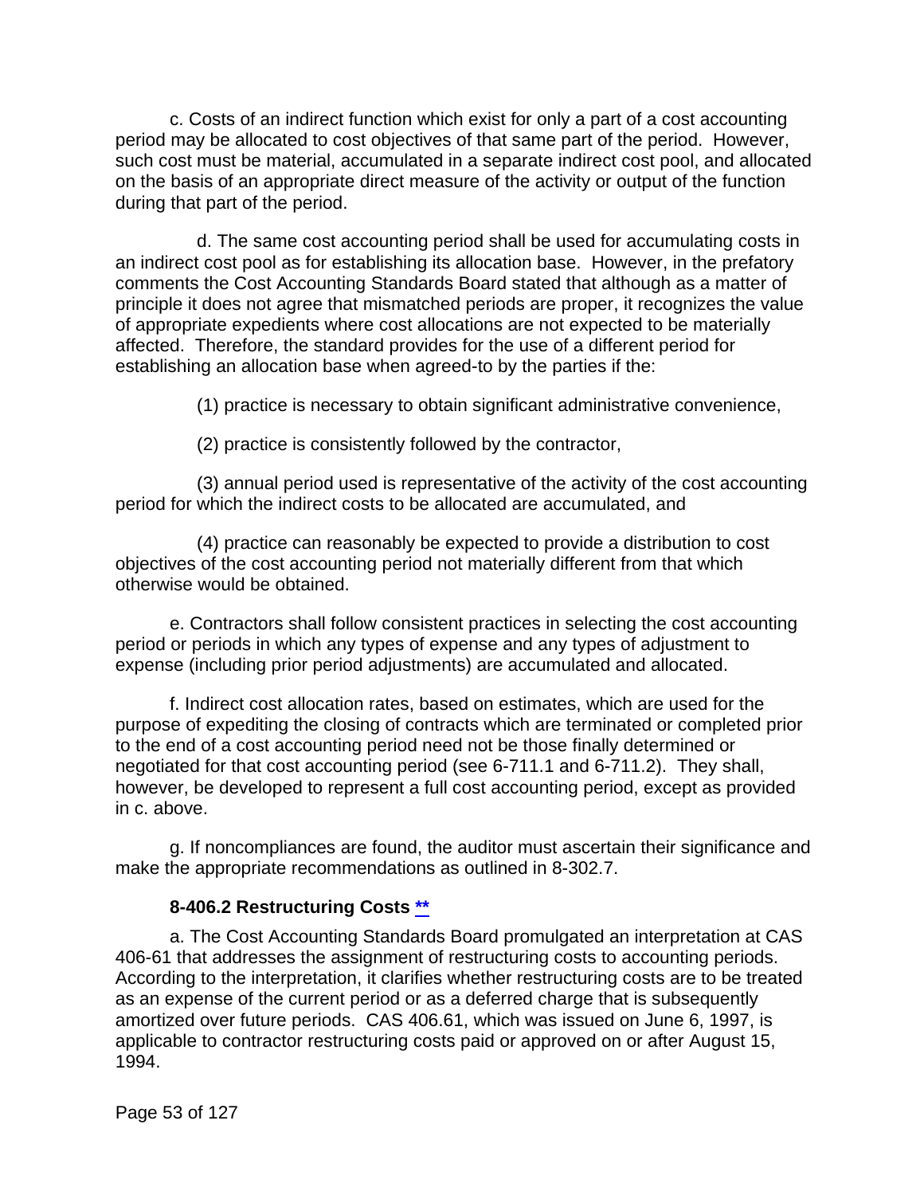c. Costs of an indirect function which exist for only a part of a cost accounting period may be allocated to cost objectives of that same part of the period. However, such cost must be material, accumulated in a separate indirect cost pool, and allocated on the basis of an appropriate direct measure of the activity or output of the function during that part of the period.

d. The same cost accounting period shall be used for accumulating costs in an indirect cost pool as for establishing its allocation base. However, in the prefatory comments the Cost Accounting Standards Board stated that although as a matter of principle it does not agree that mismatched periods are proper, it recognizes the value of appropriate expedients where cost allocations are not expected to be materially affected. Therefore, the standard provides for the use of a different period for establishing an allocation base when agreed-to by the parties if the:

(1) practice is necessary to obtain significant administrative convenience,

(2) practice is consistently followed by the contractor,

(3) annual period used is representative of the activity of the cost accounting period for which the indirect costs to be allocated are accumulated, and

(4) practice can reasonably be expected to provide a distribution to cost objectives of the cost accounting period not materially different from that which otherwise would be obtained.

e. Contractors shall follow consistent practices in selecting the cost accounting period or periods in which any types of expense and any types of adjustment to expense (including prior period adjustments) are accumulated and allocated.

f. Indirect cost allocation rates, based on estimates, which are used for the purpose of expediting the closing of contracts which are terminated or completed prior to the end of a cost accounting period need not be those finally determined or negotiated for that cost accounting period (see 6-711.1 and 6-711.2). They shall, however, be developed to represent a full cost accounting period, except as provided in c. above.

g. If noncompliances are found, the auditor must ascertain their significance and make the appropriate recommendations as outlined in 8-302.7.

### 8-406.2 Restructuring Costs **

a. The Cost Accounting Standards Board promulgated an interpretation at CAS 406-61 that addresses the assignment of restructuring costs to accounting periods. According to the interpretation, it clarifies whether restructuring costs are to be treated as an expense of the current period or as a deferred charge that is subsequently amortized over future periods. CAS 406.61, which was issued on June 6, 1997, is applicable to contractor restructuring costs paid or approved on or after August 15, 1994.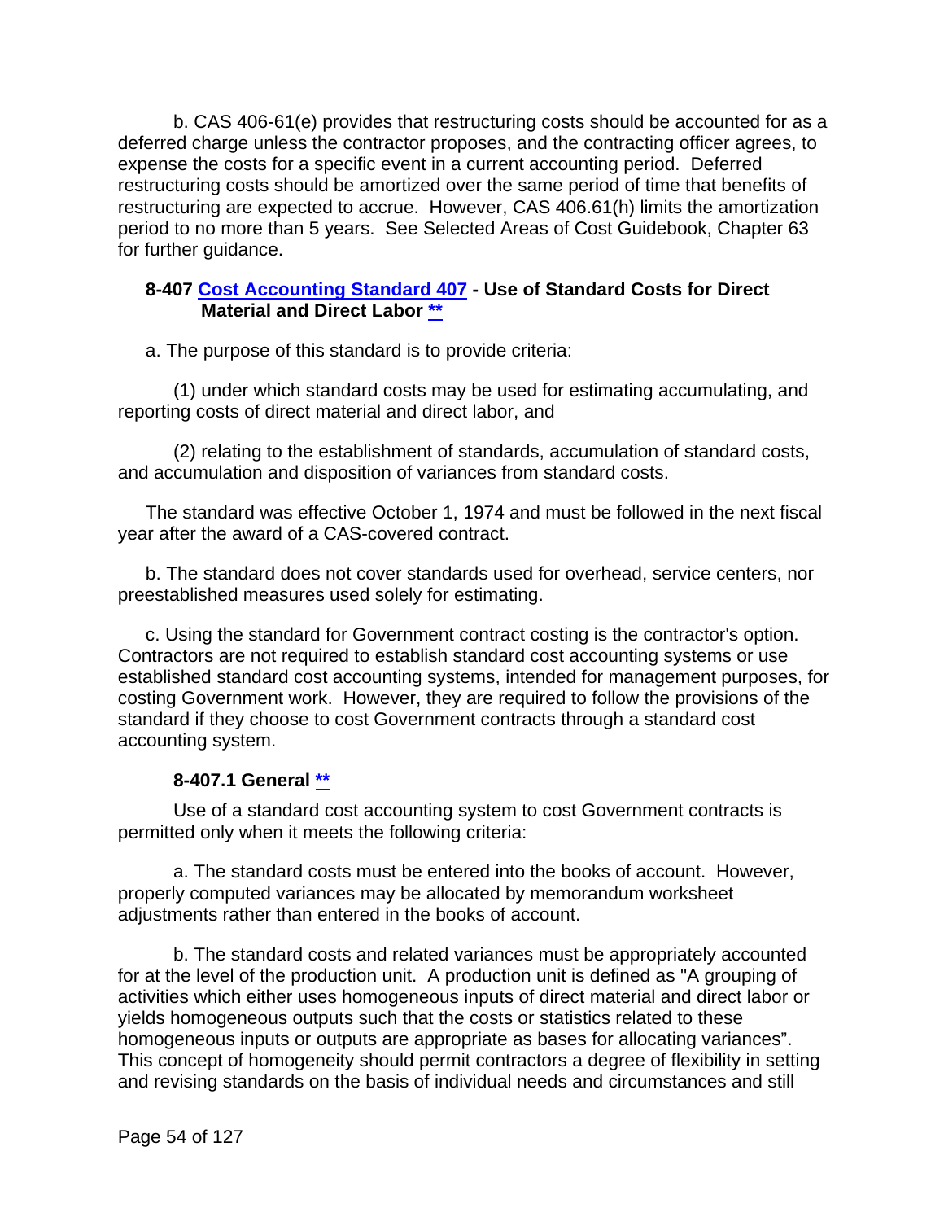b. CAS 406-61(e) provides that restructuring costs should be accounted for as a deferred charge unless the contractor proposes, and the contracting officer agrees, to expense the costs for a specific event in a current accounting period. Deferred restructuring costs should be amortized over the same period of time that benefits of restructuring are expected to accrue. However, CAS 406.61(h) limits the amortization period to no more than 5 years. See Selected Areas of Cost Guidebook, Chapter 63 for further guidance.

### 8-407 Cost Accounting Standard 407 - Use of Standard Costs for Direct Material and Direct Labor **

a. The purpose of this standard is to provide criteria:

(1) under which standard costs may be used for estimating accumulating, and reporting costs of direct material and direct labor, and

(2) relating to the establishment of standards, accumulation of standard costs, and accumulation and disposition of variances from standard costs.

The standard was effective October 1, 1974 and must be followed in the next fiscal year after the award of a CAS-covered contract.

b. The standard does not cover standards used for overhead, service centers, nor preestablished measures used solely for estimating.

c. Using the standard for Government contract costing is the contractor's option. Contractors are not required to establish standard cost accounting systems or use established standard cost accounting systems, intended for management purposes, for costing Government work. However, they are required to follow the provisions of the standard if they choose to cost Government contracts through a standard cost accounting system.

#### 8-407.1 General **

Use of a standard cost accounting system to cost Government contracts is permitted only when it meets the following criteria:

a. The standard costs must be entered into the books of account. However, properly computed variances may be allocated by memorandum worksheet adjustments rather than entered in the books of account.

b. The standard costs and related variances must be appropriately accounted for at the level of the production unit. A production unit is defined as "A grouping of activities which either uses homogeneous inputs of direct material and direct labor or yields homogeneous outputs such that the costs or statistics related to these homogeneous inputs or outputs are appropriate as bases for allocating variances". This concept of homogeneity should permit contractors a degree of flexibility in setting and revising standards on the basis of individual needs and circumstances and still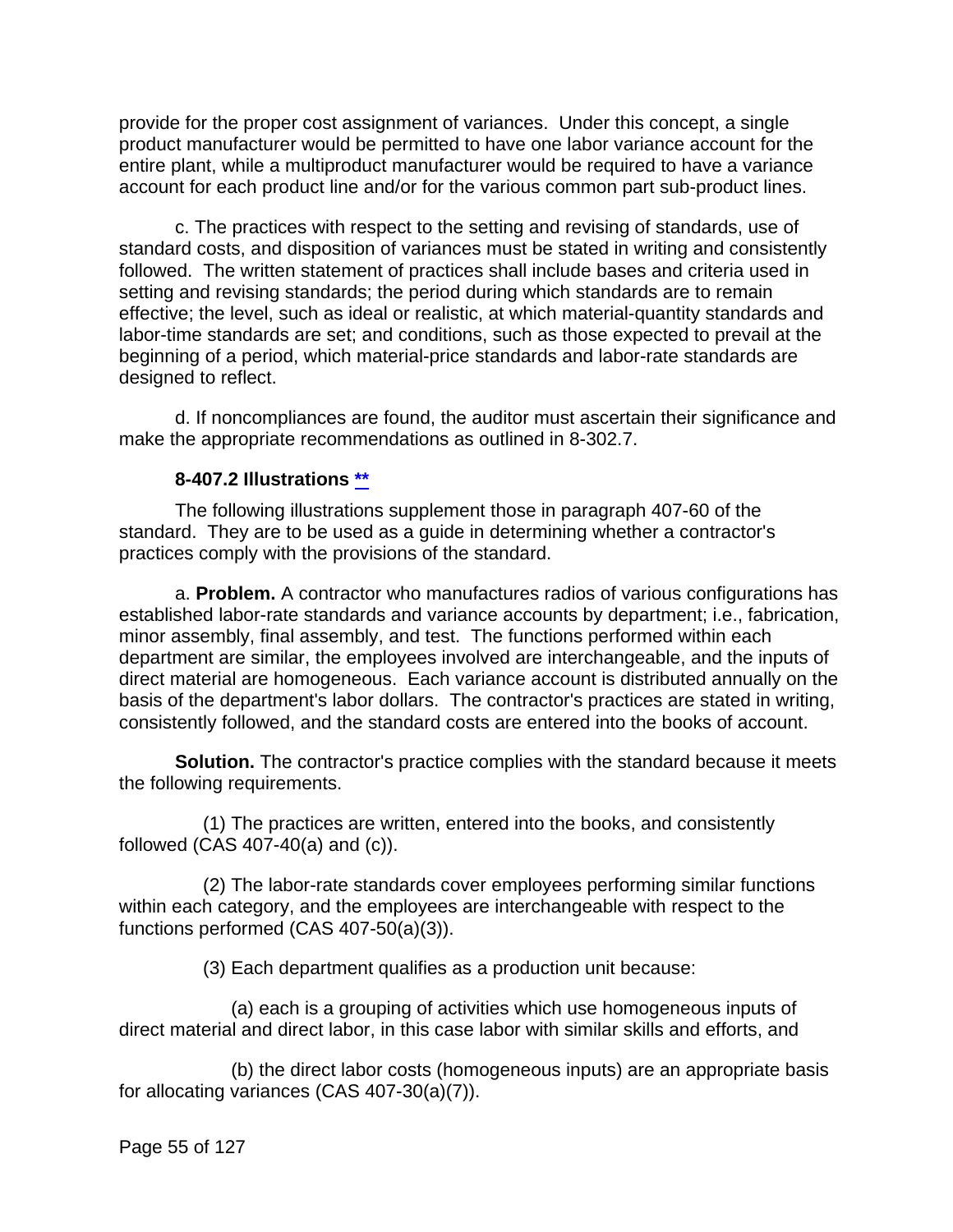provide for the proper cost assignment of variances. Under this concept, a single product manufacturer would be permitted to have one labor variance account for the entire plant, while a multiproduct manufacturer would be required to have a variance account for each product line and/or for the various common part sub-product lines.

c. The practices with respect to the setting and revising of standards, use of standard costs, and disposition of variances must be stated in writing and consistently followed. The written statement of practices shall include bases and criteria used in setting and revising standards; the period during which standards are to remain effective; the level, such as ideal or realistic, at which material-quantity standards and labor-time standards are set; and conditions, such as those expected to prevail at the beginning of a period, which material-price standards and labor-rate standards are designed to reflect.

d. If noncompliances are found, the auditor must ascertain their significance and make the appropriate recommendations as outlined in 8-302.7.

### 8-407.2 Illustrations **

The following illustrations supplement those in paragraph 407-60 of the standard. They are to be used as a guide in determining whether a contractor's practices comply with the provisions of the standard.

a. **Problem.** A contractor who manufactures radios of various configurations has established labor-rate standards and variance accounts by department; i.e., fabrication, minor assembly, final assembly, and test. The functions performed within each department are similar, the employees involved are interchangeable, and the inputs of direct material are homogeneous. Each variance account is distributed annually on the basis of the department's labor dollars. The contractor's practices are stated in writing, consistently followed, and the standard costs are entered into the books of account.

**Solution.** The contractor's practice complies with the standard because it meets the following requirements.

(1) The practices are written, entered into the books, and consistently followed (CAS 407-40(a) and (c)).

(2) The labor-rate standards cover employees performing similar functions within each category, and the employees are interchangeable with respect to the functions performed (CAS 407-50(a)(3)).

(3) Each department qualifies as a production unit because:

(a) each is a grouping of activities which use homogeneous inputs of direct material and direct labor, in this case labor with similar skills and efforts, and

(b) the direct labor costs (homogeneous inputs) are an appropriate basis for allocating variances (CAS 407-30(a)(7)).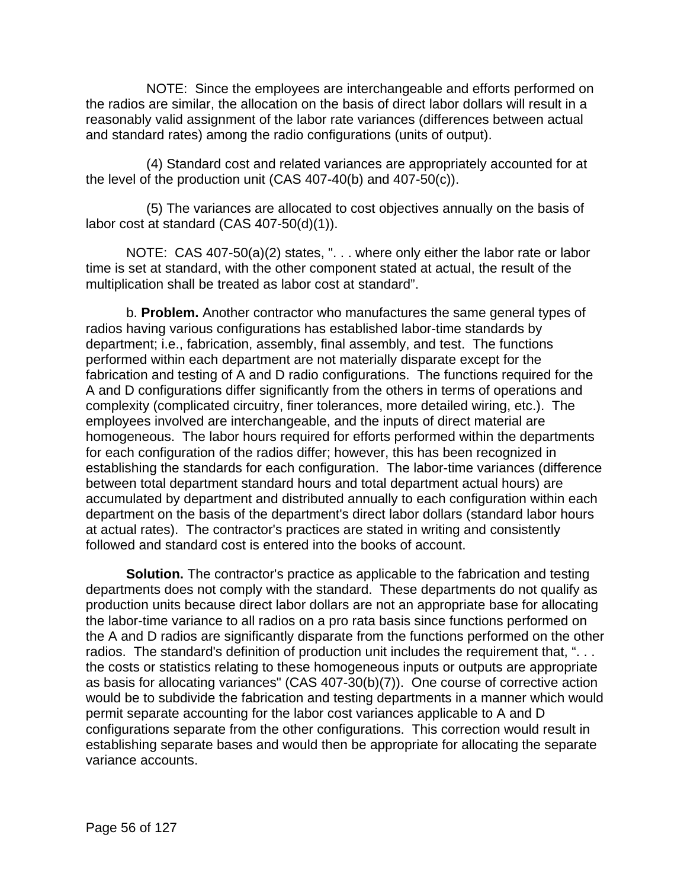NOTE: Since the employees are interchangeable and efforts performed on the radios are similar, the allocation on the basis of direct labor dollars will result in a reasonably valid assignment of the labor rate variances (differences between actual and standard rates) among the radio configurations (units of output).

(4) Standard cost and related variances are appropriately accounted for at the level of the production unit (CAS 407-40(b) and 407-50(c)).

(5) The variances are allocated to cost objectives annually on the basis of labor cost at standard (CAS 407-50(d)(1)).

NOTE: CAS 407-50(a)(2) states, ". . . where only either the labor rate or labor time is set at standard, with the other component stated at actual, the result of the multiplication shall be treated as labor cost at standard".

b. **Problem.** Another contractor who manufactures the same general types of radios having various configurations has established labor-time standards by department; i.e., fabrication, assembly, final assembly, and test. The functions performed within each department are not materially disparate except for the fabrication and testing of A and D radio configurations. The functions required for the A and D configurations differ significantly from the others in terms of operations and complexity (complicated circuitry, finer tolerances, more detailed wiring, etc.). The employees involved are interchangeable, and the inputs of direct material are homogeneous. The labor hours required for efforts performed within the departments for each configuration of the radios differ; however, this has been recognized in establishing the standards for each configuration. The labor-time variances (difference between total department standard hours and total department actual hours) are accumulated by department and distributed annually to each configuration within each department on the basis of the department's direct labor dollars (standard labor hours at actual rates). The contractor's practices are stated in writing and consistently followed and standard cost is entered into the books of account.

**Solution.** The contractor's practice as applicable to the fabrication and testing departments does not comply with the standard. These departments do not qualify as production units because direct labor dollars are not an appropriate base for allocating the labor-time variance to all radios on a pro rata basis since functions performed on the A and D radios are significantly disparate from the functions performed on the other radios. The standard's definition of production unit includes the requirement that, ". . . the costs or statistics relating to these homogeneous inputs or outputs are appropriate as basis for allocating variances" (CAS 407-30(b)(7)). One course of corrective action would be to subdivide the fabrication and testing departments in a manner which would permit separate accounting for the labor cost variances applicable to A and D configurations separate from the other configurations. This correction would result in establishing separate bases and would then be appropriate for allocating the separate variance accounts.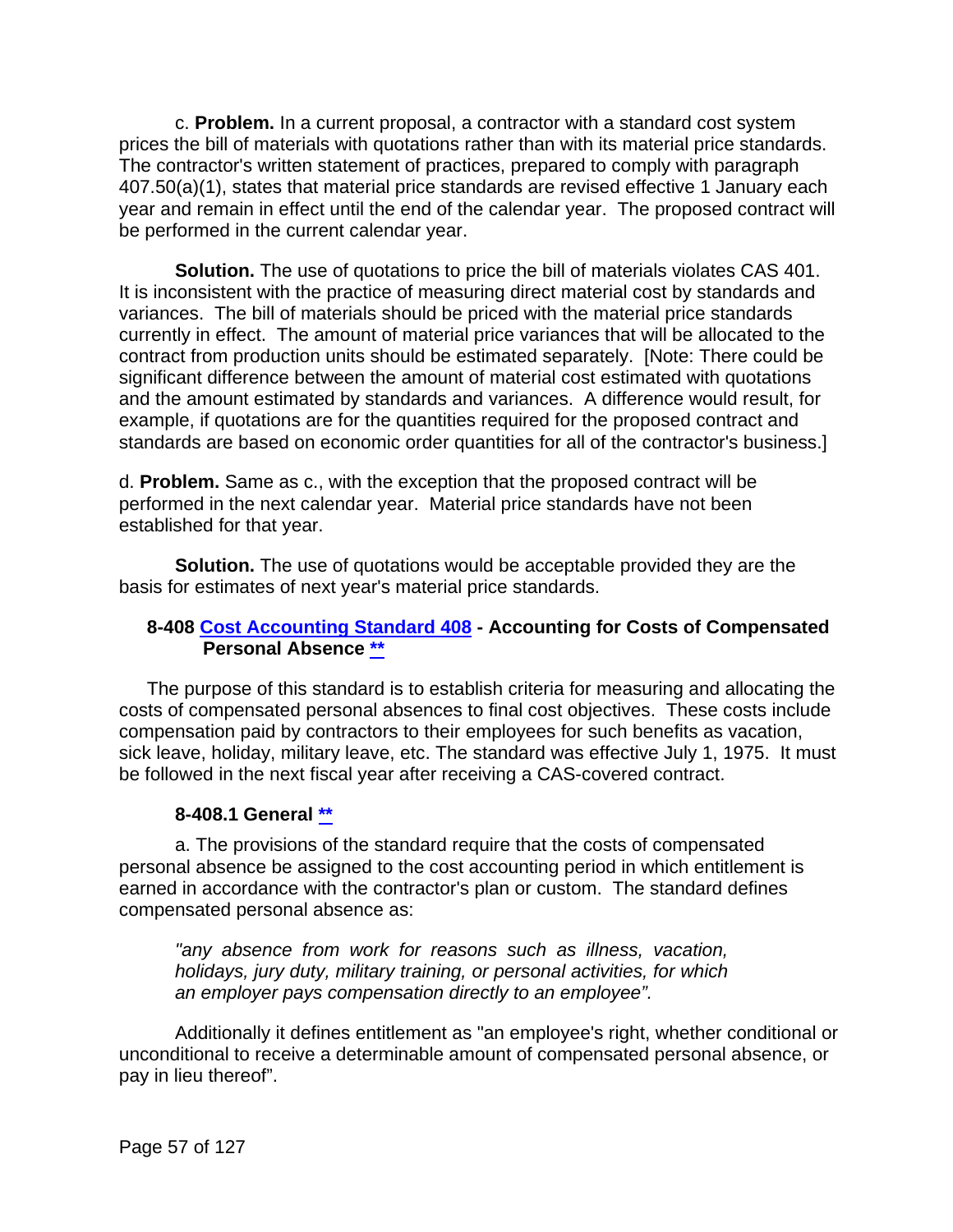c. **Problem.** In a current proposal, a contractor with a standard cost system prices the bill of materials with quotations rather than with its material price standards. The contractor's written statement of practices, prepared to comply with paragraph 407.50(a)(1), states that material price standards are revised effective 1 January each year and remain in effect until the end of the calendar year. The proposed contract will be performed in the current calendar year.

**Solution.** The use of quotations to price the bill of materials violates CAS 401. It is inconsistent with the practice of measuring direct material cost by standards and variances. The bill of materials should be priced with the material price standards currently in effect. The amount of material price variances that will be allocated to the contract from production units should be estimated separately. [Note: There could be significant difference between the amount of material cost estimated with quotations and the amount estimated by standards and variances. A difference would result, for example, if quotations are for the quantities required for the proposed contract and standards are based on economic order quantities for all of the contractor's business.]

d. **Problem.** Same as c., with the exception that the proposed contract will be performed in the next calendar year. Material price standards have not been established for that year.

**Solution.** The use of quotations would be acceptable provided they are the basis for estimates of next year's material price standards.

### 8-408 Cost Accounting Standard 408 - Accounting for Costs of Compensated Personal Absence **

The purpose of this standard is to establish criteria for measuring and allocating the costs of compensated personal absences to final cost objectives. These costs include compensation paid by contractors to their employees for such benefits as vacation, sick leave, holiday, military leave, etc. The standard was effective July 1, 1975. It must be followed in the next fiscal year after receiving a CAS-covered contract.

#### 8-408.1 General **

a. The provisions of the standard require that the costs of compensated personal absence be assigned to the cost accounting period in which entitlement is earned in accordance with the contractor's plan or custom. The standard defines compensated personal absence as:

> *"any absence from work for reasons such as illness, vacation, holidays, jury duty, military training, or personal activities, for which an employer pays compensation directly to an employee".*

Additionally it defines entitlement as "an employee's right, whether conditional or unconditional to receive a determinable amount of compensated personal absence, or pay in lieu thereof".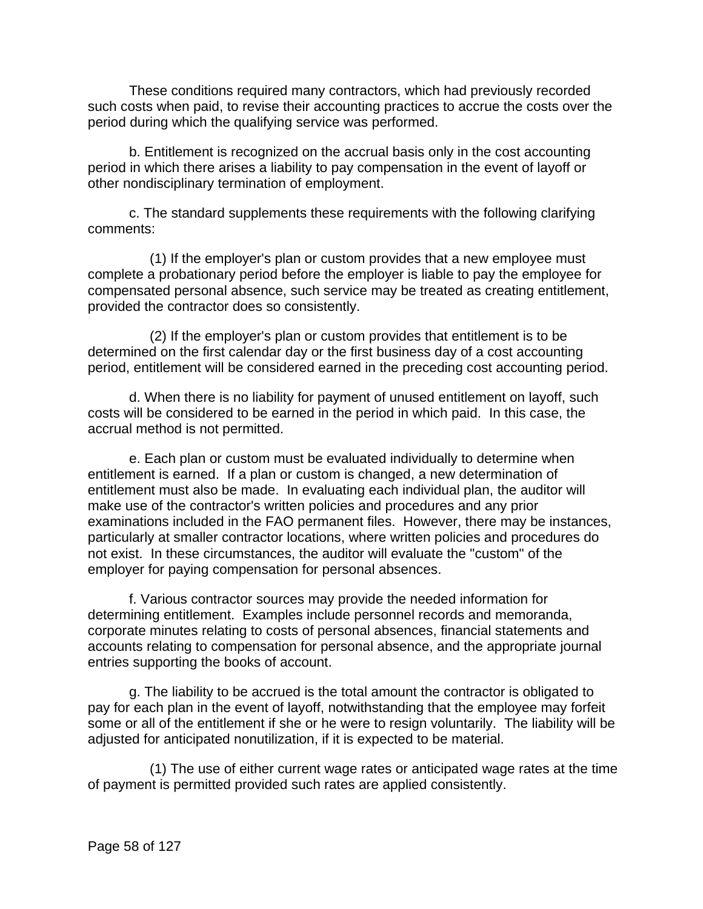These conditions required many contractors, which had previously recorded such costs when paid, to revise their accounting practices to accrue the costs over the period during which the qualifying service was performed.

b. Entitlement is recognized on the accrual basis only in the cost accounting period in which there arises a liability to pay compensation in the event of layoff or other nondisciplinary termination of employment.

c. The standard supplements these requirements with the following clarifying comments:

(1) If the employer's plan or custom provides that a new employee must complete a probationary period before the employer is liable to pay the employee for compensated personal absence, such service may be treated as creating entitlement, provided the contractor does so consistently.

(2) If the employer's plan or custom provides that entitlement is to be determined on the first calendar day or the first business day of a cost accounting period, entitlement will be considered earned in the preceding cost accounting period.

d. When there is no liability for payment of unused entitlement on layoff, such costs will be considered to be earned in the period in which paid. In this case, the accrual method is not permitted.

e. Each plan or custom must be evaluated individually to determine when entitlement is earned. If a plan or custom is changed, a new determination of entitlement must also be made. In evaluating each individual plan, the auditor will make use of the contractor's written policies and procedures and any prior examinations included in the FAO permanent files. However, there may be instances, particularly at smaller contractor locations, where written policies and procedures do not exist. In these circumstances, the auditor will evaluate the "custom" of the employer for paying compensation for personal absences.

f. Various contractor sources may provide the needed information for determining entitlement. Examples include personnel records and memoranda, corporate minutes relating to costs of personal absences, financial statements and accounts relating to compensation for personal absence, and the appropriate journal entries supporting the books of account.

g. The liability to be accrued is the total amount the contractor is obligated to pay for each plan in the event of layoff, notwithstanding that the employee may forfeit some or all of the entitlement if she or he were to resign voluntarily. The liability will be adjusted for anticipated nonutilization, if it is expected to be material.

(1) The use of either current wage rates or anticipated wage rates at the time of payment is permitted provided such rates are applied consistently.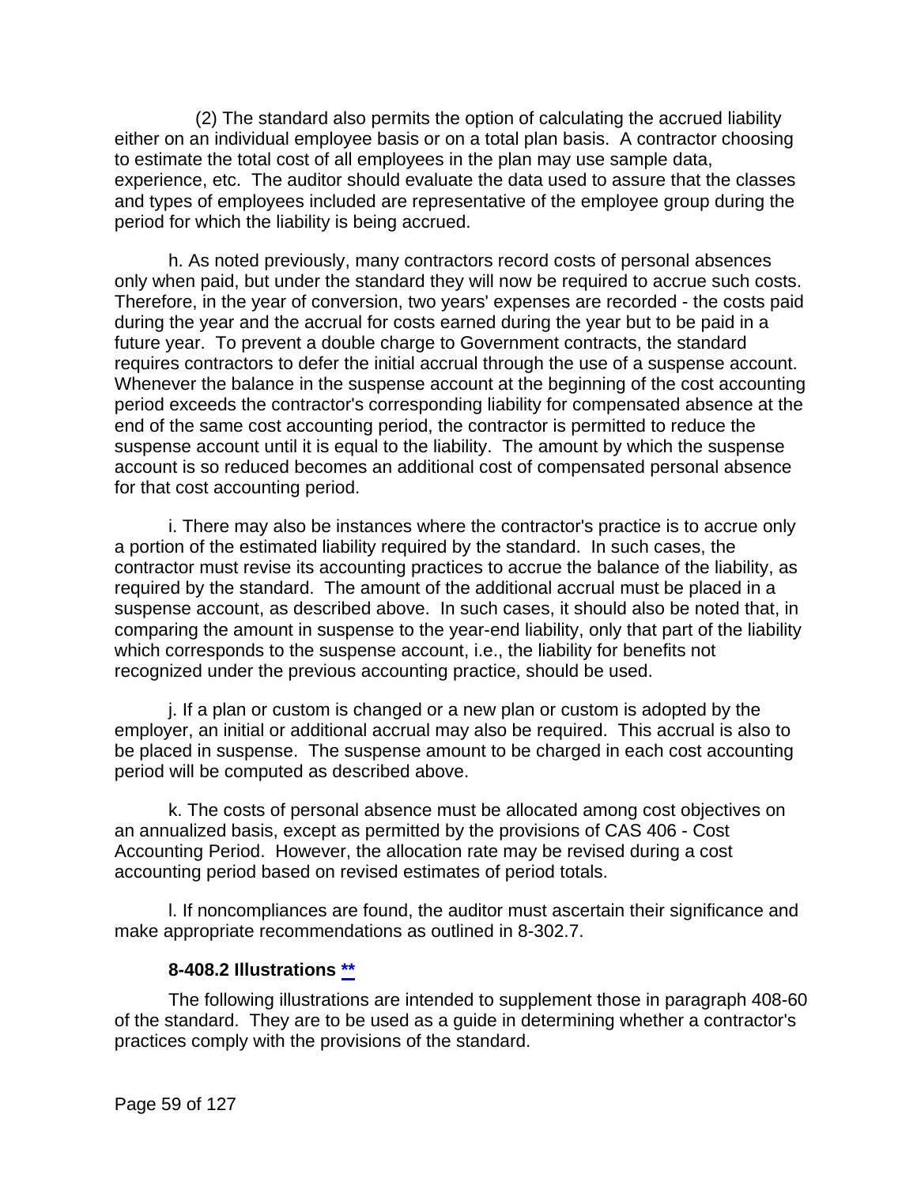(2) The standard also permits the option of calculating the accrued liability either on an individual employee basis or on a total plan basis. A contractor choosing to estimate the total cost of all employees in the plan may use sample data, experience, etc. The auditor should evaluate the data used to assure that the classes and types of employees included are representative of the employee group during the period for which the liability is being accrued.

h. As noted previously, many contractors record costs of personal absences only when paid, but under the standard they will now be required to accrue such costs. Therefore, in the year of conversion, two years' expenses are recorded - the costs paid during the year and the accrual for costs earned during the year but to be paid in a future year. To prevent a double charge to Government contracts, the standard requires contractors to defer the initial accrual through the use of a suspense account. Whenever the balance in the suspense account at the beginning of the cost accounting period exceeds the contractor's corresponding liability for compensated absence at the end of the same cost accounting period, the contractor is permitted to reduce the suspense account until it is equal to the liability. The amount by which the suspense account is so reduced becomes an additional cost of compensated personal absence for that cost accounting period.

i. There may also be instances where the contractor's practice is to accrue only a portion of the estimated liability required by the standard. In such cases, the contractor must revise its accounting practices to accrue the balance of the liability, as required by the standard. The amount of the additional accrual must be placed in a suspense account, as described above. In such cases, it should also be noted that, in comparing the amount in suspense to the year-end liability, only that part of the liability which corresponds to the suspense account, i.e., the liability for benefits not recognized under the previous accounting practice, should be used.

j. If a plan or custom is changed or a new plan or custom is adopted by the employer, an initial or additional accrual may also be required. This accrual is also to be placed in suspense. The suspense amount to be charged in each cost accounting period will be computed as described above.

k. The costs of personal absence must be allocated among cost objectives on an annualized basis, except as permitted by the provisions of CAS 406 - Cost Accounting Period. However, the allocation rate may be revised during a cost accounting period based on revised estimates of period totals.

l. If noncompliances are found, the auditor must ascertain their significance and make appropriate recommendations as outlined in 8-302.7.

#### 8-408.2 Illustrations **

The following illustrations are intended to supplement those in paragraph 408-60 of the standard. They are to be used as a guide in determining whether a contractor's practices comply with the provisions of the standard.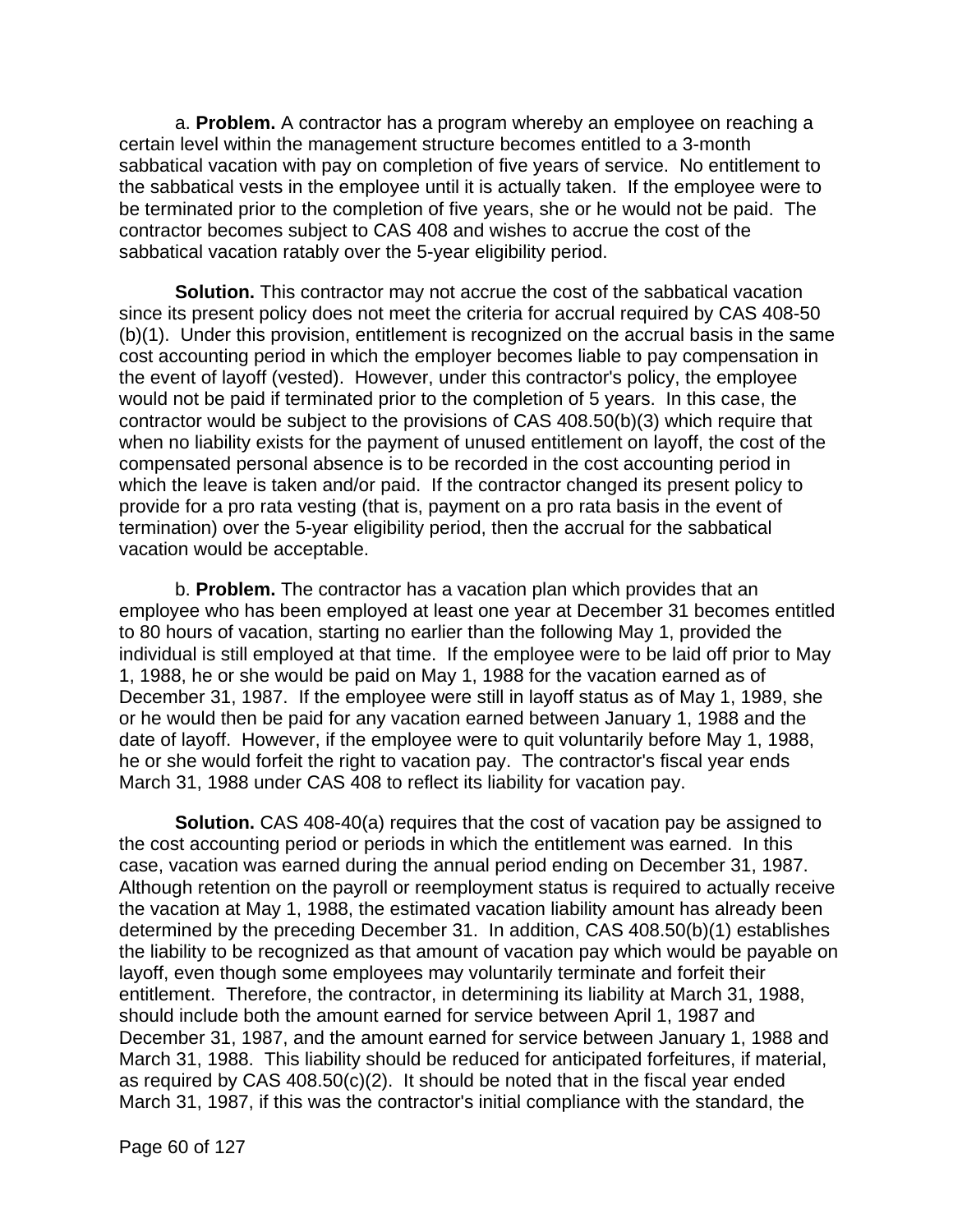a. **Problem.** A contractor has a program whereby an employee on reaching a certain level within the management structure becomes entitled to a 3-month sabbatical vacation with pay on completion of five years of service. No entitlement to the sabbatical vests in the employee until it is actually taken. If the employee were to be terminated prior to the completion of five years, she or he would not be paid. The contractor becomes subject to CAS 408 and wishes to accrue the cost of the sabbatical vacation ratably over the 5-year eligibility period.

**Solution.** This contractor may not accrue the cost of the sabbatical vacation since its present policy does not meet the criteria for accrual required by CAS 408-50 (b)(1). Under this provision, entitlement is recognized on the accrual basis in the same cost accounting period in which the employer becomes liable to pay compensation in the event of layoff (vested). However, under this contractor's policy, the employee would not be paid if terminated prior to the completion of 5 years. In this case, the contractor would be subject to the provisions of CAS 408.50(b)(3) which require that when no liability exists for the payment of unused entitlement on layoff, the cost of the compensated personal absence is to be recorded in the cost accounting period in which the leave is taken and/or paid. If the contractor changed its present policy to provide for a pro rata vesting (that is, payment on a pro rata basis in the event of termination) over the 5-year eligibility period, then the accrual for the sabbatical vacation would be acceptable.

b. **Problem.** The contractor has a vacation plan which provides that an employee who has been employed at least one year at December 31 becomes entitled to 80 hours of vacation, starting no earlier than the following May 1, provided the individual is still employed at that time. If the employee were to be laid off prior to May 1, 1988, he or she would be paid on May 1, 1988 for the vacation earned as of December 31, 1987. If the employee were still in layoff status as of May 1, 1989, she or he would then be paid for any vacation earned between January 1, 1988 and the date of layoff. However, if the employee were to quit voluntarily before May 1, 1988, he or she would forfeit the right to vacation pay. The contractor's fiscal year ends March 31, 1988 under CAS 408 to reflect its liability for vacation pay.

**Solution.** CAS 408-40(a) requires that the cost of vacation pay be assigned to the cost accounting period or periods in which the entitlement was earned. In this case, vacation was earned during the annual period ending on December 31, 1987. Although retention on the payroll or reemployment status is required to actually receive the vacation at May 1, 1988, the estimated vacation liability amount has already been determined by the preceding December 31. In addition, CAS 408.50(b)(1) establishes the liability to be recognized as that amount of vacation pay which would be payable on layoff, even though some employees may voluntarily terminate and forfeit their entitlement. Therefore, the contractor, in determining its liability at March 31, 1988, should include both the amount earned for service between April 1, 1987 and December 31, 1987, and the amount earned for service between January 1, 1988 and March 31, 1988. This liability should be reduced for anticipated forfeitures, if material, as required by CAS 408.50(c)(2). It should be noted that in the fiscal year ended March 31, 1987, if this was the contractor's initial compliance with the standard, the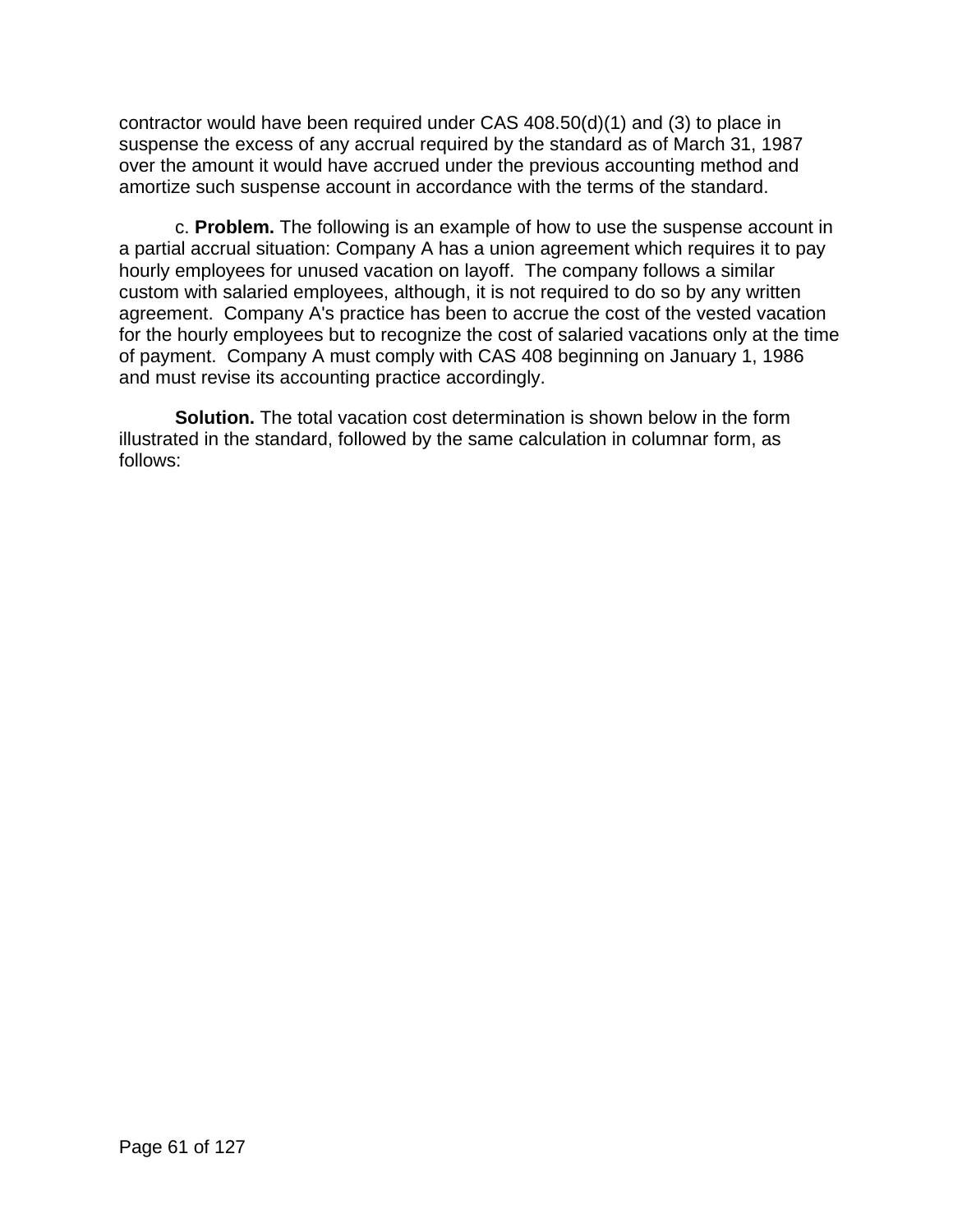contractor would have been required under CAS 408.50(d)(1) and (3) to place in suspense the excess of any accrual required by the standard as of March 31, 1987 over the amount it would have accrued under the previous accounting method and amortize such suspense account in accordance with the terms of the standard.

c. **Problem.** The following is an example of how to use the suspense account in a partial accrual situation: Company A has a union agreement which requires it to pay hourly employees for unused vacation on layoff. The company follows a similar custom with salaried employees, although, it is not required to do so by any written agreement. Company A's practice has been to accrue the cost of the vested vacation for the hourly employees but to recognize the cost of salaried vacations only at the time of payment. Company A must comply with CAS 408 beginning on January 1, 1986 and must revise its accounting practice accordingly.

**Solution.** The total vacation cost determination is shown below in the form illustrated in the standard, followed by the same calculation in columnar form, as follows: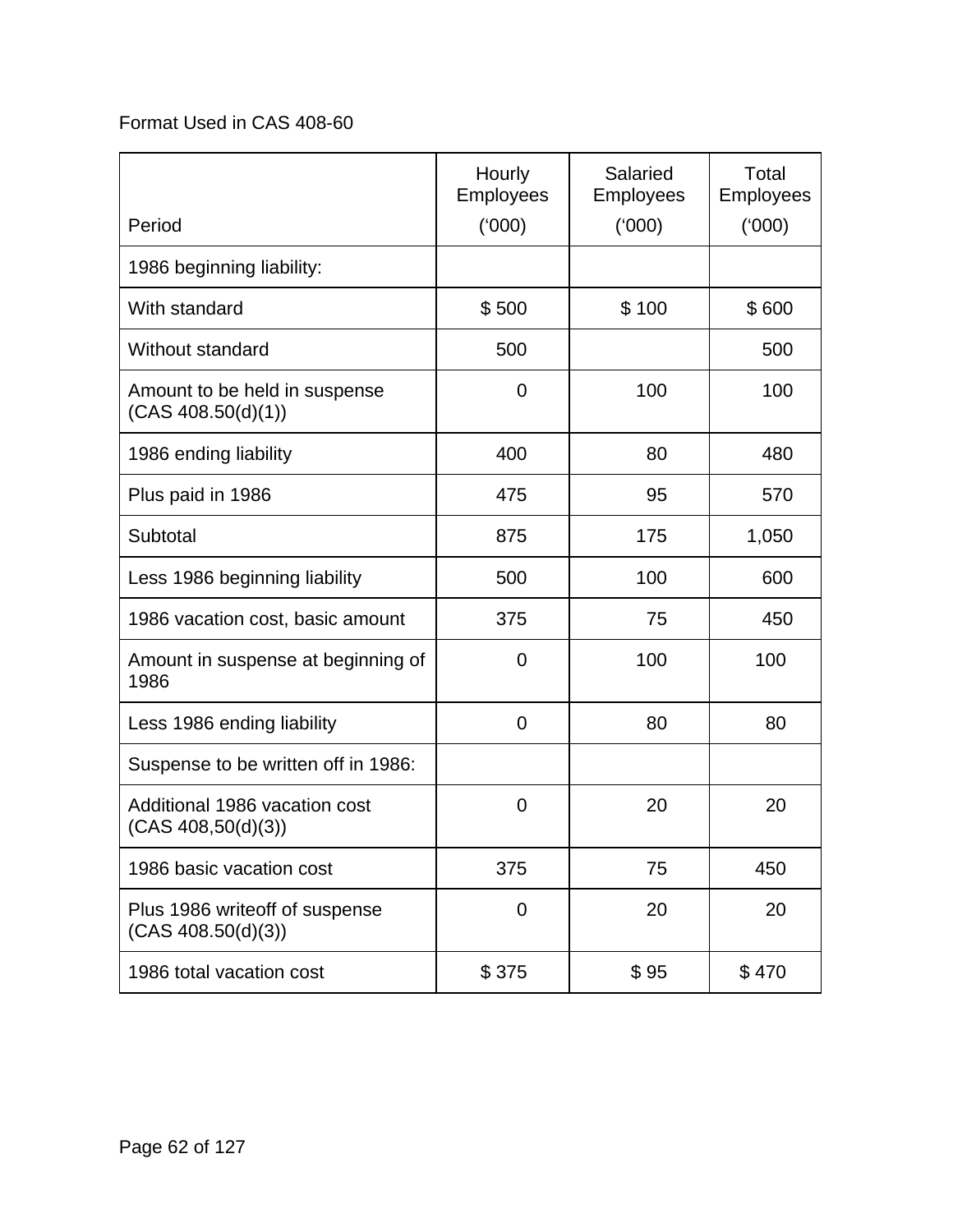Format Used in CAS 408-60

| Period | Hourly Employees (‘000) | Salaried Employees (‘000) | Total Employees (‘000) |
|---|---|---|---|
| 1986 beginning liability: | | | |
| With standard | $ 500 | $ 100 | $ 600 |
| Without standard | 500 | | 500 |
| Amount to be held in suspense (CAS 408.50(d)(1)) | 0 | 100 | 100 |
| 1986 ending liability | 400 | 80 | 480 |
| Plus paid in 1986 | 475 | 95 | 570 |
| Subtotal | 875 | 175 | 1,050 |
| Less 1986 beginning liability | 500 | 100 | 600 |
| 1986 vacation cost, basic amount | 375 | 75 | 450 |
| Amount in suspense at beginning of 1986 | 0 | 100 | 100 |
| Less 1986 ending liability | 0 | 80 | 80 |
| Suspense to be written off in 1986: | | | |
| Additional 1986 vacation cost (CAS 408,50(d)(3)) | 0 | 20 | 20 |
| 1986 basic vacation cost | 375 | 75 | 450 |
| Plus 1986 writeoff of suspense (CAS 408.50(d)(3)) | 0 | 20 | 20 |
| 1986 total vacation cost | $ 375 | $ 95 | $ 470 |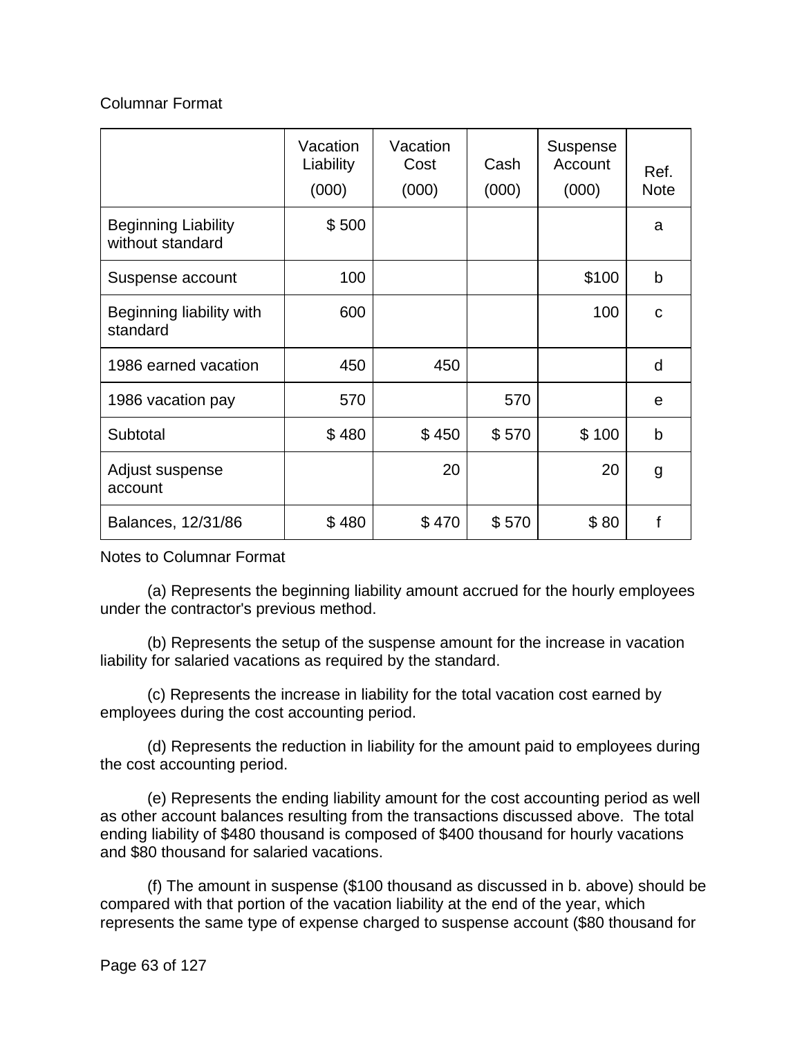Columnar Format

| | Vacation Liability (000) | Vacation Cost (000) | Cash (000) | Suspense Account (000) | Ref. Note |
|---|---|---|---|---|---|
| Beginning Liability without standard | $ 500 | | | | a |
| Suspense account | 100 | | | $100 | b |
| Beginning liability with standard | 600 | | | 100 | c |
| 1986 earned vacation | 450 | 450 | | | d |
| 1986 vacation pay | 570 | | 570 | | e |
| Subtotal | $ 480 | $ 450 | $ 570 | $ 100 | b |
| Adjust suspense account | | 20 | | 20 | g |
| Balances, 12/31/86 | $ 480 | $ 470 | $ 570 | $ 80 | f |

Notes to Columnar Format

(a) Represents the beginning liability amount accrued for the hourly employees under the contractor's previous method.

(b) Represents the setup of the suspense amount for the increase in vacation liability for salaried vacations as required by the standard.

(c) Represents the increase in liability for the total vacation cost earned by employees during the cost accounting period.

(d) Represents the reduction in liability for the amount paid to employees during the cost accounting period.

(e) Represents the ending liability amount for the cost accounting period as well as other account balances resulting from the transactions discussed above. The total ending liability of $480 thousand is composed of $400 thousand for hourly vacations and $80 thousand for salaried vacations.

(f) The amount in suspense ($100 thousand as discussed in b. above) should be compared with that portion of the vacation liability at the end of the year, which represents the same type of expense charged to suspense account ($80 thousand for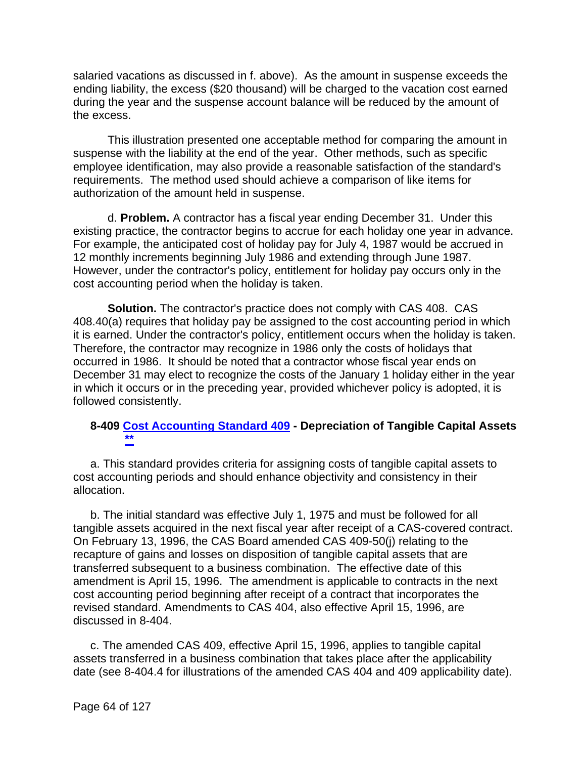salaried vacations as discussed in f. above). As the amount in suspense exceeds the ending liability, the excess ($20 thousand) will be charged to the vacation cost earned during the year and the suspense account balance will be reduced by the amount of the excess.

This illustration presented one acceptable method for comparing the amount in suspense with the liability at the end of the year. Other methods, such as specific employee identification, may also provide a reasonable satisfaction of the standard's requirements. The method used should achieve a comparison of like items for authorization of the amount held in suspense.

d. **Problem.** A contractor has a fiscal year ending December 31. Under this existing practice, the contractor begins to accrue for each holiday one year in advance. For example, the anticipated cost of holiday pay for July 4, 1987 would be accrued in 12 monthly increments beginning July 1986 and extending through June 1987. However, under the contractor's policy, entitlement for holiday pay occurs only in the cost accounting period when the holiday is taken.

**Solution.** The contractor's practice does not comply with CAS 408. CAS 408.40(a) requires that holiday pay be assigned to the cost accounting period in which it is earned. Under the contractor's policy, entitlement occurs when the holiday is taken. Therefore, the contractor may recognize in 1986 only the costs of holidays that occurred in 1986. It should be noted that a contractor whose fiscal year ends on December 31 may elect to recognize the costs of the January 1 holiday either in the year in which it occurs or in the preceding year, provided whichever policy is adopted, it is followed consistently.

### 8-409 Cost Accounting Standard 409 - Depreciation of Tangible Capital Assets **

a. This standard provides criteria for assigning costs of tangible capital assets to cost accounting periods and should enhance objectivity and consistency in their allocation.

b. The initial standard was effective July 1, 1975 and must be followed for all tangible assets acquired in the next fiscal year after receipt of a CAS-covered contract. On February 13, 1996, the CAS Board amended CAS 409-50(j) relating to the recapture of gains and losses on disposition of tangible capital assets that are transferred subsequent to a business combination. The effective date of this amendment is April 15, 1996. The amendment is applicable to contracts in the next cost accounting period beginning after receipt of a contract that incorporates the revised standard. Amendments to CAS 404, also effective April 15, 1996, are discussed in 8-404.

c. The amended CAS 409, effective April 15, 1996, applies to tangible capital assets transferred in a business combination that takes place after the applicability date (see 8-404.4 for illustrations of the amended CAS 404 and 409 applicability date).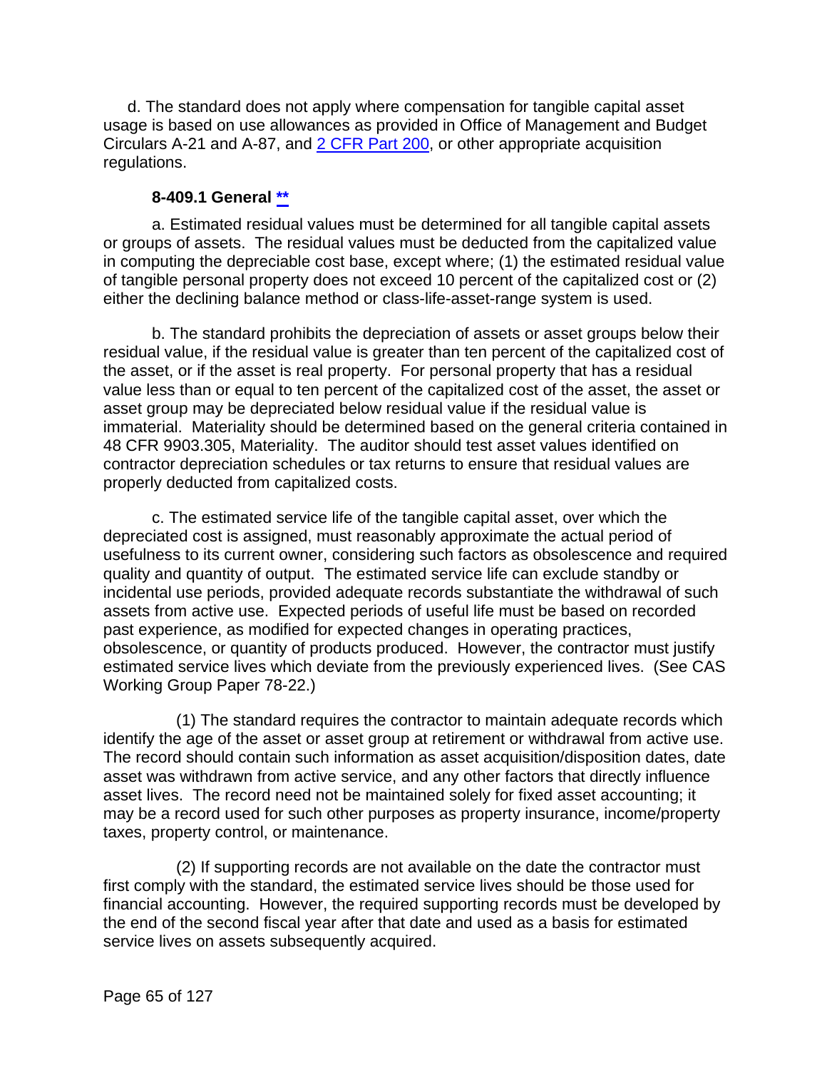d. The standard does not apply where compensation for tangible capital asset usage is based on use allowances as provided in Office of Management and Budget Circulars A-21 and A-87, and [2 CFR Part 200](), or other appropriate acquisition regulations.

### 8-409.1 General [**]()

a. Estimated residual values must be determined for all tangible capital assets or groups of assets. The residual values must be deducted from the capitalized value in computing the depreciable cost base, except where; (1) the estimated residual value of tangible personal property does not exceed 10 percent of the capitalized cost or (2) either the declining balance method or class-life-asset-range system is used.

b. The standard prohibits the depreciation of assets or asset groups below their residual value, if the residual value is greater than ten percent of the capitalized cost of the asset, or if the asset is real property. For personal property that has a residual value less than or equal to ten percent of the capitalized cost of the asset, the asset or asset group may be depreciated below residual value if the residual value is immaterial. Materiality should be determined based on the general criteria contained in 48 CFR 9903.305, Materiality. The auditor should test asset values identified on contractor depreciation schedules or tax returns to ensure that residual values are properly deducted from capitalized costs.

c. The estimated service life of the tangible capital asset, over which the depreciated cost is assigned, must reasonably approximate the actual period of usefulness to its current owner, considering such factors as obsolescence and required quality and quantity of output. The estimated service life can exclude standby or incidental use periods, provided adequate records substantiate the withdrawal of such assets from active use. Expected periods of useful life must be based on recorded past experience, as modified for expected changes in operating practices, obsolescence, or quantity of products produced. However, the contractor must justify estimated service lives which deviate from the previously experienced lives. (See CAS Working Group Paper 78-22.)

(1) The standard requires the contractor to maintain adequate records which identify the age of the asset or asset group at retirement or withdrawal from active use. The record should contain such information as asset acquisition/disposition dates, date asset was withdrawn from active service, and any other factors that directly influence asset lives. The record need not be maintained solely for fixed asset accounting; it may be a record used for such other purposes as property insurance, income/property taxes, property control, or maintenance.

(2) If supporting records are not available on the date the contractor must first comply with the standard, the estimated service lives should be those used for financial accounting. However, the required supporting records must be developed by the end of the second fiscal year after that date and used as a basis for estimated service lives on assets subsequently acquired.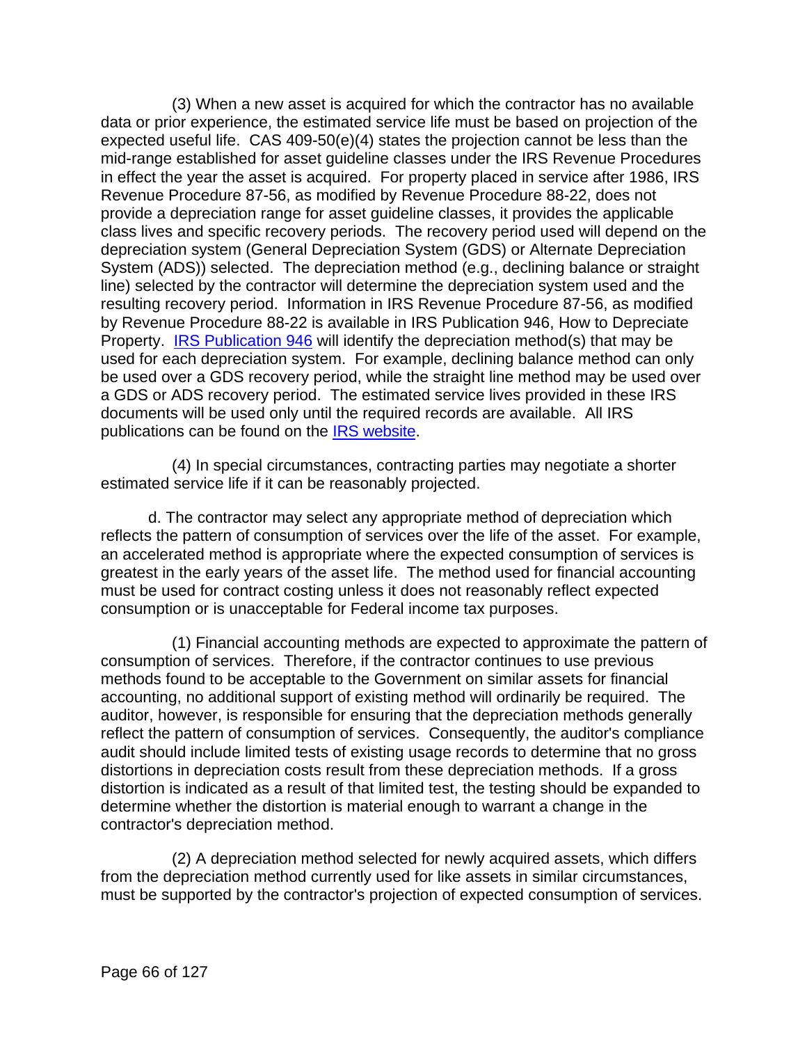(3) When a new asset is acquired for which the contractor has no available data or prior experience, the estimated service life must be based on projection of the expected useful life. CAS 409-50(e)(4) states the projection cannot be less than the mid-range established for asset guideline classes under the IRS Revenue Procedures in effect the year the asset is acquired. For property placed in service after 1986, IRS Revenue Procedure 87-56, as modified by Revenue Procedure 88-22, does not provide a depreciation range for asset guideline classes, it provides the applicable class lives and specific recovery periods. The recovery period used will depend on the depreciation system (General Depreciation System (GDS) or Alternate Depreciation System (ADS)) selected. The depreciation method (e.g., declining balance or straight line) selected by the contractor will determine the depreciation system used and the resulting recovery period. Information in IRS Revenue Procedure 87-56, as modified by Revenue Procedure 88-22 is available in IRS Publication 946, How to Depreciate Property. [IRS Publication 946](#) will identify the depreciation method(s) that may be used for each depreciation system. For example, declining balance method can only be used over a GDS recovery period, while the straight line method may be used over a GDS or ADS recovery period. The estimated service lives provided in these IRS documents will be used only until the required records are available. All IRS publications can be found on the [IRS website](#).

(4) In special circumstances, contracting parties may negotiate a shorter estimated service life if it can be reasonably projected.

d. The contractor may select any appropriate method of depreciation which reflects the pattern of consumption of services over the life of the asset. For example, an accelerated method is appropriate where the expected consumption of services is greatest in the early years of the asset life. The method used for financial accounting must be used for contract costing unless it does not reasonably reflect expected consumption or is unacceptable for Federal income tax purposes.

(1) Financial accounting methods are expected to approximate the pattern of consumption of services. Therefore, if the contractor continues to use previous methods found to be acceptable to the Government on similar assets for financial accounting, no additional support of existing method will ordinarily be required. The auditor, however, is responsible for ensuring that the depreciation methods generally reflect the pattern of consumption of services. Consequently, the auditor's compliance audit should include limited tests of existing usage records to determine that no gross distortions in depreciation costs result from these depreciation methods. If a gross distortion is indicated as a result of that limited test, the testing should be expanded to determine whether the distortion is material enough to warrant a change in the contractor's depreciation method.

(2) A depreciation method selected for newly acquired assets, which differs from the depreciation method currently used for like assets in similar circumstances, must be supported by the contractor's projection of expected consumption of services.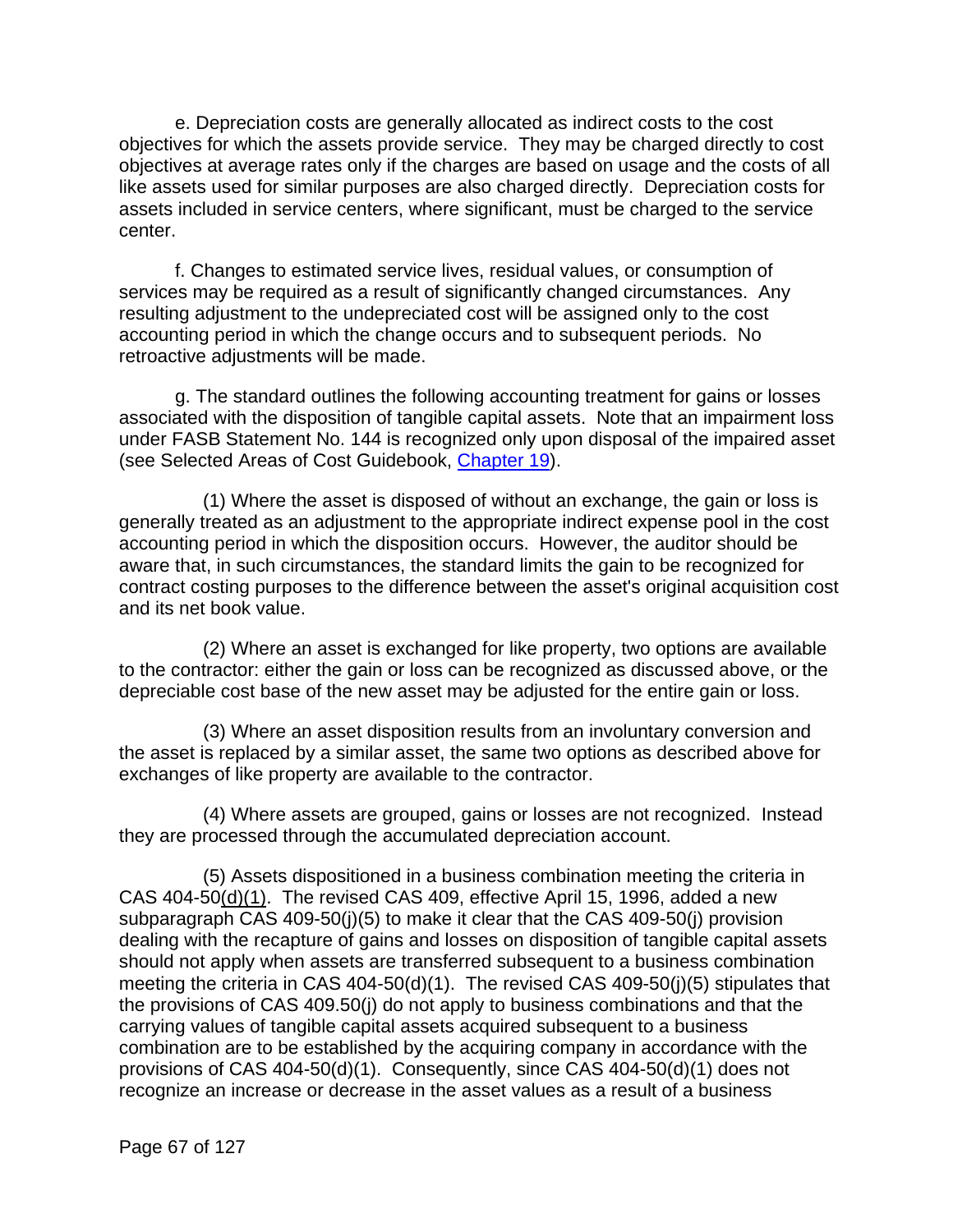e. Depreciation costs are generally allocated as indirect costs to the cost objectives for which the assets provide service. They may be charged directly to cost objectives at average rates only if the charges are based on usage and the costs of all like assets used for similar purposes are also charged directly. Depreciation costs for assets included in service centers, where significant, must be charged to the service center.

f. Changes to estimated service lives, residual values, or consumption of services may be required as a result of significantly changed circumstances. Any resulting adjustment to the undepreciated cost will be assigned only to the cost accounting period in which the change occurs and to subsequent periods. No retroactive adjustments will be made.

g. The standard outlines the following accounting treatment for gains or losses associated with the disposition of tangible capital assets. Note that an impairment loss under FASB Statement No. 144 is recognized only upon disposal of the impaired asset (see Selected Areas of Cost Guidebook, Chapter 19).

(1) Where the asset is disposed of without an exchange, the gain or loss is generally treated as an adjustment to the appropriate indirect expense pool in the cost accounting period in which the disposition occurs. However, the auditor should be aware that, in such circumstances, the standard limits the gain to be recognized for contract costing purposes to the difference between the asset's original acquisition cost and its net book value.

(2) Where an asset is exchanged for like property, two options are available to the contractor: either the gain or loss can be recognized as discussed above, or the depreciable cost base of the new asset may be adjusted for the entire gain or loss.

(3) Where an asset disposition results from an involuntary conversion and the asset is replaced by a similar asset, the same two options as described above for exchanges of like property are available to the contractor.

(4) Where assets are grouped, gains or losses are not recognized. Instead they are processed through the accumulated depreciation account.

(5) Assets dispositioned in a business combination meeting the criteria in CAS 404-50(d)(1). The revised CAS 409, effective April 15, 1996, added a new subparagraph CAS 409-50(j)(5) to make it clear that the CAS 409-50(j) provision dealing with the recapture of gains and losses on disposition of tangible capital assets should not apply when assets are transferred subsequent to a business combination meeting the criteria in CAS 404-50(d)(1). The revised CAS 409-50(j)(5) stipulates that the provisions of CAS 409.50(j) do not apply to business combinations and that the carrying values of tangible capital assets acquired subsequent to a business combination are to be established by the acquiring company in accordance with the provisions of CAS 404-50(d)(1). Consequently, since CAS 404-50(d)(1) does not recognize an increase or decrease in the asset values as a result of a business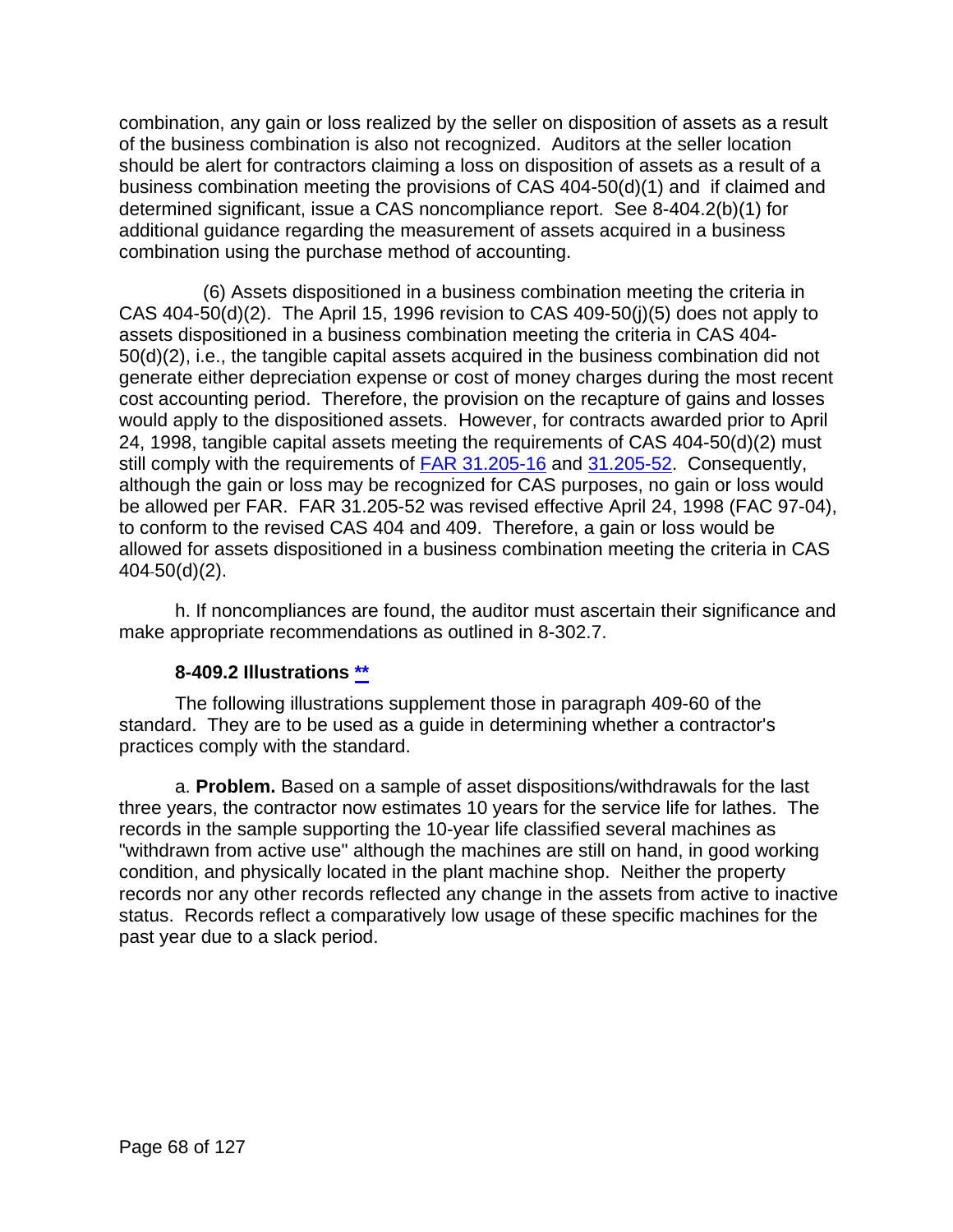combination, any gain or loss realized by the seller on disposition of assets as a result of the business combination is also not recognized. Auditors at the seller location should be alert for contractors claiming a loss on disposition of assets as a result of a business combination meeting the provisions of CAS 404-50(d)(1) and if claimed and determined significant, issue a CAS noncompliance report. See 8-404.2(b)(1) for additional guidance regarding the measurement of assets acquired in a business combination using the purchase method of accounting.

(6) Assets dispositioned in a business combination meeting the criteria in CAS 404-50(d)(2). The April 15, 1996 revision to CAS 409-50(j)(5) does not apply to assets dispositioned in a business combination meeting the criteria in CAS 404-50(d)(2), i.e., the tangible capital assets acquired in the business combination did not generate either depreciation expense or cost of money charges during the most recent cost accounting period. Therefore, the provision on the recapture of gains and losses would apply to the dispositioned assets. However, for contracts awarded prior to April 24, 1998, tangible capital assets meeting the requirements of CAS 404-50(d)(2) must still comply with the requirements of FAR 31.205-16 and 31.205-52. Consequently, although the gain or loss may be recognized for CAS purposes, no gain or loss would be allowed per FAR. FAR 31.205-52 was revised effective April 24, 1998 (FAC 97-04), to conform to the revised CAS 404 and 409. Therefore, a gain or loss would be allowed for assets dispositioned in a business combination meeting the criteria in CAS 404-50(d)(2).

h. If noncompliances are found, the auditor must ascertain their significance and make appropriate recommendations as outlined in 8-302.7.

### 8-409.2 Illustrations **

The following illustrations supplement those in paragraph 409-60 of the standard. They are to be used as a guide in determining whether a contractor's practices comply with the standard.

a. **Problem.** Based on a sample of asset dispositions/withdrawals for the last three years, the contractor now estimates 10 years for the service life for lathes. The records in the sample supporting the 10-year life classified several machines as "withdrawn from active use" although the machines are still on hand, in good working condition, and physically located in the plant machine shop. Neither the property records nor any other records reflected any change in the assets from active to inactive status. Records reflect a comparatively low usage of these specific machines for the past year due to a slack period.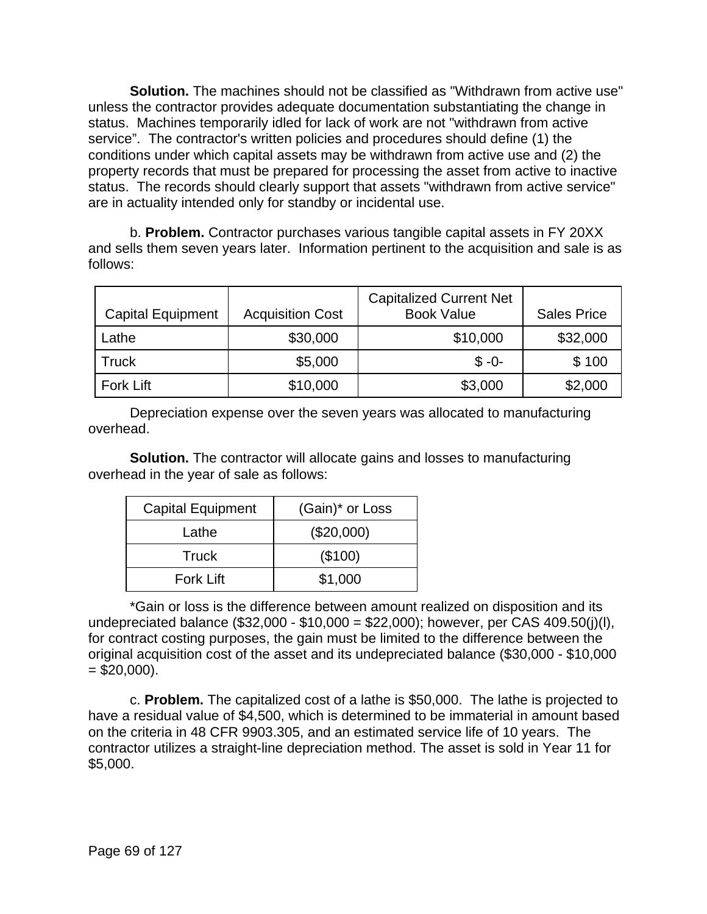**Solution.** The machines should not be classified as "Withdrawn from active use" unless the contractor provides adequate documentation substantiating the change in status. Machines temporarily idled for lack of work are not "withdrawn from active service". The contractor's written policies and procedures should define (1) the conditions under which capital assets may be withdrawn from active use and (2) the property records that must be prepared for processing the asset from active to inactive status. The records should clearly support that assets "withdrawn from active service" are in actuality intended only for standby or incidental use.

b. **Problem.** Contractor purchases various tangible capital assets in FY 20XX and sells them seven years later. Information pertinent to the acquisition and sale is as follows:

| Capital Equipment | Acquisition Cost | Capitalized Current Net Book Value | Sales Price |
|---|---|---|---|
| Lathe | $30,000 | $10,000 | $32,000 |
| Truck | $5,000 | $ -0- | $ 100 |
| Fork Lift | $10,000 | $3,000 | $2,000 |

Depreciation expense over the seven years was allocated to manufacturing overhead.

**Solution.** The contractor will allocate gains and losses to manufacturing overhead in the year of sale as follows:

| Capital Equipment | (Gain)* or Loss |
|---|---|
| Lathe | ($20,000) |
| Truck | ($100) |
| Fork Lift | $1,000 |

*Gain or loss is the difference between amount realized on disposition and its undepreciated balance ($32,000 - $10,000 = $22,000); however, per CAS 409.50(j)(l), for contract costing purposes, the gain must be limited to the difference between the original acquisition cost of the asset and its undepreciated balance ($30,000 - $10,000 = $20,000).

c. **Problem.** The capitalized cost of a lathe is $50,000. The lathe is projected to have a residual value of $4,500, which is determined to be immaterial in amount based on the criteria in 48 CFR 9903.305, and an estimated service life of 10 years. The contractor utilizes a straight-line depreciation method. The asset is sold in Year 11 for $5,000.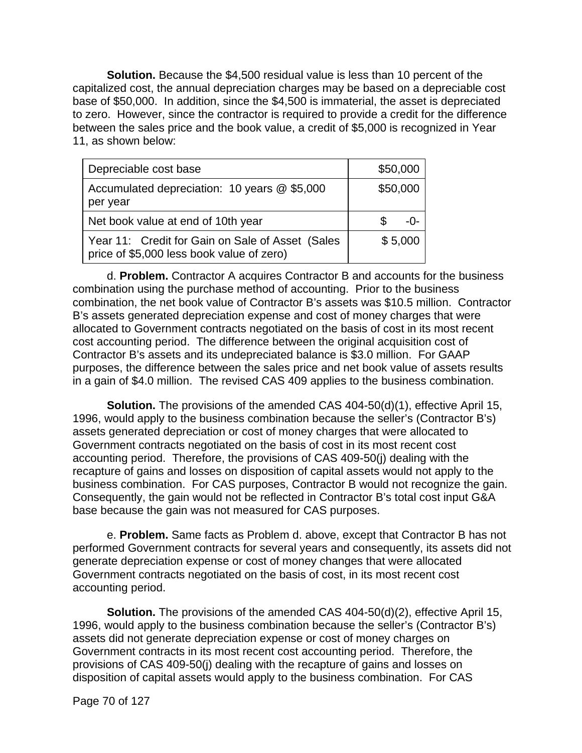**Solution.** Because the $4,500 residual value is less than 10 percent of the capitalized cost, the annual depreciation charges may be based on a depreciable cost base of $50,000. In addition, since the $4,500 is immaterial, the asset is depreciated to zero. However, since the contractor is required to provide a credit for the difference between the sales price and the book value, a credit of $5,000 is recognized in Year 11, as shown below:

| | |
|---|---|
| Depreciable cost base | $50,000 |
| Accumulated depreciation: 10 years @ $5,000 per year | $50,000 |
| Net book value at end of 10th year | $ -0- |
| Year 11: Credit for Gain on Sale of Asset (Sales price of $5,000 less book value of zero) | $ 5,000 |

d. **Problem.** Contractor A acquires Contractor B and accounts for the business combination using the purchase method of accounting. Prior to the business combination, the net book value of Contractor B's assets was $10.5 million. Contractor B's assets generated depreciation expense and cost of money charges that were allocated to Government contracts negotiated on the basis of cost in its most recent cost accounting period. The difference between the original acquisition cost of Contractor B's assets and its undepreciated balance is $3.0 million. For GAAP purposes, the difference between the sales price and net book value of assets results in a gain of $4.0 million. The revised CAS 409 applies to the business combination.

**Solution.** The provisions of the amended CAS 404-50(d)(1), effective April 15, 1996, would apply to the business combination because the seller's (Contractor B's) assets generated depreciation or cost of money charges that were allocated to Government contracts negotiated on the basis of cost in its most recent cost accounting period. Therefore, the provisions of CAS 409-50(j) dealing with the recapture of gains and losses on disposition of capital assets would not apply to the business combination. For CAS purposes, Contractor B would not recognize the gain. Consequently, the gain would not be reflected in Contractor B's total cost input G&A base because the gain was not measured for CAS purposes.

e. **Problem.** Same facts as Problem d. above, except that Contractor B has not performed Government contracts for several years and consequently, its assets did not generate depreciation expense or cost of money changes that were allocated Government contracts negotiated on the basis of cost, in its most recent cost accounting period.

**Solution.** The provisions of the amended CAS 404-50(d)(2), effective April 15, 1996, would apply to the business combination because the seller's (Contractor B's) assets did not generate depreciation expense or cost of money charges on Government contracts in its most recent cost accounting period. Therefore, the provisions of CAS 409-50(j) dealing with the recapture of gains and losses on disposition of capital assets would apply to the business combination. For CAS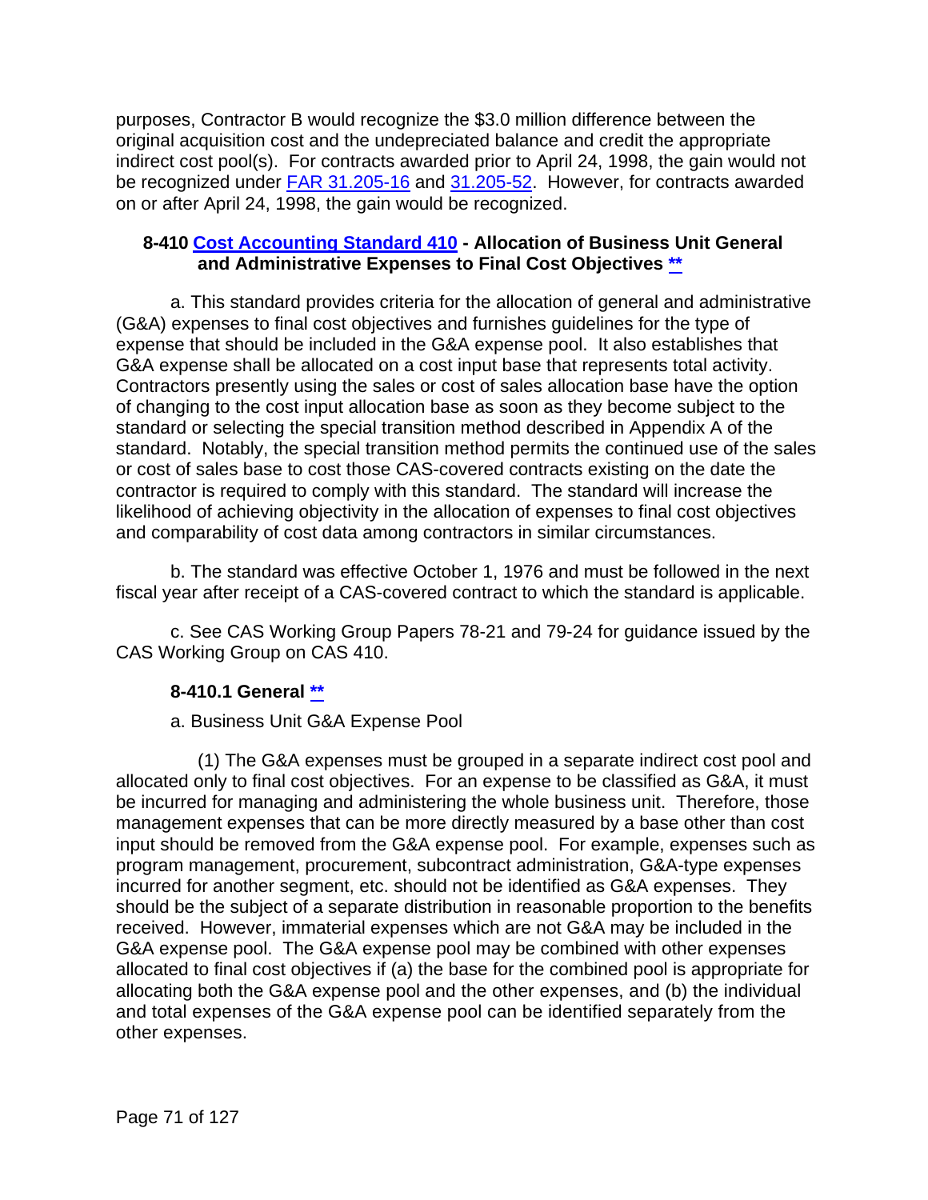purposes, Contractor B would recognize the $3.0 million difference between the original acquisition cost and the undepreciated balance and credit the appropriate indirect cost pool(s). For contracts awarded prior to April 24, 1998, the gain would not be recognized under FAR 31.205-16 and 31.205-52. However, for contracts awarded on or after April 24, 1998, the gain would be recognized.

### 8-410 Cost Accounting Standard 410 - Allocation of Business Unit General and Administrative Expenses to Final Cost Objectives **

a. This standard provides criteria for the allocation of general and administrative (G&A) expenses to final cost objectives and furnishes guidelines for the type of expense that should be included in the G&A expense pool. It also establishes that G&A expense shall be allocated on a cost input base that represents total activity. Contractors presently using the sales or cost of sales allocation base have the option of changing to the cost input allocation base as soon as they become subject to the standard or selecting the special transition method described in Appendix A of the standard. Notably, the special transition method permits the continued use of the sales or cost of sales base to cost those CAS-covered contracts existing on the date the contractor is required to comply with this standard. The standard will increase the likelihood of achieving objectivity in the allocation of expenses to final cost objectives and comparability of cost data among contractors in similar circumstances.

b. The standard was effective October 1, 1976 and must be followed in the next fiscal year after receipt of a CAS-covered contract to which the standard is applicable.

c. See CAS Working Group Papers 78-21 and 79-24 for guidance issued by the CAS Working Group on CAS 410.

#### 8-410.1 General **

a. Business Unit G&A Expense Pool

(1) The G&A expenses must be grouped in a separate indirect cost pool and allocated only to final cost objectives. For an expense to be classified as G&A, it must be incurred for managing and administering the whole business unit. Therefore, those management expenses that can be more directly measured by a base other than cost input should be removed from the G&A expense pool. For example, expenses such as program management, procurement, subcontract administration, G&A-type expenses incurred for another segment, etc. should not be identified as G&A expenses. They should be the subject of a separate distribution in reasonable proportion to the benefits received. However, immaterial expenses which are not G&A may be included in the G&A expense pool. The G&A expense pool may be combined with other expenses allocated to final cost objectives if (a) the base for the combined pool is appropriate for allocating both the G&A expense pool and the other expenses, and (b) the individual and total expenses of the G&A expense pool can be identified separately from the other expenses.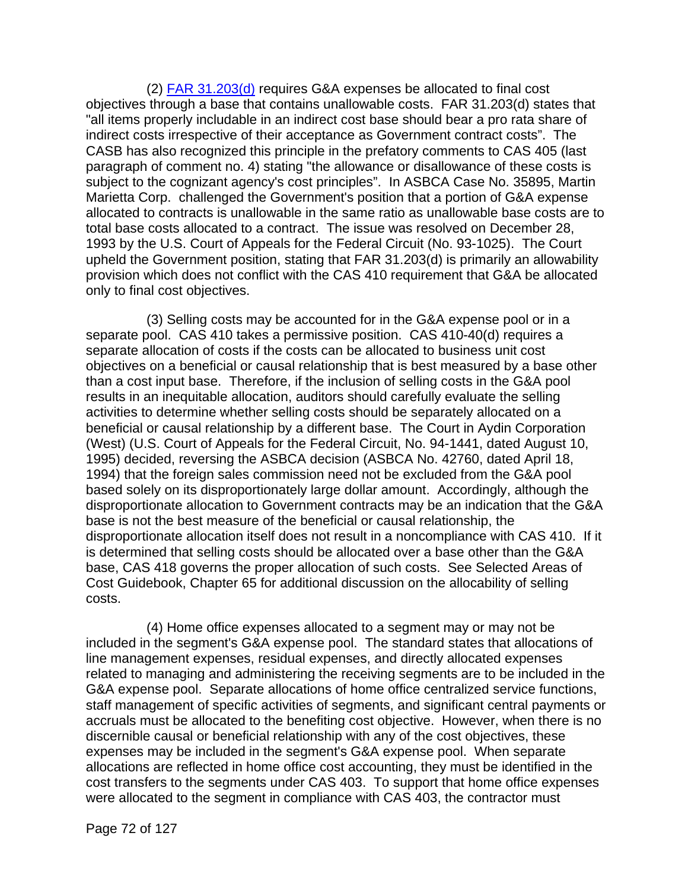(2) [FAR 31.203(d)](#) requires G&A expenses be allocated to final cost objectives through a base that contains unallowable costs. FAR 31.203(d) states that "all items properly includable in an indirect cost base should bear a pro rata share of indirect costs irrespective of their acceptance as Government contract costs". The CASB has also recognized this principle in the prefatory comments to CAS 405 (last paragraph of comment no. 4) stating "the allowance or disallowance of these costs is subject to the cognizant agency's cost principles". In ASBCA Case No. 35895, Martin Marietta Corp. challenged the Government's position that a portion of G&A expense allocated to contracts is unallowable in the same ratio as unallowable base costs are to total base costs allocated to a contract. The issue was resolved on December 28, 1993 by the U.S. Court of Appeals for the Federal Circuit (No. 93-1025). The Court upheld the Government position, stating that FAR 31.203(d) is primarily an allowability provision which does not conflict with the CAS 410 requirement that G&A be allocated only to final cost objectives.

(3) Selling costs may be accounted for in the G&A expense pool or in a separate pool. CAS 410 takes a permissive position. CAS 410-40(d) requires a separate allocation of costs if the costs can be allocated to business unit cost objectives on a beneficial or causal relationship that is best measured by a base other than a cost input base. Therefore, if the inclusion of selling costs in the G&A pool results in an inequitable allocation, auditors should carefully evaluate the selling activities to determine whether selling costs should be separately allocated on a beneficial or causal relationship by a different base. The Court in Aydin Corporation (West) (U.S. Court of Appeals for the Federal Circuit, No. 94-1441, dated August 10, 1995) decided, reversing the ASBCA decision (ASBCA No. 42760, dated April 18, 1994) that the foreign sales commission need not be excluded from the G&A pool based solely on its disproportionately large dollar amount. Accordingly, although the disproportionate allocation to Government contracts may be an indication that the G&A base is not the best measure of the beneficial or causal relationship, the disproportionate allocation itself does not result in a noncompliance with CAS 410. If it is determined that selling costs should be allocated over a base other than the G&A base, CAS 418 governs the proper allocation of such costs. See Selected Areas of Cost Guidebook, Chapter 65 for additional discussion on the allocability of selling costs.

(4) Home office expenses allocated to a segment may or may not be included in the segment's G&A expense pool. The standard states that allocations of line management expenses, residual expenses, and directly allocated expenses related to managing and administering the receiving segments are to be included in the G&A expense pool. Separate allocations of home office centralized service functions, staff management of specific activities of segments, and significant central payments or accruals must be allocated to the benefiting cost objective. However, when there is no discernible causal or beneficial relationship with any of the cost objectives, these expenses may be included in the segment's G&A expense pool. When separate allocations are reflected in home office cost accounting, they must be identified in the cost transfers to the segments under CAS 403. To support that home office expenses were allocated to the segment in compliance with CAS 403, the contractor must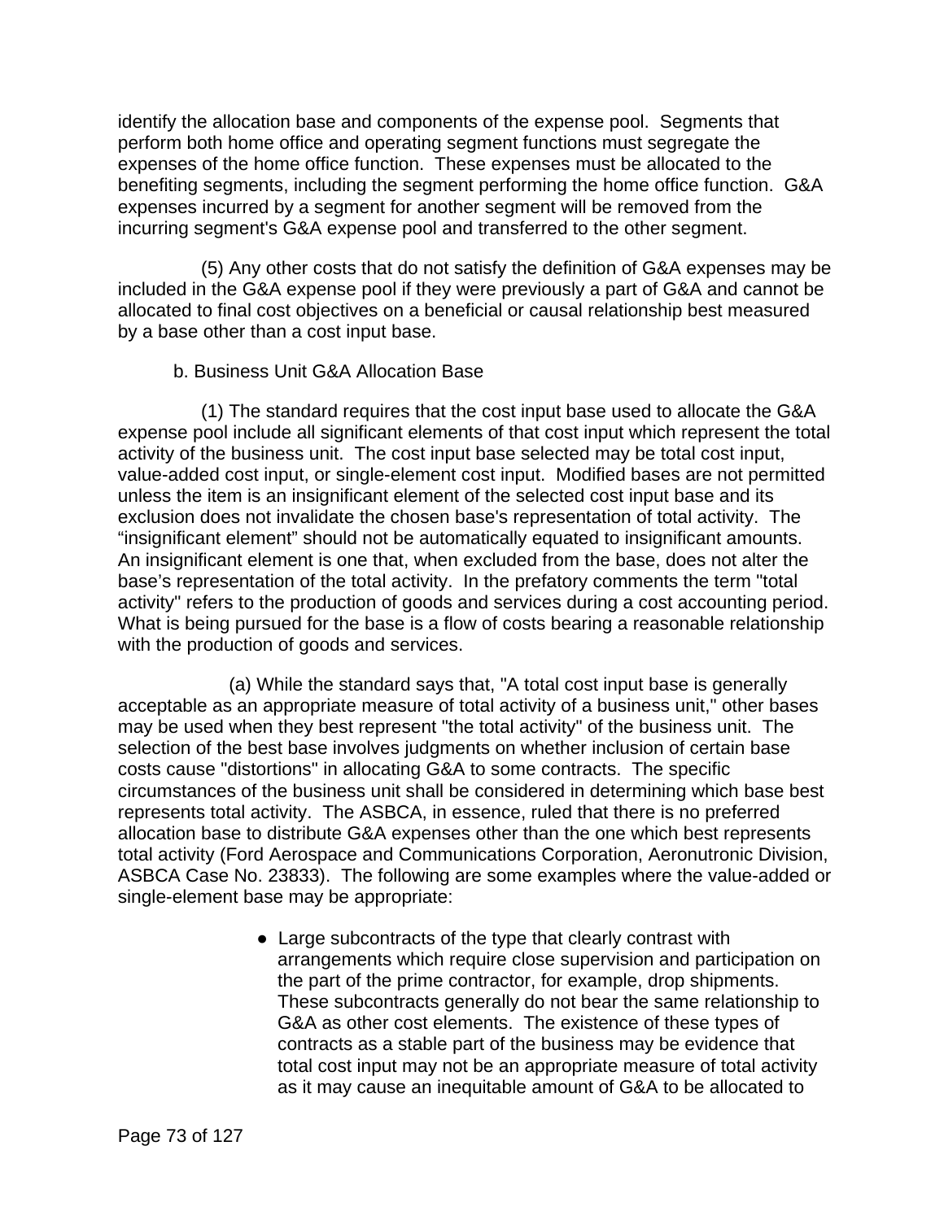identify the allocation base and components of the expense pool. Segments that perform both home office and operating segment functions must segregate the expenses of the home office function. These expenses must be allocated to the benefiting segments, including the segment performing the home office function. G&A expenses incurred by a segment for another segment will be removed from the incurring segment's G&A expense pool and transferred to the other segment.

(5) Any other costs that do not satisfy the definition of G&A expenses may be included in the G&A expense pool if they were previously a part of G&A and cannot be allocated to final cost objectives on a beneficial or causal relationship best measured by a base other than a cost input base.

b. Business Unit G&A Allocation Base

(1) The standard requires that the cost input base used to allocate the G&A expense pool include all significant elements of that cost input which represent the total activity of the business unit. The cost input base selected may be total cost input, value-added cost input, or single-element cost input. Modified bases are not permitted unless the item is an insignificant element of the selected cost input base and its exclusion does not invalidate the chosen base's representation of total activity. The "insignificant element" should not be automatically equated to insignificant amounts. An insignificant element is one that, when excluded from the base, does not alter the base's representation of the total activity. In the prefatory comments the term "total activity" refers to the production of goods and services during a cost accounting period. What is being pursued for the base is a flow of costs bearing a reasonable relationship with the production of goods and services.

(a) While the standard says that, "A total cost input base is generally acceptable as an appropriate measure of total activity of a business unit," other bases may be used when they best represent "the total activity" of the business unit. The selection of the best base involves judgments on whether inclusion of certain base costs cause "distortions" in allocating G&A to some contracts. The specific circumstances of the business unit shall be considered in determining which base best represents total activity. The ASBCA, in essence, ruled that there is no preferred allocation base to distribute G&A expenses other than the one which best represents total activity (Ford Aerospace and Communications Corporation, Aeronutronic Division, ASBCA Case No. 23833). The following are some examples where the value-added or single-element base may be appropriate:

- Large subcontracts of the type that clearly contrast with arrangements which require close supervision and participation on the part of the prime contractor, for example, drop shipments. These subcontracts generally do not bear the same relationship to G&A as other cost elements. The existence of these types of contracts as a stable part of the business may be evidence that total cost input may not be an appropriate measure of total activity as it may cause an inequitable amount of G&A to be allocated to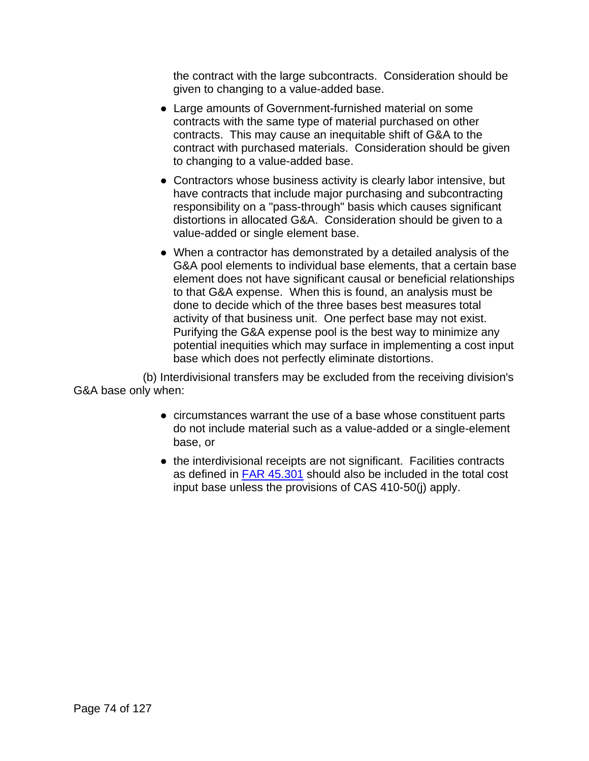the contract with the large subcontracts. Consideration should be given to changing to a value-added base.

- Large amounts of Government-furnished material on some contracts with the same type of material purchased on other contracts. This may cause an inequitable shift of G&A to the contract with purchased materials. Consideration should be given to changing to a value-added base.
- Contractors whose business activity is clearly labor intensive, but have contracts that include major purchasing and subcontracting responsibility on a "pass-through" basis which causes significant distortions in allocated G&A. Consideration should be given to a value-added or single element base.
- When a contractor has demonstrated by a detailed analysis of the G&A pool elements to individual base elements, that a certain base element does not have significant causal or beneficial relationships to that G&A expense. When this is found, an analysis must be done to decide which of the three bases best measures total activity of that business unit. One perfect base may not exist. Purifying the G&A expense pool is the best way to minimize any potential inequities which may surface in implementing a cost input base which does not perfectly eliminate distortions.

(b) Interdivisional transfers may be excluded from the receiving division's G&A base only when:

- circumstances warrant the use of a base whose constituent parts do not include material such as a value-added or a single-element base, or
- the interdivisional receipts are not significant. Facilities contracts as defined in FAR 45.301 should also be included in the total cost input base unless the provisions of CAS 410-50(j) apply.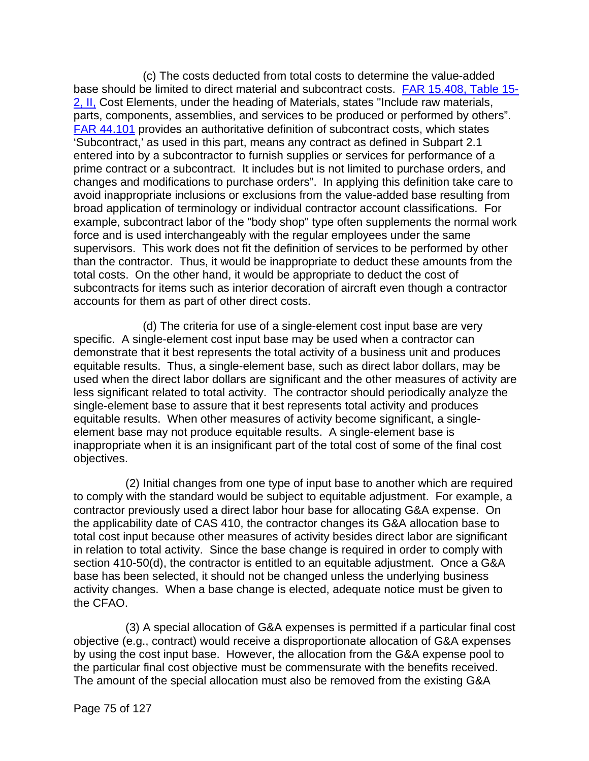(c) The costs deducted from total costs to determine the value-added base should be limited to direct material and subcontract costs. [FAR 15.408, Table 15-2, II,](#) Cost Elements, under the heading of Materials, states "Include raw materials, parts, components, assemblies, and services to be produced or performed by others". [FAR 44.101](#) provides an authoritative definition of subcontract costs, which states 'Subcontract,' as used in this part, means any contract as defined in Subpart 2.1 entered into by a subcontractor to furnish supplies or services for performance of a prime contract or a subcontract. It includes but is not limited to purchase orders, and changes and modifications to purchase orders". In applying this definition take care to avoid inappropriate inclusions or exclusions from the value-added base resulting from broad application of terminology or individual contractor account classifications. For example, subcontract labor of the "body shop" type often supplements the normal work force and is used interchangeably with the regular employees under the same supervisors. This work does not fit the definition of services to be performed by other than the contractor. Thus, it would be inappropriate to deduct these amounts from the total costs. On the other hand, it would be appropriate to deduct the cost of subcontracts for items such as interior decoration of aircraft even though a contractor accounts for them as part of other direct costs.

(d) The criteria for use of a single-element cost input base are very specific. A single-element cost input base may be used when a contractor can demonstrate that it best represents the total activity of a business unit and produces equitable results. Thus, a single-element base, such as direct labor dollars, may be used when the direct labor dollars are significant and the other measures of activity are less significant related to total activity. The contractor should periodically analyze the single-element base to assure that it best represents total activity and produces equitable results. When other measures of activity become significant, a single-element base may not produce equitable results. A single-element base is inappropriate when it is an insignificant part of the total cost of some of the final cost objectives.

(2) Initial changes from one type of input base to another which are required to comply with the standard would be subject to equitable adjustment. For example, a contractor previously used a direct labor hour base for allocating G&A expense. On the applicability date of CAS 410, the contractor changes its G&A allocation base to total cost input because other measures of activity besides direct labor are significant in relation to total activity. Since the base change is required in order to comply with section 410-50(d), the contractor is entitled to an equitable adjustment. Once a G&A base has been selected, it should not be changed unless the underlying business activity changes. When a base change is elected, adequate notice must be given to the CFAO.

(3) A special allocation of G&A expenses is permitted if a particular final cost objective (e.g., contract) would receive a disproportionate allocation of G&A expenses by using the cost input base. However, the allocation from the G&A expense pool to the particular final cost objective must be commensurate with the benefits received. The amount of the special allocation must also be removed from the existing G&A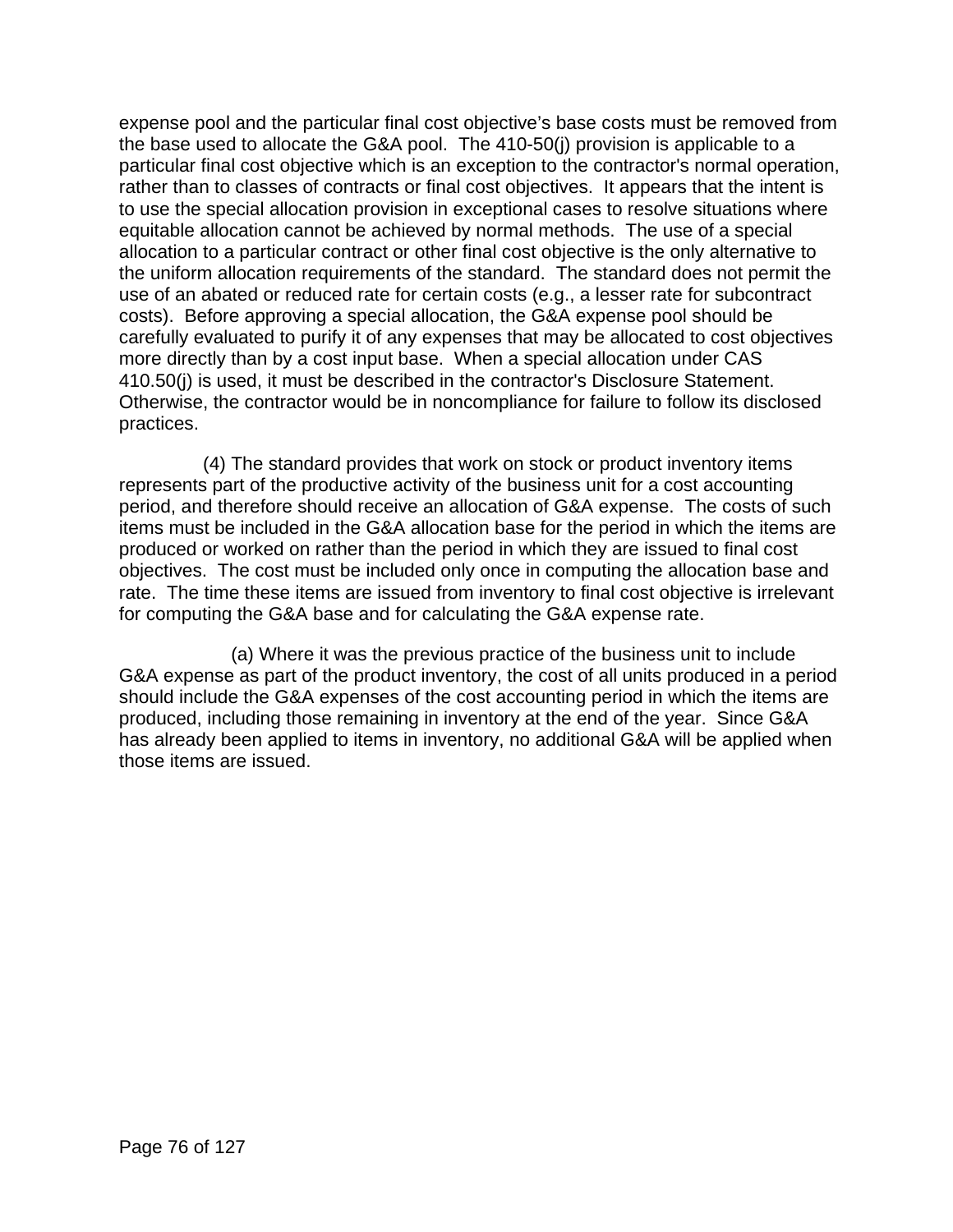expense pool and the particular final cost objective's base costs must be removed from the base used to allocate the G&A pool. The 410-50(j) provision is applicable to a particular final cost objective which is an exception to the contractor's normal operation, rather than to classes of contracts or final cost objectives. It appears that the intent is to use the special allocation provision in exceptional cases to resolve situations where equitable allocation cannot be achieved by normal methods. The use of a special allocation to a particular contract or other final cost objective is the only alternative to the uniform allocation requirements of the standard. The standard does not permit the use of an abated or reduced rate for certain costs (e.g., a lesser rate for subcontract costs). Before approving a special allocation, the G&A expense pool should be carefully evaluated to purify it of any expenses that may be allocated to cost objectives more directly than by a cost input base. When a special allocation under CAS 410.50(j) is used, it must be described in the contractor's Disclosure Statement. Otherwise, the contractor would be in noncompliance for failure to follow its disclosed practices.

(4) The standard provides that work on stock or product inventory items represents part of the productive activity of the business unit for a cost accounting period, and therefore should receive an allocation of G&A expense. The costs of such items must be included in the G&A allocation base for the period in which the items are produced or worked on rather than the period in which they are issued to final cost objectives. The cost must be included only once in computing the allocation base and rate. The time these items are issued from inventory to final cost objective is irrelevant for computing the G&A base and for calculating the G&A expense rate.

(a) Where it was the previous practice of the business unit to include G&A expense as part of the product inventory, the cost of all units produced in a period should include the G&A expenses of the cost accounting period in which the items are produced, including those remaining in inventory at the end of the year. Since G&A has already been applied to items in inventory, no additional G&A will be applied when those items are issued.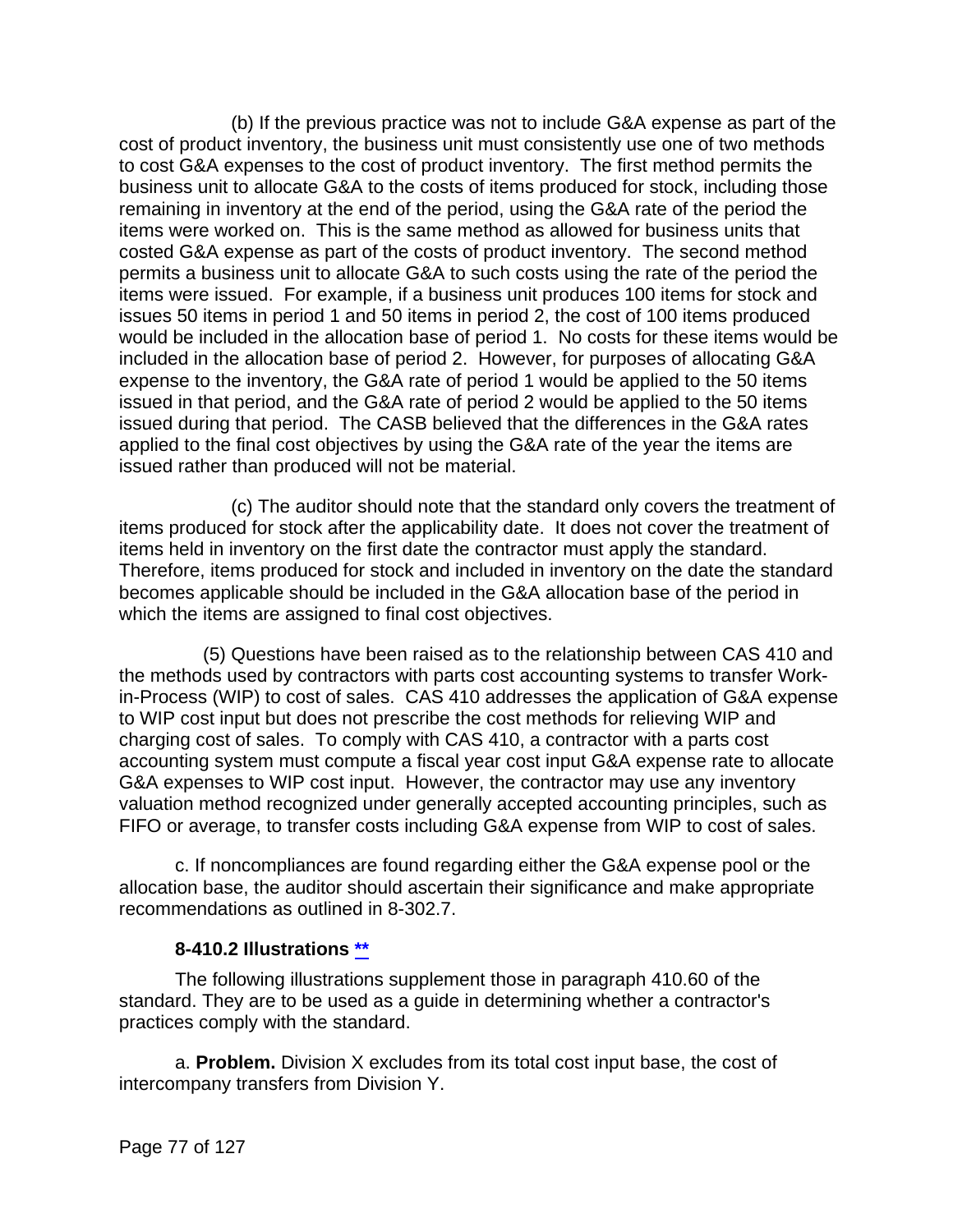(b) If the previous practice was not to include G&A expense as part of the cost of product inventory, the business unit must consistently use one of two methods to cost G&A expenses to the cost of product inventory. The first method permits the business unit to allocate G&A to the costs of items produced for stock, including those remaining in inventory at the end of the period, using the G&A rate of the period the items were worked on. This is the same method as allowed for business units that costed G&A expense as part of the costs of product inventory. The second method permits a business unit to allocate G&A to such costs using the rate of the period the items were issued. For example, if a business unit produces 100 items for stock and issues 50 items in period 1 and 50 items in period 2, the cost of 100 items produced would be included in the allocation base of period 1. No costs for these items would be included in the allocation base of period 2. However, for purposes of allocating G&A expense to the inventory, the G&A rate of period 1 would be applied to the 50 items issued in that period, and the G&A rate of period 2 would be applied to the 50 items issued during that period. The CASB believed that the differences in the G&A rates applied to the final cost objectives by using the G&A rate of the year the items are issued rather than produced will not be material.

(c) The auditor should note that the standard only covers the treatment of items produced for stock after the applicability date. It does not cover the treatment of items held in inventory on the first date the contractor must apply the standard. Therefore, items produced for stock and included in inventory on the date the standard becomes applicable should be included in the G&A allocation base of the period in which the items are assigned to final cost objectives.

(5) Questions have been raised as to the relationship between CAS 410 and the methods used by contractors with parts cost accounting systems to transfer Work-in-Process (WIP) to cost of sales. CAS 410 addresses the application of G&A expense to WIP cost input but does not prescribe the cost methods for relieving WIP and charging cost of sales. To comply with CAS 410, a contractor with a parts cost accounting system must compute a fiscal year cost input G&A expense rate to allocate G&A expenses to WIP cost input. However, the contractor may use any inventory valuation method recognized under generally accepted accounting principles, such as FIFO or average, to transfer costs including G&A expense from WIP to cost of sales.

c. If noncompliances are found regarding either the G&A expense pool or the allocation base, the auditor should ascertain their significance and make appropriate recommendations as outlined in 8-302.7.

### 8-410.2 Illustrations **

The following illustrations supplement those in paragraph 410.60 of the standard. They are to be used as a guide in determining whether a contractor's practices comply with the standard.

a. **Problem.** Division X excludes from its total cost input base, the cost of intercompany transfers from Division Y.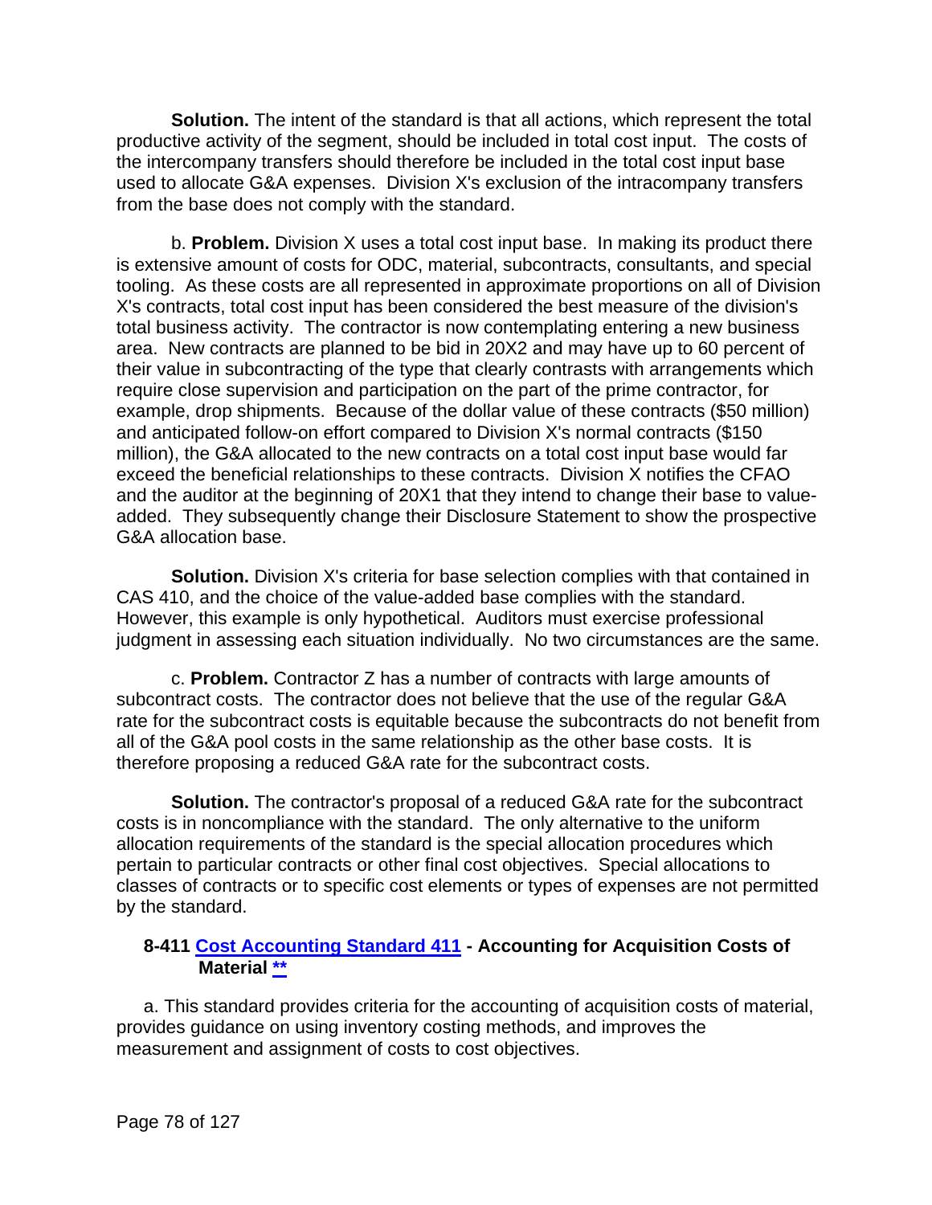**Solution.** The intent of the standard is that all actions, which represent the total productive activity of the segment, should be included in total cost input. The costs of the intercompany transfers should therefore be included in the total cost input base used to allocate G&A expenses. Division X's exclusion of the intracompany transfers from the base does not comply with the standard.

b. **Problem.** Division X uses a total cost input base. In making its product there is extensive amount of costs for ODC, material, subcontracts, consultants, and special tooling. As these costs are all represented in approximate proportions on all of Division X's contracts, total cost input has been considered the best measure of the division's total business activity. The contractor is now contemplating entering a new business area. New contracts are planned to be bid in 20X2 and may have up to 60 percent of their value in subcontracting of the type that clearly contrasts with arrangements which require close supervision and participation on the part of the prime contractor, for example, drop shipments. Because of the dollar value of these contracts ($50 million) and anticipated follow-on effort compared to Division X's normal contracts ($150 million), the G&A allocated to the new contracts on a total cost input base would far exceed the beneficial relationships to these contracts. Division X notifies the CFAO and the auditor at the beginning of 20X1 that they intend to change their base to value-added. They subsequently change their Disclosure Statement to show the prospective G&A allocation base.

**Solution.** Division X's criteria for base selection complies with that contained in CAS 410, and the choice of the value-added base complies with the standard. However, this example is only hypothetical. Auditors must exercise professional judgment in assessing each situation individually. No two circumstances are the same.

c. **Problem.** Contractor Z has a number of contracts with large amounts of subcontract costs. The contractor does not believe that the use of the regular G&A rate for the subcontract costs is equitable because the subcontracts do not benefit from all of the G&A pool costs in the same relationship as the other base costs. It is therefore proposing a reduced G&A rate for the subcontract costs.

**Solution.** The contractor's proposal of a reduced G&A rate for the subcontract costs is in noncompliance with the standard. The only alternative to the uniform allocation requirements of the standard is the special allocation procedures which pertain to particular contracts or other final cost objectives. Special allocations to classes of contracts or to specific cost elements or types of expenses are not permitted by the standard.

### 8-411 [Cost Accounting Standard 411] - Accounting for Acquisition Costs of Material [**]

a. This standard provides criteria for the accounting of acquisition costs of material, provides guidance on using inventory costing methods, and improves the measurement and assignment of costs to cost objectives.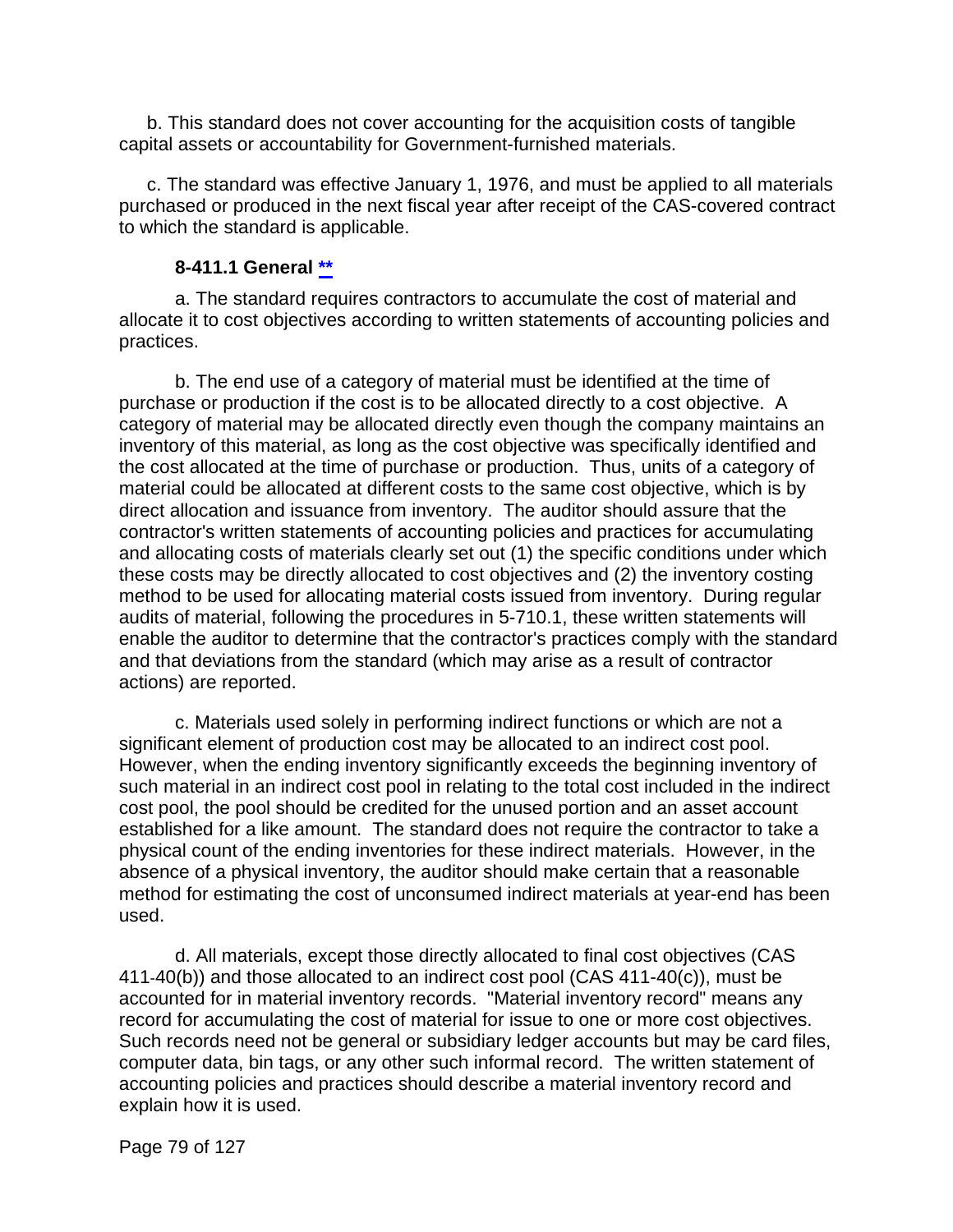b. This standard does not cover accounting for the acquisition costs of tangible capital assets or accountability for Government-furnished materials.

c. The standard was effective January 1, 1976, and must be applied to all materials purchased or produced in the next fiscal year after receipt of the CAS-covered contract to which the standard is applicable.

### 8-411.1 General **

a. The standard requires contractors to accumulate the cost of material and allocate it to cost objectives according to written statements of accounting policies and practices.

b. The end use of a category of material must be identified at the time of purchase or production if the cost is to be allocated directly to a cost objective. A category of material may be allocated directly even though the company maintains an inventory of this material, as long as the cost objective was specifically identified and the cost allocated at the time of purchase or production. Thus, units of a category of material could be allocated at different costs to the same cost objective, which is by direct allocation and issuance from inventory. The auditor should assure that the contractor's written statements of accounting policies and practices for accumulating and allocating costs of materials clearly set out (1) the specific conditions under which these costs may be directly allocated to cost objectives and (2) the inventory costing method to be used for allocating material costs issued from inventory. During regular audits of material, following the procedures in 5-710.1, these written statements will enable the auditor to determine that the contractor's practices comply with the standard and that deviations from the standard (which may arise as a result of contractor actions) are reported.

c. Materials used solely in performing indirect functions or which are not a significant element of production cost may be allocated to an indirect cost pool. However, when the ending inventory significantly exceeds the beginning inventory of such material in an indirect cost pool in relating to the total cost included in the indirect cost pool, the pool should be credited for the unused portion and an asset account established for a like amount. The standard does not require the contractor to take a physical count of the ending inventories for these indirect materials. However, in the absence of a physical inventory, the auditor should make certain that a reasonable method for estimating the cost of unconsumed indirect materials at year-end has been used.

d. All materials, except those directly allocated to final cost objectives (CAS 411-40(b)) and those allocated to an indirect cost pool (CAS 411-40(c)), must be accounted for in material inventory records. "Material inventory record" means any record for accumulating the cost of material for issue to one or more cost objectives. Such records need not be general or subsidiary ledger accounts but may be card files, computer data, bin tags, or any other such informal record. The written statement of accounting policies and practices should describe a material inventory record and explain how it is used.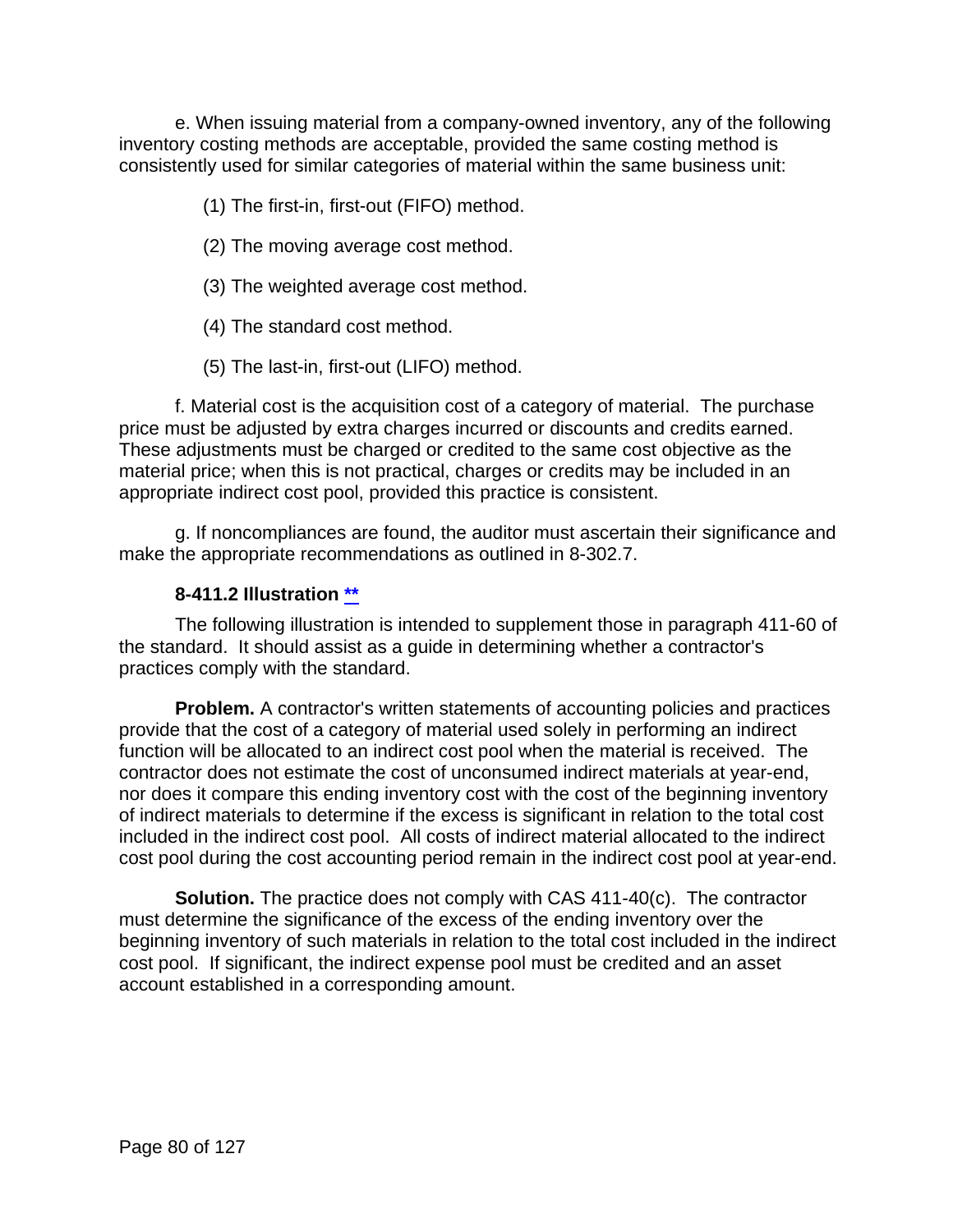e. When issuing material from a company-owned inventory, any of the following inventory costing methods are acceptable, provided the same costing method is consistently used for similar categories of material within the same business unit:

(1) The first-in, first-out (FIFO) method.

(2) The moving average cost method.

(3) The weighted average cost method.

(4) The standard cost method.

(5) The last-in, first-out (LIFO) method.

f. Material cost is the acquisition cost of a category of material. The purchase price must be adjusted by extra charges incurred or discounts and credits earned. These adjustments must be charged or credited to the same cost objective as the material price; when this is not practical, charges or credits may be included in an appropriate indirect cost pool, provided this practice is consistent.

g. If noncompliances are found, the auditor must ascertain their significance and make the appropriate recommendations as outlined in 8-302.7.

### 8-411.2 Illustration **

The following illustration is intended to supplement those in paragraph 411-60 of the standard. It should assist as a guide in determining whether a contractor's practices comply with the standard.

**Problem.** A contractor's written statements of accounting policies and practices provide that the cost of a category of material used solely in performing an indirect function will be allocated to an indirect cost pool when the material is received. The contractor does not estimate the cost of unconsumed indirect materials at year-end, nor does it compare this ending inventory cost with the cost of the beginning inventory of indirect materials to determine if the excess is significant in relation to the total cost included in the indirect cost pool. All costs of indirect material allocated to the indirect cost pool during the cost accounting period remain in the indirect cost pool at year-end.

**Solution.** The practice does not comply with CAS 411-40(c). The contractor must determine the significance of the excess of the ending inventory over the beginning inventory of such materials in relation to the total cost included in the indirect cost pool. If significant, the indirect expense pool must be credited and an asset account established in a corresponding amount.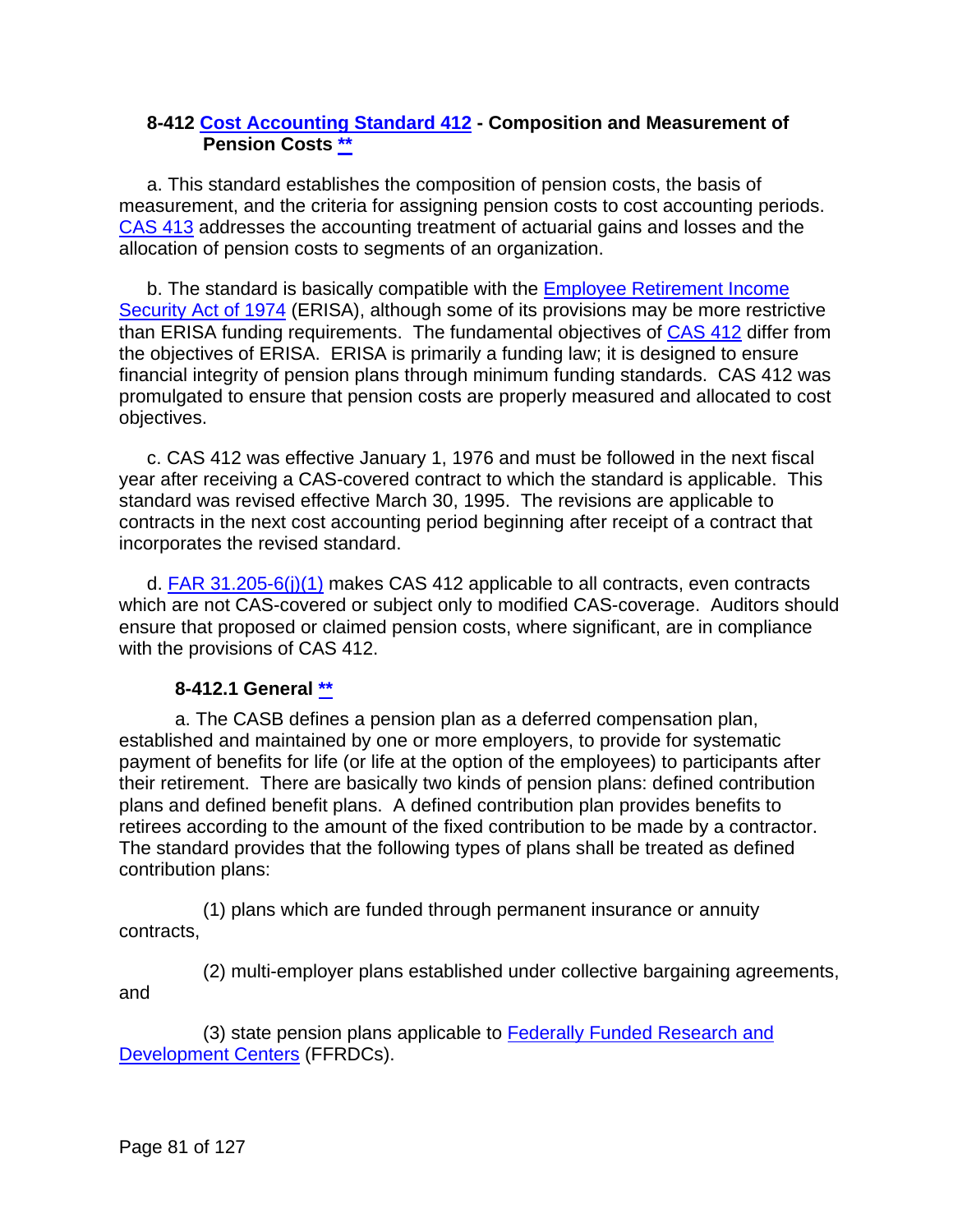## 8-412 Cost Accounting Standard 412 - Composition and Measurement of Pension Costs **

a. This standard establishes the composition of pension costs, the basis of measurement, and the criteria for assigning pension costs to cost accounting periods. CAS 413 addresses the accounting treatment of actuarial gains and losses and the allocation of pension costs to segments of an organization.

b. The standard is basically compatible with the Employee Retirement Income Security Act of 1974 (ERISA), although some of its provisions may be more restrictive than ERISA funding requirements. The fundamental objectives of CAS 412 differ from the objectives of ERISA. ERISA is primarily a funding law; it is designed to ensure financial integrity of pension plans through minimum funding standards. CAS 412 was promulgated to ensure that pension costs are properly measured and allocated to cost objectives.

c. CAS 412 was effective January 1, 1976 and must be followed in the next fiscal year after receiving a CAS-covered contract to which the standard is applicable. This standard was revised effective March 30, 1995. The revisions are applicable to contracts in the next cost accounting period beginning after receipt of a contract that incorporates the revised standard.

d. FAR 31.205-6(j)(1) makes CAS 412 applicable to all contracts, even contracts which are not CAS-covered or subject only to modified CAS-coverage. Auditors should ensure that proposed or claimed pension costs, where significant, are in compliance with the provisions of CAS 412.

### 8-412.1 General **

a. The CASB defines a pension plan as a deferred compensation plan, established and maintained by one or more employers, to provide for systematic payment of benefits for life (or life at the option of the employees) to participants after their retirement. There are basically two kinds of pension plans: defined contribution plans and defined benefit plans. A defined contribution plan provides benefits to retirees according to the amount of the fixed contribution to be made by a contractor. The standard provides that the following types of plans shall be treated as defined contribution plans:

(1) plans which are funded through permanent insurance or annuity contracts,

(2) multi-employer plans established under collective bargaining agreements, and

(3) state pension plans applicable to Federally Funded Research and Development Centers (FFRDCs).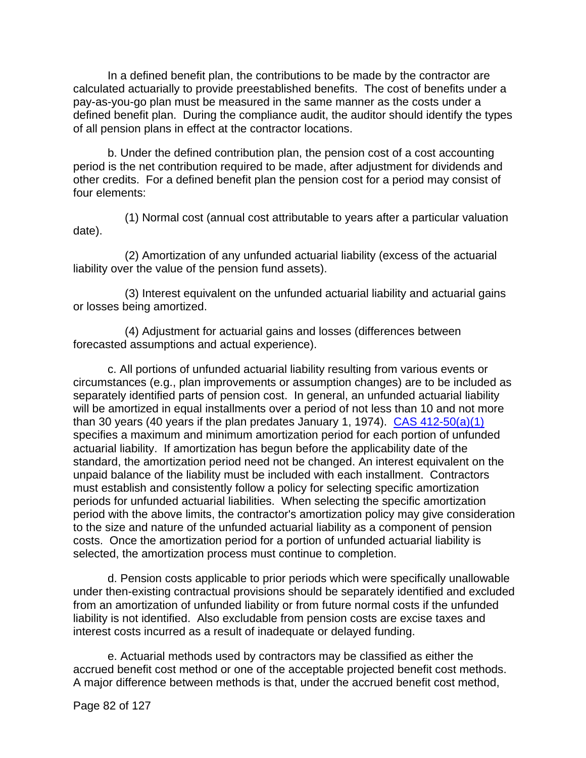In a defined benefit plan, the contributions to be made by the contractor are calculated actuarially to provide preestablished benefits. The cost of benefits under a pay-as-you-go plan must be measured in the same manner as the costs under a defined benefit plan. During the compliance audit, the auditor should identify the types of all pension plans in effect at the contractor locations.

b. Under the defined contribution plan, the pension cost of a cost accounting period is the net contribution required to be made, after adjustment for dividends and other credits. For a defined benefit plan the pension cost for a period may consist of four elements:

(1) Normal cost (annual cost attributable to years after a particular valuation date).

(2) Amortization of any unfunded actuarial liability (excess of the actuarial liability over the value of the pension fund assets).

(3) Interest equivalent on the unfunded actuarial liability and actuarial gains or losses being amortized.

(4) Adjustment for actuarial gains and losses (differences between forecasted assumptions and actual experience).

c. All portions of unfunded actuarial liability resulting from various events or circumstances (e.g., plan improvements or assumption changes) are to be included as separately identified parts of pension cost. In general, an unfunded actuarial liability will be amortized in equal installments over a period of not less than 10 and not more than 30 years (40 years if the plan predates January 1, 1974). CAS 412-50(a)(1) specifies a maximum and minimum amortization period for each portion of unfunded actuarial liability. If amortization has begun before the applicability date of the standard, the amortization period need not be changed. An interest equivalent on the unpaid balance of the liability must be included with each installment. Contractors must establish and consistently follow a policy for selecting specific amortization periods for unfunded actuarial liabilities. When selecting the specific amortization period with the above limits, the contractor's amortization policy may give consideration to the size and nature of the unfunded actuarial liability as a component of pension costs. Once the amortization period for a portion of unfunded actuarial liability is selected, the amortization process must continue to completion.

d. Pension costs applicable to prior periods which were specifically unallowable under then-existing contractual provisions should be separately identified and excluded from an amortization of unfunded liability or from future normal costs if the unfunded liability is not identified. Also excludable from pension costs are excise taxes and interest costs incurred as a result of inadequate or delayed funding.

e. Actuarial methods used by contractors may be classified as either the accrued benefit cost method or one of the acceptable projected benefit cost methods. A major difference between methods is that, under the accrued benefit cost method,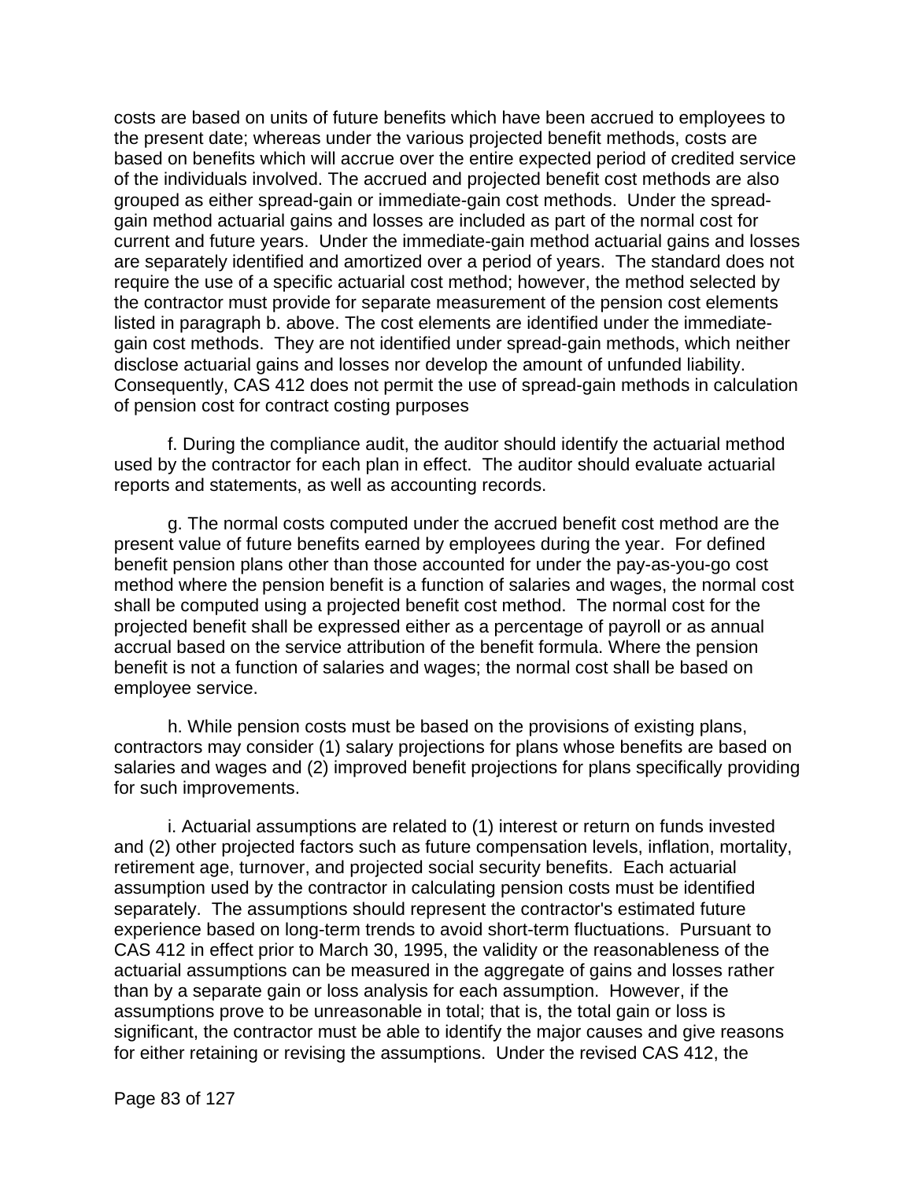costs are based on units of future benefits which have been accrued to employees to the present date; whereas under the various projected benefit methods, costs are based on benefits which will accrue over the entire expected period of credited service of the individuals involved. The accrued and projected benefit cost methods are also grouped as either spread-gain or immediate-gain cost methods. Under the spread-gain method actuarial gains and losses are included as part of the normal cost for current and future years. Under the immediate-gain method actuarial gains and losses are separately identified and amortized over a period of years. The standard does not require the use of a specific actuarial cost method; however, the method selected by the contractor must provide for separate measurement of the pension cost elements listed in paragraph b. above. The cost elements are identified under the immediate-gain cost methods. They are not identified under spread-gain methods, which neither disclose actuarial gains and losses nor develop the amount of unfunded liability. Consequently, CAS 412 does not permit the use of spread-gain methods in calculation of pension cost for contract costing purposes

f. During the compliance audit, the auditor should identify the actuarial method used by the contractor for each plan in effect. The auditor should evaluate actuarial reports and statements, as well as accounting records.

g. The normal costs computed under the accrued benefit cost method are the present value of future benefits earned by employees during the year. For defined benefit pension plans other than those accounted for under the pay-as-you-go cost method where the pension benefit is a function of salaries and wages, the normal cost shall be computed using a projected benefit cost method. The normal cost for the projected benefit shall be expressed either as a percentage of payroll or as annual accrual based on the service attribution of the benefit formula. Where the pension benefit is not a function of salaries and wages; the normal cost shall be based on employee service.

h. While pension costs must be based on the provisions of existing plans, contractors may consider (1) salary projections for plans whose benefits are based on salaries and wages and (2) improved benefit projections for plans specifically providing for such improvements.

i. Actuarial assumptions are related to (1) interest or return on funds invested and (2) other projected factors such as future compensation levels, inflation, mortality, retirement age, turnover, and projected social security benefits. Each actuarial assumption used by the contractor in calculating pension costs must be identified separately. The assumptions should represent the contractor's estimated future experience based on long-term trends to avoid short-term fluctuations. Pursuant to CAS 412 in effect prior to March 30, 1995, the validity or the reasonableness of the actuarial assumptions can be measured in the aggregate of gains and losses rather than by a separate gain or loss analysis for each assumption. However, if the assumptions prove to be unreasonable in total; that is, the total gain or loss is significant, the contractor must be able to identify the major causes and give reasons for either retaining or revising the assumptions. Under the revised CAS 412, the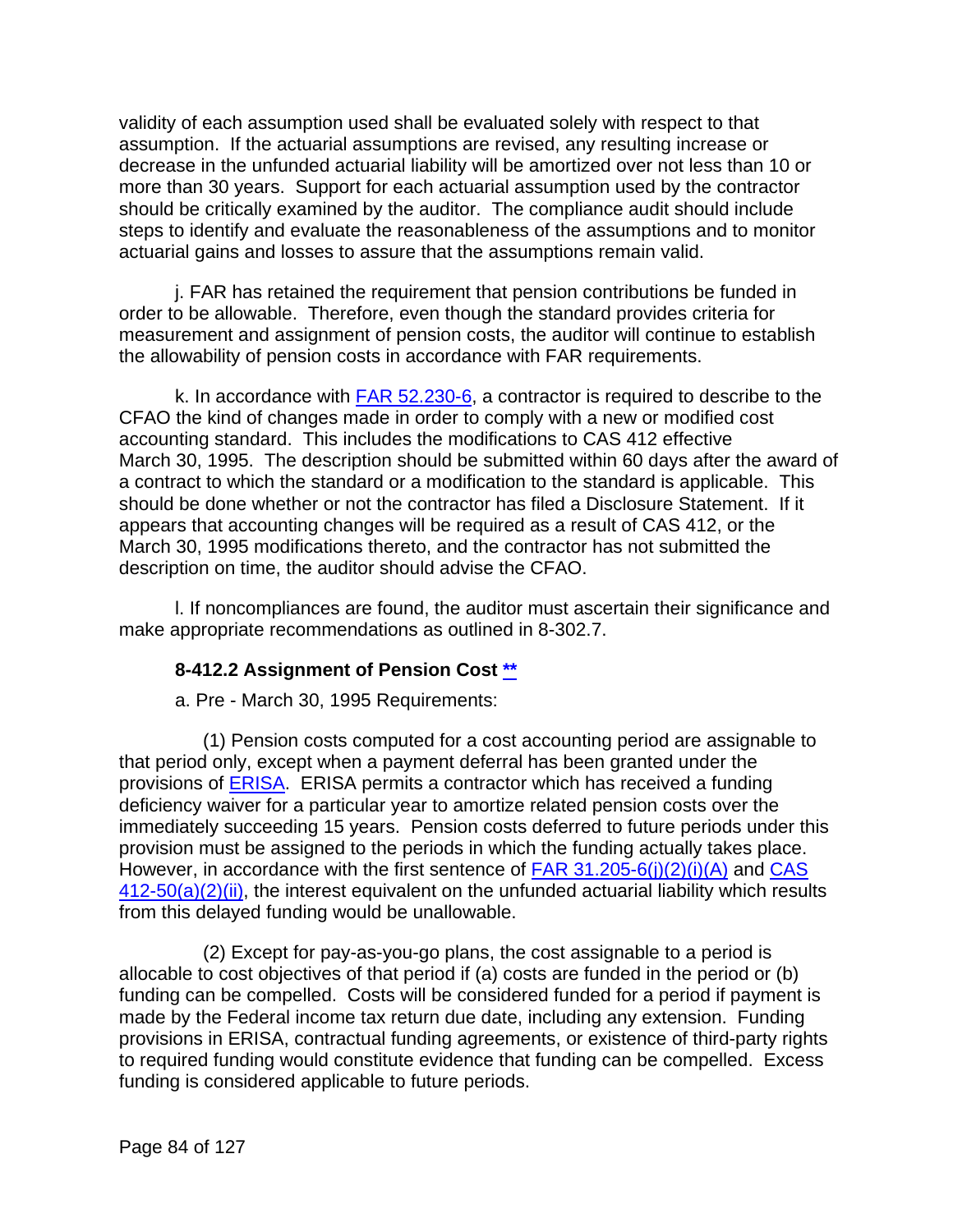validity of each assumption used shall be evaluated solely with respect to that assumption. If the actuarial assumptions are revised, any resulting increase or decrease in the unfunded actuarial liability will be amortized over not less than 10 or more than 30 years. Support for each actuarial assumption used by the contractor should be critically examined by the auditor. The compliance audit should include steps to identify and evaluate the reasonableness of the assumptions and to monitor actuarial gains and losses to assure that the assumptions remain valid.

j. FAR has retained the requirement that pension contributions be funded in order to be allowable. Therefore, even though the standard provides criteria for measurement and assignment of pension costs, the auditor will continue to establish the allowability of pension costs in accordance with FAR requirements.

k. In accordance with FAR 52.230-6, a contractor is required to describe to the CFAO the kind of changes made in order to comply with a new or modified cost accounting standard. This includes the modifications to CAS 412 effective March 30, 1995. The description should be submitted within 60 days after the award of a contract to which the standard or a modification to the standard is applicable. This should be done whether or not the contractor has filed a Disclosure Statement. If it appears that accounting changes will be required as a result of CAS 412, or the March 30, 1995 modifications thereto, and the contractor has not submitted the description on time, the auditor should advise the CFAO.

l. If noncompliances are found, the auditor must ascertain their significance and make appropriate recommendations as outlined in 8-302.7.

### 8-412.2 Assignment of Pension Cost **

a. Pre - March 30, 1995 Requirements:

(1) Pension costs computed for a cost accounting period are assignable to that period only, except when a payment deferral has been granted under the provisions of ERISA. ERISA permits a contractor which has received a funding deficiency waiver for a particular year to amortize related pension costs over the immediately succeeding 15 years. Pension costs deferred to future periods under this provision must be assigned to the periods in which the funding actually takes place. However, in accordance with the first sentence of FAR 31.205-6(j)(2)(i)(A) and CAS 412-50(a)(2)(ii), the interest equivalent on the unfunded actuarial liability which results from this delayed funding would be unallowable.

(2) Except for pay-as-you-go plans, the cost assignable to a period is allocable to cost objectives of that period if (a) costs are funded in the period or (b) funding can be compelled. Costs will be considered funded for a period if payment is made by the Federal income tax return due date, including any extension. Funding provisions in ERISA, contractual funding agreements, or existence of third-party rights to required funding would constitute evidence that funding can be compelled. Excess funding is considered applicable to future periods.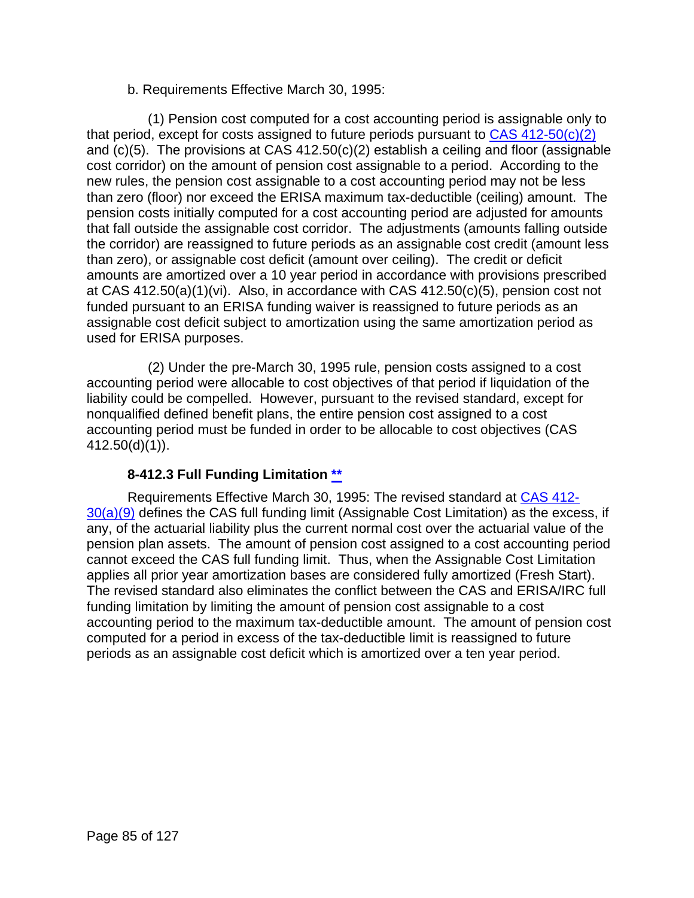b. Requirements Effective March 30, 1995:

(1) Pension cost computed for a cost accounting period is assignable only to that period, except for costs assigned to future periods pursuant to [CAS 412-50(c)(2)](#) and (c)(5). The provisions at CAS 412.50(c)(2) establish a ceiling and floor (assignable cost corridor) on the amount of pension cost assignable to a period. According to the new rules, the pension cost assignable to a cost accounting period may not be less than zero (floor) nor exceed the ERISA maximum tax-deductible (ceiling) amount. The pension costs initially computed for a cost accounting period are adjusted for amounts that fall outside the assignable cost corridor. The adjustments (amounts falling outside the corridor) are reassigned to future periods as an assignable cost credit (amount less than zero), or assignable cost deficit (amount over ceiling). The credit or deficit amounts are amortized over a 10 year period in accordance with provisions prescribed at CAS 412.50(a)(1)(vi). Also, in accordance with CAS 412.50(c)(5), pension cost not funded pursuant to an ERISA funding waiver is reassigned to future periods as an assignable cost deficit subject to amortization using the same amortization period as used for ERISA purposes.

(2) Under the pre-March 30, 1995 rule, pension costs assigned to a cost accounting period were allocable to cost objectives of that period if liquidation of the liability could be compelled. However, pursuant to the revised standard, except for nonqualified defined benefit plans, the entire pension cost assigned to a cost accounting period must be funded in order to be allocable to cost objectives (CAS 412.50(d)(1)).

### 8-412.3 Full Funding Limitation [**](#)

Requirements Effective March 30, 1995: The revised standard at [CAS 412-30(a)(9)](#) defines the CAS full funding limit (Assignable Cost Limitation) as the excess, if any, of the actuarial liability plus the current normal cost over the actuarial value of the pension plan assets. The amount of pension cost assigned to a cost accounting period cannot exceed the CAS full funding limit. Thus, when the Assignable Cost Limitation applies all prior year amortization bases are considered fully amortized (Fresh Start). The revised standard also eliminates the conflict between the CAS and ERISA/IRC full funding limitation by limiting the amount of pension cost assignable to a cost accounting period to the maximum tax-deductible amount. The amount of pension cost computed for a period in excess of the tax-deductible limit is reassigned to future periods as an assignable cost deficit which is amortized over a ten year period.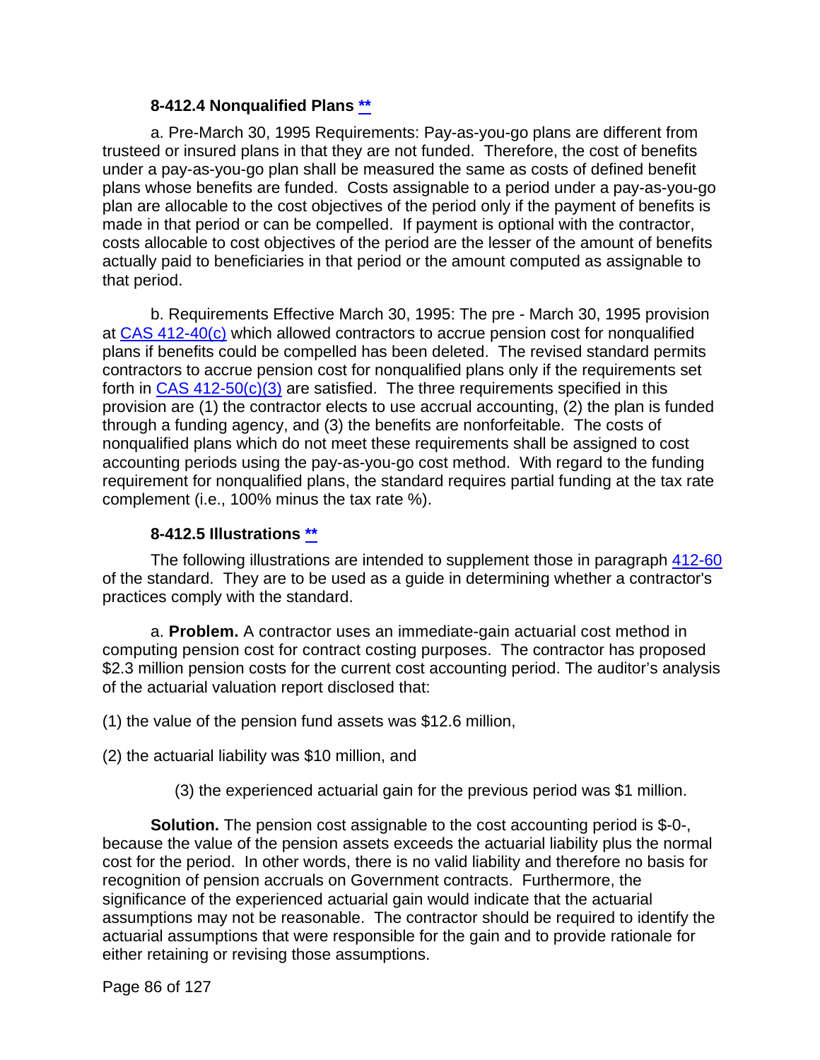### 8-412.4 Nonqualified Plans **

a. Pre-March 30, 1995 Requirements: Pay-as-you-go plans are different from trusteed or insured plans in that they are not funded. Therefore, the cost of benefits under a pay-as-you-go plan shall be measured the same as costs of defined benefit plans whose benefits are funded. Costs assignable to a period under a pay-as-you-go plan are allocable to the cost objectives of the period only if the payment of benefits is made in that period or can be compelled. If payment is optional with the contractor, costs allocable to cost objectives of the period are the lesser of the amount of benefits actually paid to beneficiaries in that period or the amount computed as assignable to that period.

b. Requirements Effective March 30, 1995: The pre - March 30, 1995 provision at CAS 412-40(c) which allowed contractors to accrue pension cost for nonqualified plans if benefits could be compelled has been deleted. The revised standard permits contractors to accrue pension cost for nonqualified plans only if the requirements set forth in CAS 412-50(c)(3) are satisfied. The three requirements specified in this provision are (1) the contractor elects to use accrual accounting, (2) the plan is funded through a funding agency, and (3) the benefits are nonforfeitable. The costs of nonqualified plans which do not meet these requirements shall be assigned to cost accounting periods using the pay-as-you-go cost method. With regard to the funding requirement for nonqualified plans, the standard requires partial funding at the tax rate complement (i.e., 100% minus the tax rate %).

### 8-412.5 Illustrations **

The following illustrations are intended to supplement those in paragraph 412-60 of the standard. They are to be used as a guide in determining whether a contractor's practices comply with the standard.

a. **Problem.** A contractor uses an immediate-gain actuarial cost method in computing pension cost for contract costing purposes. The contractor has proposed $2.3 million pension costs for the current cost accounting period. The auditor's analysis of the actuarial valuation report disclosed that:

(1) the value of the pension fund assets was $12.6 million,

(2) the actuarial liability was $10 million, and

(3) the experienced actuarial gain for the previous period was $1 million.

**Solution.** The pension cost assignable to the cost accounting period is $-0-, because the value of the pension assets exceeds the actuarial liability plus the normal cost for the period. In other words, there is no valid liability and therefore no basis for recognition of pension accruals on Government contracts. Furthermore, the significance of the experienced actuarial gain would indicate that the actuarial assumptions may not be reasonable. The contractor should be required to identify the actuarial assumptions that were responsible for the gain and to provide rationale for either retaining or revising those assumptions.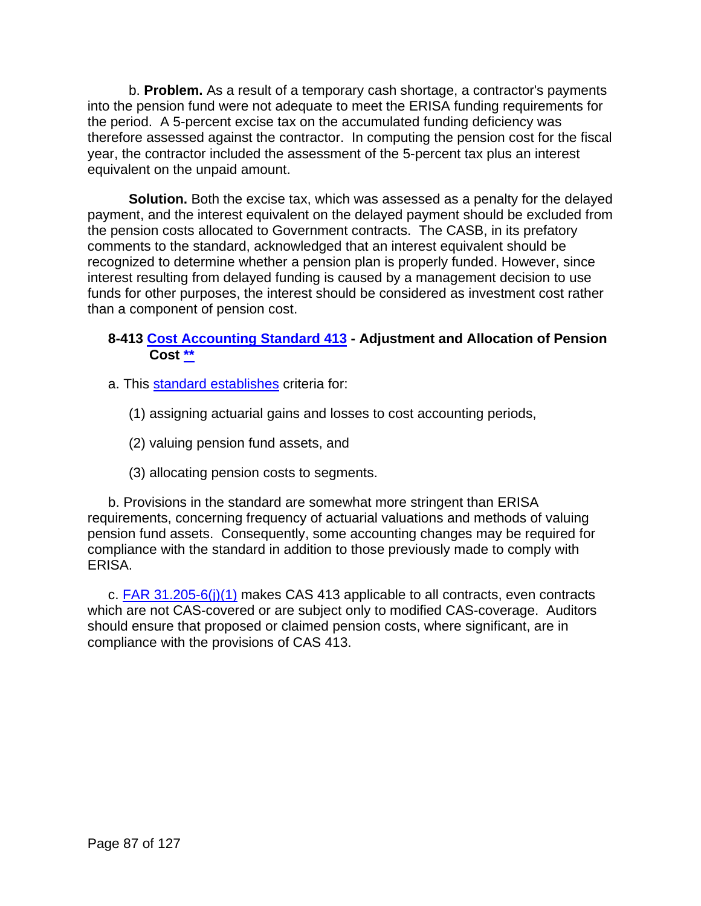b. **Problem.** As a result of a temporary cash shortage, a contractor's payments into the pension fund were not adequate to meet the ERISA funding requirements for the period. A 5-percent excise tax on the accumulated funding deficiency was therefore assessed against the contractor. In computing the pension cost for the fiscal year, the contractor included the assessment of the 5-percent tax plus an interest equivalent on the unpaid amount.

**Solution.** Both the excise tax, which was assessed as a penalty for the delayed payment, and the interest equivalent on the delayed payment should be excluded from the pension costs allocated to Government contracts. The CASB, in its prefatory comments to the standard, acknowledged that an interest equivalent should be recognized to determine whether a pension plan is properly funded. However, since interest resulting from delayed funding is caused by a management decision to use funds for other purposes, the interest should be considered as investment cost rather than a component of pension cost.

### 8-413 Cost Accounting Standard 413 - Adjustment and Allocation of Pension Cost **

a. This standard establishes criteria for:

(1) assigning actuarial gains and losses to cost accounting periods,

(2) valuing pension fund assets, and

(3) allocating pension costs to segments.

b. Provisions in the standard are somewhat more stringent than ERISA requirements, concerning frequency of actuarial valuations and methods of valuing pension fund assets. Consequently, some accounting changes may be required for compliance with the standard in addition to those previously made to comply with ERISA.

c. FAR 31.205-6(j)(1) makes CAS 413 applicable to all contracts, even contracts which are not CAS-covered or are subject only to modified CAS-coverage. Auditors should ensure that proposed or claimed pension costs, where significant, are in compliance with the provisions of CAS 413.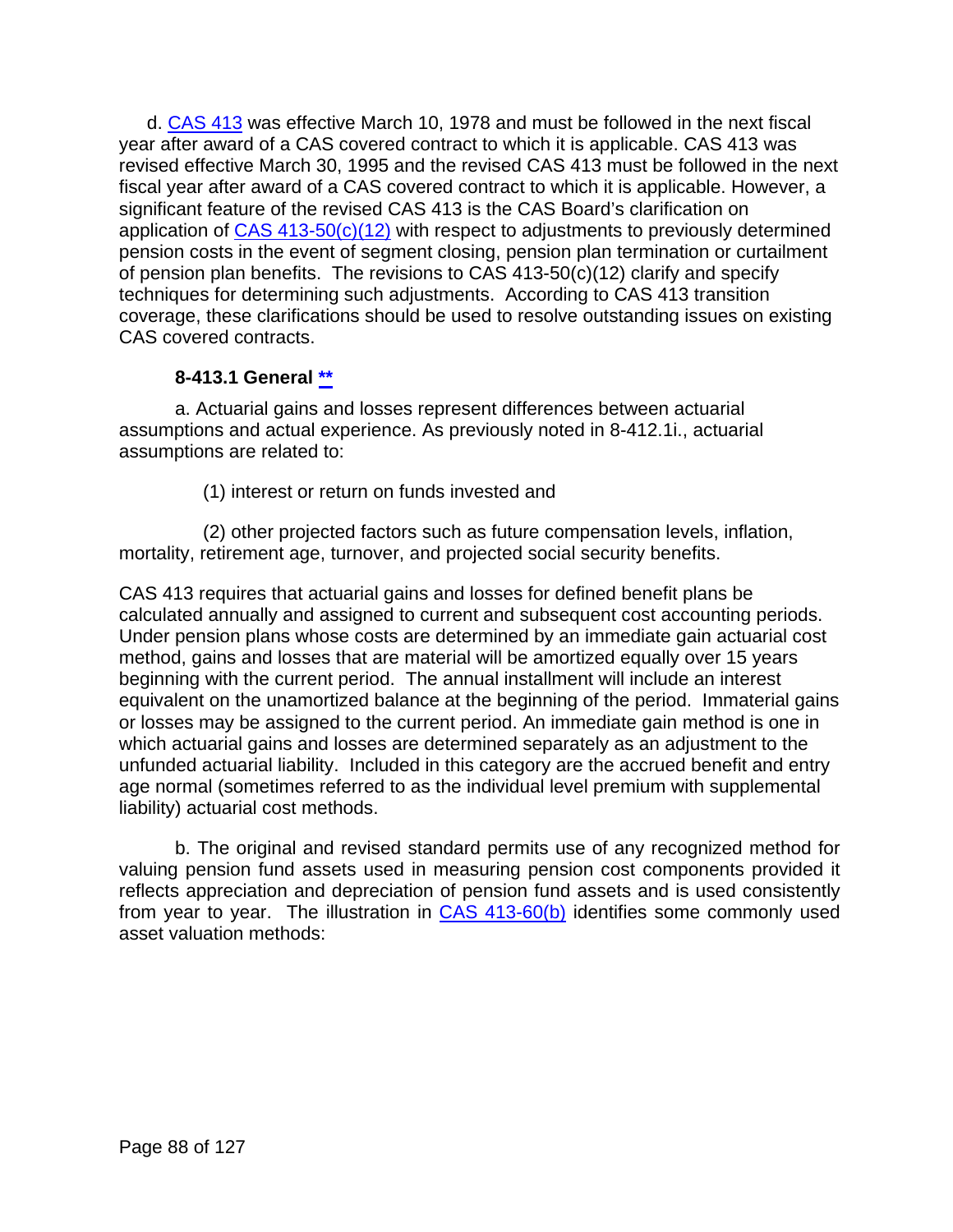d. CAS 413 was effective March 10, 1978 and must be followed in the next fiscal year after award of a CAS covered contract to which it is applicable. CAS 413 was revised effective March 30, 1995 and the revised CAS 413 must be followed in the next fiscal year after award of a CAS covered contract to which it is applicable. However, a significant feature of the revised CAS 413 is the CAS Board's clarification on application of CAS 413-50(c)(12) with respect to adjustments to previously determined pension costs in the event of segment closing, pension plan termination or curtailment of pension plan benefits. The revisions to CAS 413-50(c)(12) clarify and specify techniques for determining such adjustments. According to CAS 413 transition coverage, these clarifications should be used to resolve outstanding issues on existing CAS covered contracts.

### 8-413.1 General **

a. Actuarial gains and losses represent differences between actuarial assumptions and actual experience. As previously noted in 8-412.1i., actuarial assumptions are related to:

(1) interest or return on funds invested and

(2) other projected factors such as future compensation levels, inflation, mortality, retirement age, turnover, and projected social security benefits.

CAS 413 requires that actuarial gains and losses for defined benefit plans be calculated annually and assigned to current and subsequent cost accounting periods. Under pension plans whose costs are determined by an immediate gain actuarial cost method, gains and losses that are material will be amortized equally over 15 years beginning with the current period. The annual installment will include an interest equivalent on the unamortized balance at the beginning of the period. Immaterial gains or losses may be assigned to the current period. An immediate gain method is one in which actuarial gains and losses are determined separately as an adjustment to the unfunded actuarial liability. Included in this category are the accrued benefit and entry age normal (sometimes referred to as the individual level premium with supplemental liability) actuarial cost methods.

b. The original and revised standard permits use of any recognized method for valuing pension fund assets used in measuring pension cost components provided it reflects appreciation and depreciation of pension fund assets and is used consistently from year to year. The illustration in CAS 413-60(b) identifies some commonly used asset valuation methods: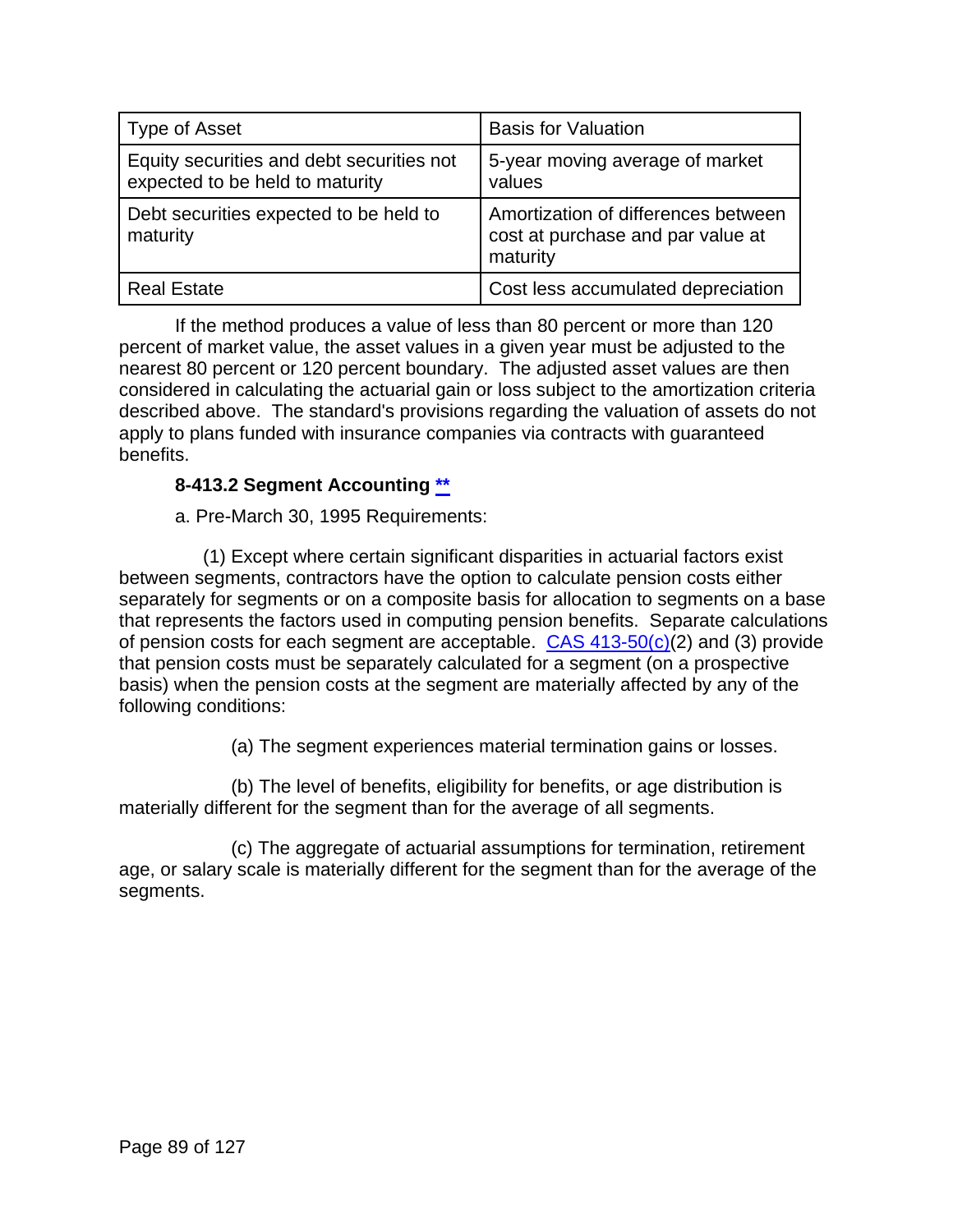| Type of Asset | Basis for Valuation |
|---|---|
| Equity securities and debt securities not expected to be held to maturity | 5-year moving average of market values |
| Debt securities expected to be held to maturity | Amortization of differences between cost at purchase and par value at maturity |
| Real Estate | Cost less accumulated depreciation |

If the method produces a value of less than 80 percent or more than 120 percent of market value, the asset values in a given year must be adjusted to the nearest 80 percent or 120 percent boundary. The adjusted asset values are then considered in calculating the actuarial gain or loss subject to the amortization criteria described above. The standard's provisions regarding the valuation of assets do not apply to plans funded with insurance companies via contracts with guaranteed benefits.

**8-413.2 Segment Accounting **

a. Pre-March 30, 1995 Requirements:

(1) Except where certain significant disparities in actuarial factors exist between segments, contractors have the option to calculate pension costs either separately for segments or on a composite basis for allocation to segments on a base that represents the factors used in computing pension benefits. Separate calculations of pension costs for each segment are acceptable. CAS 413-50(c)(2) and (3) provide that pension costs must be separately calculated for a segment (on a prospective basis) when the pension costs at the segment are materially affected by any of the following conditions:

(a) The segment experiences material termination gains or losses.

(b) The level of benefits, eligibility for benefits, or age distribution is materially different for the segment than for the average of all segments.

(c) The aggregate of actuarial assumptions for termination, retirement age, or salary scale is materially different for the segment than for the average of the segments.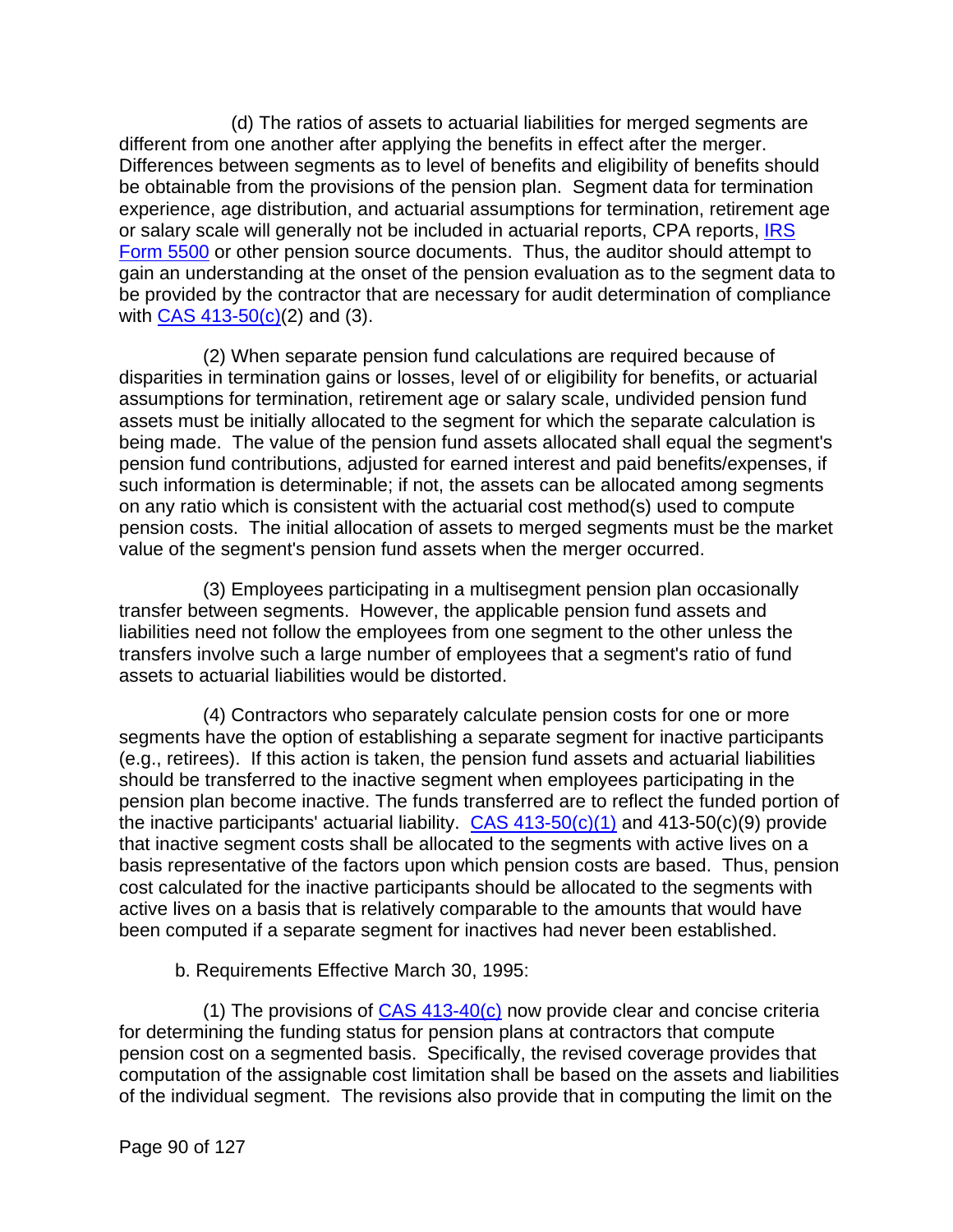(d) The ratios of assets to actuarial liabilities for merged segments are different from one another after applying the benefits in effect after the merger. Differences between segments as to level of benefits and eligibility of benefits should be obtainable from the provisions of the pension plan. Segment data for termination experience, age distribution, and actuarial assumptions for termination, retirement age or salary scale will generally not be included in actuarial reports, CPA reports, IRS Form 5500 or other pension source documents. Thus, the auditor should attempt to gain an understanding at the onset of the pension evaluation as to the segment data to be provided by the contractor that are necessary for audit determination of compliance with CAS 413-50(c)(2) and (3).

(2) When separate pension fund calculations are required because of disparities in termination gains or losses, level of or eligibility for benefits, or actuarial assumptions for termination, retirement age or salary scale, undivided pension fund assets must be initially allocated to the segment for which the separate calculation is being made. The value of the pension fund assets allocated shall equal the segment's pension fund contributions, adjusted for earned interest and paid benefits/expenses, if such information is determinable; if not, the assets can be allocated among segments on any ratio which is consistent with the actuarial cost method(s) used to compute pension costs. The initial allocation of assets to merged segments must be the market value of the segment's pension fund assets when the merger occurred.

(3) Employees participating in a multisegment pension plan occasionally transfer between segments. However, the applicable pension fund assets and liabilities need not follow the employees from one segment to the other unless the transfers involve such a large number of employees that a segment's ratio of fund assets to actuarial liabilities would be distorted.

(4) Contractors who separately calculate pension costs for one or more segments have the option of establishing a separate segment for inactive participants (e.g., retirees). If this action is taken, the pension fund assets and actuarial liabilities should be transferred to the inactive segment when employees participating in the pension plan become inactive. The funds transferred are to reflect the funded portion of the inactive participants' actuarial liability. CAS 413-50(c)(1) and 413-50(c)(9) provide that inactive segment costs shall be allocated to the segments with active lives on a basis representative of the factors upon which pension costs are based. Thus, pension cost calculated for the inactive participants should be allocated to the segments with active lives on a basis that is relatively comparable to the amounts that would have been computed if a separate segment for inactives had never been established.

b. Requirements Effective March 30, 1995:

(1) The provisions of CAS 413-40(c) now provide clear and concise criteria for determining the funding status for pension plans at contractors that compute pension cost on a segmented basis. Specifically, the revised coverage provides that computation of the assignable cost limitation shall be based on the assets and liabilities of the individual segment. The revisions also provide that in computing the limit on the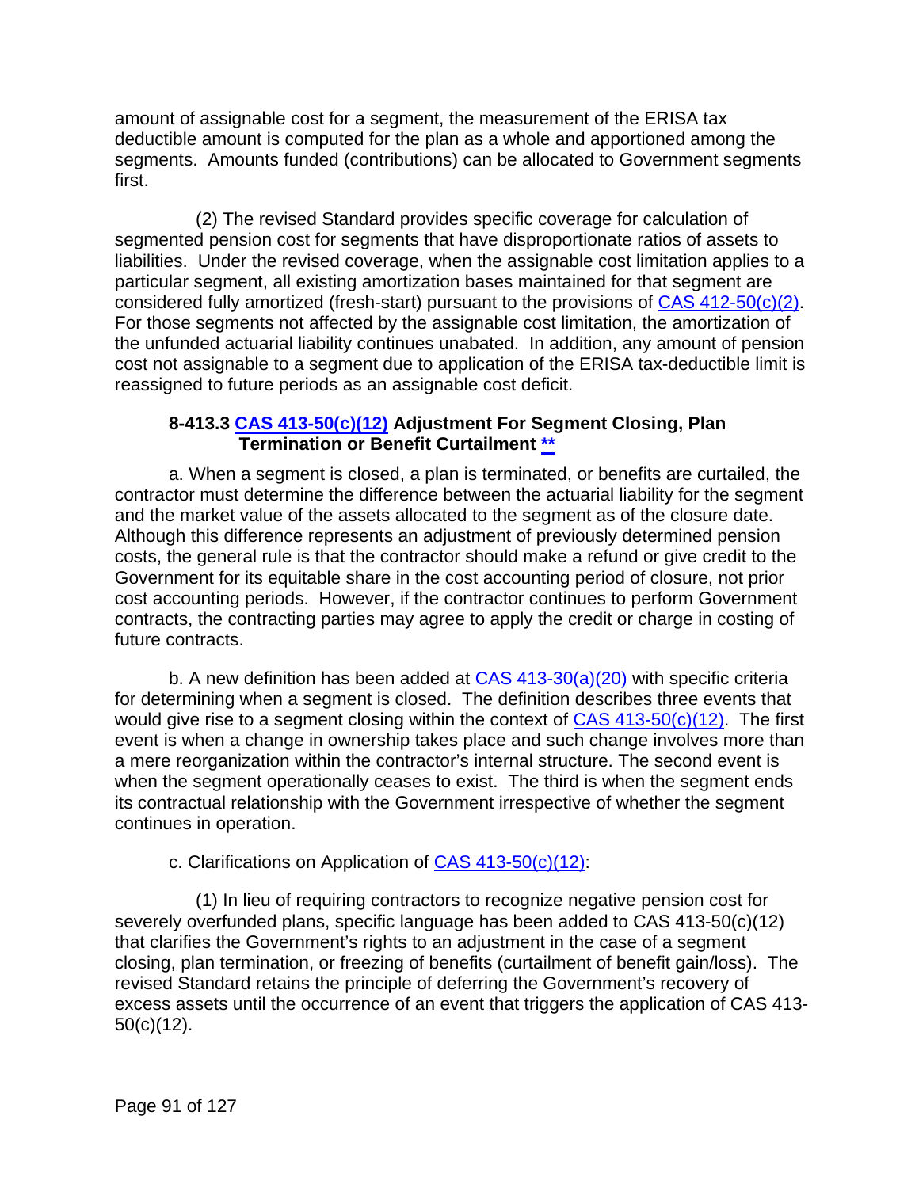amount of assignable cost for a segment, the measurement of the ERISA tax deductible amount is computed for the plan as a whole and apportioned among the segments. Amounts funded (contributions) can be allocated to Government segments first.

(2) The revised Standard provides specific coverage for calculation of segmented pension cost for segments that have disproportionate ratios of assets to liabilities. Under the revised coverage, when the assignable cost limitation applies to a particular segment, all existing amortization bases maintained for that segment are considered fully amortized (fresh-start) pursuant to the provisions of [CAS 412-50(c)(2)](). For those segments not affected by the assignable cost limitation, the amortization of the unfunded actuarial liability continues unabated. In addition, any amount of pension cost not assignable to a segment due to application of the ERISA tax-deductible limit is reassigned to future periods as an assignable cost deficit.

### 8-413.3 [CAS 413-50(c)(12)]() Adjustment For Segment Closing, Plan Termination or Benefit Curtailment [**]()

a. When a segment is closed, a plan is terminated, or benefits are curtailed, the contractor must determine the difference between the actuarial liability for the segment and the market value of the assets allocated to the segment as of the closure date. Although this difference represents an adjustment of previously determined pension costs, the general rule is that the contractor should make a refund or give credit to the Government for its equitable share in the cost accounting period of closure, not prior cost accounting periods. However, if the contractor continues to perform Government contracts, the contracting parties may agree to apply the credit or charge in costing of future contracts.

b. A new definition has been added at [CAS 413-30(a)(20)]() with specific criteria for determining when a segment is closed. The definition describes three events that would give rise to a segment closing within the context of [CAS 413-50(c)(12)](). The first event is when a change in ownership takes place and such change involves more than a mere reorganization within the contractor's internal structure. The second event is when the segment operationally ceases to exist. The third is when the segment ends its contractual relationship with the Government irrespective of whether the segment continues in operation.

c. Clarifications on Application of [CAS 413-50(c)(12)]():

(1) In lieu of requiring contractors to recognize negative pension cost for severely overfunded plans, specific language has been added to CAS 413-50(c)(12) that clarifies the Government's rights to an adjustment in the case of a segment closing, plan termination, or freezing of benefits (curtailment of benefit gain/loss). The revised Standard retains the principle of deferring the Government's recovery of excess assets until the occurrence of an event that triggers the application of CAS 413-50(c)(12).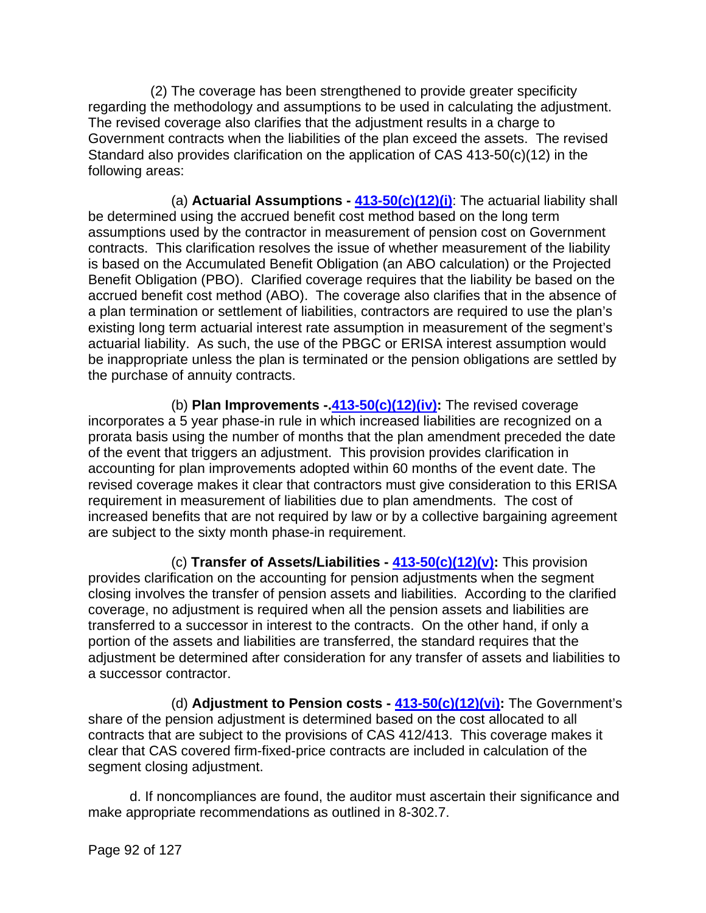(2) The coverage has been strengthened to provide greater specificity regarding the methodology and assumptions to be used in calculating the adjustment. The revised coverage also clarifies that the adjustment results in a charge to Government contracts when the liabilities of the plan exceed the assets. The revised Standard also provides clarification on the application of CAS 413-50(c)(12) in the following areas:

(a) **Actuarial Assumptions - 413-50(c)(12)(i)**: The actuarial liability shall be determined using the accrued benefit cost method based on the long term assumptions used by the contractor in measurement of pension cost on Government contracts. This clarification resolves the issue of whether measurement of the liability is based on the Accumulated Benefit Obligation (an ABO calculation) or the Projected Benefit Obligation (PBO). Clarified coverage requires that the liability be based on the accrued benefit cost method (ABO). The coverage also clarifies that in the absence of a plan termination or settlement of liabilities, contractors are required to use the plan's existing long term actuarial interest rate assumption in measurement of the segment's actuarial liability. As such, the use of the PBGC or ERISA interest assumption would be inappropriate unless the plan is terminated or the pension obligations are settled by the purchase of annuity contracts.

(b) **Plan Improvements -.413-50(c)(12)(iv):** The revised coverage incorporates a 5 year phase-in rule in which increased liabilities are recognized on a prorata basis using the number of months that the plan amendment preceded the date of the event that triggers an adjustment. This provision provides clarification in accounting for plan improvements adopted within 60 months of the event date. The revised coverage makes it clear that contractors must give consideration to this ERISA requirement in measurement of liabilities due to plan amendments. The cost of increased benefits that are not required by law or by a collective bargaining agreement are subject to the sixty month phase-in requirement.

(c) **Transfer of Assets/Liabilities - 413-50(c)(12)(v):** This provision provides clarification on the accounting for pension adjustments when the segment closing involves the transfer of pension assets and liabilities. According to the clarified coverage, no adjustment is required when all the pension assets and liabilities are transferred to a successor in interest to the contracts. On the other hand, if only a portion of the assets and liabilities are transferred, the standard requires that the adjustment be determined after consideration for any transfer of assets and liabilities to a successor contractor.

(d) **Adjustment to Pension costs - 413-50(c)(12)(vi):** The Government's share of the pension adjustment is determined based on the cost allocated to all contracts that are subject to the provisions of CAS 412/413. This coverage makes it clear that CAS covered firm-fixed-price contracts are included in calculation of the segment closing adjustment.

d. If noncompliances are found, the auditor must ascertain their significance and make appropriate recommendations as outlined in 8-302.7.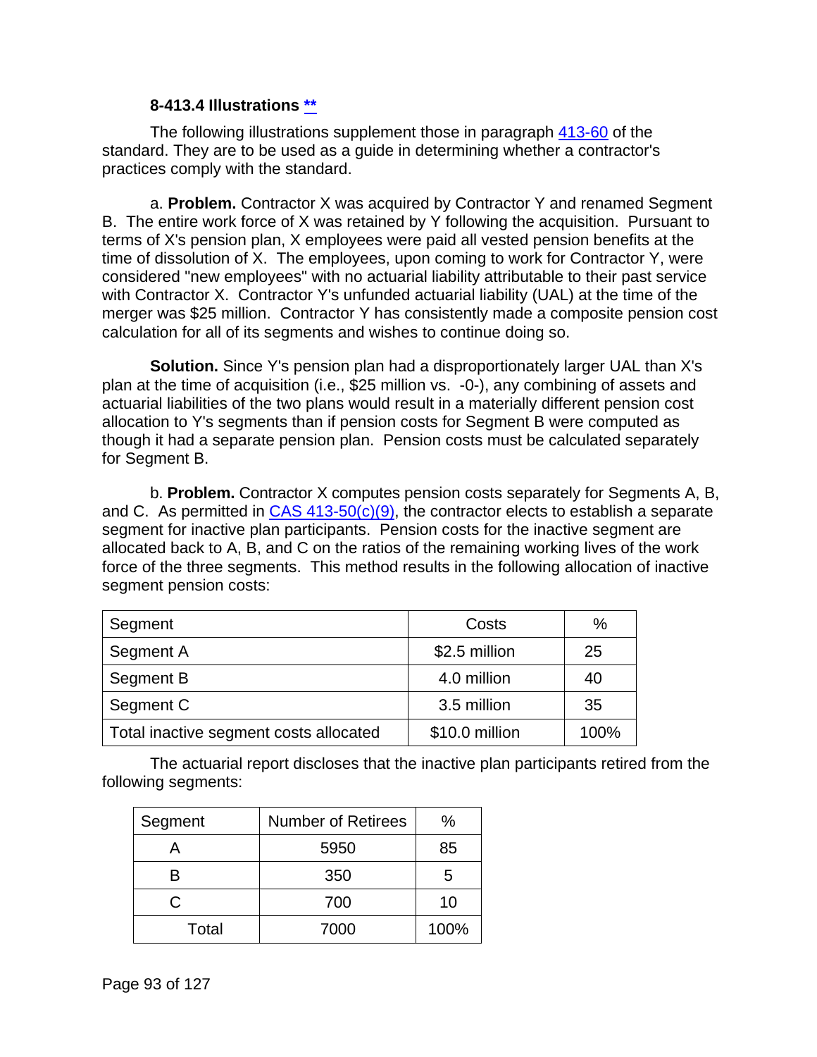### 8-413.4 Illustrations **

The following illustrations supplement those in paragraph 413-60 of the standard. They are to be used as a guide in determining whether a contractor's practices comply with the standard.

a. **Problem.** Contractor X was acquired by Contractor Y and renamed Segment B. The entire work force of X was retained by Y following the acquisition. Pursuant to terms of X's pension plan, X employees were paid all vested pension benefits at the time of dissolution of X. The employees, upon coming to work for Contractor Y, were considered "new employees" with no actuarial liability attributable to their past service with Contractor X. Contractor Y's unfunded actuarial liability (UAL) at the time of the merger was $25 million. Contractor Y has consistently made a composite pension cost calculation for all of its segments and wishes to continue doing so.

**Solution.** Since Y's pension plan had a disproportionately larger UAL than X's plan at the time of acquisition (i.e., $25 million vs. -0-), any combining of assets and actuarial liabilities of the two plans would result in a materially different pension cost allocation to Y's segments than if pension costs for Segment B were computed as though it had a separate pension plan. Pension costs must be calculated separately for Segment B.

b. **Problem.** Contractor X computes pension costs separately for Segments A, B, and C. As permitted in CAS 413-50(c)(9), the contractor elects to establish a separate segment for inactive plan participants. Pension costs for the inactive segment are allocated back to A, B, and C on the ratios of the remaining working lives of the work force of the three segments. This method results in the following allocation of inactive segment pension costs:

| Segment | Costs | % |
|---|---|---|
| Segment A | $2.5 million | 25 |
| Segment B | 4.0 million | 40 |
| Segment C | 3.5 million | 35 |
| Total inactive segment costs allocated | $10.0 million | 100% |

The actuarial report discloses that the inactive plan participants retired from the following segments:

| Segment | Number of Retirees | % |
|---|---|---|
| A | 5950 | 85 |
| B | 350 | 5 |
| C | 700 | 10 |
| Total | 7000 | 100% |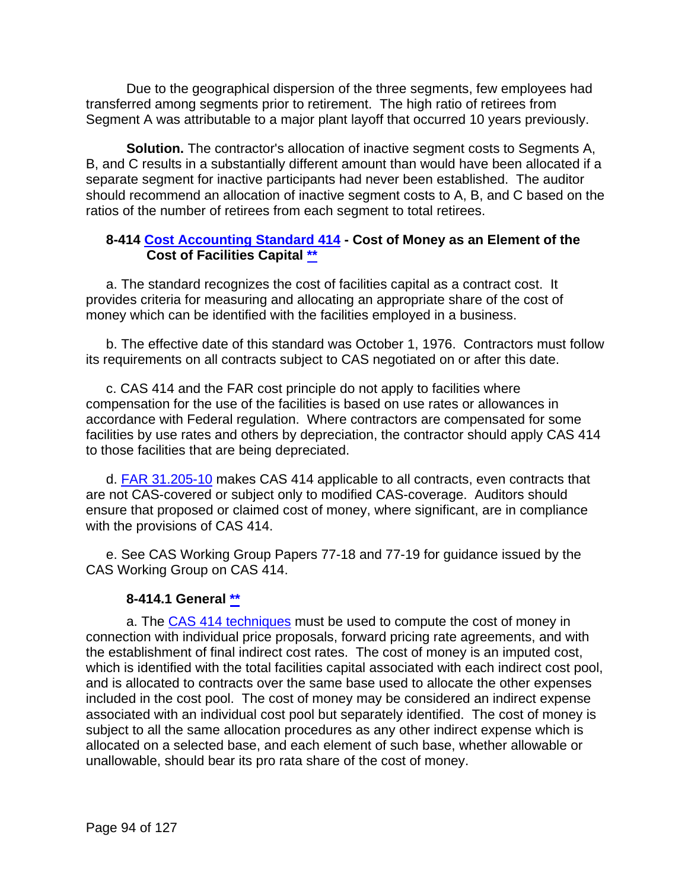Due to the geographical dispersion of the three segments, few employees had transferred among segments prior to retirement. The high ratio of retirees from Segment A was attributable to a major plant layoff that occurred 10 years previously.

**Solution.** The contractor's allocation of inactive segment costs to Segments A, B, and C results in a substantially different amount than would have been allocated if a separate segment for inactive participants had never been established. The auditor should recommend an allocation of inactive segment costs to A, B, and C based on the ratios of the number of retirees from each segment to total retirees.

### 8-414 Cost Accounting Standard 414 - Cost of Money as an Element of the Cost of Facilities Capital **

a. The standard recognizes the cost of facilities capital as a contract cost. It provides criteria for measuring and allocating an appropriate share of the cost of money which can be identified with the facilities employed in a business.

b. The effective date of this standard was October 1, 1976. Contractors must follow its requirements on all contracts subject to CAS negotiated on or after this date.

c. CAS 414 and the FAR cost principle do not apply to facilities where compensation for the use of the facilities is based on use rates or allowances in accordance with Federal regulation. Where contractors are compensated for some facilities by use rates and others by depreciation, the contractor should apply CAS 414 to those facilities that are being depreciated.

d. FAR 31.205-10 makes CAS 414 applicable to all contracts, even contracts that are not CAS-covered or subject only to modified CAS-coverage. Auditors should ensure that proposed or claimed cost of money, where significant, are in compliance with the provisions of CAS 414.

e. See CAS Working Group Papers 77-18 and 77-19 for guidance issued by the CAS Working Group on CAS 414.

#### 8-414.1 General **

a. The CAS 414 techniques must be used to compute the cost of money in connection with individual price proposals, forward pricing rate agreements, and with the establishment of final indirect cost rates. The cost of money is an imputed cost, which is identified with the total facilities capital associated with each indirect cost pool, and is allocated to contracts over the same base used to allocate the other expenses included in the cost pool. The cost of money may be considered an indirect expense associated with an individual cost pool but separately identified. The cost of money is subject to all the same allocation procedures as any other indirect expense which is allocated on a selected base, and each element of such base, whether allowable or unallowable, should bear its pro rata share of the cost of money.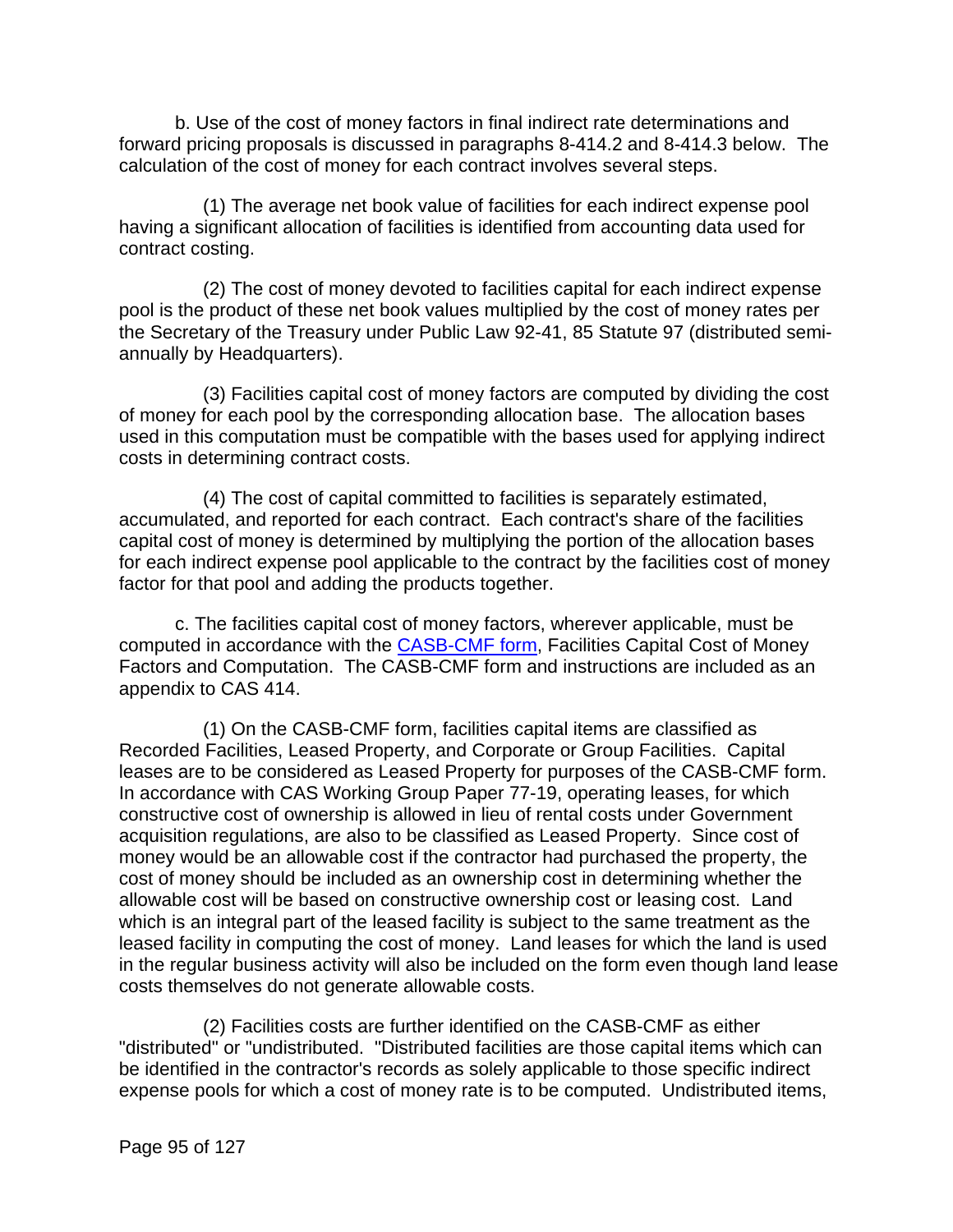b. Use of the cost of money factors in final indirect rate determinations and forward pricing proposals is discussed in paragraphs 8-414.2 and 8-414.3 below. The calculation of the cost of money for each contract involves several steps.

(1) The average net book value of facilities for each indirect expense pool having a significant allocation of facilities is identified from accounting data used for contract costing.

(2) The cost of money devoted to facilities capital for each indirect expense pool is the product of these net book values multiplied by the cost of money rates per the Secretary of the Treasury under Public Law 92-41, 85 Statute 97 (distributed semi-annually by Headquarters).

(3) Facilities capital cost of money factors are computed by dividing the cost of money for each pool by the corresponding allocation base. The allocation bases used in this computation must be compatible with the bases used for applying indirect costs in determining contract costs.

(4) The cost of capital committed to facilities is separately estimated, accumulated, and reported for each contract. Each contract's share of the facilities capital cost of money is determined by multiplying the portion of the allocation bases for each indirect expense pool applicable to the contract by the facilities cost of money factor for that pool and adding the products together.

c. The facilities capital cost of money factors, wherever applicable, must be computed in accordance with the [CASB-CMF form](), Facilities Capital Cost of Money Factors and Computation. The CASB-CMF form and instructions are included as an appendix to CAS 414.

(1) On the CASB-CMF form, facilities capital items are classified as Recorded Facilities, Leased Property, and Corporate or Group Facilities. Capital leases are to be considered as Leased Property for purposes of the CASB-CMF form. In accordance with CAS Working Group Paper 77-19, operating leases, for which constructive cost of ownership is allowed in lieu of rental costs under Government acquisition regulations, are also to be classified as Leased Property. Since cost of money would be an allowable cost if the contractor had purchased the property, the cost of money should be included as an ownership cost in determining whether the allowable cost will be based on constructive ownership cost or leasing cost. Land which is an integral part of the leased facility is subject to the same treatment as the leased facility in computing the cost of money. Land leases for which the land is used in the regular business activity will also be included on the form even though land lease costs themselves do not generate allowable costs.

(2) Facilities costs are further identified on the CASB-CMF as either "distributed" or "undistributed. "Distributed facilities are those capital items which can be identified in the contractor's records as solely applicable to those specific indirect expense pools for which a cost of money rate is to be computed. Undistributed items,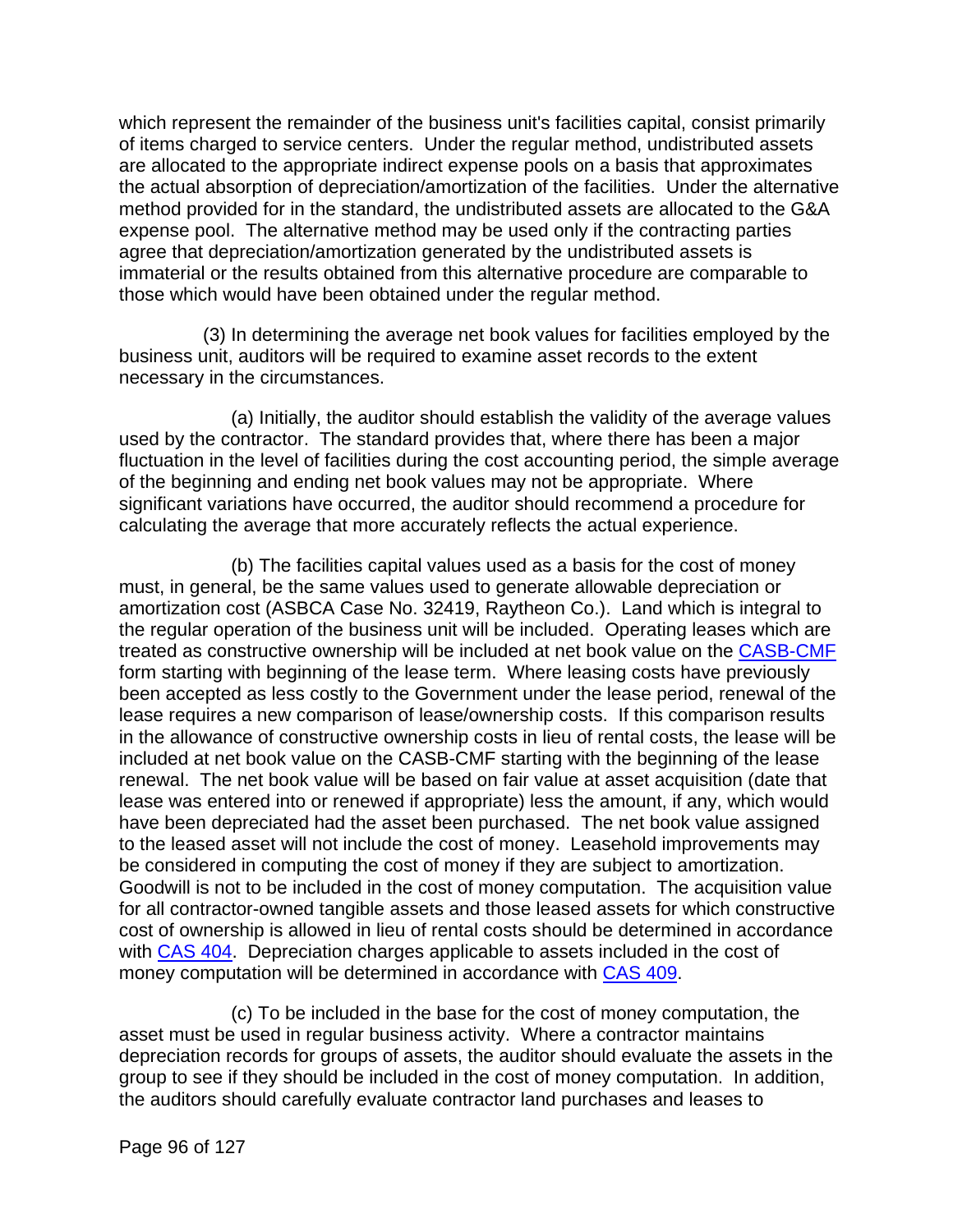which represent the remainder of the business unit's facilities capital, consist primarily of items charged to service centers. Under the regular method, undistributed assets are allocated to the appropriate indirect expense pools on a basis that approximates the actual absorption of depreciation/amortization of the facilities. Under the alternative method provided for in the standard, the undistributed assets are allocated to the G&A expense pool. The alternative method may be used only if the contracting parties agree that depreciation/amortization generated by the undistributed assets is immaterial or the results obtained from this alternative procedure are comparable to those which would have been obtained under the regular method.

(3) In determining the average net book values for facilities employed by the business unit, auditors will be required to examine asset records to the extent necessary in the circumstances.

(a) Initially, the auditor should establish the validity of the average values used by the contractor. The standard provides that, where there has been a major fluctuation in the level of facilities during the cost accounting period, the simple average of the beginning and ending net book values may not be appropriate. Where significant variations have occurred, the auditor should recommend a procedure for calculating the average that more accurately reflects the actual experience.

(b) The facilities capital values used as a basis for the cost of money must, in general, be the same values used to generate allowable depreciation or amortization cost (ASBCA Case No. 32419, Raytheon Co.). Land which is integral to the regular operation of the business unit will be included. Operating leases which are treated as constructive ownership will be included at net book value on the CASB-CMF form starting with beginning of the lease term. Where leasing costs have previously been accepted as less costly to the Government under the lease period, renewal of the lease requires a new comparison of lease/ownership costs. If this comparison results in the allowance of constructive ownership costs in lieu of rental costs, the lease will be included at net book value on the CASB-CMF starting with the beginning of the lease renewal. The net book value will be based on fair value at asset acquisition (date that lease was entered into or renewed if appropriate) less the amount, if any, which would have been depreciated had the asset been purchased. The net book value assigned to the leased asset will not include the cost of money. Leasehold improvements may be considered in computing the cost of money if they are subject to amortization. Goodwill is not to be included in the cost of money computation. The acquisition value for all contractor-owned tangible assets and those leased assets for which constructive cost of ownership is allowed in lieu of rental costs should be determined in accordance with CAS 404. Depreciation charges applicable to assets included in the cost of money computation will be determined in accordance with CAS 409.

(c) To be included in the base for the cost of money computation, the asset must be used in regular business activity. Where a contractor maintains depreciation records for groups of assets, the auditor should evaluate the assets in the group to see if they should be included in the cost of money computation. In addition, the auditors should carefully evaluate contractor land purchases and leases to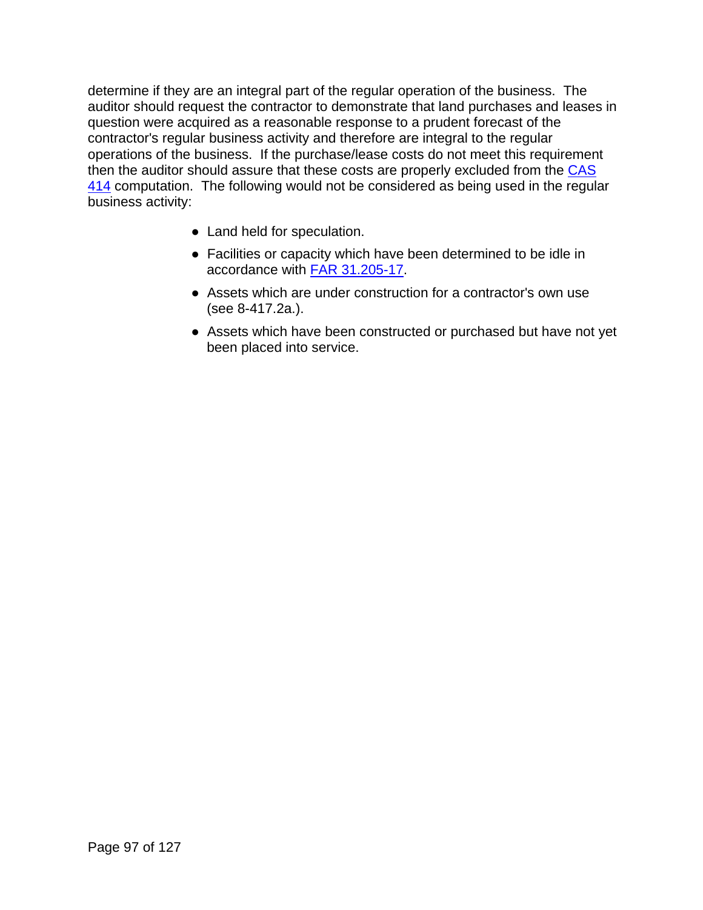determine if they are an integral part of the regular operation of the business. The auditor should request the contractor to demonstrate that land purchases and leases in question were acquired as a reasonable response to a prudent forecast of the contractor's regular business activity and therefore are integral to the regular operations of the business. If the purchase/lease costs do not meet this requirement then the auditor should assure that these costs are properly excluded from the CAS 414 computation. The following would not be considered as being used in the regular business activity:

- Land held for speculation.
- Facilities or capacity which have been determined to be idle in accordance with FAR 31.205-17.
- Assets which are under construction for a contractor's own use (see 8-417.2a.).
- Assets which have been constructed or purchased but have not yet been placed into service.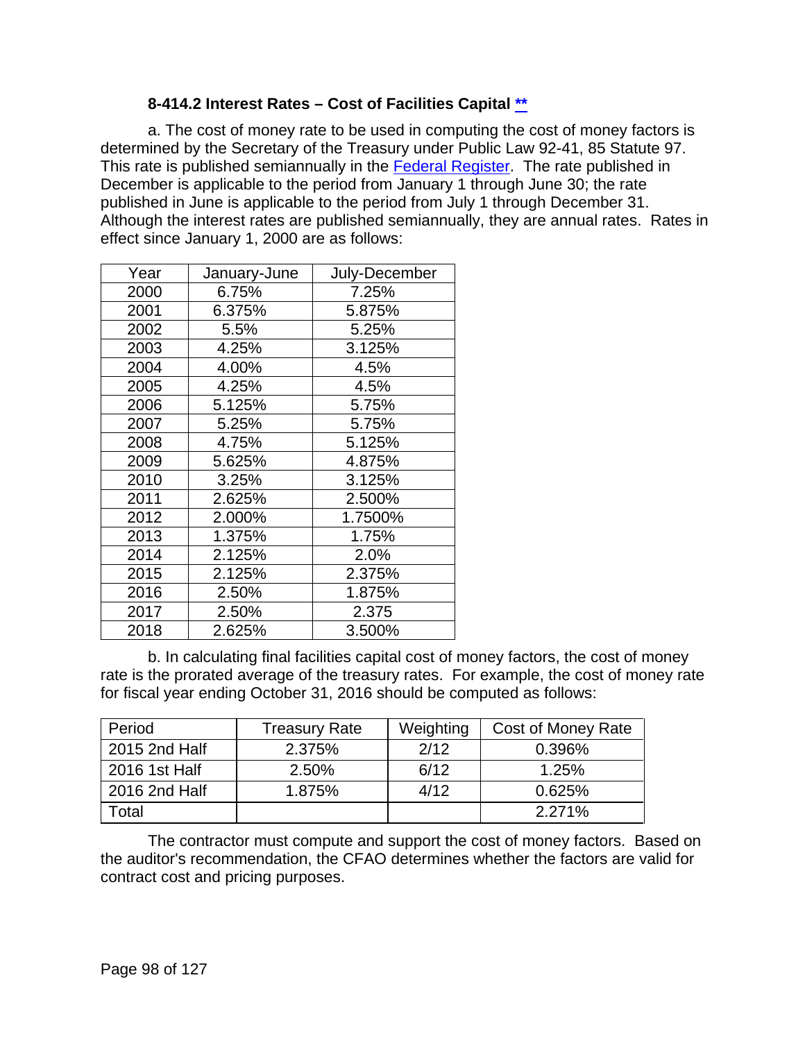### 8-414.2 Interest Rates – Cost of Facilities Capital **

a. The cost of money rate to be used in computing the cost of money factors is determined by the Secretary of the Treasury under Public Law 92-41, 85 Statute 97. This rate is published semiannually in the Federal Register. The rate published in December is applicable to the period from January 1 through June 30; the rate published in June is applicable to the period from July 1 through December 31. Although the interest rates are published semiannually, they are annual rates. Rates in effect since January 1, 2000 are as follows:

| Year | January-June | July-December |
|---|---|---|
| 2000 | 6.75% | 7.25% |
| 2001 | 6.375% | 5.875% |
| 2002 | 5.5% | 5.25% |
| 2003 | 4.25% | 3.125% |
| 2004 | 4.00% | 4.5% |
| 2005 | 4.25% | 4.5% |
| 2006 | 5.125% | 5.75% |
| 2007 | 5.25% | 5.75% |
| 2008 | 4.75% | 5.125% |
| 2009 | 5.625% | 4.875% |
| 2010 | 3.25% | 3.125% |
| 2011 | 2.625% | 2.500% |
| 2012 | 2.000% | 1.7500% |
| 2013 | 1.375% | 1.75% |
| 2014 | 2.125% | 2.0% |
| 2015 | 2.125% | 2.375% |
| 2016 | 2.50% | 1.875% |
| 2017 | 2.50% | 2.375 |
| 2018 | 2.625% | 3.500% |

b. In calculating final facilities capital cost of money factors, the cost of money rate is the prorated average of the treasury rates. For example, the cost of money rate for fiscal year ending October 31, 2016 should be computed as follows:

| Period | Treasury Rate | Weighting | Cost of Money Rate |
|---|---|---|---|
| 2015 2nd Half | 2.375% | 2/12 | 0.396% |
| 2016 1st Half | 2.50% | 6/12 | 1.25% |
| 2016 2nd Half | 1.875% | 4/12 | 0.625% |
| Total | | | 2.271% |

The contractor must compute and support the cost of money factors. Based on the auditor's recommendation, the CFAO determines whether the factors are valid for contract cost and pricing purposes.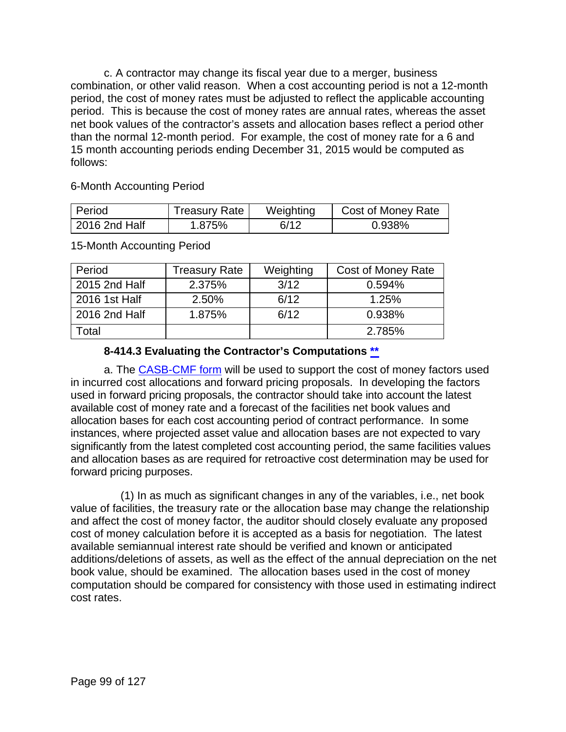c. A contractor may change its fiscal year due to a merger, business combination, or other valid reason. When a cost accounting period is not a 12-month period, the cost of money rates must be adjusted to reflect the applicable accounting period. This is because the cost of money rates are annual rates, whereas the asset net book values of the contractor's assets and allocation bases reflect a period other than the normal 12-month period. For example, the cost of money rate for a 6 and 15 month accounting periods ending December 31, 2015 would be computed as follows:

6-Month Accounting Period

| Period | Treasury Rate | Weighting | Cost of Money Rate |
|---|---|---|---|
| 2016 2nd Half | 1.875% | 6/12 | 0.938% |

15-Month Accounting Period

| Period | Treasury Rate | Weighting | Cost of Money Rate |
|---|---|---|---|
| 2015 2nd Half | 2.375% | 3/12 | 0.594% |
| 2016 1st Half | 2.50% | 6/12 | 1.25% |
| 2016 2nd Half | 1.875% | 6/12 | 0.938% |
| Total | | | 2.785% |

### 8-414.3 Evaluating the Contractor's Computations **

a. The CASB-CMF form will be used to support the cost of money factors used in incurred cost allocations and forward pricing proposals. In developing the factors used in forward pricing proposals, the contractor should take into account the latest available cost of money rate and a forecast of the facilities net book values and allocation bases for each cost accounting period of contract performance. In some instances, where projected asset value and allocation bases are not expected to vary significantly from the latest completed cost accounting period, the same facilities values and allocation bases as are required for retroactive cost determination may be used for forward pricing purposes.

(1) In as much as significant changes in any of the variables, i.e., net book value of facilities, the treasury rate or the allocation base may change the relationship and affect the cost of money factor, the auditor should closely evaluate any proposed cost of money calculation before it is accepted as a basis for negotiation. The latest available semiannual interest rate should be verified and known or anticipated additions/deletions of assets, as well as the effect of the annual depreciation on the net book value, should be examined. The allocation bases used in the cost of money computation should be compared for consistency with those used in estimating indirect cost rates.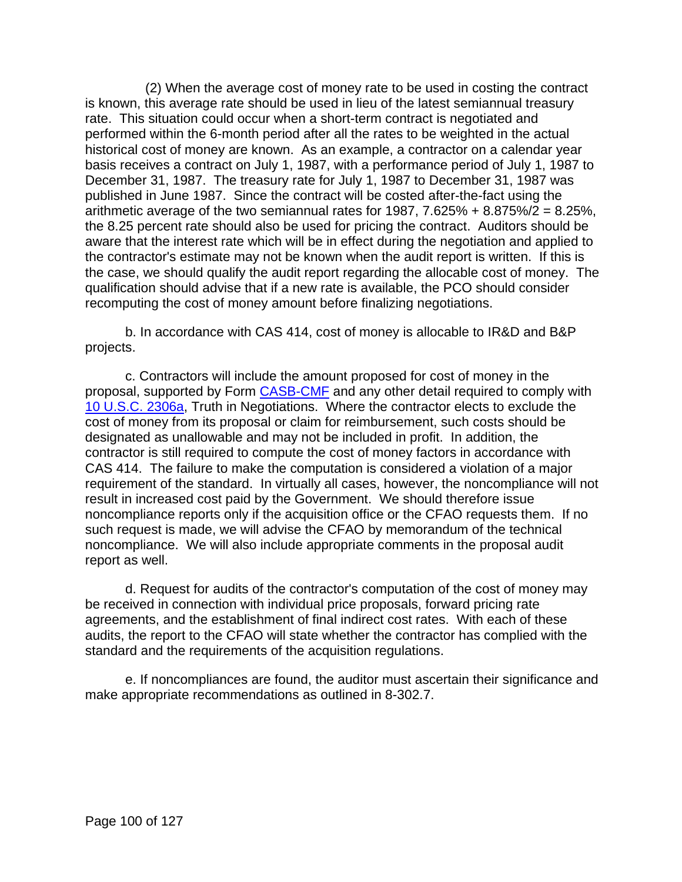(2) When the average cost of money rate to be used in costing the contract is known, this average rate should be used in lieu of the latest semiannual treasury rate. This situation could occur when a short-term contract is negotiated and performed within the 6-month period after all the rates to be weighted in the actual historical cost of money are known. As an example, a contractor on a calendar year basis receives a contract on July 1, 1987, with a performance period of July 1, 1987 to December 31, 1987. The treasury rate for July 1, 1987 to December 31, 1987 was published in June 1987. Since the contract will be costed after-the-fact using the arithmetic average of the two semiannual rates for 1987, 7.625% + 8.875%/2 = 8.25%, the 8.25 percent rate should also be used for pricing the contract. Auditors should be aware that the interest rate which will be in effect during the negotiation and applied to the contractor's estimate may not be known when the audit report is written. If this is the case, we should qualify the audit report regarding the allocable cost of money. The qualification should advise that if a new rate is available, the PCO should consider recomputing the cost of money amount before finalizing negotiations.

b. In accordance with CAS 414, cost of money is allocable to IR&D and B&P projects.

c. Contractors will include the amount proposed for cost of money in the proposal, supported by Form CASB-CMF and any other detail required to comply with 10 U.S.C. 2306a, Truth in Negotiations. Where the contractor elects to exclude the cost of money from its proposal or claim for reimbursement, such costs should be designated as unallowable and may not be included in profit. In addition, the contractor is still required to compute the cost of money factors in accordance with CAS 414. The failure to make the computation is considered a violation of a major requirement of the standard. In virtually all cases, however, the noncompliance will not result in increased cost paid by the Government. We should therefore issue noncompliance reports only if the acquisition office or the CFAO requests them. If no such request is made, we will advise the CFAO by memorandum of the technical noncompliance. We will also include appropriate comments in the proposal audit report as well.

d. Request for audits of the contractor's computation of the cost of money may be received in connection with individual price proposals, forward pricing rate agreements, and the establishment of final indirect cost rates. With each of these audits, the report to the CFAO will state whether the contractor has complied with the standard and the requirements of the acquisition regulations.

e. If noncompliances are found, the auditor must ascertain their significance and make appropriate recommendations as outlined in 8-302.7.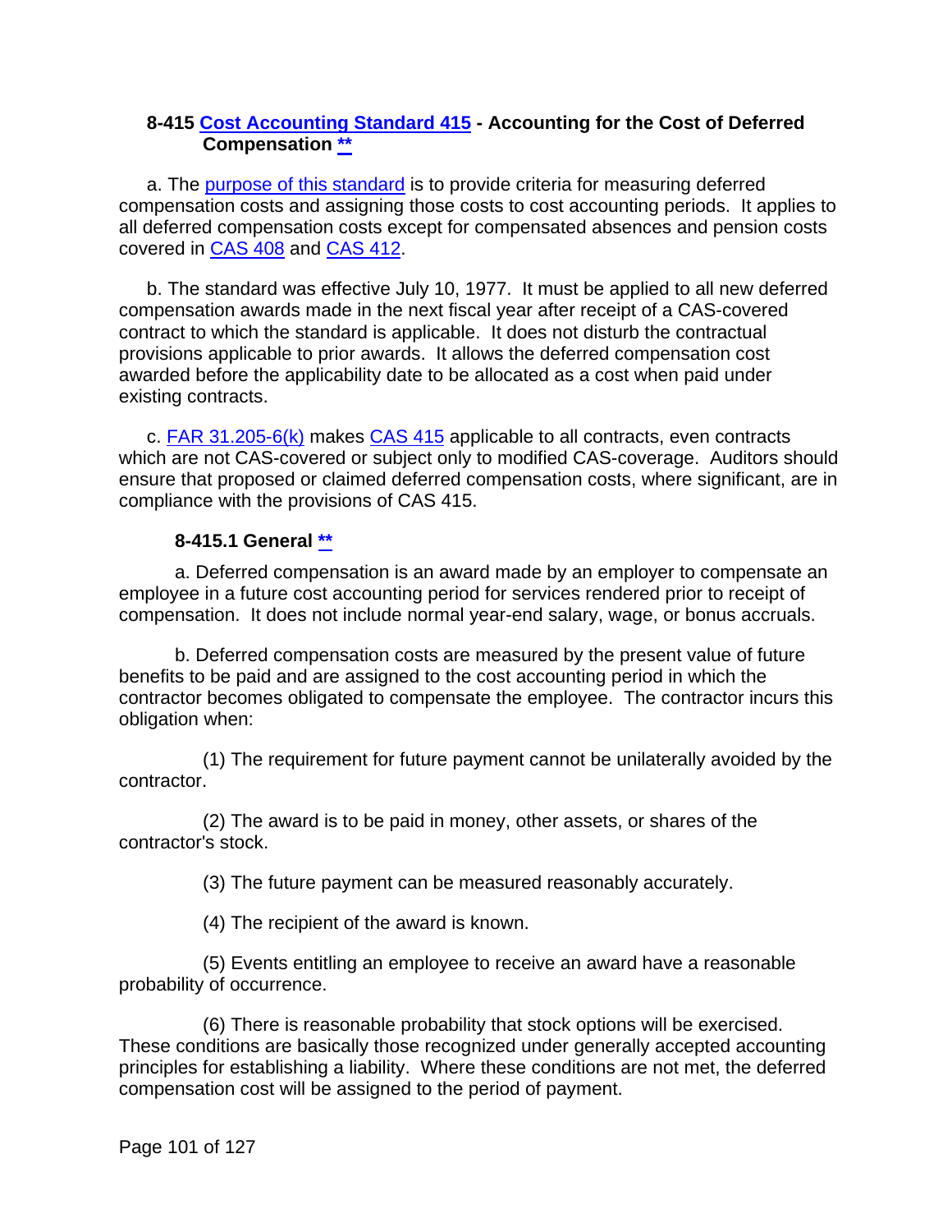### 8-415 Cost Accounting Standard 415 - Accounting for the Cost of Deferred Compensation **

a. The purpose of this standard is to provide criteria for measuring deferred compensation costs and assigning those costs to cost accounting periods. It applies to all deferred compensation costs except for compensated absences and pension costs covered in CAS 408 and CAS 412.

b. The standard was effective July 10, 1977. It must be applied to all new deferred compensation awards made in the next fiscal year after receipt of a CAS-covered contract to which the standard is applicable. It does not disturb the contractual provisions applicable to prior awards. It allows the deferred compensation cost awarded before the applicability date to be allocated as a cost when paid under existing contracts.

c. FAR 31.205-6(k) makes CAS 415 applicable to all contracts, even contracts which are not CAS-covered or subject only to modified CAS-coverage. Auditors should ensure that proposed or claimed deferred compensation costs, where significant, are in compliance with the provisions of CAS 415.

#### 8-415.1 General **

a. Deferred compensation is an award made by an employer to compensate an employee in a future cost accounting period for services rendered prior to receipt of compensation. It does not include normal year-end salary, wage, or bonus accruals.

b. Deferred compensation costs are measured by the present value of future benefits to be paid and are assigned to the cost accounting period in which the contractor becomes obligated to compensate the employee. The contractor incurs this obligation when:

(1) The requirement for future payment cannot be unilaterally avoided by the contractor.

(2) The award is to be paid in money, other assets, or shares of the contractor's stock.

(3) The future payment can be measured reasonably accurately.

(4) The recipient of the award is known.

(5) Events entitling an employee to receive an award have a reasonable probability of occurrence.

(6) There is reasonable probability that stock options will be exercised. These conditions are basically those recognized under generally accepted accounting principles for establishing a liability. Where these conditions are not met, the deferred compensation cost will be assigned to the period of payment.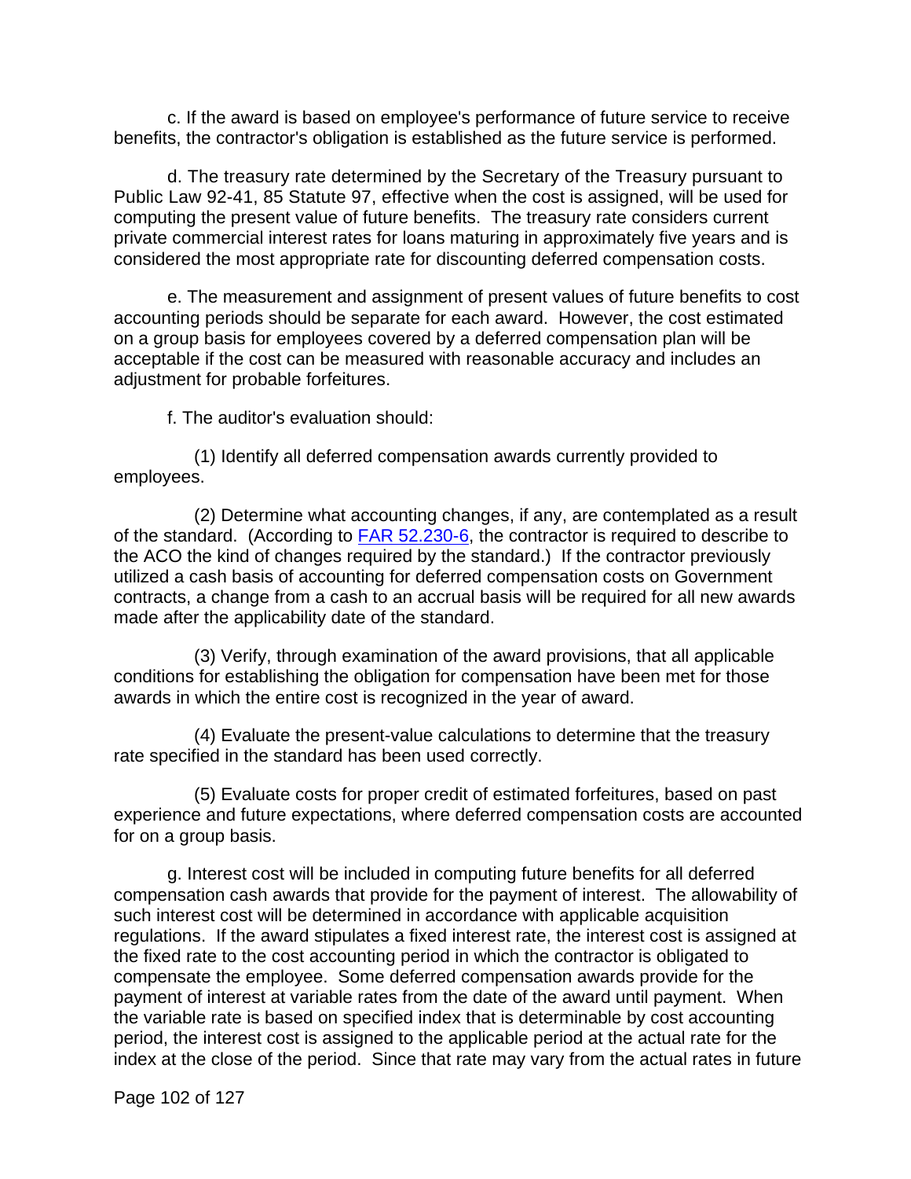c. If the award is based on employee's performance of future service to receive benefits, the contractor's obligation is established as the future service is performed.

d. The treasury rate determined by the Secretary of the Treasury pursuant to Public Law 92-41, 85 Statute 97, effective when the cost is assigned, will be used for computing the present value of future benefits. The treasury rate considers current private commercial interest rates for loans maturing in approximately five years and is considered the most appropriate rate for discounting deferred compensation costs.

e. The measurement and assignment of present values of future benefits to cost accounting periods should be separate for each award. However, the cost estimated on a group basis for employees covered by a deferred compensation plan will be acceptable if the cost can be measured with reasonable accuracy and includes an adjustment for probable forfeitures.

f. The auditor's evaluation should:

(1) Identify all deferred compensation awards currently provided to employees.

(2) Determine what accounting changes, if any, are contemplated as a result of the standard. (According to FAR 52.230-6, the contractor is required to describe to the ACO the kind of changes required by the standard.) If the contractor previously utilized a cash basis of accounting for deferred compensation costs on Government contracts, a change from a cash to an accrual basis will be required for all new awards made after the applicability date of the standard.

(3) Verify, through examination of the award provisions, that all applicable conditions for establishing the obligation for compensation have been met for those awards in which the entire cost is recognized in the year of award.

(4) Evaluate the present-value calculations to determine that the treasury rate specified in the standard has been used correctly.

(5) Evaluate costs for proper credit of estimated forfeitures, based on past experience and future expectations, where deferred compensation costs are accounted for on a group basis.

g. Interest cost will be included in computing future benefits for all deferred compensation cash awards that provide for the payment of interest. The allowability of such interest cost will be determined in accordance with applicable acquisition regulations. If the award stipulates a fixed interest rate, the interest cost is assigned at the fixed rate to the cost accounting period in which the contractor is obligated to compensate the employee. Some deferred compensation awards provide for the payment of interest at variable rates from the date of the award until payment. When the variable rate is based on specified index that is determinable by cost accounting period, the interest cost is assigned to the applicable period at the actual rate for the index at the close of the period. Since that rate may vary from the actual rates in future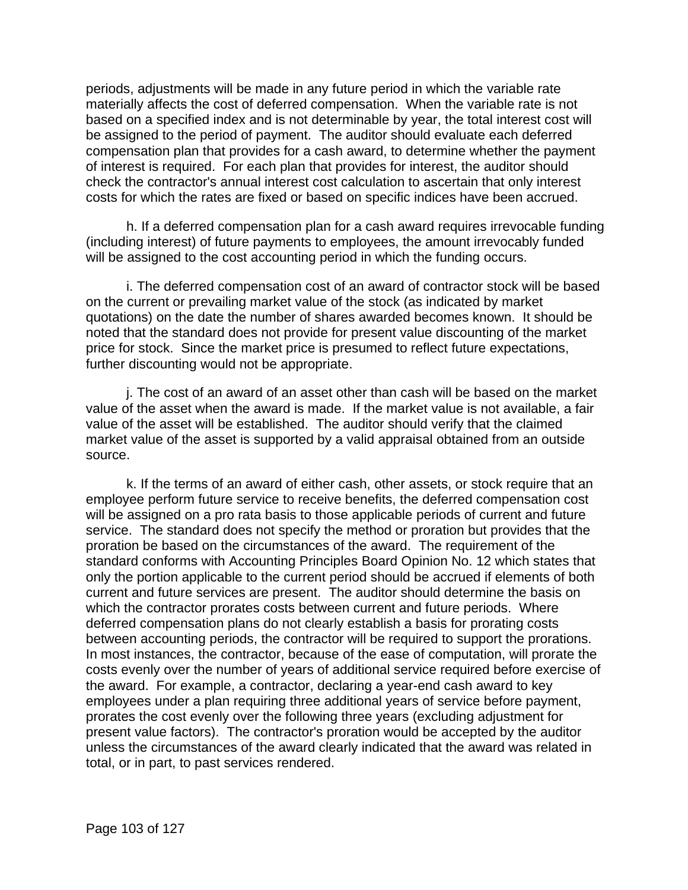periods, adjustments will be made in any future period in which the variable rate materially affects the cost of deferred compensation. When the variable rate is not based on a specified index and is not determinable by year, the total interest cost will be assigned to the period of payment. The auditor should evaluate each deferred compensation plan that provides for a cash award, to determine whether the payment of interest is required. For each plan that provides for interest, the auditor should check the contractor's annual interest cost calculation to ascertain that only interest costs for which the rates are fixed or based on specific indices have been accrued.

h. If a deferred compensation plan for a cash award requires irrevocable funding (including interest) of future payments to employees, the amount irrevocably funded will be assigned to the cost accounting period in which the funding occurs.

i. The deferred compensation cost of an award of contractor stock will be based on the current or prevailing market value of the stock (as indicated by market quotations) on the date the number of shares awarded becomes known. It should be noted that the standard does not provide for present value discounting of the market price for stock. Since the market price is presumed to reflect future expectations, further discounting would not be appropriate.

j. The cost of an award of an asset other than cash will be based on the market value of the asset when the award is made. If the market value is not available, a fair value of the asset will be established. The auditor should verify that the claimed market value of the asset is supported by a valid appraisal obtained from an outside source.

k. If the terms of an award of either cash, other assets, or stock require that an employee perform future service to receive benefits, the deferred compensation cost will be assigned on a pro rata basis to those applicable periods of current and future service. The standard does not specify the method or proration but provides that the proration be based on the circumstances of the award. The requirement of the standard conforms with Accounting Principles Board Opinion No. 12 which states that only the portion applicable to the current period should be accrued if elements of both current and future services are present. The auditor should determine the basis on which the contractor prorates costs between current and future periods. Where deferred compensation plans do not clearly establish a basis for prorating costs between accounting periods, the contractor will be required to support the prorations. In most instances, the contractor, because of the ease of computation, will prorate the costs evenly over the number of years of additional service required before exercise of the award. For example, a contractor, declaring a year-end cash award to key employees under a plan requiring three additional years of service before payment, prorates the cost evenly over the following three years (excluding adjustment for present value factors). The contractor's proration would be accepted by the auditor unless the circumstances of the award clearly indicated that the award was related in total, or in part, to past services rendered.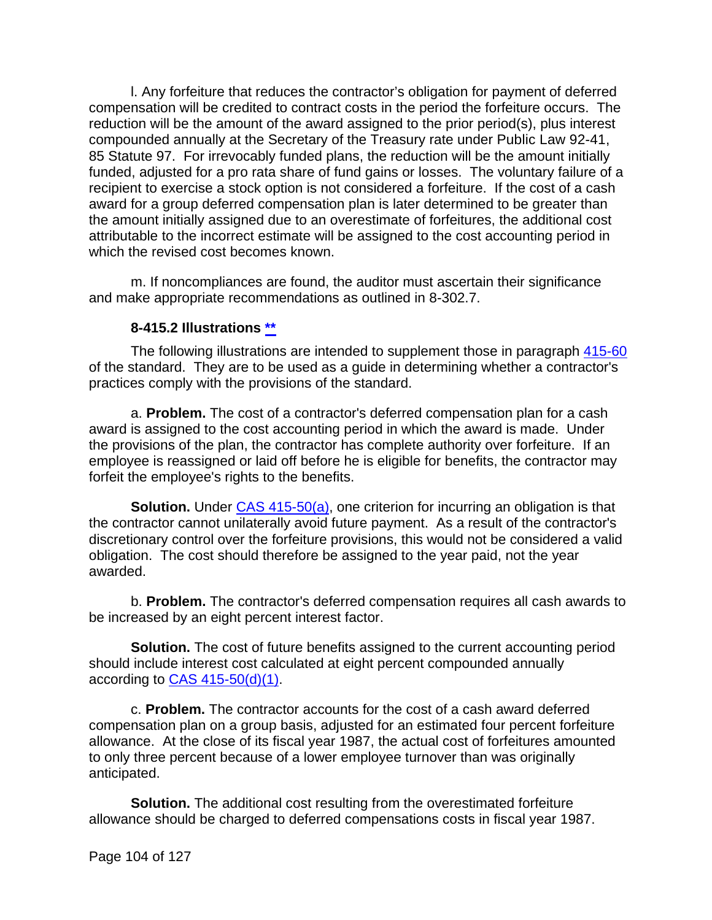l. Any forfeiture that reduces the contractor's obligation for payment of deferred compensation will be credited to contract costs in the period the forfeiture occurs. The reduction will be the amount of the award assigned to the prior period(s), plus interest compounded annually at the Secretary of the Treasury rate under Public Law 92-41, 85 Statute 97. For irrevocably funded plans, the reduction will be the amount initially funded, adjusted for a pro rata share of fund gains or losses. The voluntary failure of a recipient to exercise a stock option is not considered a forfeiture. If the cost of a cash award for a group deferred compensation plan is later determined to be greater than the amount initially assigned due to an overestimate of forfeitures, the additional cost attributable to the incorrect estimate will be assigned to the cost accounting period in which the revised cost becomes known.

m. If noncompliances are found, the auditor must ascertain their significance and make appropriate recommendations as outlined in 8-302.7.

### 8-415.2 Illustrations **

The following illustrations are intended to supplement those in paragraph 415-60 of the standard. They are to be used as a guide in determining whether a contractor's practices comply with the provisions of the standard.

a. **Problem.** The cost of a contractor's deferred compensation plan for a cash award is assigned to the cost accounting period in which the award is made. Under the provisions of the plan, the contractor has complete authority over forfeiture. If an employee is reassigned or laid off before he is eligible for benefits, the contractor may forfeit the employee's rights to the benefits.

**Solution.** Under CAS 415-50(a), one criterion for incurring an obligation is that the contractor cannot unilaterally avoid future payment. As a result of the contractor's discretionary control over the forfeiture provisions, this would not be considered a valid obligation. The cost should therefore be assigned to the year paid, not the year awarded.

b. **Problem.** The contractor's deferred compensation requires all cash awards to be increased by an eight percent interest factor.

**Solution.** The cost of future benefits assigned to the current accounting period should include interest cost calculated at eight percent compounded annually according to CAS 415-50(d)(1).

c. **Problem.** The contractor accounts for the cost of a cash award deferred compensation plan on a group basis, adjusted for an estimated four percent forfeiture allowance. At the close of its fiscal year 1987, the actual cost of forfeitures amounted to only three percent because of a lower employee turnover than was originally anticipated.

**Solution.** The additional cost resulting from the overestimated forfeiture allowance should be charged to deferred compensations costs in fiscal year 1987.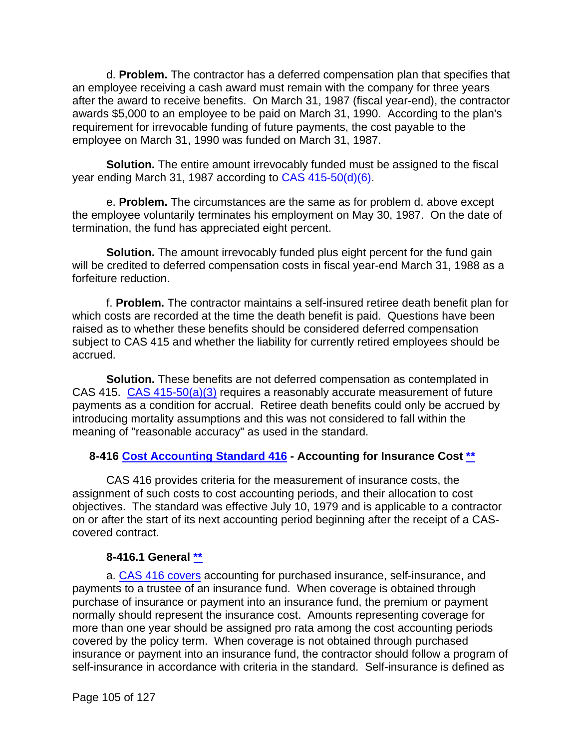d. **Problem.** The contractor has a deferred compensation plan that specifies that an employee receiving a cash award must remain with the company for three years after the award to receive benefits. On March 31, 1987 (fiscal year-end), the contractor awards $5,000 to an employee to be paid on March 31, 1990. According to the plan's requirement for irrevocable funding of future payments, the cost payable to the employee on March 31, 1990 was funded on March 31, 1987.

**Solution.** The entire amount irrevocably funded must be assigned to the fiscal year ending March 31, 1987 according to [CAS 415-50(d)(6)](#).

e. **Problem.** The circumstances are the same as for problem d. above except the employee voluntarily terminates his employment on May 30, 1987. On the date of termination, the fund has appreciated eight percent.

**Solution.** The amount irrevocably funded plus eight percent for the fund gain will be credited to deferred compensation costs in fiscal year-end March 31, 1988 as a forfeiture reduction.

f. **Problem.** The contractor maintains a self-insured retiree death benefit plan for which costs are recorded at the time the death benefit is paid. Questions have been raised as to whether these benefits should be considered deferred compensation subject to CAS 415 and whether the liability for currently retired employees should be accrued.

**Solution.** These benefits are not deferred compensation as contemplated in CAS 415. [CAS 415-50(a)(3)](#) requires a reasonably accurate measurement of future payments as a condition for accrual. Retiree death benefits could only be accrued by introducing mortality assumptions and this was not considered to fall within the meaning of "reasonable accuracy" as used in the standard.

### 8-416 [Cost Accounting Standard 416](#) - Accounting for Insurance Cost [**](#)

CAS 416 provides criteria for the measurement of insurance costs, the assignment of such costs to cost accounting periods, and their allocation to cost objectives. The standard was effective July 10, 1979 and is applicable to a contractor on or after the start of its next accounting period beginning after the receipt of a CAS-covered contract.

#### 8-416.1 General [**](#)

a. [CAS 416 covers](#) accounting for purchased insurance, self-insurance, and payments to a trustee of an insurance fund. When coverage is obtained through purchase of insurance or payment into an insurance fund, the premium or payment normally should represent the insurance cost. Amounts representing coverage for more than one year should be assigned pro rata among the cost accounting periods covered by the policy term. When coverage is not obtained through purchased insurance or payment into an insurance fund, the contractor should follow a program of self-insurance in accordance with criteria in the standard. Self-insurance is defined as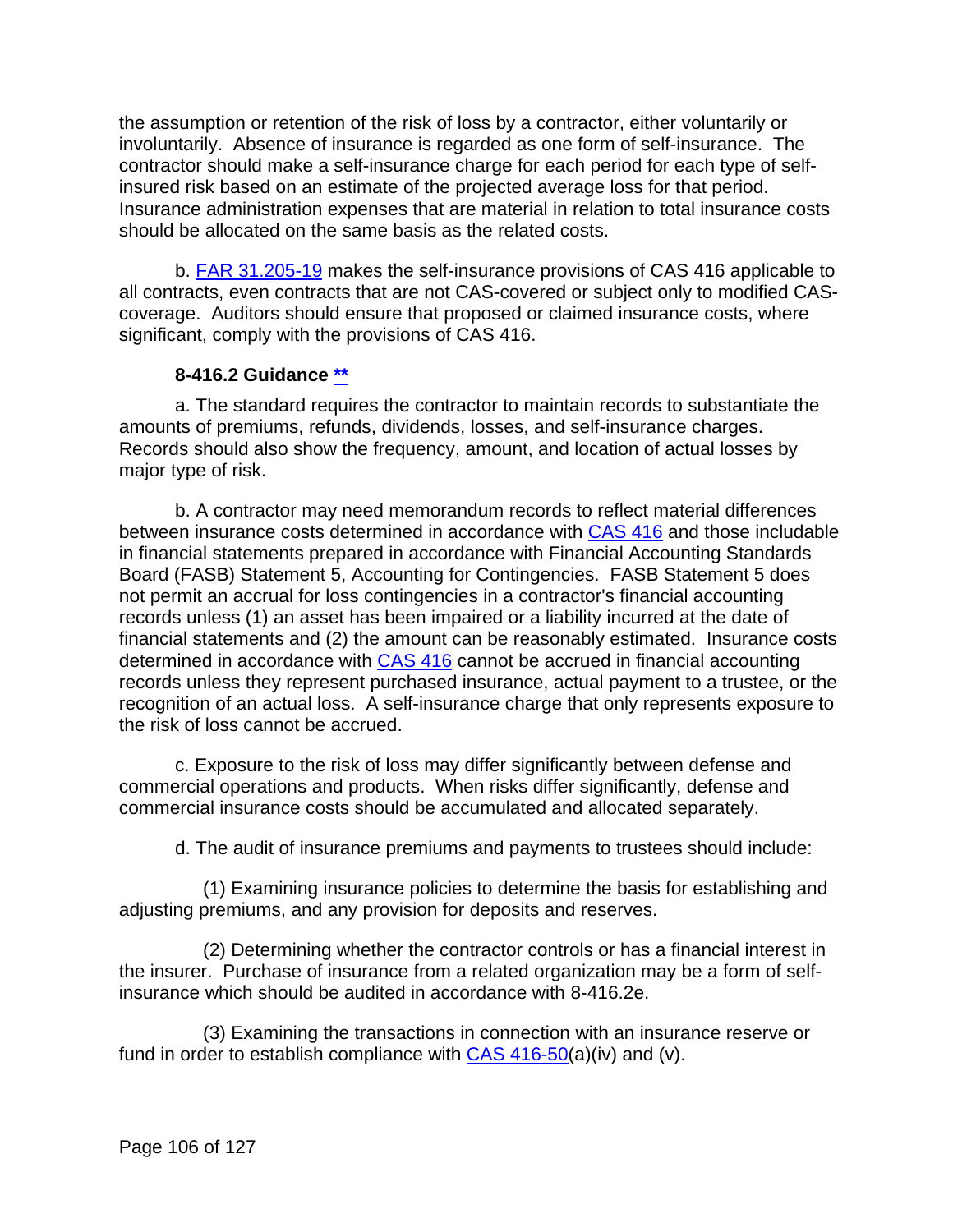the assumption or retention of the risk of loss by a contractor, either voluntarily or involuntarily. Absence of insurance is regarded as one form of self-insurance. The contractor should make a self-insurance charge for each period for each type of self-insured risk based on an estimate of the projected average loss for that period. Insurance administration expenses that are material in relation to total insurance costs should be allocated on the same basis as the related costs.

b. FAR 31.205-19 makes the self-insurance provisions of CAS 416 applicable to all contracts, even contracts that are not CAS-covered or subject only to modified CAS-coverage. Auditors should ensure that proposed or claimed insurance costs, where significant, comply with the provisions of CAS 416.

#### 8-416.2 Guidance **

a. The standard requires the contractor to maintain records to substantiate the amounts of premiums, refunds, dividends, losses, and self-insurance charges. Records should also show the frequency, amount, and location of actual losses by major type of risk.

b. A contractor may need memorandum records to reflect material differences between insurance costs determined in accordance with CAS 416 and those includable in financial statements prepared in accordance with Financial Accounting Standards Board (FASB) Statement 5, Accounting for Contingencies. FASB Statement 5 does not permit an accrual for loss contingencies in a contractor's financial accounting records unless (1) an asset has been impaired or a liability incurred at the date of financial statements and (2) the amount can be reasonably estimated. Insurance costs determined in accordance with CAS 416 cannot be accrued in financial accounting records unless they represent purchased insurance, actual payment to a trustee, or the recognition of an actual loss. A self-insurance charge that only represents exposure to the risk of loss cannot be accrued.

c. Exposure to the risk of loss may differ significantly between defense and commercial operations and products. When risks differ significantly, defense and commercial insurance costs should be accumulated and allocated separately.

d. The audit of insurance premiums and payments to trustees should include:

(1) Examining insurance policies to determine the basis for establishing and adjusting premiums, and any provision for deposits and reserves.

(2) Determining whether the contractor controls or has a financial interest in the insurer. Purchase of insurance from a related organization may be a form of self-insurance which should be audited in accordance with 8-416.2e.

(3) Examining the transactions in connection with an insurance reserve or fund in order to establish compliance with CAS 416-50(a)(iv) and (v).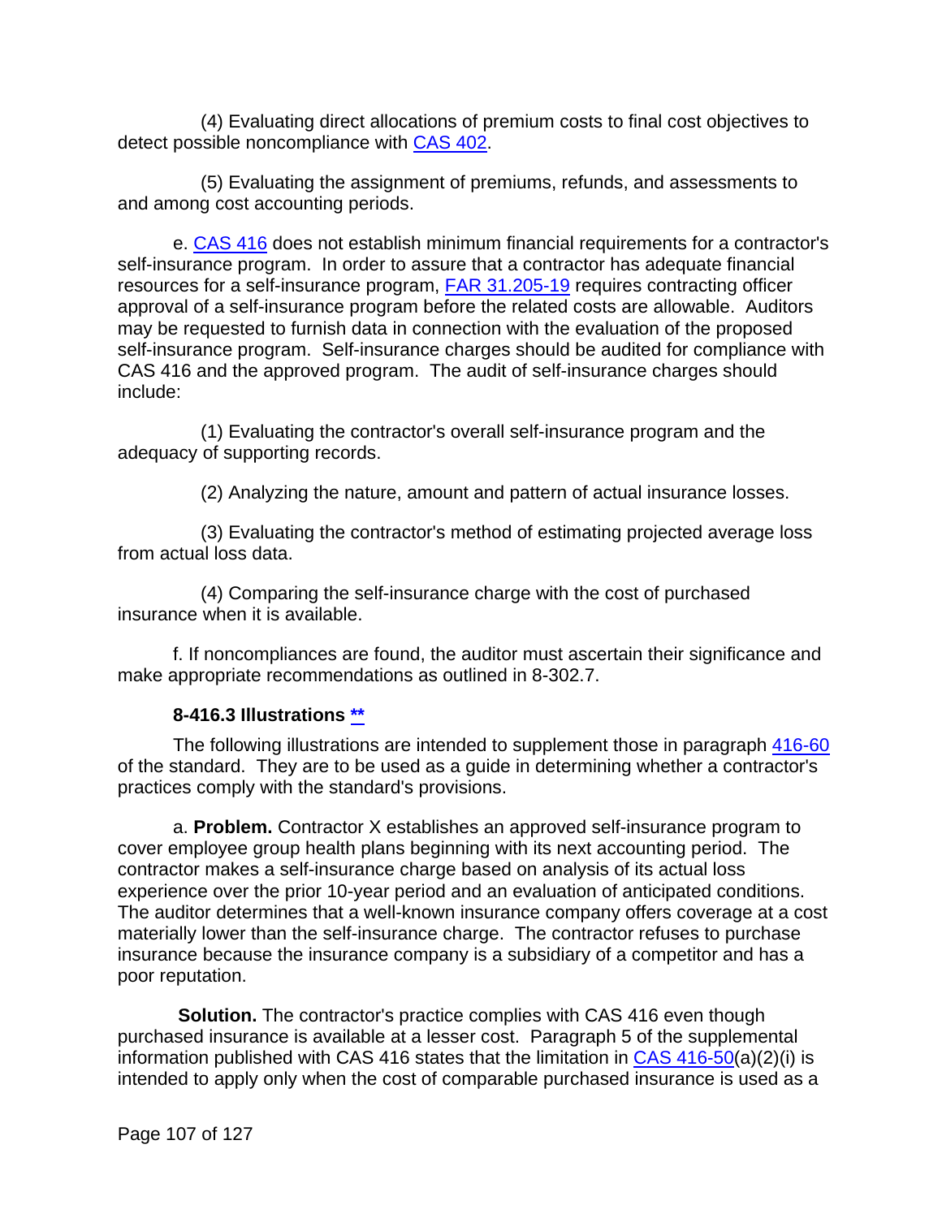(4) Evaluating direct allocations of premium costs to final cost objectives to detect possible noncompliance with CAS 402.

(5) Evaluating the assignment of premiums, refunds, and assessments to and among cost accounting periods.

e. CAS 416 does not establish minimum financial requirements for a contractor's self-insurance program. In order to assure that a contractor has adequate financial resources for a self-insurance program, FAR 31.205-19 requires contracting officer approval of a self-insurance program before the related costs are allowable. Auditors may be requested to furnish data in connection with the evaluation of the proposed self-insurance program. Self-insurance charges should be audited for compliance with CAS 416 and the approved program. The audit of self-insurance charges should include:

(1) Evaluating the contractor's overall self-insurance program and the adequacy of supporting records.

(2) Analyzing the nature, amount and pattern of actual insurance losses.

(3) Evaluating the contractor's method of estimating projected average loss from actual loss data.

(4) Comparing the self-insurance charge with the cost of purchased insurance when it is available.

f. If noncompliances are found, the auditor must ascertain their significance and make appropriate recommendations as outlined in 8-302.7.

### 8-416.3 Illustrations **

The following illustrations are intended to supplement those in paragraph 416-60 of the standard. They are to be used as a guide in determining whether a contractor's practices comply with the standard's provisions.

a. **Problem.** Contractor X establishes an approved self-insurance program to cover employee group health plans beginning with its next accounting period. The contractor makes a self-insurance charge based on analysis of its actual loss experience over the prior 10-year period and an evaluation of anticipated conditions. The auditor determines that a well-known insurance company offers coverage at a cost materially lower than the self-insurance charge. The contractor refuses to purchase insurance because the insurance company is a subsidiary of a competitor and has a poor reputation.

**Solution.** The contractor's practice complies with CAS 416 even though purchased insurance is available at a lesser cost. Paragraph 5 of the supplemental information published with CAS 416 states that the limitation in CAS 416-50(a)(2)(i) is intended to apply only when the cost of comparable purchased insurance is used as a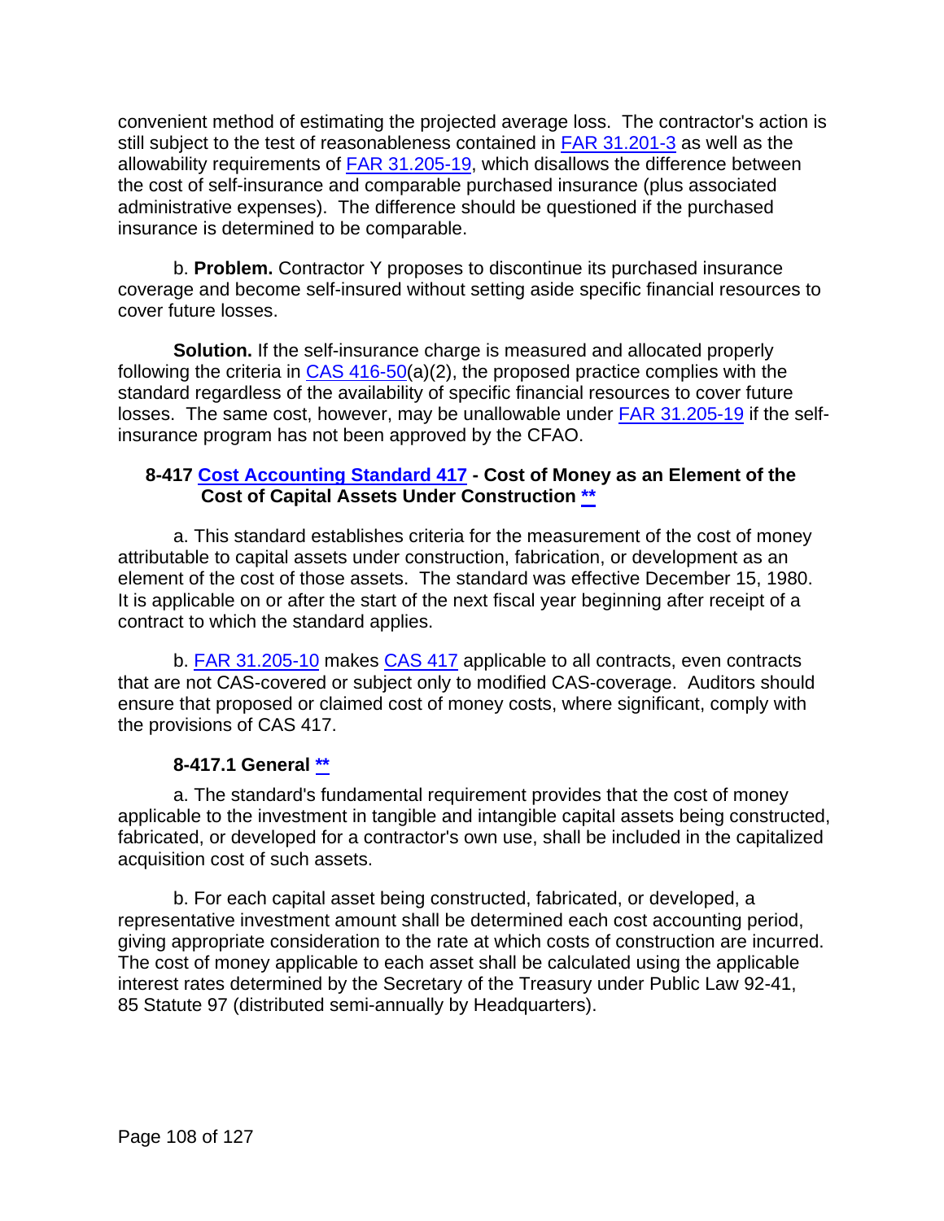convenient method of estimating the projected average loss. The contractor's action is still subject to the test of reasonableness contained in FAR 31.201-3 as well as the allowability requirements of FAR 31.205-19, which disallows the difference between the cost of self-insurance and comparable purchased insurance (plus associated administrative expenses). The difference should be questioned if the purchased insurance is determined to be comparable.

b. **Problem.** Contractor Y proposes to discontinue its purchased insurance coverage and become self-insured without setting aside specific financial resources to cover future losses.

**Solution.** If the self-insurance charge is measured and allocated properly following the criteria in CAS 416-50(a)(2), the proposed practice complies with the standard regardless of the availability of specific financial resources to cover future losses. The same cost, however, may be unallowable under FAR 31.205-19 if the self-insurance program has not been approved by the CFAO.

### 8-417 Cost Accounting Standard 417 - Cost of Money as an Element of the Cost of Capital Assets Under Construction **

a. This standard establishes criteria for the measurement of the cost of money attributable to capital assets under construction, fabrication, or development as an element of the cost of those assets. The standard was effective December 15, 1980. It is applicable on or after the start of the next fiscal year beginning after receipt of a contract to which the standard applies.

b. FAR 31.205-10 makes CAS 417 applicable to all contracts, even contracts that are not CAS-covered or subject only to modified CAS-coverage. Auditors should ensure that proposed or claimed cost of money costs, where significant, comply with the provisions of CAS 417.

#### 8-417.1 General **

a. The standard's fundamental requirement provides that the cost of money applicable to the investment in tangible and intangible capital assets being constructed, fabricated, or developed for a contractor's own use, shall be included in the capitalized acquisition cost of such assets.

b. For each capital asset being constructed, fabricated, or developed, a representative investment amount shall be determined each cost accounting period, giving appropriate consideration to the rate at which costs of construction are incurred. The cost of money applicable to each asset shall be calculated using the applicable interest rates determined by the Secretary of the Treasury under Public Law 92-41, 85 Statute 97 (distributed semi-annually by Headquarters).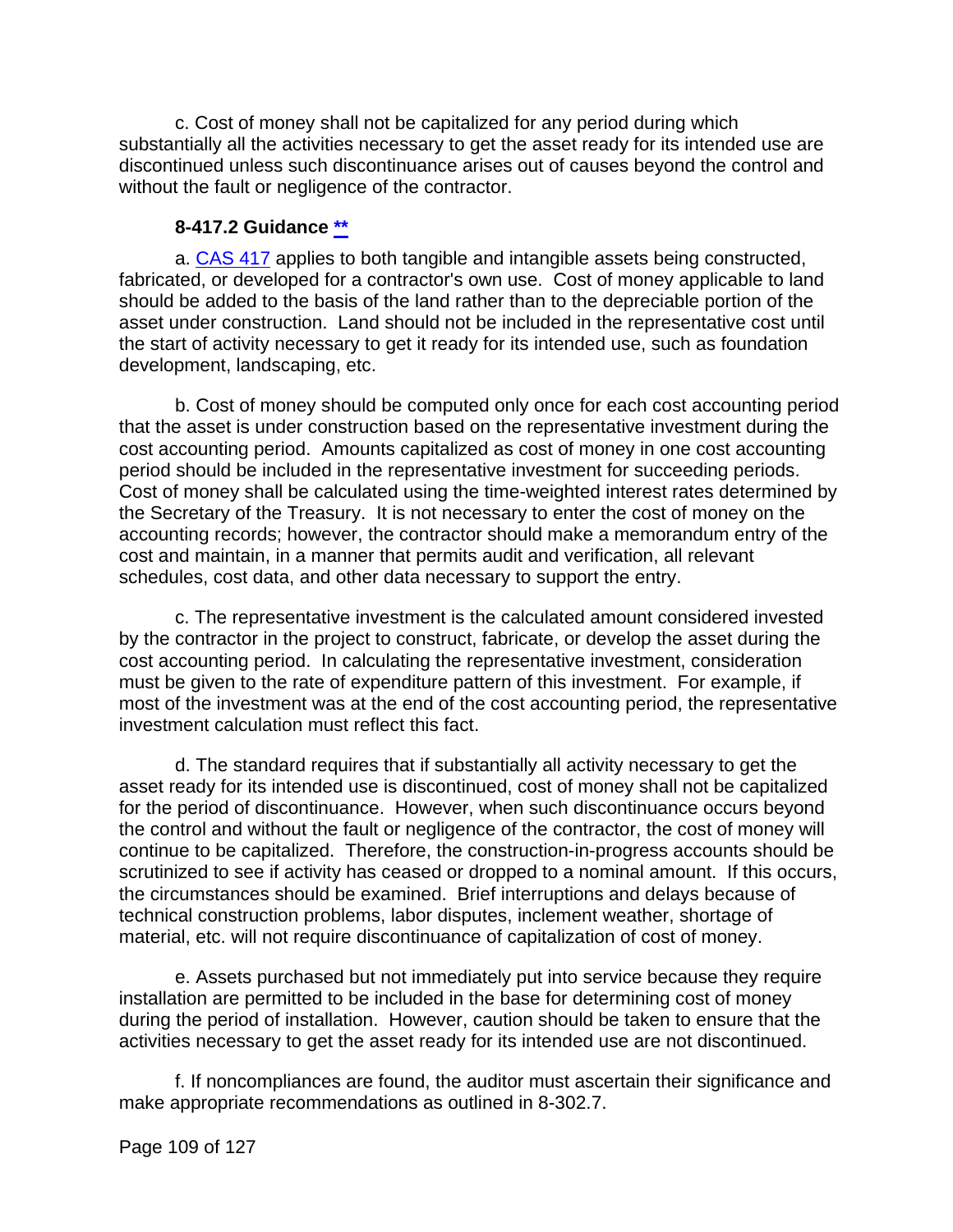c. Cost of money shall not be capitalized for any period during which substantially all the activities necessary to get the asset ready for its intended use are discontinued unless such discontinuance arises out of causes beyond the control and without the fault or negligence of the contractor.

### 8-417.2 Guidance **

a. CAS 417 applies to both tangible and intangible assets being constructed, fabricated, or developed for a contractor's own use. Cost of money applicable to land should be added to the basis of the land rather than to the depreciable portion of the asset under construction. Land should not be included in the representative cost until the start of activity necessary to get it ready for its intended use, such as foundation development, landscaping, etc.

b. Cost of money should be computed only once for each cost accounting period that the asset is under construction based on the representative investment during the cost accounting period. Amounts capitalized as cost of money in one cost accounting period should be included in the representative investment for succeeding periods. Cost of money shall be calculated using the time-weighted interest rates determined by the Secretary of the Treasury. It is not necessary to enter the cost of money on the accounting records; however, the contractor should make a memorandum entry of the cost and maintain, in a manner that permits audit and verification, all relevant schedules, cost data, and other data necessary to support the entry.

c. The representative investment is the calculated amount considered invested by the contractor in the project to construct, fabricate, or develop the asset during the cost accounting period. In calculating the representative investment, consideration must be given to the rate of expenditure pattern of this investment. For example, if most of the investment was at the end of the cost accounting period, the representative investment calculation must reflect this fact.

d. The standard requires that if substantially all activity necessary to get the asset ready for its intended use is discontinued, cost of money shall not be capitalized for the period of discontinuance. However, when such discontinuance occurs beyond the control and without the fault or negligence of the contractor, the cost of money will continue to be capitalized. Therefore, the construction-in-progress accounts should be scrutinized to see if activity has ceased or dropped to a nominal amount. If this occurs, the circumstances should be examined. Brief interruptions and delays because of technical construction problems, labor disputes, inclement weather, shortage of material, etc. will not require discontinuance of capitalization of cost of money.

e. Assets purchased but not immediately put into service because they require installation are permitted to be included in the base for determining cost of money during the period of installation. However, caution should be taken to ensure that the activities necessary to get the asset ready for its intended use are not discontinued.

f. If noncompliances are found, the auditor must ascertain their significance and make appropriate recommendations as outlined in 8-302.7.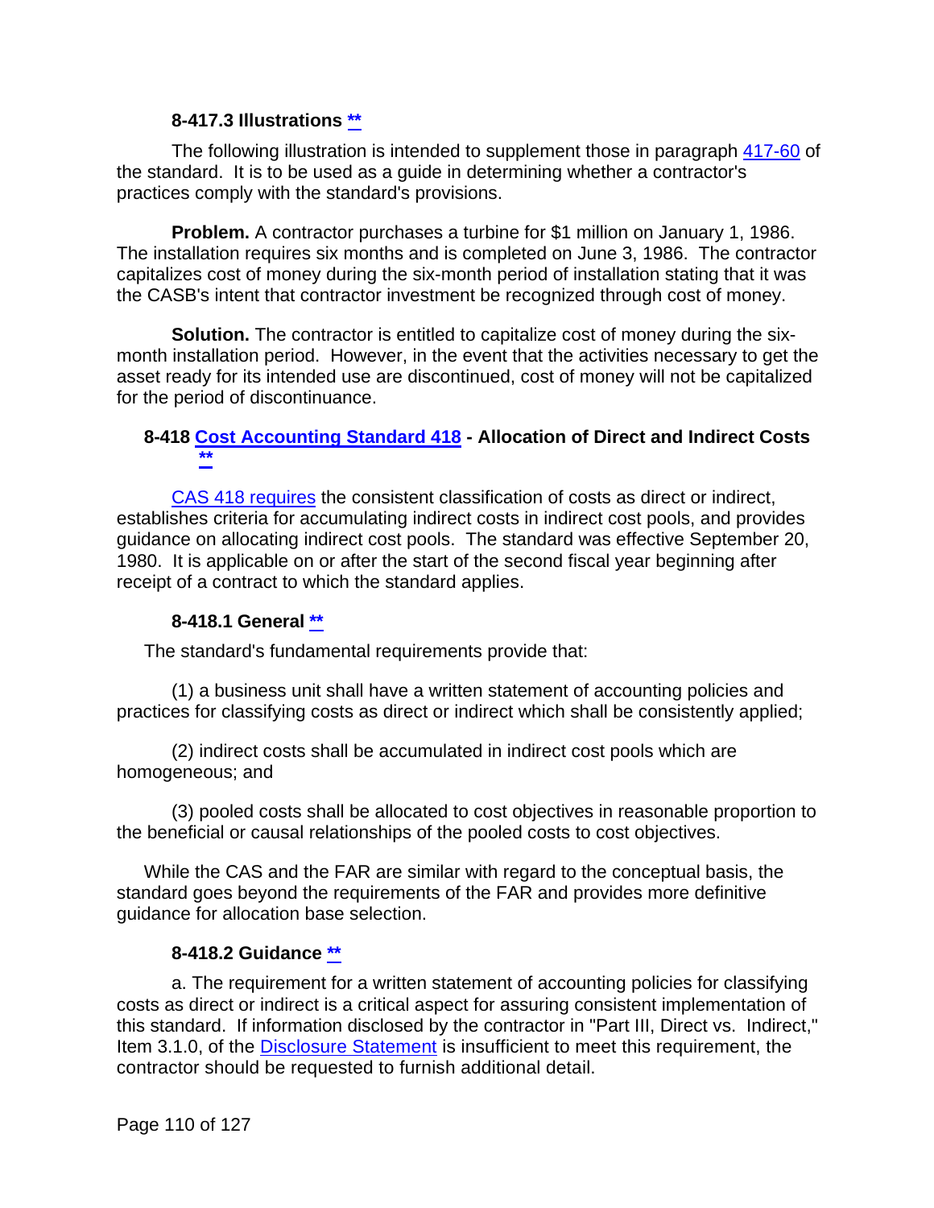### 8-417.3 Illustrations **

The following illustration is intended to supplement those in paragraph 417-60 of the standard. It is to be used as a guide in determining whether a contractor's practices comply with the standard's provisions.

**Problem.** A contractor purchases a turbine for $1 million on January 1, 1986. The installation requires six months and is completed on June 3, 1986. The contractor capitalizes cost of money during the six-month period of installation stating that it was the CASB's intent that contractor investment be recognized through cost of money.

**Solution.** The contractor is entitled to capitalize cost of money during the six-month installation period. However, in the event that the activities necessary to get the asset ready for its intended use are discontinued, cost of money will not be capitalized for the period of discontinuance.

## 8-418 Cost Accounting Standard 418 - Allocation of Direct and Indirect Costs **

CAS 418 requires the consistent classification of costs as direct or indirect, establishes criteria for accumulating indirect costs in indirect cost pools, and provides guidance on allocating indirect cost pools. The standard was effective September 20, 1980. It is applicable on or after the start of the second fiscal year beginning after receipt of a contract to which the standard applies.

### 8-418.1 General **

The standard's fundamental requirements provide that:

(1) a business unit shall have a written statement of accounting policies and practices for classifying costs as direct or indirect which shall be consistently applied;

(2) indirect costs shall be accumulated in indirect cost pools which are homogeneous; and

(3) pooled costs shall be allocated to cost objectives in reasonable proportion to the beneficial or causal relationships of the pooled costs to cost objectives.

While the CAS and the FAR are similar with regard to the conceptual basis, the standard goes beyond the requirements of the FAR and provides more definitive guidance for allocation base selection.

### 8-418.2 Guidance **

a. The requirement for a written statement of accounting policies for classifying costs as direct or indirect is a critical aspect for assuring consistent implementation of this standard. If information disclosed by the contractor in "Part III, Direct vs. Indirect," Item 3.1.0, of the Disclosure Statement is insufficient to meet this requirement, the contractor should be requested to furnish additional detail.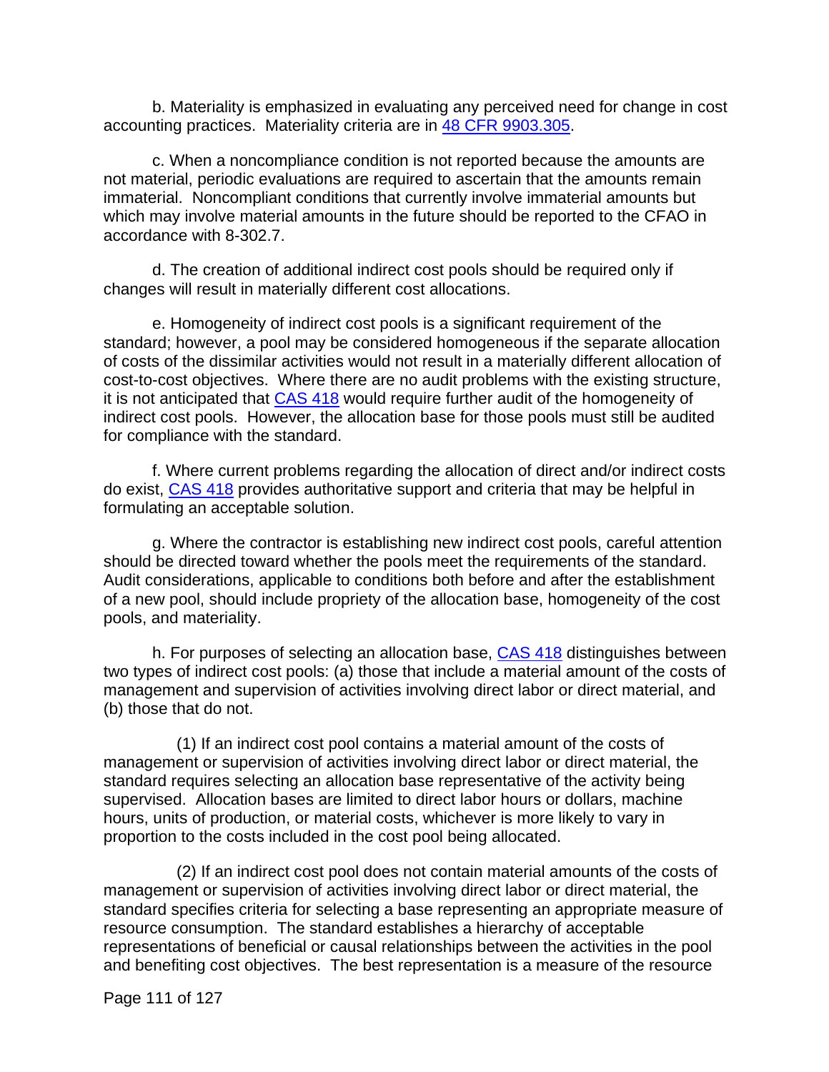b. Materiality is emphasized in evaluating any perceived need for change in cost accounting practices. Materiality criteria are in [48 CFR 9903.305](48 CFR 9903.305).

c. When a noncompliance condition is not reported because the amounts are not material, periodic evaluations are required to ascertain that the amounts remain immaterial. Noncompliant conditions that currently involve immaterial amounts but which may involve material amounts in the future should be reported to the CFAO in accordance with 8-302.7.

d. The creation of additional indirect cost pools should be required only if changes will result in materially different cost allocations.

e. Homogeneity of indirect cost pools is a significant requirement of the standard; however, a pool may be considered homogeneous if the separate allocation of costs of the dissimilar activities would not result in a materially different allocation of cost-to-cost objectives. Where there are no audit problems with the existing structure, it is not anticipated that CAS 418 would require further audit of the homogeneity of indirect cost pools. However, the allocation base for those pools must still be audited for compliance with the standard.

f. Where current problems regarding the allocation of direct and/or indirect costs do exist, CAS 418 provides authoritative support and criteria that may be helpful in formulating an acceptable solution.

g. Where the contractor is establishing new indirect cost pools, careful attention should be directed toward whether the pools meet the requirements of the standard. Audit considerations, applicable to conditions both before and after the establishment of a new pool, should include propriety of the allocation base, homogeneity of the cost pools, and materiality.

h. For purposes of selecting an allocation base, CAS 418 distinguishes between two types of indirect cost pools: (a) those that include a material amount of the costs of management and supervision of activities involving direct labor or direct material, and (b) those that do not.

(1) If an indirect cost pool contains a material amount of the costs of management or supervision of activities involving direct labor or direct material, the standard requires selecting an allocation base representative of the activity being supervised. Allocation bases are limited to direct labor hours or dollars, machine hours, units of production, or material costs, whichever is more likely to vary in proportion to the costs included in the cost pool being allocated.

(2) If an indirect cost pool does not contain material amounts of the costs of management or supervision of activities involving direct labor or direct material, the standard specifies criteria for selecting a base representing an appropriate measure of resource consumption. The standard establishes a hierarchy of acceptable representations of beneficial or causal relationships between the activities in the pool and benefiting cost objectives. The best representation is a measure of the resource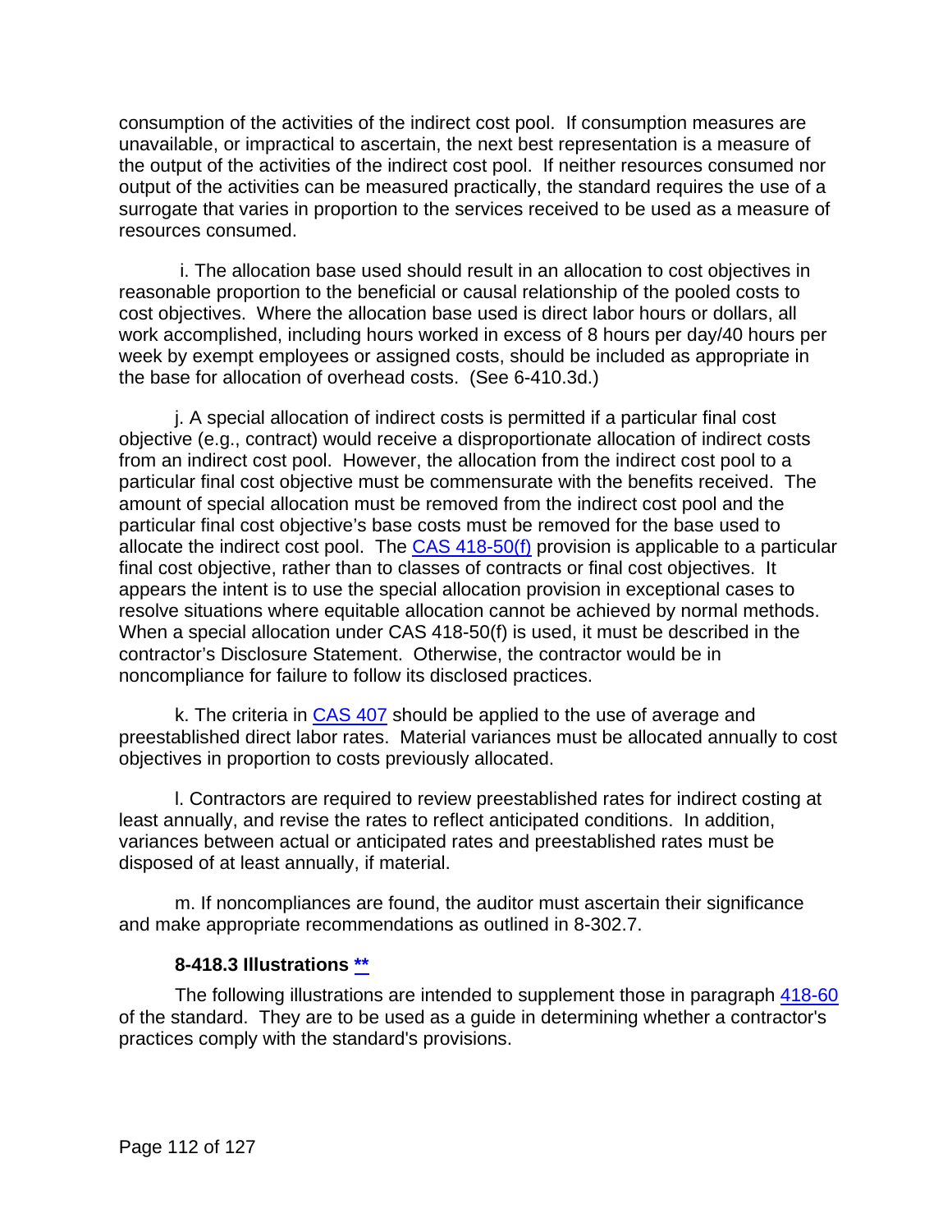consumption of the activities of the indirect cost pool. If consumption measures are unavailable, or impractical to ascertain, the next best representation is a measure of the output of the activities of the indirect cost pool. If neither resources consumed nor output of the activities can be measured practically, the standard requires the use of a surrogate that varies in proportion to the services received to be used as a measure of resources consumed.

i. The allocation base used should result in an allocation to cost objectives in reasonable proportion to the beneficial or causal relationship of the pooled costs to cost objectives. Where the allocation base used is direct labor hours or dollars, all work accomplished, including hours worked in excess of 8 hours per day/40 hours per week by exempt employees or assigned costs, should be included as appropriate in the base for allocation of overhead costs. (See 6-410.3d.)

j. A special allocation of indirect costs is permitted if a particular final cost objective (e.g., contract) would receive a disproportionate allocation of indirect costs from an indirect cost pool. However, the allocation from the indirect cost pool to a particular final cost objective must be commensurate with the benefits received. The amount of special allocation must be removed from the indirect cost pool and the particular final cost objective's base costs must be removed for the base used to allocate the indirect cost pool. The CAS 418-50(f) provision is applicable to a particular final cost objective, rather than to classes of contracts or final cost objectives. It appears the intent is to use the special allocation provision in exceptional cases to resolve situations where equitable allocation cannot be achieved by normal methods. When a special allocation under CAS 418-50(f) is used, it must be described in the contractor's Disclosure Statement. Otherwise, the contractor would be in noncompliance for failure to follow its disclosed practices.

k. The criteria in CAS 407 should be applied to the use of average and preestablished direct labor rates. Material variances must be allocated annually to cost objectives in proportion to costs previously allocated.

l. Contractors are required to review preestablished rates for indirect costing at least annually, and revise the rates to reflect anticipated conditions. In addition, variances between actual or anticipated rates and preestablished rates must be disposed of at least annually, if material.

m. If noncompliances are found, the auditor must ascertain their significance and make appropriate recommendations as outlined in 8-302.7.

### 8-418.3 Illustrations **

The following illustrations are intended to supplement those in paragraph 418-60 of the standard. They are to be used as a guide in determining whether a contractor's practices comply with the standard's provisions.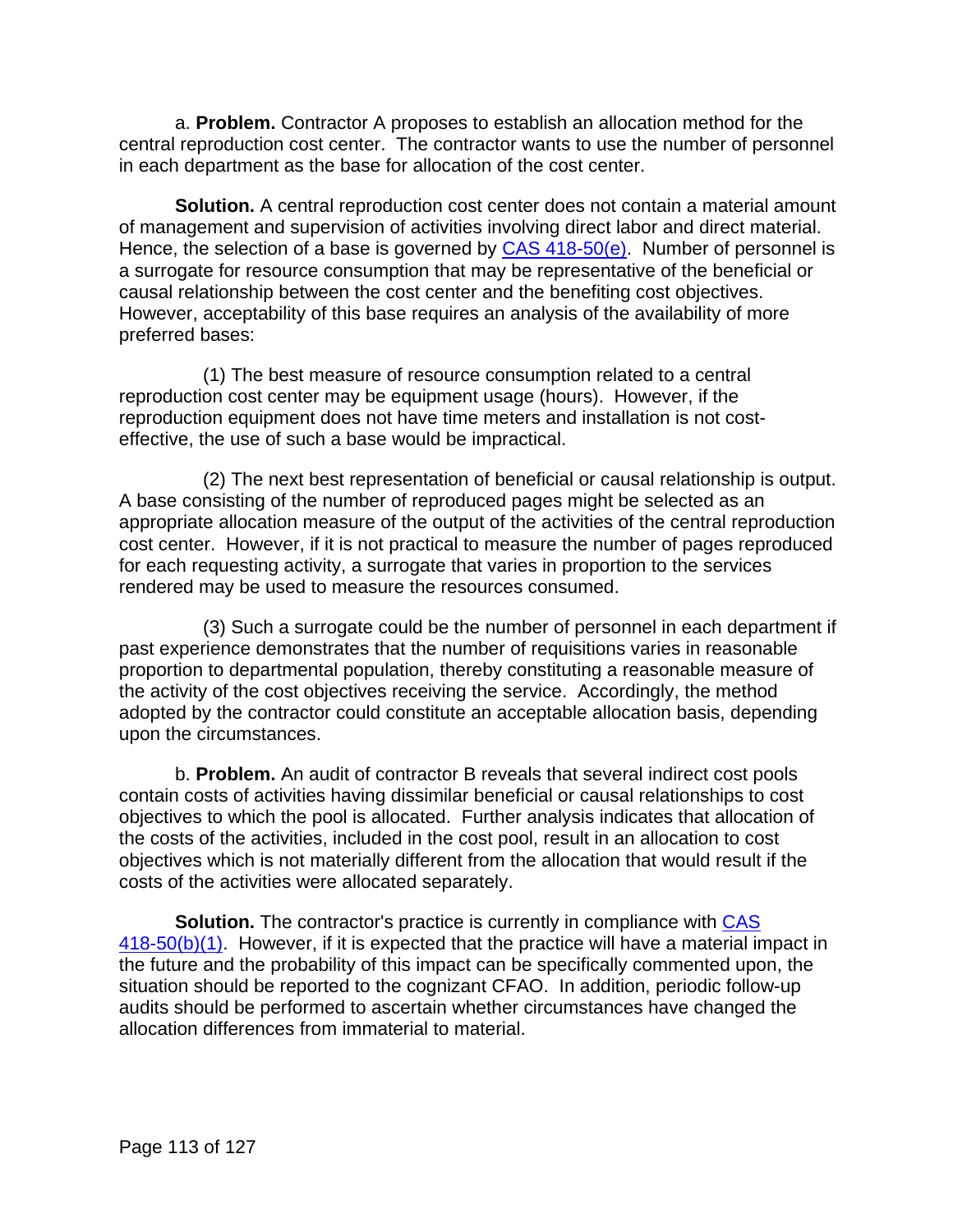a. **Problem.** Contractor A proposes to establish an allocation method for the central reproduction cost center. The contractor wants to use the number of personnel in each department as the base for allocation of the cost center.

**Solution.** A central reproduction cost center does not contain a material amount of management and supervision of activities involving direct labor and direct material. Hence, the selection of a base is governed by CAS 418-50(e). Number of personnel is a surrogate for resource consumption that may be representative of the beneficial or causal relationship between the cost center and the benefiting cost objectives. However, acceptability of this base requires an analysis of the availability of more preferred bases:

(1) The best measure of resource consumption related to a central reproduction cost center may be equipment usage (hours). However, if the reproduction equipment does not have time meters and installation is not cost-effective, the use of such a base would be impractical.

(2) The next best representation of beneficial or causal relationship is output. A base consisting of the number of reproduced pages might be selected as an appropriate allocation measure of the output of the activities of the central reproduction cost center. However, if it is not practical to measure the number of pages reproduced for each requesting activity, a surrogate that varies in proportion to the services rendered may be used to measure the resources consumed.

(3) Such a surrogate could be the number of personnel in each department if past experience demonstrates that the number of requisitions varies in reasonable proportion to departmental population, thereby constituting a reasonable measure of the activity of the cost objectives receiving the service. Accordingly, the method adopted by the contractor could constitute an acceptable allocation basis, depending upon the circumstances.

b. **Problem.** An audit of contractor B reveals that several indirect cost pools contain costs of activities having dissimilar beneficial or causal relationships to cost objectives to which the pool is allocated. Further analysis indicates that allocation of the costs of the activities, included in the cost pool, result in an allocation to cost objectives which is not materially different from the allocation that would result if the costs of the activities were allocated separately.

**Solution.** The contractor's practice is currently in compliance with CAS 418-50(b)(1). However, if it is expected that the practice will have a material impact in the future and the probability of this impact can be specifically commented upon, the situation should be reported to the cognizant CFAO. In addition, periodic follow-up audits should be performed to ascertain whether circumstances have changed the allocation differences from immaterial to material.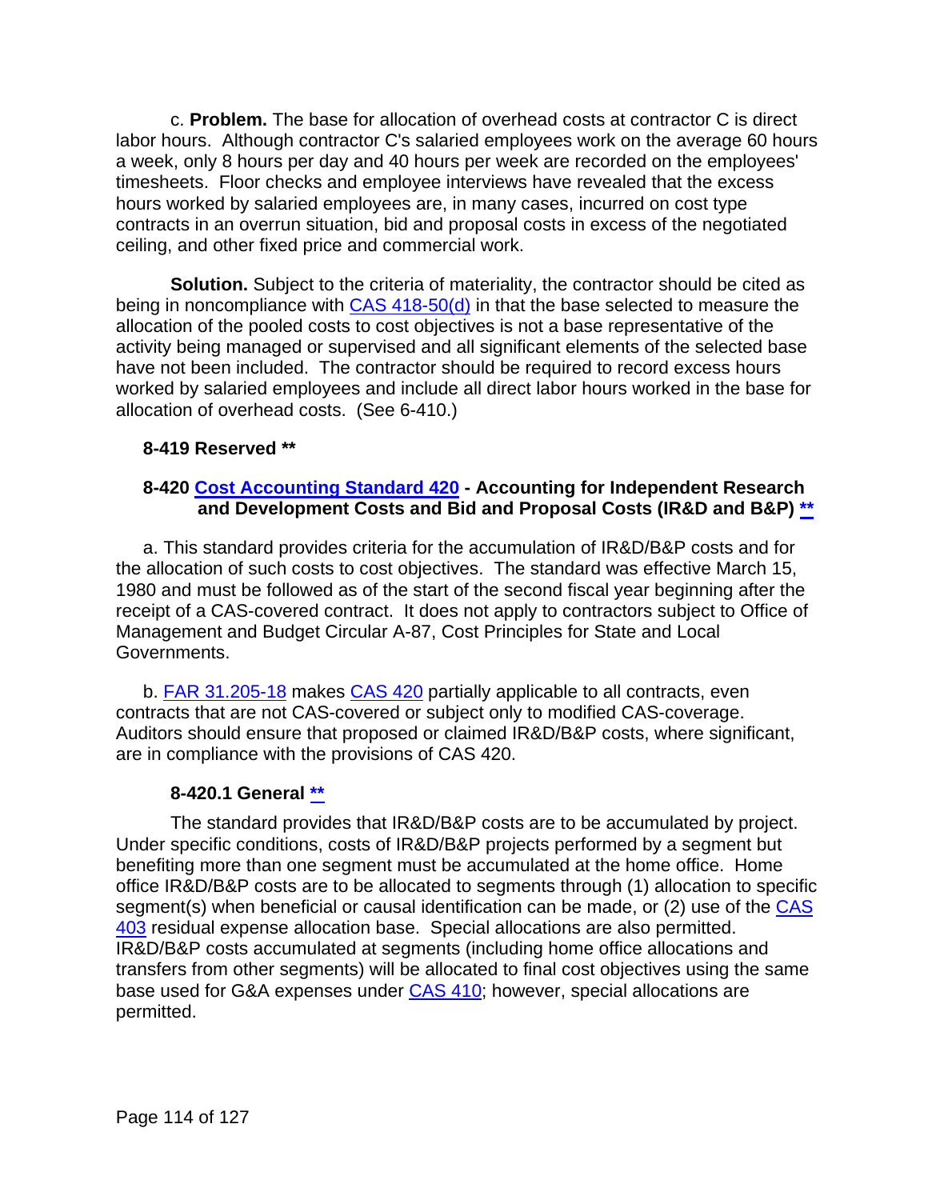c. **Problem.** The base for allocation of overhead costs at contractor C is direct labor hours. Although contractor C's salaried employees work on the average 60 hours a week, only 8 hours per day and 40 hours per week are recorded on the employees' timesheets. Floor checks and employee interviews have revealed that the excess hours worked by salaried employees are, in many cases, incurred on cost type contracts in an overrun situation, bid and proposal costs in excess of the negotiated ceiling, and other fixed price and commercial work.

**Solution.** Subject to the criteria of materiality, the contractor should be cited as being in noncompliance with CAS 418-50(d) in that the base selected to measure the allocation of the pooled costs to cost objectives is not a base representative of the activity being managed or supervised and all significant elements of the selected base have not been included. The contractor should be required to record excess hours worked by salaried employees and include all direct labor hours worked in the base for allocation of overhead costs. (See 6-410.)

### 8-419 Reserved **

### 8-420 Cost Accounting Standard 420 - Accounting for Independent Research and Development Costs and Bid and Proposal Costs (IR&D and B&P) **

a. This standard provides criteria for the accumulation of IR&D/B&P costs and for the allocation of such costs to cost objectives. The standard was effective March 15, 1980 and must be followed as of the start of the second fiscal year beginning after the receipt of a CAS-covered contract. It does not apply to contractors subject to Office of Management and Budget Circular A-87, Cost Principles for State and Local Governments.

b. FAR 31.205-18 makes CAS 420 partially applicable to all contracts, even contracts that are not CAS-covered or subject only to modified CAS-coverage. Auditors should ensure that proposed or claimed IR&D/B&P costs, where significant, are in compliance with the provisions of CAS 420.

#### 8-420.1 General **

The standard provides that IR&D/B&P costs are to be accumulated by project. Under specific conditions, costs of IR&D/B&P projects performed by a segment but benefiting more than one segment must be accumulated at the home office. Home office IR&D/B&P costs are to be allocated to segments through (1) allocation to specific segment(s) when beneficial or causal identification can be made, or (2) use of the CAS 403 residual expense allocation base. Special allocations are also permitted. IR&D/B&P costs accumulated at segments (including home office allocations and transfers from other segments) will be allocated to final cost objectives using the same base used for G&A expenses under CAS 410; however, special allocations are permitted.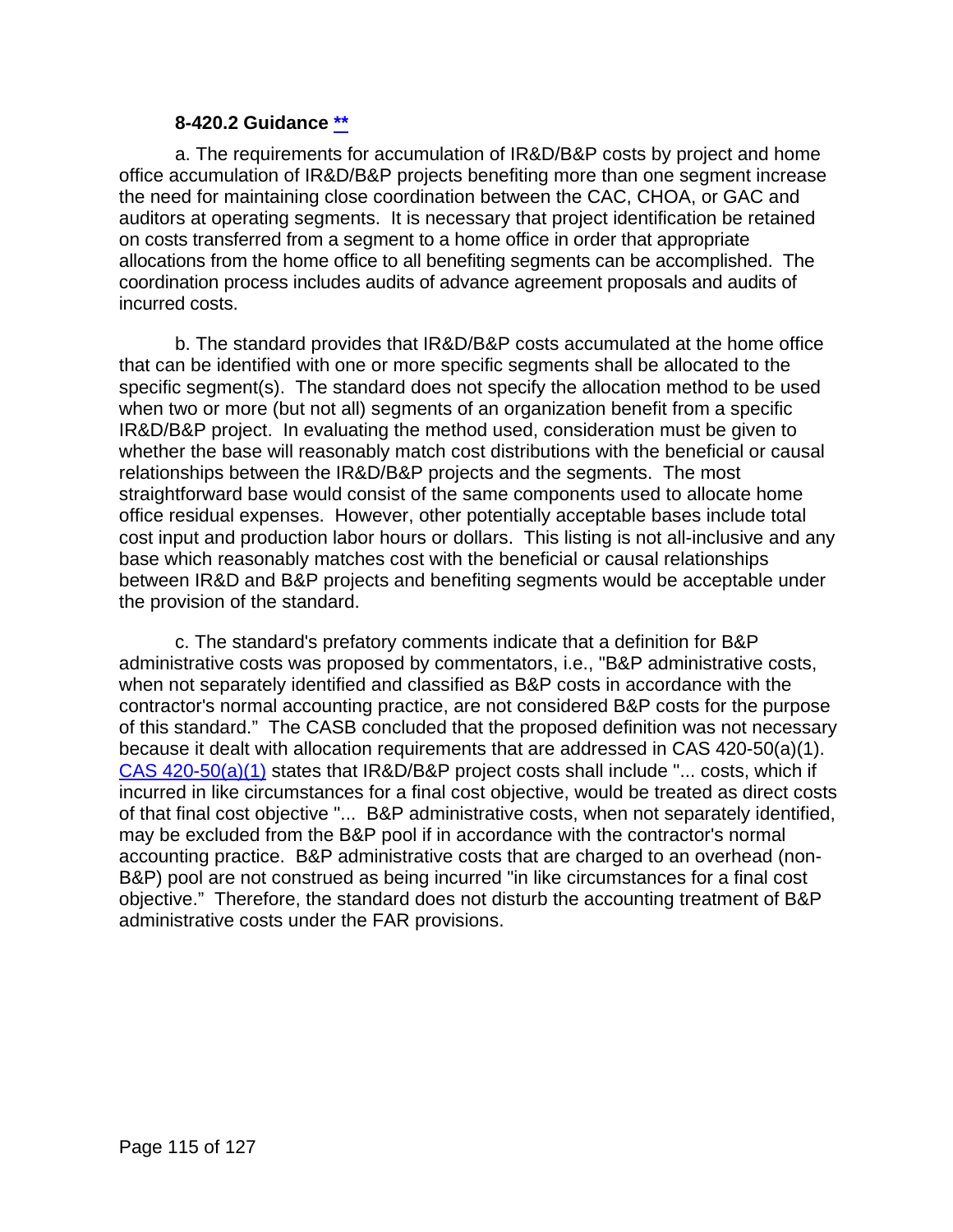### 8-420.2 Guidance **

a. The requirements for accumulation of IR&D/B&P costs by project and home office accumulation of IR&D/B&P projects benefiting more than one segment increase the need for maintaining close coordination between the CAC, CHOA, or GAC and auditors at operating segments. It is necessary that project identification be retained on costs transferred from a segment to a home office in order that appropriate allocations from the home office to all benefiting segments can be accomplished. The coordination process includes audits of advance agreement proposals and audits of incurred costs.

b. The standard provides that IR&D/B&P costs accumulated at the home office that can be identified with one or more specific segments shall be allocated to the specific segment(s). The standard does not specify the allocation method to be used when two or more (but not all) segments of an organization benefit from a specific IR&D/B&P project. In evaluating the method used, consideration must be given to whether the base will reasonably match cost distributions with the beneficial or causal relationships between the IR&D/B&P projects and the segments. The most straightforward base would consist of the same components used to allocate home office residual expenses. However, other potentially acceptable bases include total cost input and production labor hours or dollars. This listing is not all-inclusive and any base which reasonably matches cost with the beneficial or causal relationships between IR&D and B&P projects and benefiting segments would be acceptable under the provision of the standard.

c. The standard's prefatory comments indicate that a definition for B&P administrative costs was proposed by commentators, i.e., "B&P administrative costs, when not separately identified and classified as B&P costs in accordance with the contractor's normal accounting practice, are not considered B&P costs for the purpose of this standard." The CASB concluded that the proposed definition was not necessary because it dealt with allocation requirements that are addressed in CAS 420-50(a)(1). CAS 420-50(a)(1) states that IR&D/B&P project costs shall include "... costs, which if incurred in like circumstances for a final cost objective, would be treated as direct costs of that final cost objective "... B&P administrative costs, when not separately identified, may be excluded from the B&P pool if in accordance with the contractor's normal accounting practice. B&P administrative costs that are charged to an overhead (non-B&P) pool are not construed as being incurred "in like circumstances for a final cost objective." Therefore, the standard does not disturb the accounting treatment of B&P administrative costs under the FAR provisions.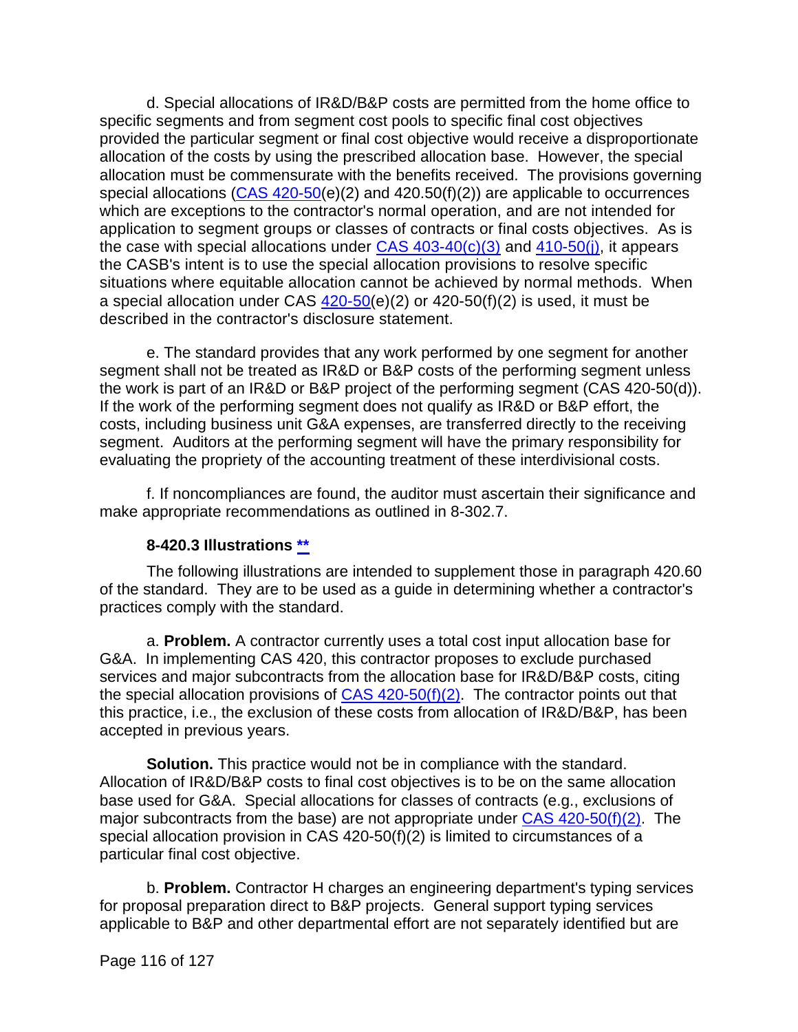d. Special allocations of IR&D/B&P costs are permitted from the home office to specific segments and from segment cost pools to specific final cost objectives provided the particular segment or final cost objective would receive a disproportionate allocation of the costs by using the prescribed allocation base. However, the special allocation must be commensurate with the benefits received. The provisions governing special allocations (CAS 420-50(e)(2) and 420.50(f)(2)) are applicable to occurrences which are exceptions to the contractor's normal operation, and are not intended for application to segment groups or classes of contracts or final costs objectives. As is the case with special allocations under CAS 403-40(c)(3) and 410-50(j), it appears the CASB's intent is to use the special allocation provisions to resolve specific situations where equitable allocation cannot be achieved by normal methods. When a special allocation under CAS 420-50(e)(2) or 420-50(f)(2) is used, it must be described in the contractor's disclosure statement.

e. The standard provides that any work performed by one segment for another segment shall not be treated as IR&D or B&P costs of the performing segment unless the work is part of an IR&D or B&P project of the performing segment (CAS 420-50(d)). If the work of the performing segment does not qualify as IR&D or B&P effort, the costs, including business unit G&A expenses, are transferred directly to the receiving segment. Auditors at the performing segment will have the primary responsibility for evaluating the propriety of the accounting treatment of these interdivisional costs.

f. If noncompliances are found, the auditor must ascertain their significance and make appropriate recommendations as outlined in 8-302.7.

### 8-420.3 Illustrations **

The following illustrations are intended to supplement those in paragraph 420.60 of the standard. They are to be used as a guide in determining whether a contractor's practices comply with the standard.

a. **Problem.** A contractor currently uses a total cost input allocation base for G&A. In implementing CAS 420, this contractor proposes to exclude purchased services and major subcontracts from the allocation base for IR&D/B&P costs, citing the special allocation provisions of CAS 420-50(f)(2). The contractor points out that this practice, i.e., the exclusion of these costs from allocation of IR&D/B&P, has been accepted in previous years.

**Solution.** This practice would not be in compliance with the standard. Allocation of IR&D/B&P costs to final cost objectives is to be on the same allocation base used for G&A. Special allocations for classes of contracts (e.g., exclusions of major subcontracts from the base) are not appropriate under CAS 420-50(f)(2). The special allocation provision in CAS 420-50(f)(2) is limited to circumstances of a particular final cost objective.

b. **Problem.** Contractor H charges an engineering department's typing services for proposal preparation direct to B&P projects. General support typing services applicable to B&P and other departmental effort are not separately identified but are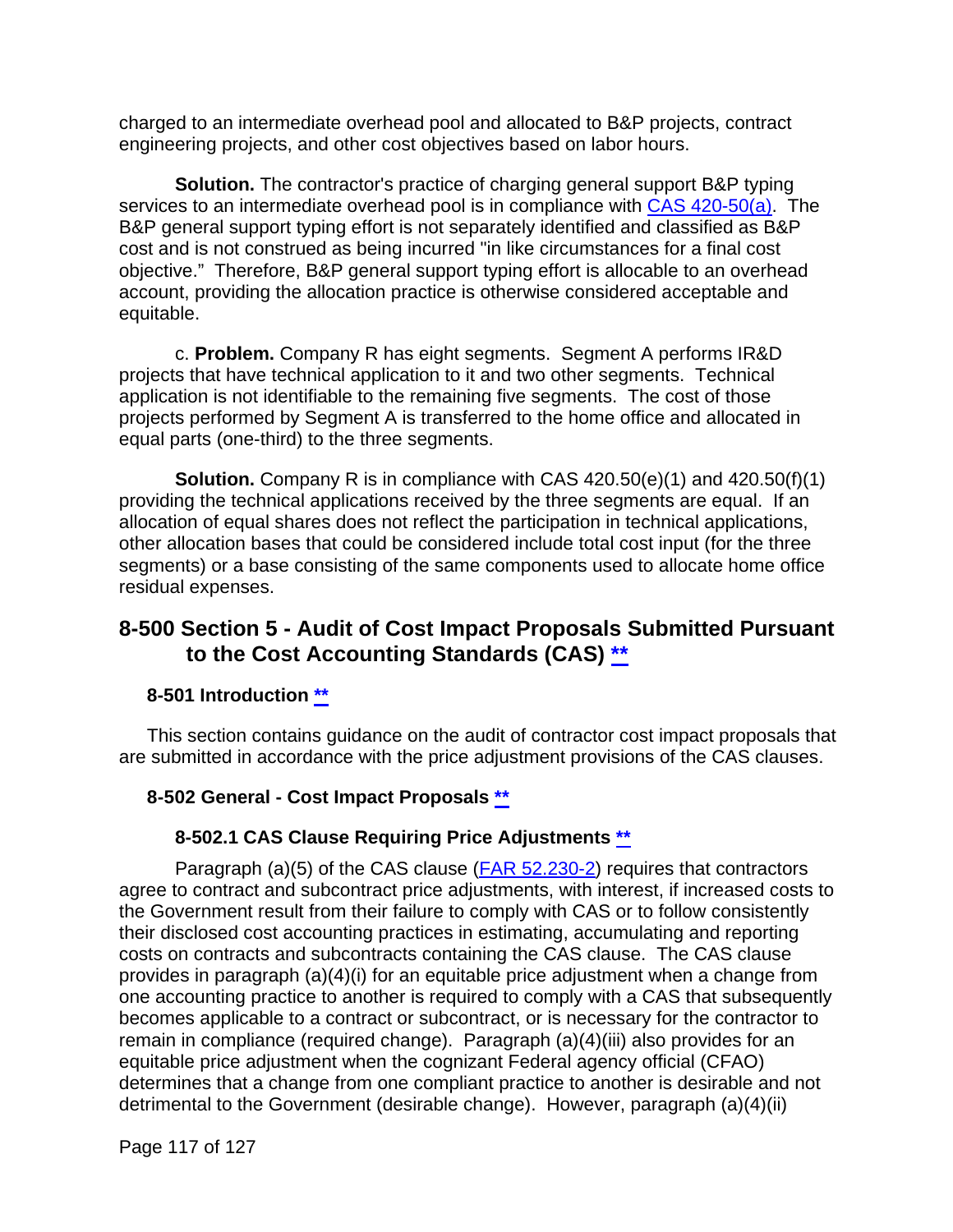charged to an intermediate overhead pool and allocated to B&P projects, contract engineering projects, and other cost objectives based on labor hours.

**Solution.** The contractor's practice of charging general support B&P typing services to an intermediate overhead pool is in compliance with [CAS 420-50(a)](). The B&P general support typing effort is not separately identified and classified as B&P cost and is not construed as being incurred "in like circumstances for a final cost objective." Therefore, B&P general support typing effort is allocable to an overhead account, providing the allocation practice is otherwise considered acceptable and equitable.

c. **Problem.** Company R has eight segments. Segment A performs IR&D projects that have technical application to it and two other segments. Technical application is not identifiable to the remaining five segments. The cost of those projects performed by Segment A is transferred to the home office and allocated in equal parts (one-third) to the three segments.

**Solution.** Company R is in compliance with CAS 420.50(e)(1) and 420.50(f)(1) providing the technical applications received by the three segments are equal. If an allocation of equal shares does not reflect the participation in technical applications, other allocation bases that could be considered include total cost input (for the three segments) or a base consisting of the same components used to allocate home office residual expenses.

## 8-500 Section 5 - Audit of Cost Impact Proposals Submitted Pursuant to the Cost Accounting Standards (CAS) [**]()

### 8-501 Introduction [**]()

This section contains guidance on the audit of contractor cost impact proposals that are submitted in accordance with the price adjustment provisions of the CAS clauses.

### 8-502 General - Cost Impact Proposals [**]()

#### 8-502.1 CAS Clause Requiring Price Adjustments [**]()

Paragraph (a)(5) of the CAS clause ([FAR 52.230-2]()) requires that contractors agree to contract and subcontract price adjustments, with interest, if increased costs to the Government result from their failure to comply with CAS or to follow consistently their disclosed cost accounting practices in estimating, accumulating and reporting costs on contracts and subcontracts containing the CAS clause. The CAS clause provides in paragraph (a)(4)(i) for an equitable price adjustment when a change from one accounting practice to another is required to comply with a CAS that subsequently becomes applicable to a contract or subcontract, or is necessary for the contractor to remain in compliance (required change). Paragraph (a)(4)(iii) also provides for an equitable price adjustment when the cognizant Federal agency official (CFAO) determines that a change from one compliant practice to another is desirable and not detrimental to the Government (desirable change). However, paragraph (a)(4)(ii)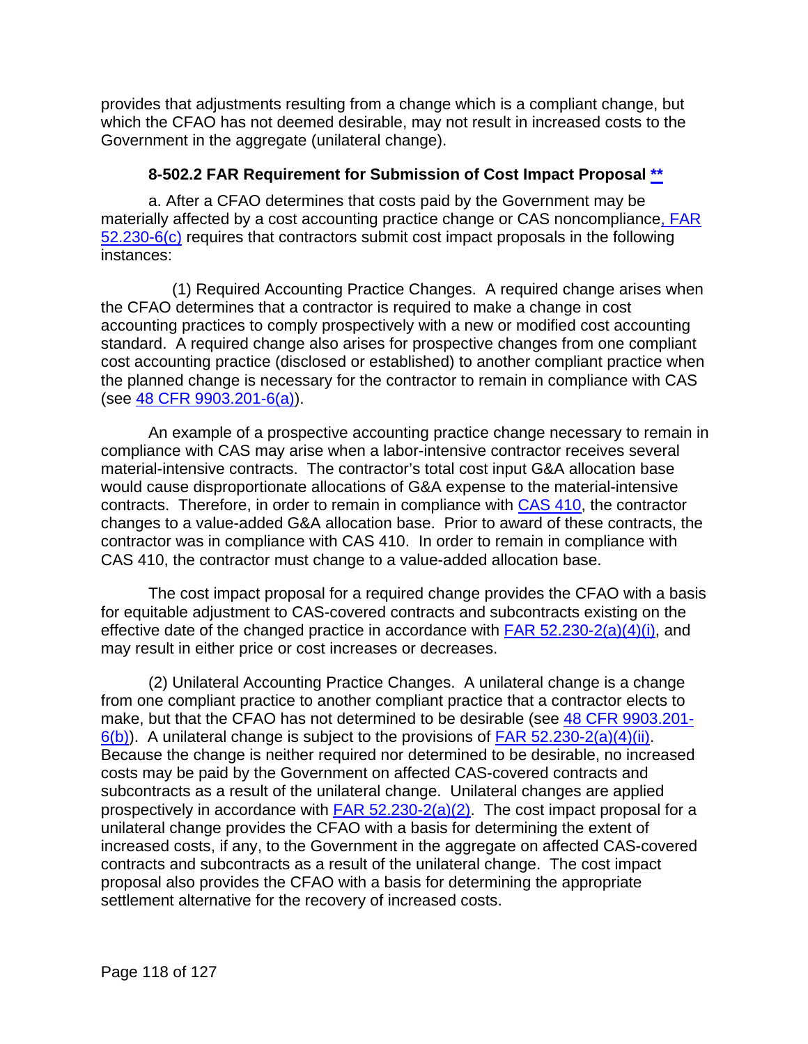provides that adjustments resulting from a change which is a compliant change, but which the CFAO has not deemed desirable, may not result in increased costs to the Government in the aggregate (unilateral change).

### 8-502.2 FAR Requirement for Submission of Cost Impact Proposal **

a. After a CFAO determines that costs paid by the Government may be materially affected by a cost accounting practice change or CAS noncompliance, FAR 52.230-6(c) requires that contractors submit cost impact proposals in the following instances:

(1) Required Accounting Practice Changes. A required change arises when the CFAO determines that a contractor is required to make a change in cost accounting practices to comply prospectively with a new or modified cost accounting standard. A required change also arises for prospective changes from one compliant cost accounting practice (disclosed or established) to another compliant practice when the planned change is necessary for the contractor to remain in compliance with CAS (see 48 CFR 9903.201-6(a)).

An example of a prospective accounting practice change necessary to remain in compliance with CAS may arise when a labor-intensive contractor receives several material-intensive contracts. The contractor's total cost input G&A allocation base would cause disproportionate allocations of G&A expense to the material-intensive contracts. Therefore, in order to remain in compliance with CAS 410, the contractor changes to a value-added G&A allocation base. Prior to award of these contracts, the contractor was in compliance with CAS 410. In order to remain in compliance with CAS 410, the contractor must change to a value-added allocation base.

The cost impact proposal for a required change provides the CFAO with a basis for equitable adjustment to CAS-covered contracts and subcontracts existing on the effective date of the changed practice in accordance with FAR 52.230-2(a)(4)(i), and may result in either price or cost increases or decreases.

(2) Unilateral Accounting Practice Changes. A unilateral change is a change from one compliant practice to another compliant practice that a contractor elects to make, but that the CFAO has not determined to be desirable (see 48 CFR 9903.201-6(b)). A unilateral change is subject to the provisions of FAR 52.230-2(a)(4)(ii). Because the change is neither required nor determined to be desirable, no increased costs may be paid by the Government on affected CAS-covered contracts and subcontracts as a result of the unilateral change. Unilateral changes are applied prospectively in accordance with FAR 52.230-2(a)(2). The cost impact proposal for a unilateral change provides the CFAO with a basis for determining the extent of increased costs, if any, to the Government in the aggregate on affected CAS-covered contracts and subcontracts as a result of the unilateral change. The cost impact proposal also provides the CFAO with a basis for determining the appropriate settlement alternative for the recovery of increased costs.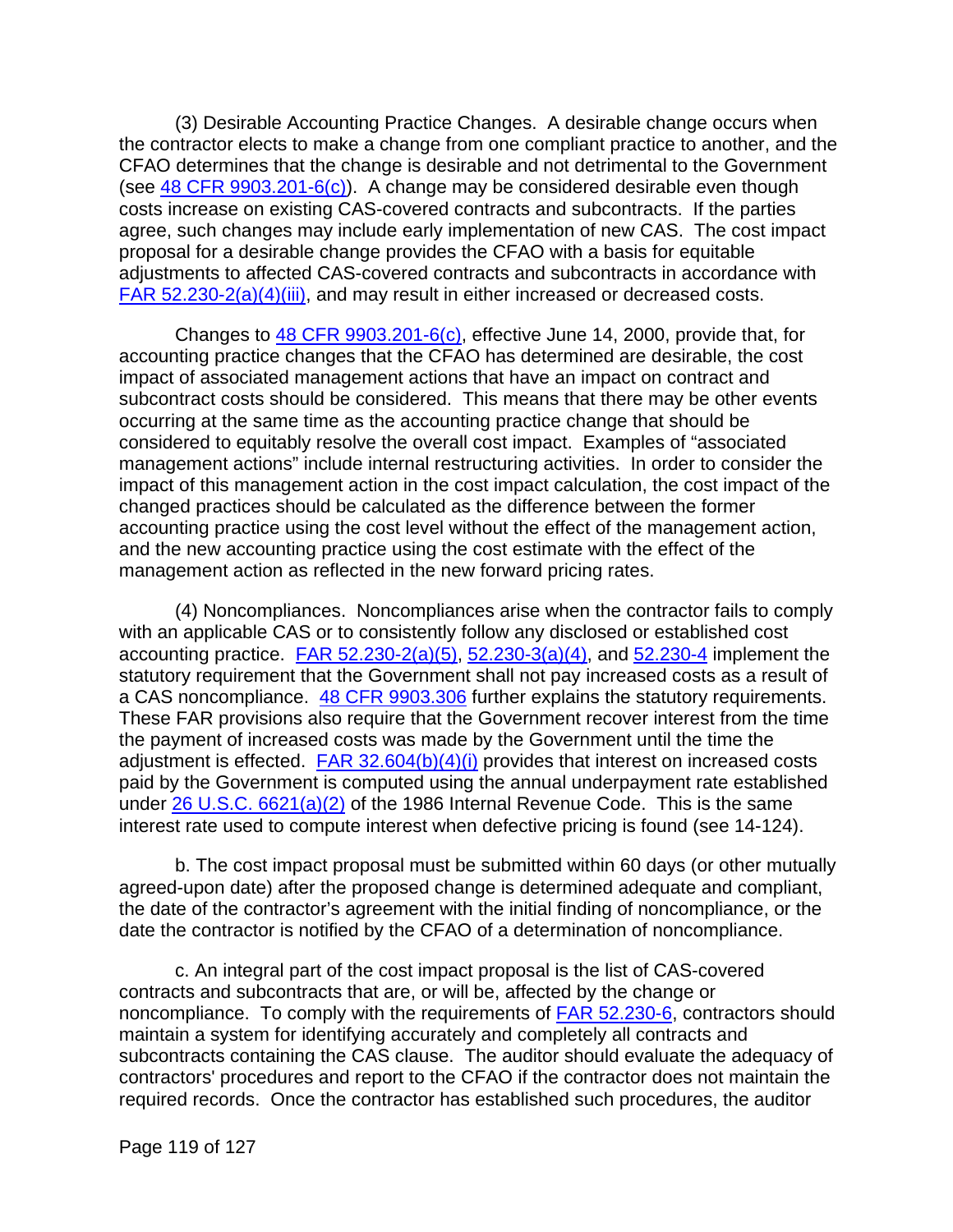(3) Desirable Accounting Practice Changes. A desirable change occurs when the contractor elects to make a change from one compliant practice to another, and the CFAO determines that the change is desirable and not detrimental to the Government (see 48 CFR 9903.201-6(c)). A change may be considered desirable even though costs increase on existing CAS-covered contracts and subcontracts. If the parties agree, such changes may include early implementation of new CAS. The cost impact proposal for a desirable change provides the CFAO with a basis for equitable adjustments to affected CAS-covered contracts and subcontracts in accordance with FAR 52.230-2(a)(4)(iii), and may result in either increased or decreased costs.

Changes to 48 CFR 9903.201-6(c), effective June 14, 2000, provide that, for accounting practice changes that the CFAO has determined are desirable, the cost impact of associated management actions that have an impact on contract and subcontract costs should be considered. This means that there may be other events occurring at the same time as the accounting practice change that should be considered to equitably resolve the overall cost impact. Examples of "associated management actions" include internal restructuring activities. In order to consider the impact of this management action in the cost impact calculation, the cost impact of the changed practices should be calculated as the difference between the former accounting practice using the cost level without the effect of the management action, and the new accounting practice using the cost estimate with the effect of the management action as reflected in the new forward pricing rates.

(4) Noncompliances. Noncompliances arise when the contractor fails to comply with an applicable CAS or to consistently follow any disclosed or established cost accounting practice. FAR 52.230-2(a)(5), 52.230-3(a)(4), and 52.230-4 implement the statutory requirement that the Government shall not pay increased costs as a result of a CAS noncompliance. 48 CFR 9903.306 further explains the statutory requirements. These FAR provisions also require that the Government recover interest from the time the payment of increased costs was made by the Government until the time the adjustment is effected. FAR 32.604(b)(4)(i) provides that interest on increased costs paid by the Government is computed using the annual underpayment rate established under 26 U.S.C. 6621(a)(2) of the 1986 Internal Revenue Code. This is the same interest rate used to compute interest when defective pricing is found (see 14-124).

b. The cost impact proposal must be submitted within 60 days (or other mutually agreed-upon date) after the proposed change is determined adequate and compliant, the date of the contractor's agreement with the initial finding of noncompliance, or the date the contractor is notified by the CFAO of a determination of noncompliance.

c. An integral part of the cost impact proposal is the list of CAS-covered contracts and subcontracts that are, or will be, affected by the change or noncompliance. To comply with the requirements of FAR 52.230-6, contractors should maintain a system for identifying accurately and completely all contracts and subcontracts containing the CAS clause. The auditor should evaluate the adequacy of contractors' procedures and report to the CFAO if the contractor does not maintain the required records. Once the contractor has established such procedures, the auditor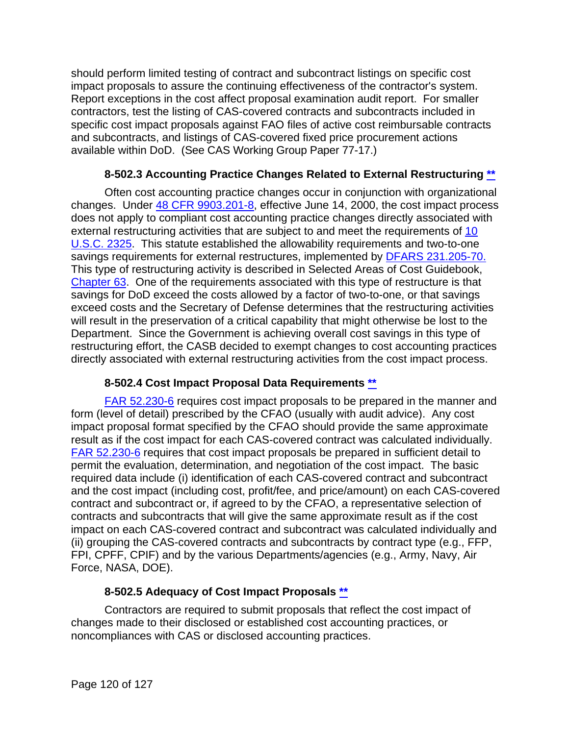should perform limited testing of contract and subcontract listings on specific cost impact proposals to assure the continuing effectiveness of the contractor's system. Report exceptions in the cost affect proposal examination audit report. For smaller contractors, test the listing of CAS-covered contracts and subcontracts included in specific cost impact proposals against FAO files of active cost reimbursable contracts and subcontracts, and listings of CAS-covered fixed price procurement actions available within DoD. (See CAS Working Group Paper 77-17.)

### 8-502.3 Accounting Practice Changes Related to External Restructuring **

Often cost accounting practice changes occur in conjunction with organizational changes. Under 48 CFR 9903.201-8, effective June 14, 2000, the cost impact process does not apply to compliant cost accounting practice changes directly associated with external restructuring activities that are subject to and meet the requirements of 10 U.S.C. 2325. This statute established the allowability requirements and two-to-one savings requirements for external restructures, implemented by DFARS 231.205-70. This type of restructuring activity is described in Selected Areas of Cost Guidebook, Chapter 63. One of the requirements associated with this type of restructure is that savings for DoD exceed the costs allowed by a factor of two-to-one, or that savings exceed costs and the Secretary of Defense determines that the restructuring activities will result in the preservation of a critical capability that might otherwise be lost to the Department. Since the Government is achieving overall cost savings in this type of restructuring effort, the CASB decided to exempt changes to cost accounting practices directly associated with external restructuring activities from the cost impact process.

### 8-502.4 Cost Impact Proposal Data Requirements **

FAR 52.230-6 requires cost impact proposals to be prepared in the manner and form (level of detail) prescribed by the CFAO (usually with audit advice). Any cost impact proposal format specified by the CFAO should provide the same approximate result as if the cost impact for each CAS-covered contract was calculated individually. FAR 52.230-6 requires that cost impact proposals be prepared in sufficient detail to permit the evaluation, determination, and negotiation of the cost impact. The basic required data include (i) identification of each CAS-covered contract and subcontract and the cost impact (including cost, profit/fee, and price/amount) on each CAS-covered contract and subcontract or, if agreed to by the CFAO, a representative selection of contracts and subcontracts that will give the same approximate result as if the cost impact on each CAS-covered contract and subcontract was calculated individually and (ii) grouping the CAS-covered contracts and subcontracts by contract type (e.g., FFP, FPI, CPFF, CPIF) and by the various Departments/agencies (e.g., Army, Navy, Air Force, NASA, DOE).

### 8-502.5 Adequacy of Cost Impact Proposals **

Contractors are required to submit proposals that reflect the cost impact of changes made to their disclosed or established cost accounting practices, or noncompliances with CAS or disclosed accounting practices.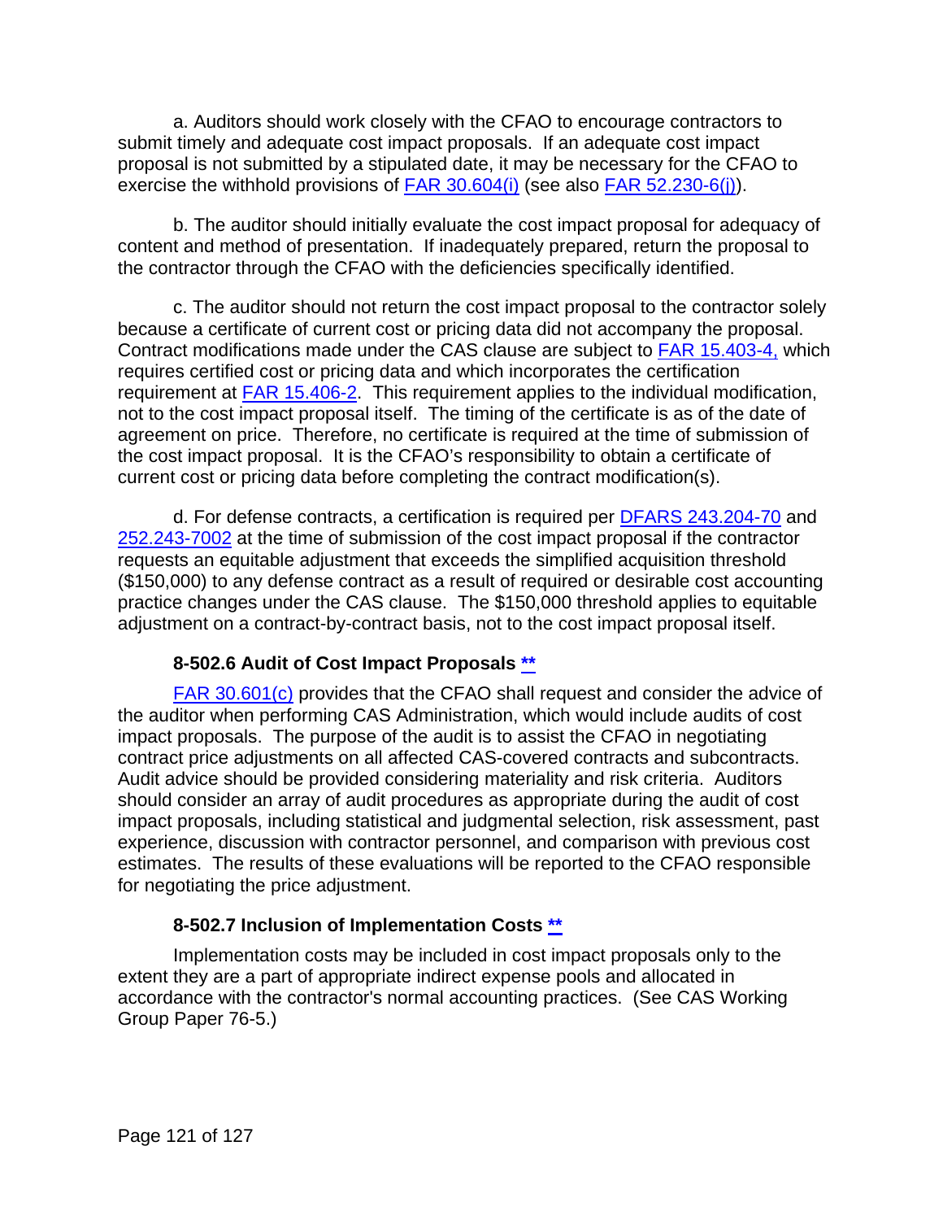a. Auditors should work closely with the CFAO to encourage contractors to submit timely and adequate cost impact proposals. If an adequate cost impact proposal is not submitted by a stipulated date, it may be necessary for the CFAO to exercise the withhold provisions of FAR 30.604(i) (see also FAR 52.230-6(j)).

b. The auditor should initially evaluate the cost impact proposal for adequacy of content and method of presentation. If inadequately prepared, return the proposal to the contractor through the CFAO with the deficiencies specifically identified.

c. The auditor should not return the cost impact proposal to the contractor solely because a certificate of current cost or pricing data did not accompany the proposal. Contract modifications made under the CAS clause are subject to FAR 15.403-4, which requires certified cost or pricing data and which incorporates the certification requirement at FAR 15.406-2. This requirement applies to the individual modification, not to the cost impact proposal itself. The timing of the certificate is as of the date of agreement on price. Therefore, no certificate is required at the time of submission of the cost impact proposal. It is the CFAO's responsibility to obtain a certificate of current cost or pricing data before completing the contract modification(s).

d. For defense contracts, a certification is required per DFARS 243.204-70 and 252.243-7002 at the time of submission of the cost impact proposal if the contractor requests an equitable adjustment that exceeds the simplified acquisition threshold ($150,000) to any defense contract as a result of required or desirable cost accounting practice changes under the CAS clause. The $150,000 threshold applies to equitable adjustment on a contract-by-contract basis, not to the cost impact proposal itself.

### 8-502.6 Audit of Cost Impact Proposals **

FAR 30.601(c) provides that the CFAO shall request and consider the advice of the auditor when performing CAS Administration, which would include audits of cost impact proposals. The purpose of the audit is to assist the CFAO in negotiating contract price adjustments on all affected CAS-covered contracts and subcontracts. Audit advice should be provided considering materiality and risk criteria. Auditors should consider an array of audit procedures as appropriate during the audit of cost impact proposals, including statistical and judgmental selection, risk assessment, past experience, discussion with contractor personnel, and comparison with previous cost estimates. The results of these evaluations will be reported to the CFAO responsible for negotiating the price adjustment.

### 8-502.7 Inclusion of Implementation Costs **

Implementation costs may be included in cost impact proposals only to the extent they are a part of appropriate indirect expense pools and allocated in accordance with the contractor's normal accounting practices. (See CAS Working Group Paper 76-5.)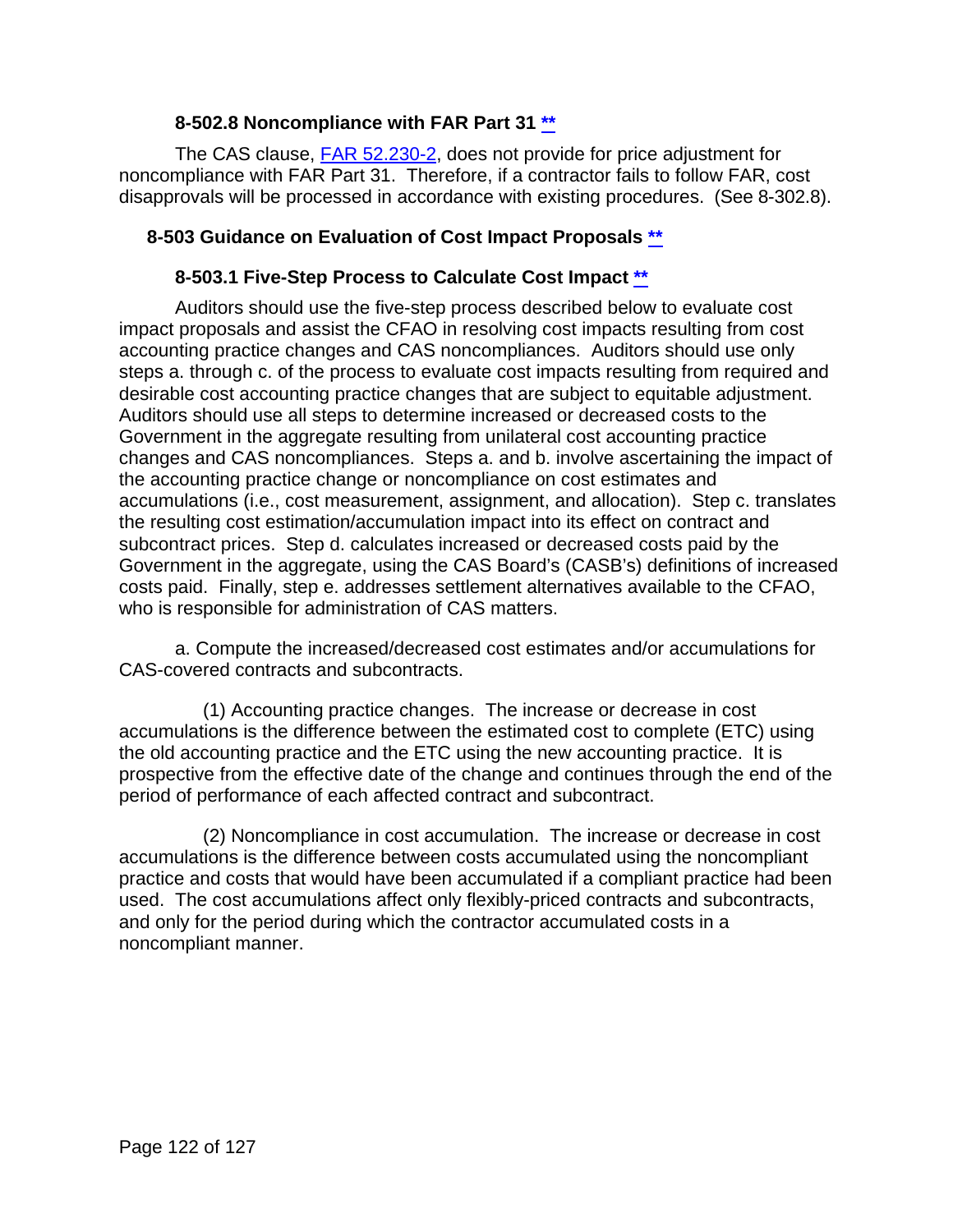### 8-502.8 Noncompliance with FAR Part 31 **

The CAS clause, FAR 52.230-2, does not provide for price adjustment for noncompliance with FAR Part 31. Therefore, if a contractor fails to follow FAR, cost disapprovals will be processed in accordance with existing procedures. (See 8-302.8).

## 8-503 Guidance on Evaluation of Cost Impact Proposals **

### 8-503.1 Five-Step Process to Calculate Cost Impact **

Auditors should use the five-step process described below to evaluate cost impact proposals and assist the CFAO in resolving cost impacts resulting from cost accounting practice changes and CAS noncompliances. Auditors should use only steps a. through c. of the process to evaluate cost impacts resulting from required and desirable cost accounting practice changes that are subject to equitable adjustment. Auditors should use all steps to determine increased or decreased costs to the Government in the aggregate resulting from unilateral cost accounting practice changes and CAS noncompliances. Steps a. and b. involve ascertaining the impact of the accounting practice change or noncompliance on cost estimates and accumulations (i.e., cost measurement, assignment, and allocation). Step c. translates the resulting cost estimation/accumulation impact into its effect on contract and subcontract prices. Step d. calculates increased or decreased costs paid by the Government in the aggregate, using the CAS Board's (CASB's) definitions of increased costs paid. Finally, step e. addresses settlement alternatives available to the CFAO, who is responsible for administration of CAS matters.

a. Compute the increased/decreased cost estimates and/or accumulations for CAS-covered contracts and subcontracts.

(1) Accounting practice changes. The increase or decrease in cost accumulations is the difference between the estimated cost to complete (ETC) using the old accounting practice and the ETC using the new accounting practice. It is prospective from the effective date of the change and continues through the end of the period of performance of each affected contract and subcontract.

(2) Noncompliance in cost accumulation. The increase or decrease in cost accumulations is the difference between costs accumulated using the noncompliant practice and costs that would have been accumulated if a compliant practice had been used. The cost accumulations affect only flexibly-priced contracts and subcontracts, and only for the period during which the contractor accumulated costs in a noncompliant manner.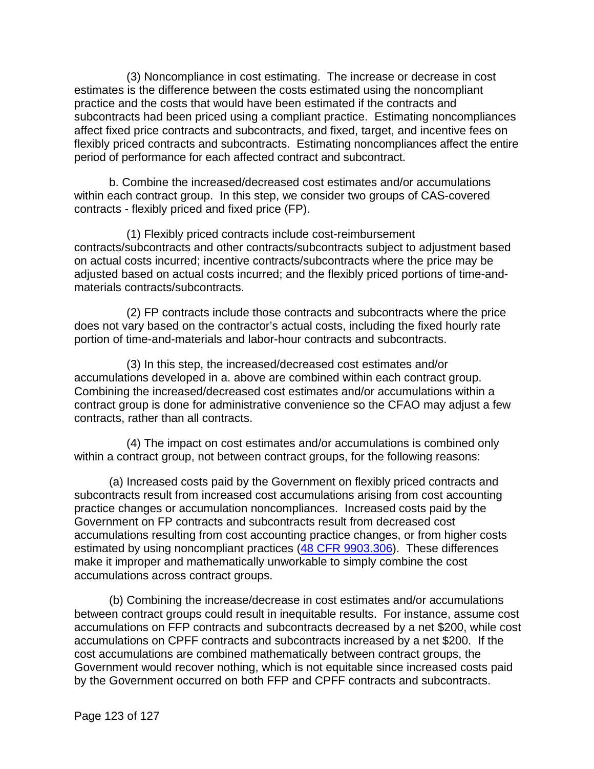(3) Noncompliance in cost estimating. The increase or decrease in cost estimates is the difference between the costs estimated using the noncompliant practice and the costs that would have been estimated if the contracts and subcontracts had been priced using a compliant practice. Estimating noncompliances affect fixed price contracts and subcontracts, and fixed, target, and incentive fees on flexibly priced contracts and subcontracts. Estimating noncompliances affect the entire period of performance for each affected contract and subcontract.

b. Combine the increased/decreased cost estimates and/or accumulations within each contract group. In this step, we consider two groups of CAS-covered contracts - flexibly priced and fixed price (FP).

(1) Flexibly priced contracts include cost-reimbursement contracts/subcontracts and other contracts/subcontracts subject to adjustment based on actual costs incurred; incentive contracts/subcontracts where the price may be adjusted based on actual costs incurred; and the flexibly priced portions of time-and-materials contracts/subcontracts.

(2) FP contracts include those contracts and subcontracts where the price does not vary based on the contractor's actual costs, including the fixed hourly rate portion of time-and-materials and labor-hour contracts and subcontracts.

(3) In this step, the increased/decreased cost estimates and/or accumulations developed in a. above are combined within each contract group. Combining the increased/decreased cost estimates and/or accumulations within a contract group is done for administrative convenience so the CFAO may adjust a few contracts, rather than all contracts.

(4) The impact on cost estimates and/or accumulations is combined only within a contract group, not between contract groups, for the following reasons:

(a) Increased costs paid by the Government on flexibly priced contracts and subcontracts result from increased cost accumulations arising from cost accounting practice changes or accumulation noncompliances. Increased costs paid by the Government on FP contracts and subcontracts result from decreased cost accumulations resulting from cost accounting practice changes, or from higher costs estimated by using noncompliant practices (48 CFR 9903.306). These differences make it improper and mathematically unworkable to simply combine the cost accumulations across contract groups.

(b) Combining the increase/decrease in cost estimates and/or accumulations between contract groups could result in inequitable results. For instance, assume cost accumulations on FFP contracts and subcontracts decreased by a net $200, while cost accumulations on CPFF contracts and subcontracts increased by a net $200. If the cost accumulations are combined mathematically between contract groups, the Government would recover nothing, which is not equitable since increased costs paid by the Government occurred on both FFP and CPFF contracts and subcontracts.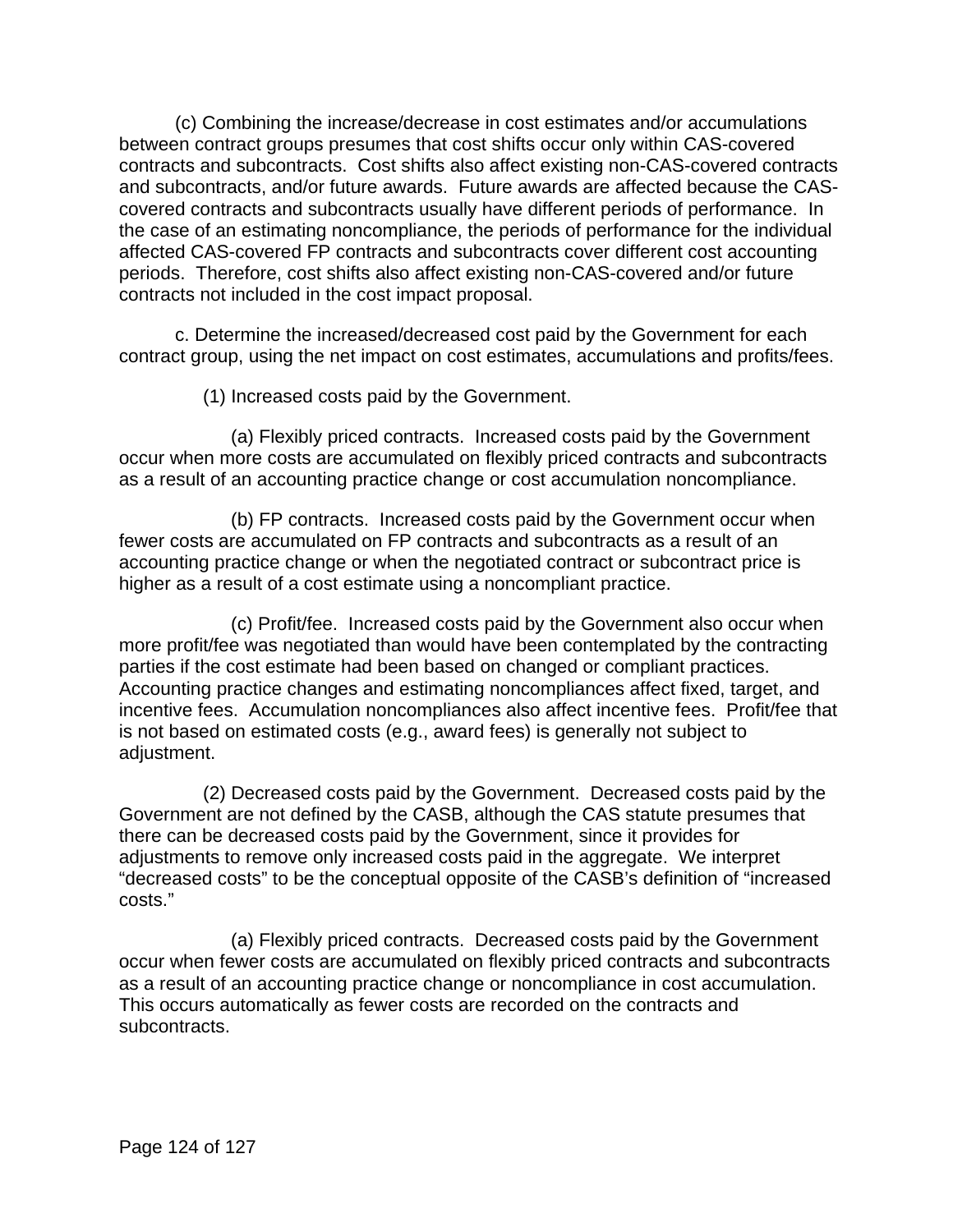(c) Combining the increase/decrease in cost estimates and/or accumulations between contract groups presumes that cost shifts occur only within CAS-covered contracts and subcontracts. Cost shifts also affect existing non-CAS-covered contracts and subcontracts, and/or future awards. Future awards are affected because the CAS-covered contracts and subcontracts usually have different periods of performance. In the case of an estimating noncompliance, the periods of performance for the individual affected CAS-covered FP contracts and subcontracts cover different cost accounting periods. Therefore, cost shifts also affect existing non-CAS-covered and/or future contracts not included in the cost impact proposal.

c. Determine the increased/decreased cost paid by the Government for each contract group, using the net impact on cost estimates, accumulations and profits/fees.

(1) Increased costs paid by the Government.

(a) Flexibly priced contracts. Increased costs paid by the Government occur when more costs are accumulated on flexibly priced contracts and subcontracts as a result of an accounting practice change or cost accumulation noncompliance.

(b) FP contracts. Increased costs paid by the Government occur when fewer costs are accumulated on FP contracts and subcontracts as a result of an accounting practice change or when the negotiated contract or subcontract price is higher as a result of a cost estimate using a noncompliant practice.

(c) Profit/fee. Increased costs paid by the Government also occur when more profit/fee was negotiated than would have been contemplated by the contracting parties if the cost estimate had been based on changed or compliant practices. Accounting practice changes and estimating noncompliances affect fixed, target, and incentive fees. Accumulation noncompliances also affect incentive fees. Profit/fee that is not based on estimated costs (e.g., award fees) is generally not subject to adjustment.

(2) Decreased costs paid by the Government. Decreased costs paid by the Government are not defined by the CASB, although the CAS statute presumes that there can be decreased costs paid by the Government, since it provides for adjustments to remove only increased costs paid in the aggregate. We interpret "decreased costs" to be the conceptual opposite of the CASB's definition of "increased costs."

(a) Flexibly priced contracts. Decreased costs paid by the Government occur when fewer costs are accumulated on flexibly priced contracts and subcontracts as a result of an accounting practice change or noncompliance in cost accumulation. This occurs automatically as fewer costs are recorded on the contracts and subcontracts.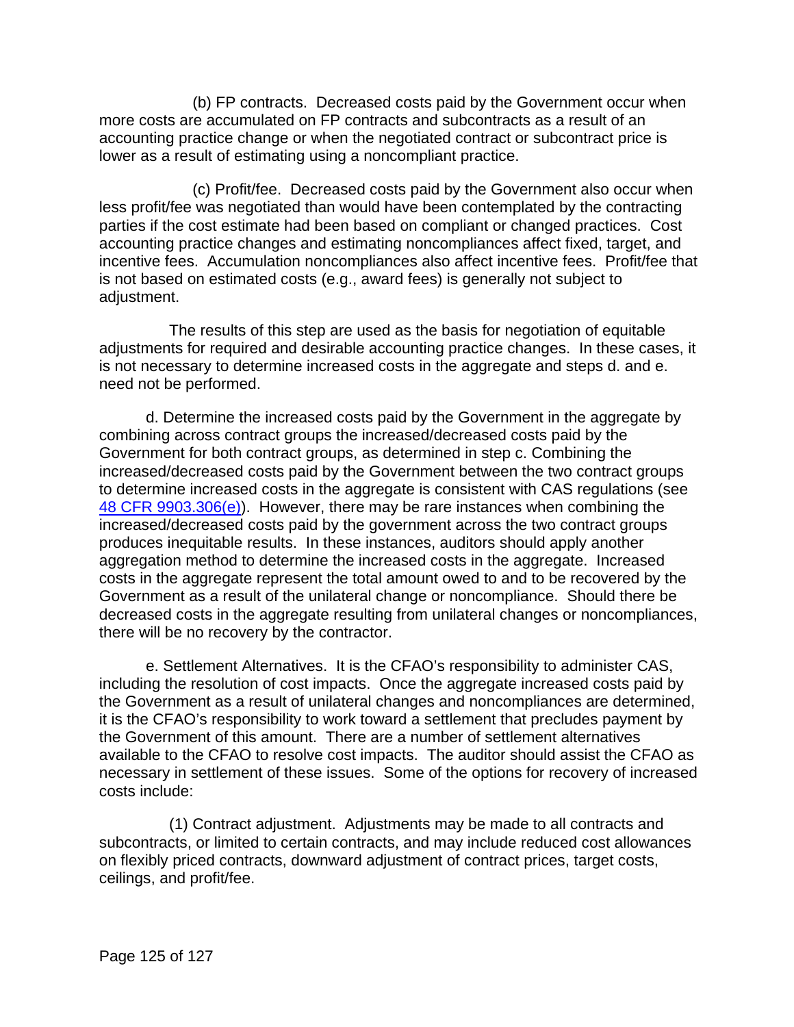(b) FP contracts. Decreased costs paid by the Government occur when more costs are accumulated on FP contracts and subcontracts as a result of an accounting practice change or when the negotiated contract or subcontract price is lower as a result of estimating using a noncompliant practice.

(c) Profit/fee. Decreased costs paid by the Government also occur when less profit/fee was negotiated than would have been contemplated by the contracting parties if the cost estimate had been based on compliant or changed practices. Cost accounting practice changes and estimating noncompliances affect fixed, target, and incentive fees. Accumulation noncompliances also affect incentive fees. Profit/fee that is not based on estimated costs (e.g., award fees) is generally not subject to adjustment.

The results of this step are used as the basis for negotiation of equitable adjustments for required and desirable accounting practice changes. In these cases, it is not necessary to determine increased costs in the aggregate and steps d. and e. need not be performed.

d. Determine the increased costs paid by the Government in the aggregate by combining across contract groups the increased/decreased costs paid by the Government for both contract groups, as determined in step c. Combining the increased/decreased costs paid by the Government between the two contract groups to determine increased costs in the aggregate is consistent with CAS regulations (see [48 CFR 9903.306(e)](48 CFR 9903.306(e))). However, there may be rare instances when combining the increased/decreased costs paid by the government across the two contract groups produces inequitable results. In these instances, auditors should apply another aggregation method to determine the increased costs in the aggregate. Increased costs in the aggregate represent the total amount owed to and to be recovered by the Government as a result of the unilateral change or noncompliance. Should there be decreased costs in the aggregate resulting from unilateral changes or noncompliances, there will be no recovery by the contractor.

e. Settlement Alternatives. It is the CFAO's responsibility to administer CAS, including the resolution of cost impacts. Once the aggregate increased costs paid by the Government as a result of unilateral changes and noncompliances are determined, it is the CFAO's responsibility to work toward a settlement that precludes payment by the Government of this amount. There are a number of settlement alternatives available to the CFAO to resolve cost impacts. The auditor should assist the CFAO as necessary in settlement of these issues. Some of the options for recovery of increased costs include:

(1) Contract adjustment. Adjustments may be made to all contracts and subcontracts, or limited to certain contracts, and may include reduced cost allowances on flexibly priced contracts, downward adjustment of contract prices, target costs, ceilings, and profit/fee.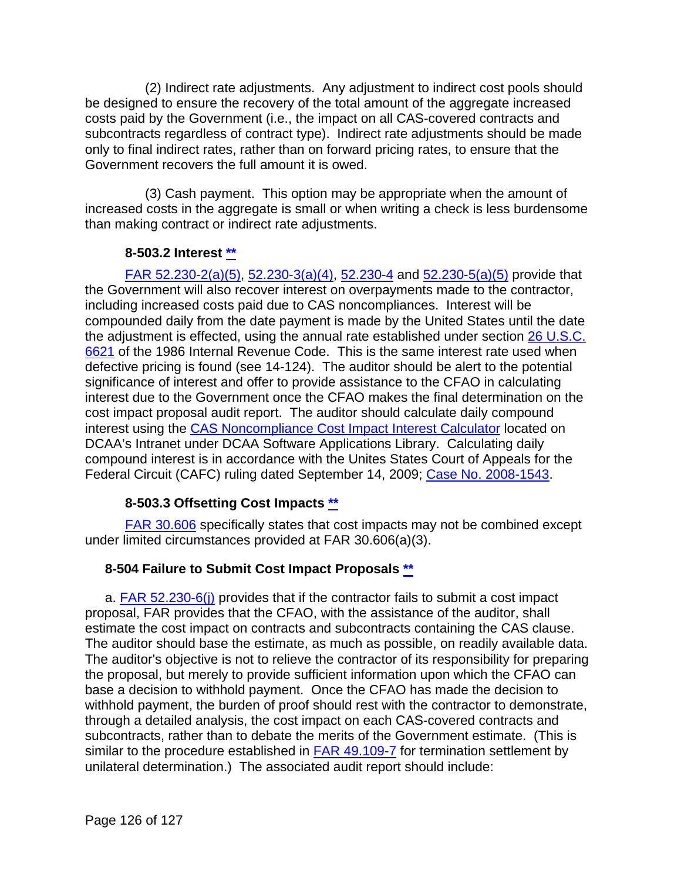(2) Indirect rate adjustments. Any adjustment to indirect cost pools should be designed to ensure the recovery of the total amount of the aggregate increased costs paid by the Government (i.e., the impact on all CAS-covered contracts and subcontracts regardless of contract type). Indirect rate adjustments should be made only to final indirect rates, rather than on forward pricing rates, to ensure that the Government recovers the full amount it is owed.

(3) Cash payment. This option may be appropriate when the amount of increased costs in the aggregate is small or when writing a check is less burdensome than making contract or indirect rate adjustments.

### 8-503.2 Interest **

FAR 52.230-2(a)(5), 52.230-3(a)(4), 52.230-4 and 52.230-5(a)(5) provide that the Government will also recover interest on overpayments made to the contractor, including increased costs paid due to CAS noncompliances. Interest will be compounded daily from the date payment is made by the United States until the date the adjustment is effected, using the annual rate established under section 26 U.S.C. 6621 of the 1986 Internal Revenue Code. This is the same interest rate used when defective pricing is found (see 14-124). The auditor should be alert to the potential significance of interest and offer to provide assistance to the CFAO in calculating interest due to the Government once the CFAO makes the final determination on the cost impact proposal audit report. The auditor should calculate daily compound interest using the CAS Noncompliance Cost Impact Interest Calculator located on DCAA's Intranet under DCAA Software Applications Library. Calculating daily compound interest is in accordance with the Unites States Court of Appeals for the Federal Circuit (CAFC) ruling dated September 14, 2009; Case No. 2008-1543.

### 8-503.3 Offsetting Cost Impacts **

FAR 30.606 specifically states that cost impacts may not be combined except under limited circumstances provided at FAR 30.606(a)(3).

## 8-504 Failure to Submit Cost Impact Proposals **

a. FAR 52.230-6(j) provides that if the contractor fails to submit a cost impact proposal, FAR provides that the CFAO, with the assistance of the auditor, shall estimate the cost impact on contracts and subcontracts containing the CAS clause. The auditor should base the estimate, as much as possible, on readily available data. The auditor's objective is not to relieve the contractor of its responsibility for preparing the proposal, but merely to provide sufficient information upon which the CFAO can base a decision to withhold payment. Once the CFAO has made the decision to withhold payment, the burden of proof should rest with the contractor to demonstrate, through a detailed analysis, the cost impact on each CAS-covered contracts and subcontracts, rather than to debate the merits of the Government estimate. (This is similar to the procedure established in FAR 49.109-7 for termination settlement by unilateral determination.) The associated audit report should include: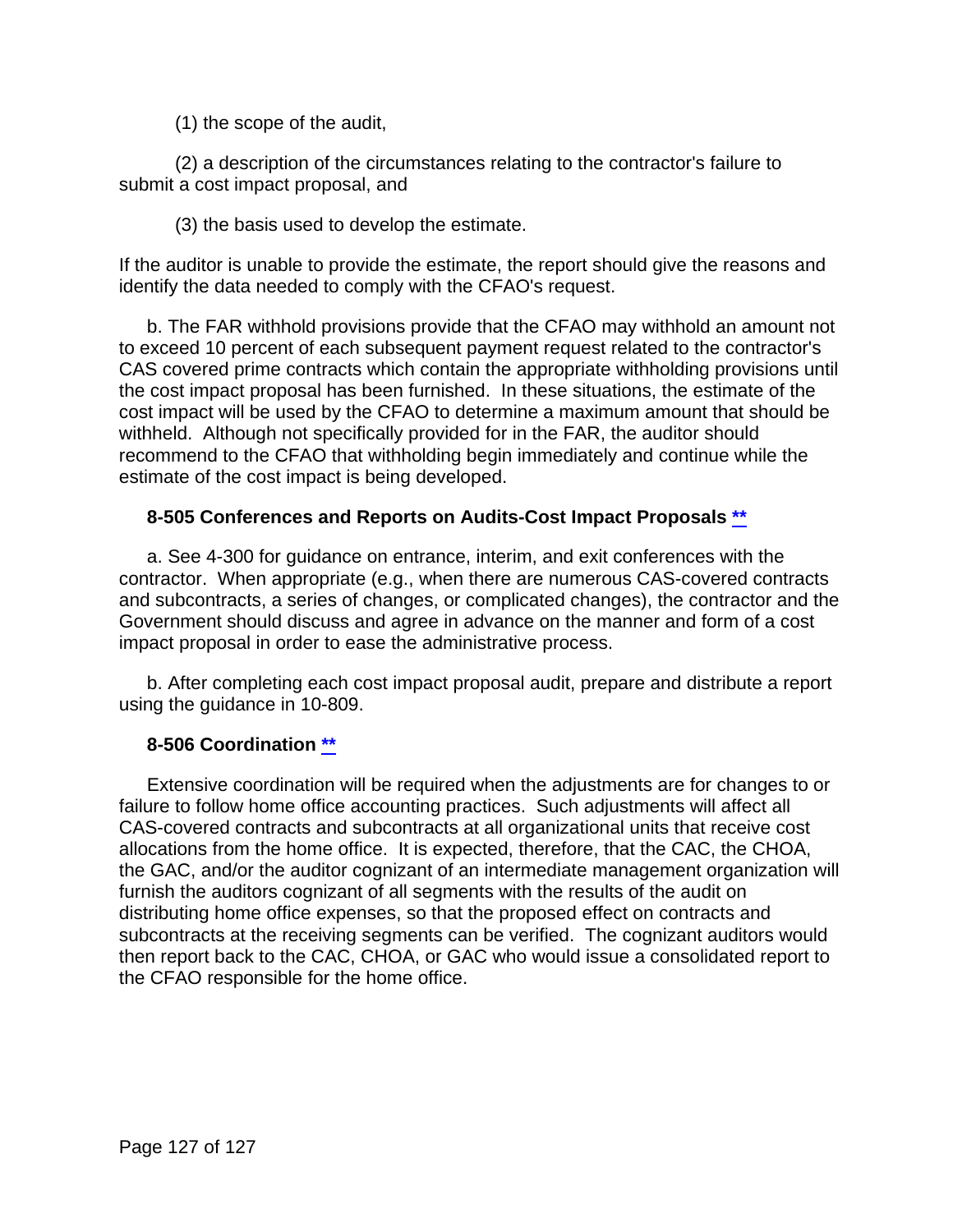(1) the scope of the audit,

(2) a description of the circumstances relating to the contractor's failure to submit a cost impact proposal, and

(3) the basis used to develop the estimate.

If the auditor is unable to provide the estimate, the report should give the reasons and identify the data needed to comply with the CFAO's request.

b. The FAR withhold provisions provide that the CFAO may withhold an amount not to exceed 10 percent of each subsequent payment request related to the contractor's CAS covered prime contracts which contain the appropriate withholding provisions until the cost impact proposal has been furnished. In these situations, the estimate of the cost impact will be used by the CFAO to determine a maximum amount that should be withheld. Although not specifically provided for in the FAR, the auditor should recommend to the CFAO that withholding begin immediately and continue while the estimate of the cost impact is being developed.

### 8-505 Conferences and Reports on Audits-Cost Impact Proposals **

a. See 4-300 for guidance on entrance, interim, and exit conferences with the contractor. When appropriate (e.g., when there are numerous CAS-covered contracts and subcontracts, a series of changes, or complicated changes), the contractor and the Government should discuss and agree in advance on the manner and form of a cost impact proposal in order to ease the administrative process.

b. After completing each cost impact proposal audit, prepare and distribute a report using the guidance in 10-809.

### 8-506 Coordination **

Extensive coordination will be required when the adjustments are for changes to or failure to follow home office accounting practices. Such adjustments will affect all CAS-covered contracts and subcontracts at all organizational units that receive cost allocations from the home office. It is expected, therefore, that the CAC, the CHOA, the GAC, and/or the auditor cognizant of an intermediate management organization will furnish the auditors cognizant of all segments with the results of the audit on distributing home office expenses, so that the proposed effect on contracts and subcontracts at the receiving segments can be verified. The cognizant auditors would then report back to the CAC, CHOA, or GAC who would issue a consolidated report to the CFAO responsible for the home office.